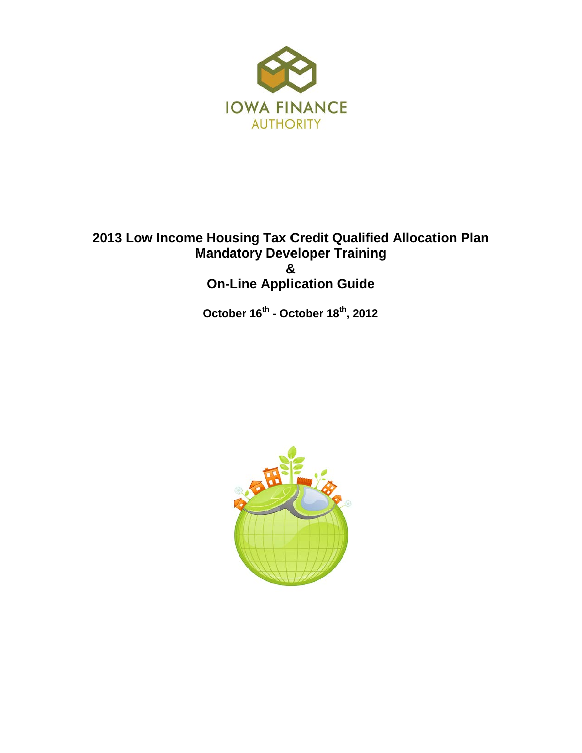IOWA FINANCE AUTHORITY

# 2013 Low Income Housing Tax Credit Qualified Allocation Plan Mandatory Developer Training & On-Line Application Guide

**October 16th - October 18th, 2012**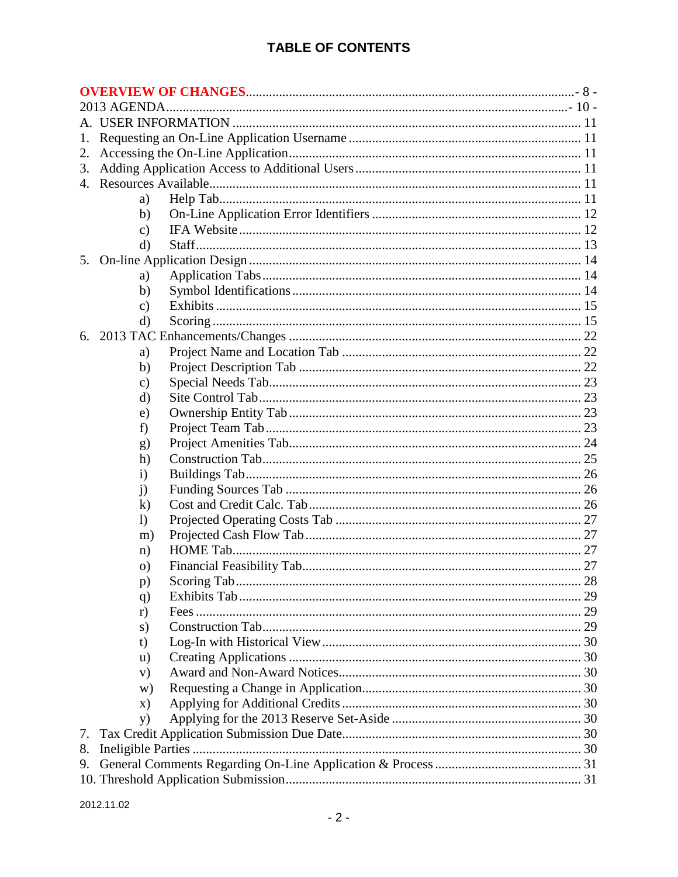# TABLE OF CONTENTS

**OVERVIEW OF CHANGES** .......... - 8 -
2013 AGENDA .......... - 10 -
A. USER INFORMATION .......... 11
1. Requesting an On-Line Application Username .......... 11
2. Accessing the On-Line Application .......... 11
3. Adding Application Access to Additional Users .......... 11
4. Resources Available .......... 11
    a) Help Tab .......... 11
    b) On-Line Application Error Identifiers .......... 12
    c) IFA Website .......... 12
    d) Staff .......... 13
5. On-line Application Design .......... 14
    a) Application Tabs .......... 14
    b) Symbol Identifications .......... 14
    c) Exhibits .......... 15
    d) Scoring .......... 15
6. 2013 TAC Enhancements/Changes .......... 22
    a) Project Name and Location Tab .......... 22
    b) Project Description Tab .......... 22
    c) Special Needs Tab .......... 23
    d) Site Control Tab .......... 23
    e) Ownership Entity Tab .......... 23
    f) Project Team Tab .......... 23
    g) Project Amenities Tab .......... 24
    h) Construction Tab .......... 25
    i) Buildings Tab .......... 26
    j) Funding Sources Tab .......... 26
    k) Cost and Credit Calc. Tab .......... 26
    l) Projected Operating Costs Tab .......... 27
    m) Projected Cash Flow Tab .......... 27
    n) HOME Tab .......... 27
    o) Financial Feasibility Tab .......... 27
    p) Scoring Tab .......... 28
    q) Exhibits Tab .......... 29
    r) Fees .......... 29
    s) Construction Tab .......... 29
    t) Log-In with Historical View .......... 30
    u) Creating Applications .......... 30
    v) Award and Non-Award Notices .......... 30
    w) Requesting a Change in Application .......... 30
    x) Applying for Additional Credits .......... 30
    y) Applying for the 2013 Reserve Set-Aside .......... 30
7. Tax Credit Application Submission Due Date .......... 30
8. Ineligible Parties .......... 30
9. General Comments Regarding On-Line Application & Process .......... 31
10. Threshold Application Submission .......... 31

2012.11.02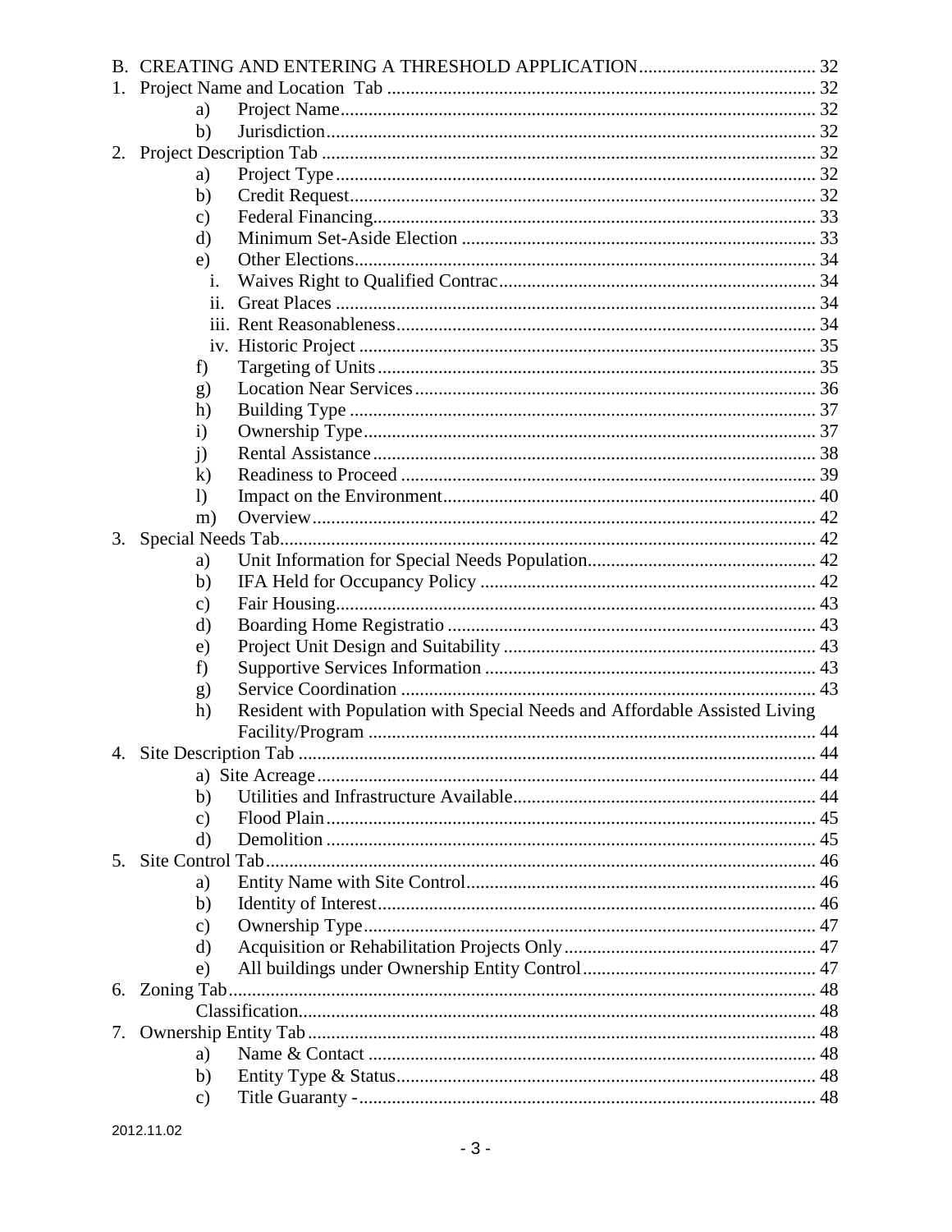B. CREATING AND ENTERING A THRESHOLD APPLICATION ..................................... 32

1. Project Name and Location Tab ........................................................................................ 32
   - a) Project Name ..................................................................................................... 32
   - b) Jurisdiction ........................................................................................................ 32
2. Project Description Tab ......................................................................................... 32
   - a) Project Type ...................................................................................................... 32
   - b) Credit Request ................................................................................................... 32
   - c) Federal Financing .............................................................................................. 33
   - d) Minimum Set-Aside Election ............................................................................ 33
   - e) Other Elections ................................................................................................... 34
     - i. Waives Right to Qualified Contrac .................................................................. 34
     - ii. Great Places ..................................................................................................... 34
     - iii. Rent Reasonableness ...................................................................................... 34
     - iv. Historic Project ............................................................................................... 35
   - f) Targeting of Units ............................................................................................... 35
   - g) Location Near Services ..................................................................................... 36
   - h) Building Type .................................................................................................... 37
   - i) Ownership Type .................................................................................................. 37
   - j) Rental Assistance ................................................................................................ 38
   - k) Readiness to Proceed ........................................................................................ 39
   - l) Impact on the Environment ................................................................................. 40
   - m) Overview ........................................................................................................... 42
3. Special Needs Tab ................................................................................................... 42
   - a) Unit Information for Special Needs Population ................................................ 42
   - b) IFA Held for Occupancy Policy ........................................................................ 42
   - c) Fair Housing ....................................................................................................... 43
   - d) Boarding Home Registratio ............................................................................... 43
   - e) Project Unit Design and Suitability ................................................................... 43
   - f) Supportive Services Information ....................................................................... 43
   - g) Service Coordination ......................................................................................... 43
   - h) Resident with Population with Special Needs and Affordable Assisted Living Facility/Program ............................................................................................... 44
4. Site Description Tab ............................................................................................... 44
   - a) Site Acreage ....................................................................................................... 44
   - b) Utilities and Infrastructure Available ................................................................ 44
   - c) Flood Plain ......................................................................................................... 45
   - d) Demolition ......................................................................................................... 45
5. Site Control Tab ...................................................................................................... 46
   - a) Entity Name with Site Control ........................................................................... 46
   - b) Identity of Interest ............................................................................................. 46
   - c) Ownership Type ................................................................................................. 47
   - d) Acquisition or Rehabilitation Projects Only ...................................................... 47
   - e) All buildings under Ownership Entity Control .................................................. 47
6. Zoning Tab .............................................................................................................. 48
   - Classification ........................................................................................................ 48
7. Ownership Entity Tab .............................................................................................. 48
   - a) Name & Contact ................................................................................................ 48
   - b) Entity Type & Status ......................................................................................... 48
   - c) Title Guaranty - .................................................................................................. 48

2012.11.02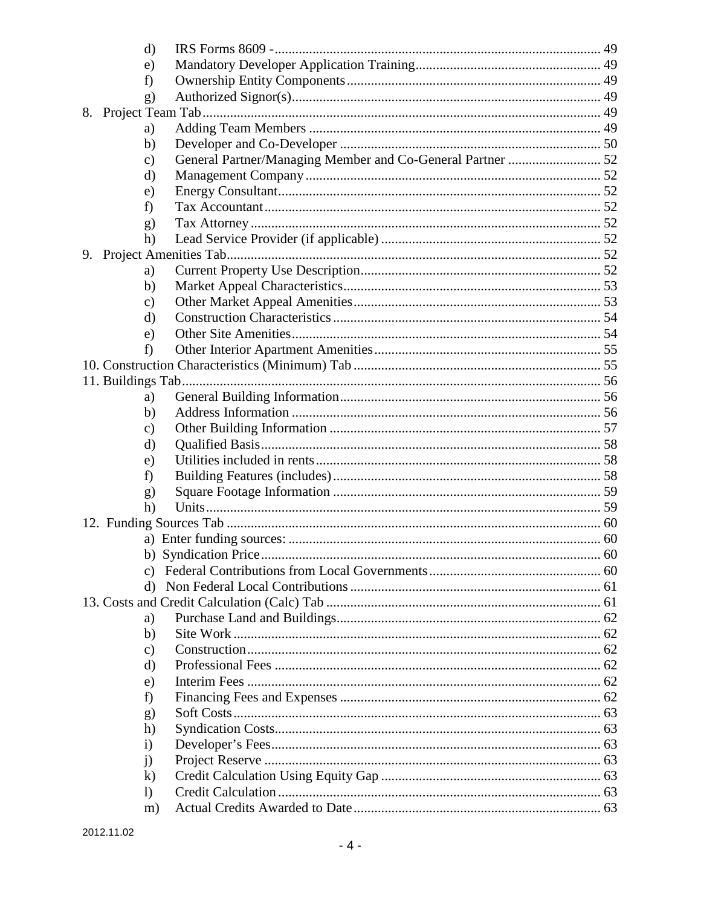- d) IRS Forms 8609 - 49
- e) Mandatory Developer Application Training 49
- f) Ownership Entity Components 49
- g) Authorized Signor(s) 49

8. Project Team Tab 49
- a) Adding Team Members 49
- b) Developer and Co-Developer 50
- c) General Partner/Managing Member and Co-General Partner 52
- d) Management Company 52
- e) Energy Consultant 52
- f) Tax Accountant 52
- g) Tax Attorney 52
- h) Lead Service Provider (if applicable) 52

9. Project Amenities Tab 52
- a) Current Property Use Description 52
- b) Market Appeal Characteristics 53
- c) Other Market Appeal Amenities 53
- d) Construction Characteristics 54
- e) Other Site Amenities 54
- f) Other Interior Apartment Amenities 55

10. Construction Characteristics (Minimum) Tab 55

11. Buildings Tab 56
- a) General Building Information 56
- b) Address Information 56
- c) Other Building Information 57
- d) Qualified Basis 58
- e) Utilities included in rents 58
- f) Building Features (includes) 58
- g) Square Footage Information 59
- h) Units 59

12. Funding Sources Tab 60
- a) Enter funding sources: 60
- b) Syndication Price 60
- c) Federal Contributions from Local Governments 60
- d) Non Federal Local Contributions 61

13. Costs and Credit Calculation (Calc) Tab 61
- a) Purchase Land and Buildings 62
- b) Site Work 62
- c) Construction 62
- d) Professional Fees 62
- e) Interim Fees 62
- f) Financing Fees and Expenses 62
- g) Soft Costs 63
- h) Syndication Costs 63
- i) Developer's Fees 63
- j) Project Reserve 63
- k) Credit Calculation Using Equity Gap 63
- l) Credit Calculation 63
- m) Actual Credits Awarded to Date 63

2012.11.02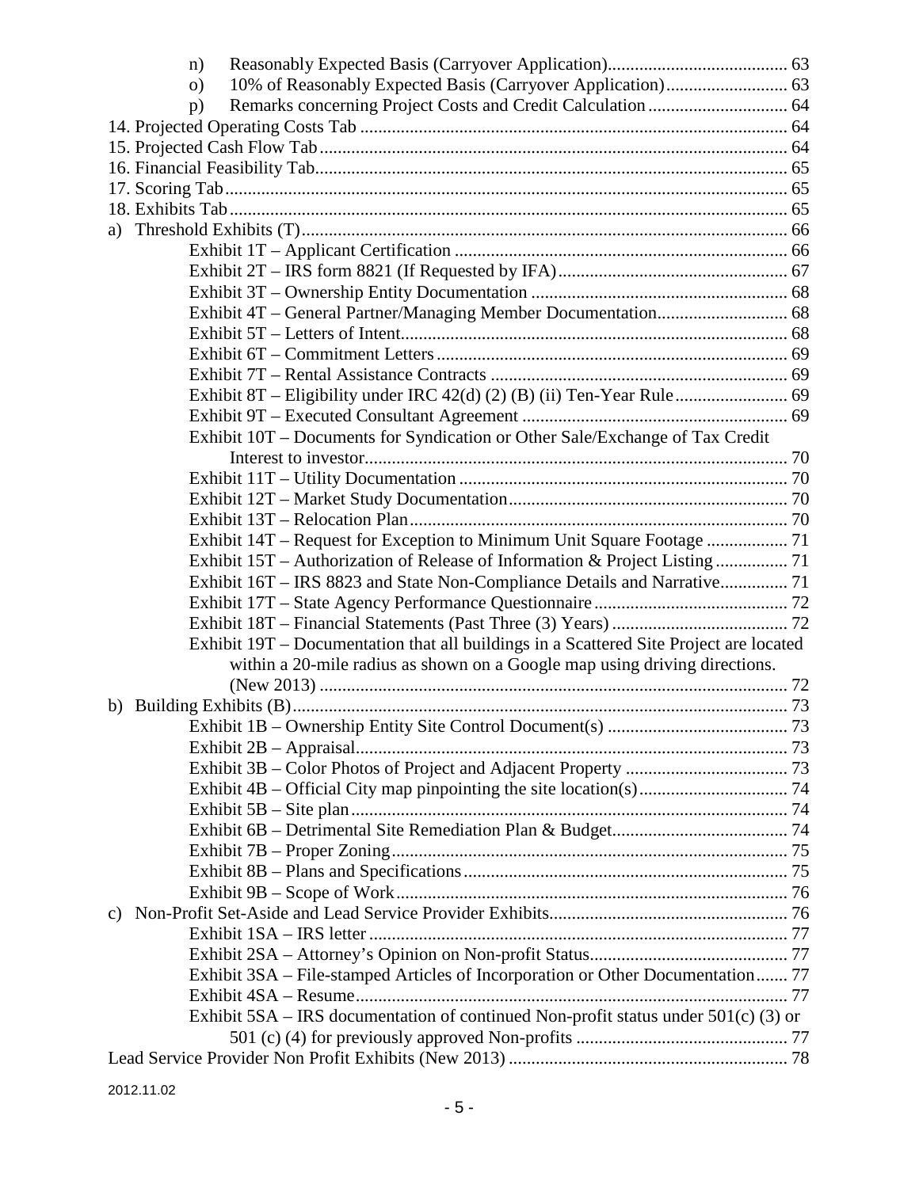n) Reasonably Expected Basis (Carryover Application) ........................................ 63
o) 10% of Reasonably Expected Basis (Carryover Application) ........................... 63
p) Remarks concerning Project Costs and Credit Calculation ............................... 64

14. Projected Operating Costs Tab ........................................................................ 64
15. Projected Cash Flow Tab ................................................................................ 64
16. Financial Feasibility Tab ................................................................................. 65
17. Scoring Tab ..................................................................................................... 65
18. Exhibits Tab ..................................................................................................... 65

a) Threshold Exhibits (T) ........................................................................................ 66
- Exhibit 1T – Applicant Certification ........................................................... 66
- Exhibit 2T – IRS form 8821 (If Requested by IFA) ................................... 67
- Exhibit 3T – Ownership Entity Documentation ......................................... 68
- Exhibit 4T – General Partner/Managing Member Documentation ............. 68
- Exhibit 5T – Letters of Intent ...................................................................... 68
- Exhibit 6T – Commitment Letters ............................................................... 69
- Exhibit 7T – Rental Assistance Contracts .................................................. 69
- Exhibit 8T – Eligibility under IRC 42(d) (2) (B) (ii) Ten-Year Rule ......... 69
- Exhibit 9T – Executed Consultant Agreement ........................................... 69
- Exhibit 10T – Documents for Syndication or Other Sale/Exchange of Tax Credit Interest to investor ............................................................................... 70
- Exhibit 11T – Utility Documentation ......................................................... 70
- Exhibit 12T – Market Study Documentation .............................................. 70
- Exhibit 13T – Relocation Plan .................................................................... 70
- Exhibit 14T – Request for Exception to Minimum Unit Square Footage .................. 71
- Exhibit 15T – Authorization of Release of Information & Project Listing ................ 71
- Exhibit 16T – IRS 8823 and State Non-Compliance Details and Narrative ............... 71
- Exhibit 17T – State Agency Performance Questionnaire ........................... 72
- Exhibit 18T – Financial Statements (Past Three (3) Years) ....................... 72
- Exhibit 19T – Documentation that all buildings in a Scattered Site Project are located within a 20-mile radius as shown on a Google map using driving directions. (New 2013) ........................................................................................ 72

b) Building Exhibits (B) .......................................................................................... 73
- Exhibit 1B – Ownership Entity Site Control Document(s) ........................ 73
- Exhibit 2B – Appraisal ................................................................................ 73
- Exhibit 3B – Color Photos of Project and Adjacent Property .................... 73
- Exhibit 4B – Official City map pinpointing the site location(s) ................. 74
- Exhibit 5B – Site plan ................................................................................. 74
- Exhibit 6B – Detrimental Site Remediation Plan & Budget ........................ 74
- Exhibit 7B – Proper Zoning ........................................................................ 75
- Exhibit 8B – Plans and Specifications ........................................................ 75
- Exhibit 9B – Scope of Work ....................................................................... 76

c) Non-Profit Set-Aside and Lead Service Provider Exhibits ................................. 76
- Exhibit 1SA – IRS letter ............................................................................. 77
- Exhibit 2SA – Attorney's Opinion on Non-profit Status ............................ 77
- Exhibit 3SA – File-stamped Articles of Incorporation or Other Documentation ....... 77
- Exhibit 4SA – Resume ................................................................................ 77
- Exhibit 5SA – IRS documentation of continued Non-profit status under 501(c) (3) or 501 (c) (4) for previously approved Non-profits ............................................... 77

Lead Service Provider Non Profit Exhibits (New 2013) .............................................. 78

2012.11.02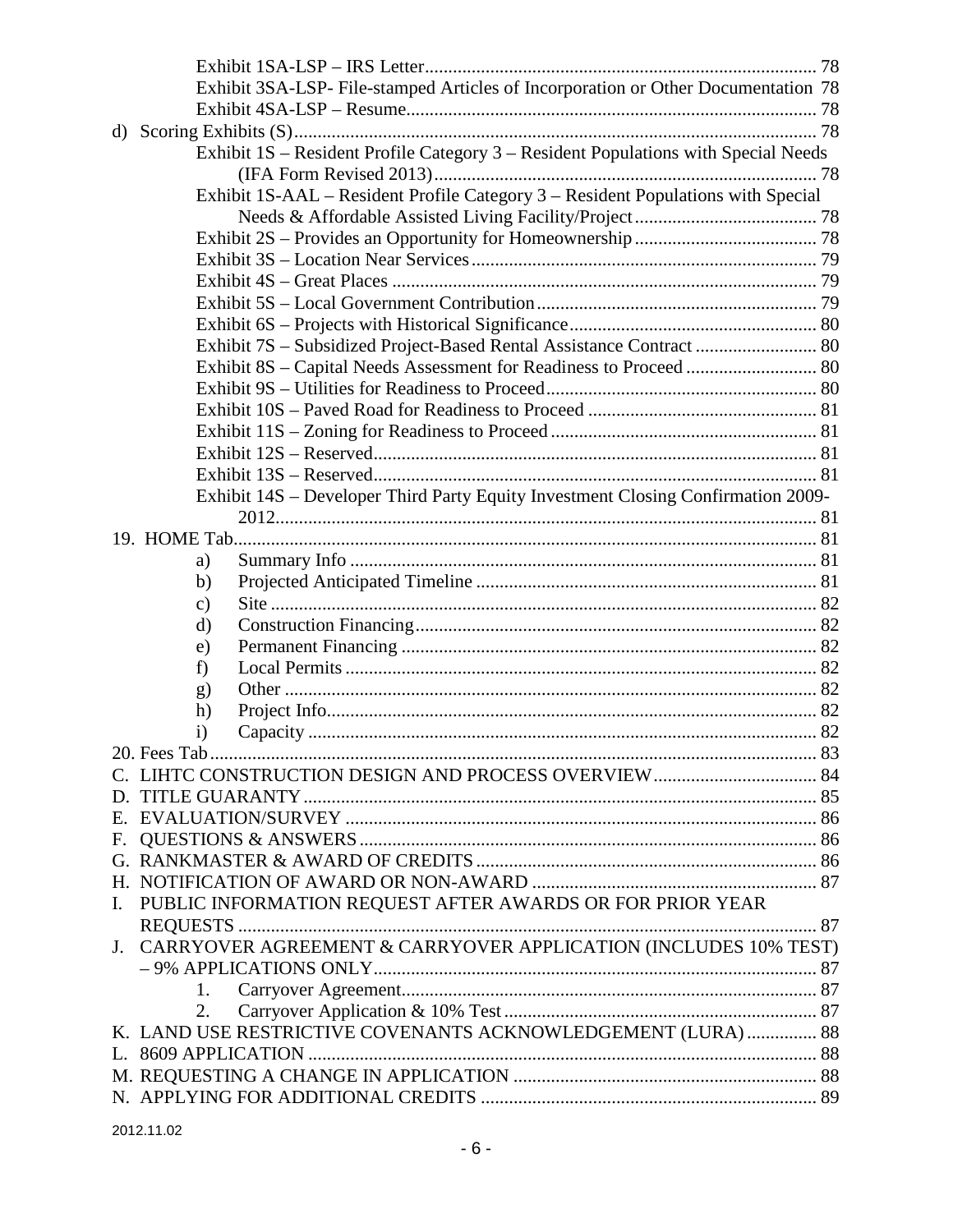Exhibit 1SA-LSP – IRS Letter ..... 78
Exhibit 3SA-LSP- File-stamped Articles of Incorporation or Other Documentation 78
Exhibit 4SA-LSP – Resume ..... 78

d) Scoring Exhibits (S) ..... 78
Exhibit 1S – Resident Profile Category 3 – Resident Populations with Special Needs (IFA Form Revised 2013) ..... 78
Exhibit 1S-AAL – Resident Profile Category 3 – Resident Populations with Special Needs & Affordable Assisted Living Facility/Project ..... 78
Exhibit 2S – Provides an Opportunity for Homeownership ..... 78
Exhibit 3S – Location Near Services ..... 79
Exhibit 4S – Great Places ..... 79
Exhibit 5S – Local Government Contribution ..... 79
Exhibit 6S – Projects with Historical Significance ..... 80
Exhibit 7S – Subsidized Project-Based Rental Assistance Contract ..... 80
Exhibit 8S – Capital Needs Assessment for Readiness to Proceed ..... 80
Exhibit 9S – Utilities for Readiness to Proceed ..... 80
Exhibit 10S – Paved Road for Readiness to Proceed ..... 81
Exhibit 11S – Zoning for Readiness to Proceed ..... 81
Exhibit 12S – Reserved ..... 81
Exhibit 13S – Reserved ..... 81
Exhibit 14S – Developer Third Party Equity Investment Closing Confirmation 2009-2012 ..... 81

19. HOME Tab ..... 81
a) Summary Info ..... 81
b) Projected Anticipated Timeline ..... 81
c) Site ..... 82
d) Construction Financing ..... 82
e) Permanent Financing ..... 82
f) Local Permits ..... 82
g) Other ..... 82
h) Project Info ..... 82
i) Capacity ..... 82

20. Fees Tab ..... 83

C. LIHTC CONSTRUCTION DESIGN AND PROCESS OVERVIEW ..... 84
D. TITLE GUARANTY ..... 85
E. EVALUATION/SURVEY ..... 86
F. QUESTIONS & ANSWERS ..... 86
G. RANKMASTER & AWARD OF CREDITS ..... 86
H. NOTIFICATION OF AWARD OR NON-AWARD ..... 87
I. PUBLIC INFORMATION REQUEST AFTER AWARDS OR FOR PRIOR YEAR REQUESTS ..... 87
J. CARRYOVER AGREEMENT & CARRYOVER APPLICATION (INCLUDES 10% TEST) – 9% APPLICATIONS ONLY ..... 87
1. Carryover Agreement ..... 87
2. Carryover Application & 10% Test ..... 87
K. LAND USE RESTRICTIVE COVENANTS ACKNOWLEDGEMENT (LURA) ..... 88
L. 8609 APPLICATION ..... 88
M. REQUESTING A CHANGE IN APPLICATION ..... 88
N. APPLYING FOR ADDITIONAL CREDITS ..... 89

2012.11.02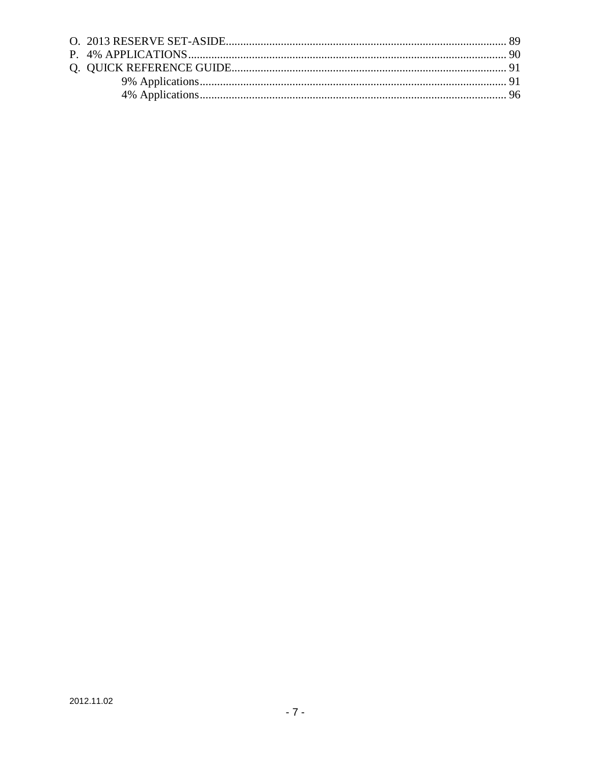O. 2013 RESERVE SET-ASIDE................................................................................................ 89
P. 4% APPLICATIONS.............................................................................................................. 90
Q. QUICK REFERENCE GUIDE............................................................................................... 91
    9% Applications.......................................................................................................... 91
    4% Applications.......................................................................................................... 96

2012.11.02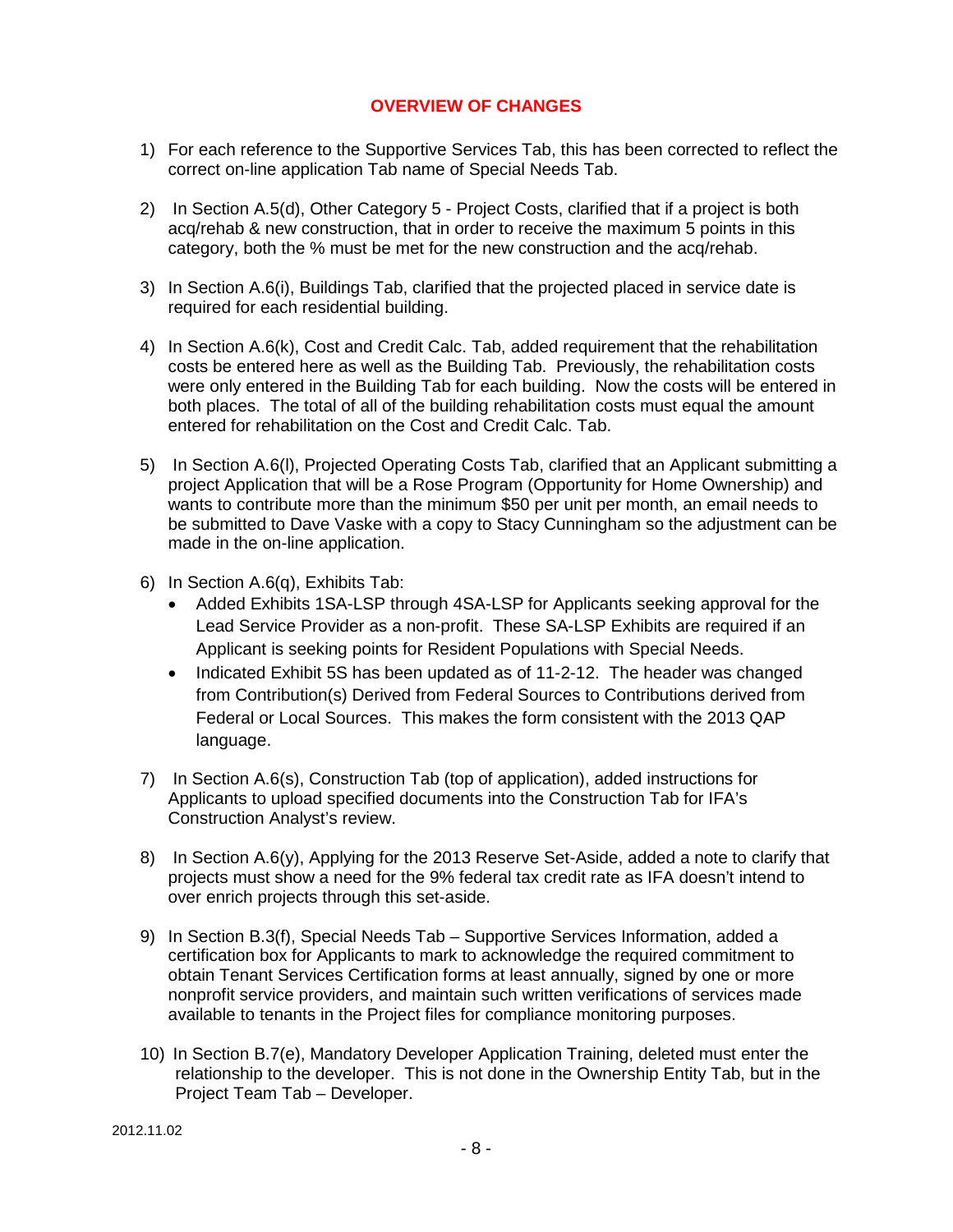## OVERVIEW OF CHANGES

1) For each reference to the Supportive Services Tab, this has been corrected to reflect the correct on-line application Tab name of Special Needs Tab.

2) In Section A.5(d), Other Category 5 - Project Costs, clarified that if a project is both acq/rehab & new construction, that in order to receive the maximum 5 points in this category, both the % must be met for the new construction and the acq/rehab.

3) In Section A.6(i), Buildings Tab, clarified that the projected placed in service date is required for each residential building.

4) In Section A.6(k), Cost and Credit Calc. Tab, added requirement that the rehabilitation costs be entered here as well as the Building Tab. Previously, the rehabilitation costs were only entered in the Building Tab for each building. Now the costs will be entered in both places. The total of all of the building rehabilitation costs must equal the amount entered for rehabilitation on the Cost and Credit Calc. Tab.

5) In Section A.6(l), Projected Operating Costs Tab, clarified that an Applicant submitting a project Application that will be a Rose Program (Opportunity for Home Ownership) and wants to contribute more than the minimum $50 per unit per month, an email needs to be submitted to Dave Vaske with a copy to Stacy Cunningham so the adjustment can be made in the on-line application.

6) In Section A.6(q), Exhibits Tab:
   - Added Exhibits 1SA-LSP through 4SA-LSP for Applicants seeking approval for the Lead Service Provider as a non-profit. These SA-LSP Exhibits are required if an Applicant is seeking points for Resident Populations with Special Needs.
   - Indicated Exhibit 5S has been updated as of 11-2-12. The header was changed from Contribution(s) Derived from Federal Sources to Contributions derived from Federal or Local Sources. This makes the form consistent with the 2013 QAP language.

7) In Section A.6(s), Construction Tab (top of application), added instructions for Applicants to upload specified documents into the Construction Tab for IFA's Construction Analyst's review.

8) In Section A.6(y), Applying for the 2013 Reserve Set-Aside, added a note to clarify that projects must show a need for the 9% federal tax credit rate as IFA doesn't intend to over enrich projects through this set-aside.

9) In Section B.3(f), Special Needs Tab – Supportive Services Information, added a certification box for Applicants to mark to acknowledge the required commitment to obtain Tenant Services Certification forms at least annually, signed by one or more nonprofit service providers, and maintain such written verifications of services made available to tenants in the Project files for compliance monitoring purposes.

10) In Section B.7(e), Mandatory Developer Application Training, deleted must enter the relationship to the developer. This is not done in the Ownership Entity Tab, but in the Project Team Tab – Developer.

2012.11.02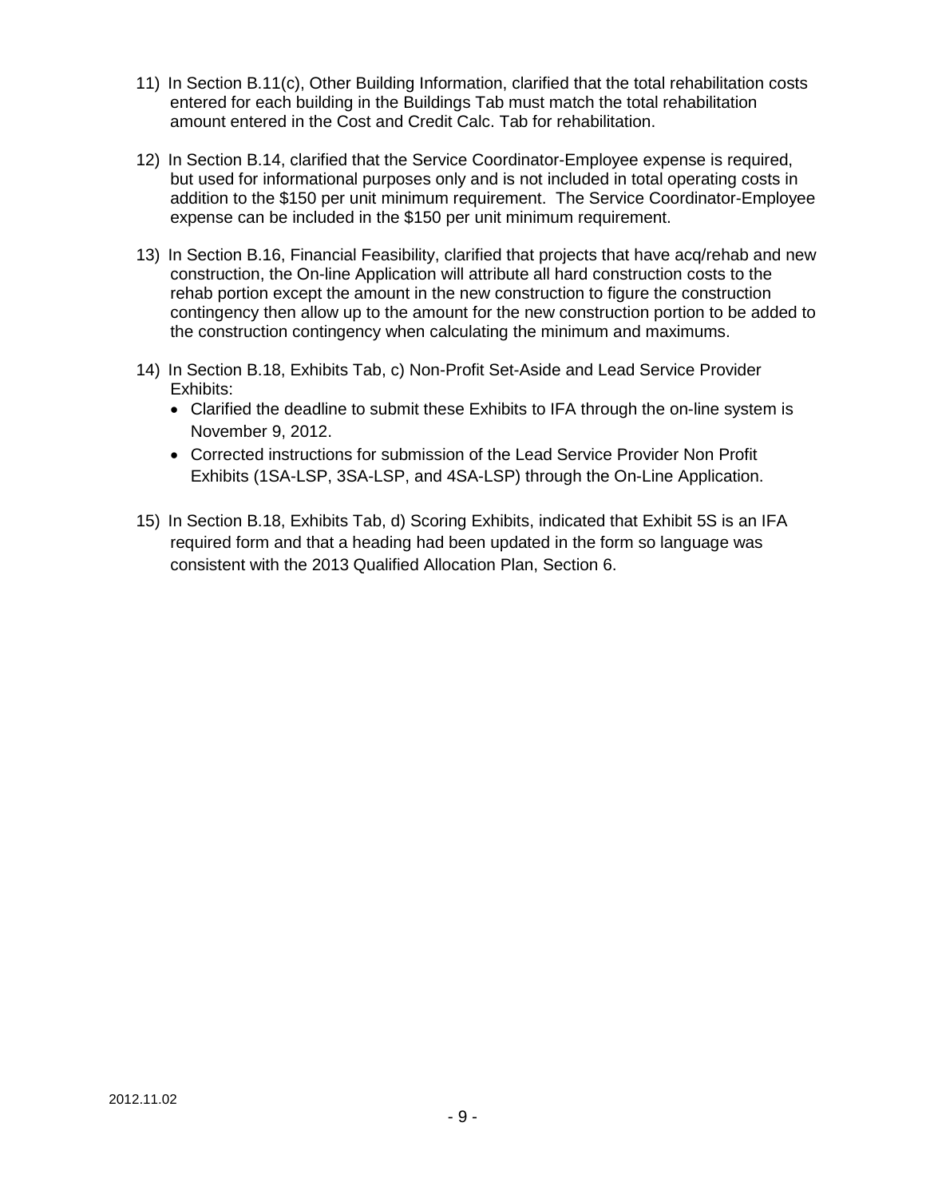11) In Section B.11(c), Other Building Information, clarified that the total rehabilitation costs entered for each building in the Buildings Tab must match the total rehabilitation amount entered in the Cost and Credit Calc. Tab for rehabilitation.

12) In Section B.14, clarified that the Service Coordinator-Employee expense is required, but used for informational purposes only and is not included in total operating costs in addition to the $150 per unit minimum requirement. The Service Coordinator-Employee expense can be included in the $150 per unit minimum requirement.

13) In Section B.16, Financial Feasibility, clarified that projects that have acq/rehab and new construction, the On-line Application will attribute all hard construction costs to the rehab portion except the amount in the new construction to figure the construction contingency then allow up to the amount for the new construction portion to be added to the construction contingency when calculating the minimum and maximums.

14) In Section B.18, Exhibits Tab, c) Non-Profit Set-Aside and Lead Service Provider Exhibits:
    - Clarified the deadline to submit these Exhibits to IFA through the on-line system is November 9, 2012.
    - Corrected instructions for submission of the Lead Service Provider Non Profit Exhibits (1SA-LSP, 3SA-LSP, and 4SA-LSP) through the On-Line Application.

15) In Section B.18, Exhibits Tab, d) Scoring Exhibits, indicated that Exhibit 5S is an IFA required form and that a heading had been updated in the form so language was consistent with the 2013 Qualified Allocation Plan, Section 6.

2012.11.02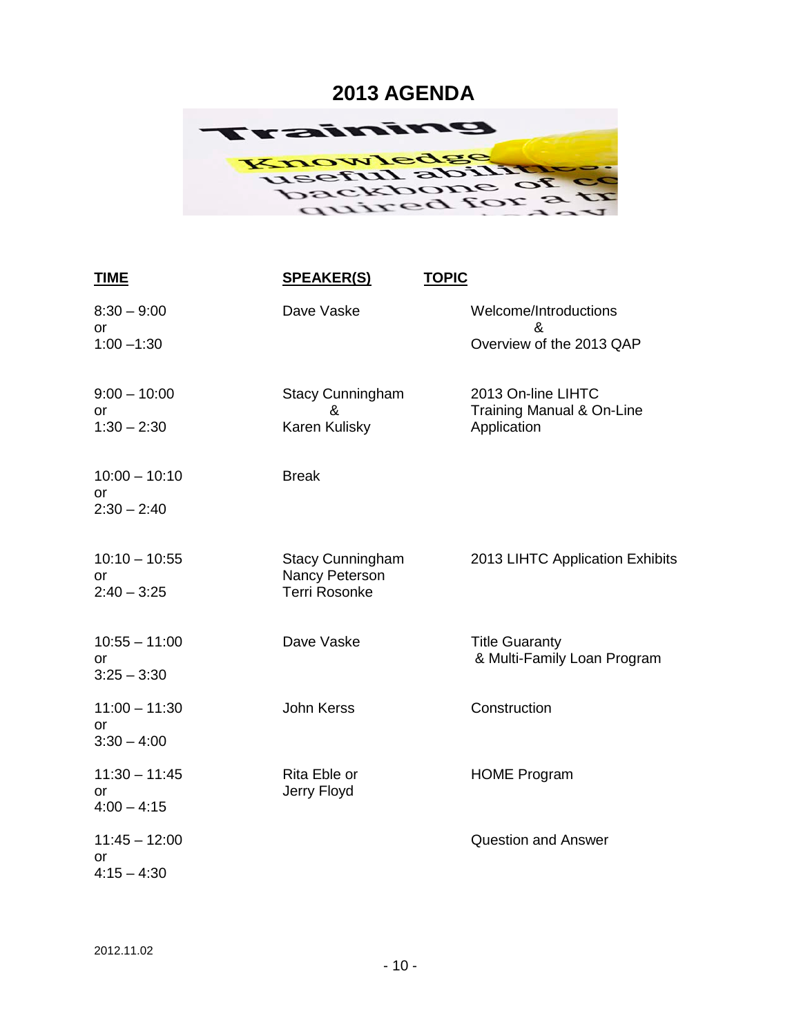# 2013 AGENDA

| TIME | SPEAKER(S) | TOPIC |
|---|---|---|
| 8:30 – 9:00 or 1:00 –1:30 | Dave Vaske | Welcome/Introductions & Overview of the 2013 QAP |
| 9:00 – 10:00 or 1:30 – 2:30 | Stacy Cunningham & Karen Kulisky | 2013 On-line LIHTC Training Manual & On-Line Application |
| 10:00 – 10:10 or 2:30 – 2:40 | Break | |
| 10:10 – 10:55 or 2:40 – 3:25 | Stacy Cunningham Nancy Peterson Terri Rosonke | 2013 LIHTC Application Exhibits |
| 10:55 – 11:00 or 3:25 – 3:30 | Dave Vaske | Title Guaranty & Multi-Family Loan Program |
| 11:00 – 11:30 or 3:30 – 4:00 | John Kerss | Construction |
| 11:30 – 11:45 or 4:00 – 4:15 | Rita Eble or Jerry Floyd | HOME Program |
| 11:45 – 12:00 or 4:15 – 4:30 | | Question and Answer |

2012.11.02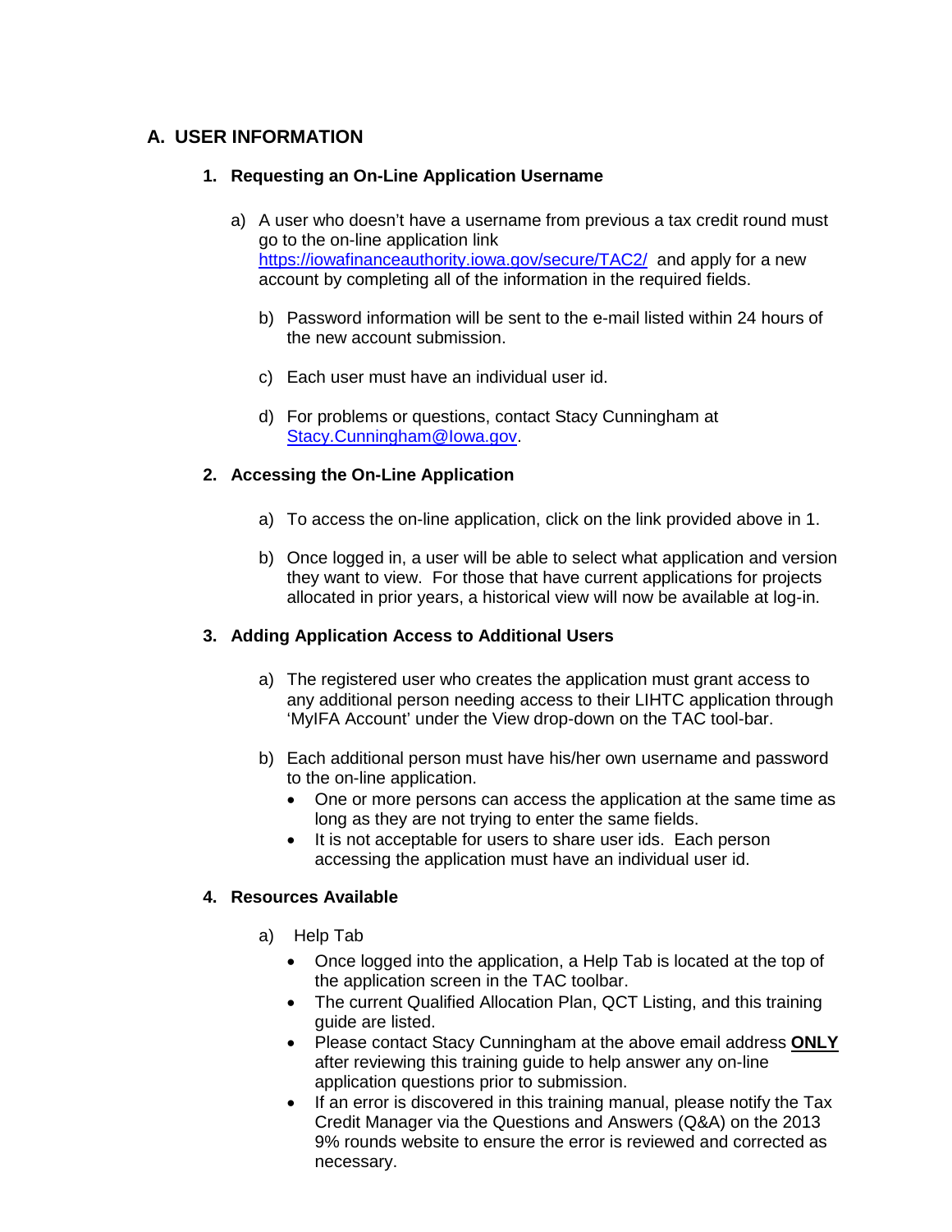## A. USER INFORMATION

### 1. Requesting an On-Line Application Username

a) A user who doesn't have a username from previous a tax credit round must go to the on-line application link https://iowafinanceauthority.iowa.gov/secure/TAC2/ and apply for a new account by completing all of the information in the required fields.

b) Password information will be sent to the e-mail listed within 24 hours of the new account submission.

c) Each user must have an individual user id.

d) For problems or questions, contact Stacy Cunningham at Stacy.Cunningham@Iowa.gov.

### 2. Accessing the On-Line Application

a) To access the on-line application, click on the link provided above in 1.

b) Once logged in, a user will be able to select what application and version they want to view. For those that have current applications for projects allocated in prior years, a historical view will now be available at log-in.

### 3. Adding Application Access to Additional Users

a) The registered user who creates the application must grant access to any additional person needing access to their LIHTC application through 'MyIFA Account' under the View drop-down on the TAC tool-bar.

b) Each additional person must have his/her own username and password to the on-line application.
- One or more persons can access the application at the same time as long as they are not trying to enter the same fields.
- It is not acceptable for users to share user ids. Each person accessing the application must have an individual user id.

### 4. Resources Available

a) Help Tab
- Once logged into the application, a Help Tab is located at the top of the application screen in the TAC toolbar.
- The current Qualified Allocation Plan, QCT Listing, and this training guide are listed.
- Please contact Stacy Cunningham at the above email address **ONLY** after reviewing this training guide to help answer any on-line application questions prior to submission.
- If an error is discovered in this training manual, please notify the Tax Credit Manager via the Questions and Answers (Q&A) on the 2013 9% rounds website to ensure the error is reviewed and corrected as necessary.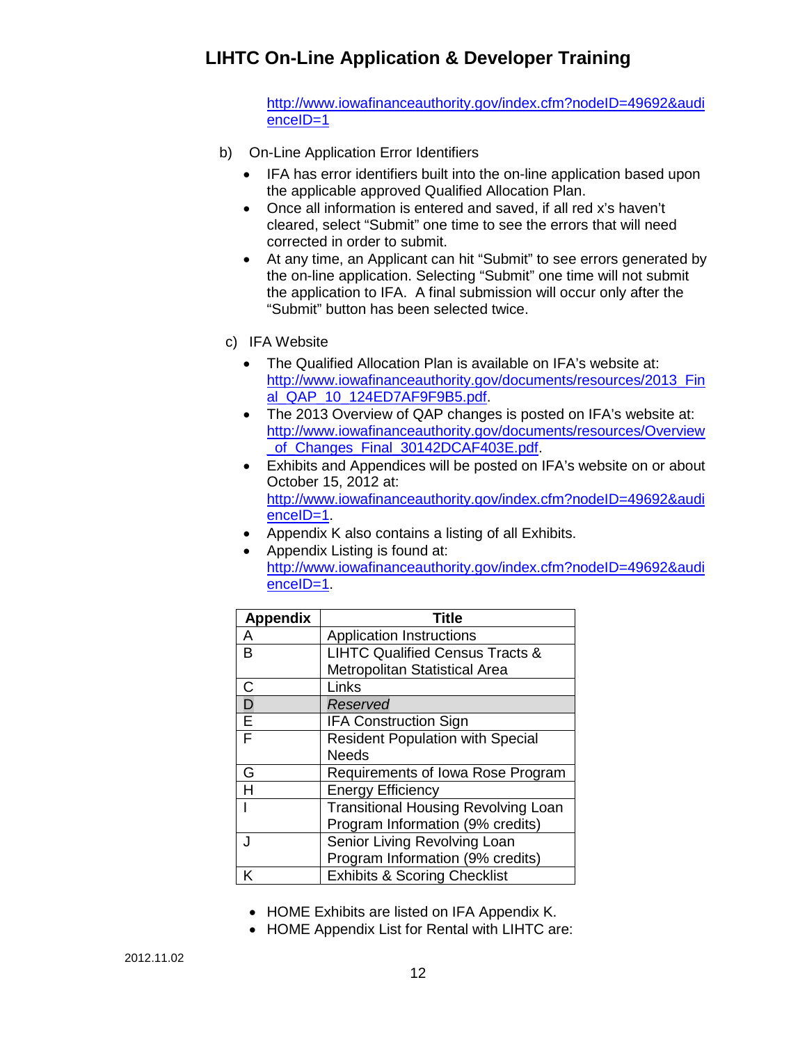http://www.iowafinanceauthority.gov/index.cfm?nodeID=49692&audienceID=1

b) On-Line Application Error Identifiers

- IFA has error identifiers built into the on-line application based upon the applicable approved Qualified Allocation Plan.
- Once all information is entered and saved, if all red x's haven't cleared, select "Submit" one time to see the errors that will need corrected in order to submit.
- At any time, an Applicant can hit "Submit" to see errors generated by the on-line application. Selecting "Submit" one time will not submit the application to IFA. A final submission will occur only after the "Submit" button has been selected twice.

c) IFA Website

- The Qualified Allocation Plan is available on IFA's website at: http://www.iowafinanceauthority.gov/documents/resources/2013_Final_QAP_10_124ED7AF9F9B5.pdf.
- The 2013 Overview of QAP changes is posted on IFA's website at: http://www.iowafinanceauthority.gov/documents/resources/Overview_of_Changes_Final_30142DCAF403E.pdf.
- Exhibits and Appendices will be posted on IFA's website on or about October 15, 2012 at: http://www.iowafinanceauthority.gov/index.cfm?nodeID=49692&audienceID=1.
- Appendix K also contains a listing of all Exhibits.
- Appendix Listing is found at: http://www.iowafinanceauthority.gov/index.cfm?nodeID=49692&audienceID=1.

| Appendix | Title |
|---|---|
| A | Application Instructions |
| B | LIHTC Qualified Census Tracts & Metropolitan Statistical Area |
| C | Links |
| D | *Reserved* |
| E | IFA Construction Sign |
| F | Resident Population with Special Needs |
| G | Requirements of Iowa Rose Program |
| H | Energy Efficiency |
| I | Transitional Housing Revolving Loan Program Information (9% credits) |
| J | Senior Living Revolving Loan Program Information (9% credits) |
| K | Exhibits & Scoring Checklist |

- HOME Exhibits are listed on IFA Appendix K.
- HOME Appendix List for Rental with LIHTC are: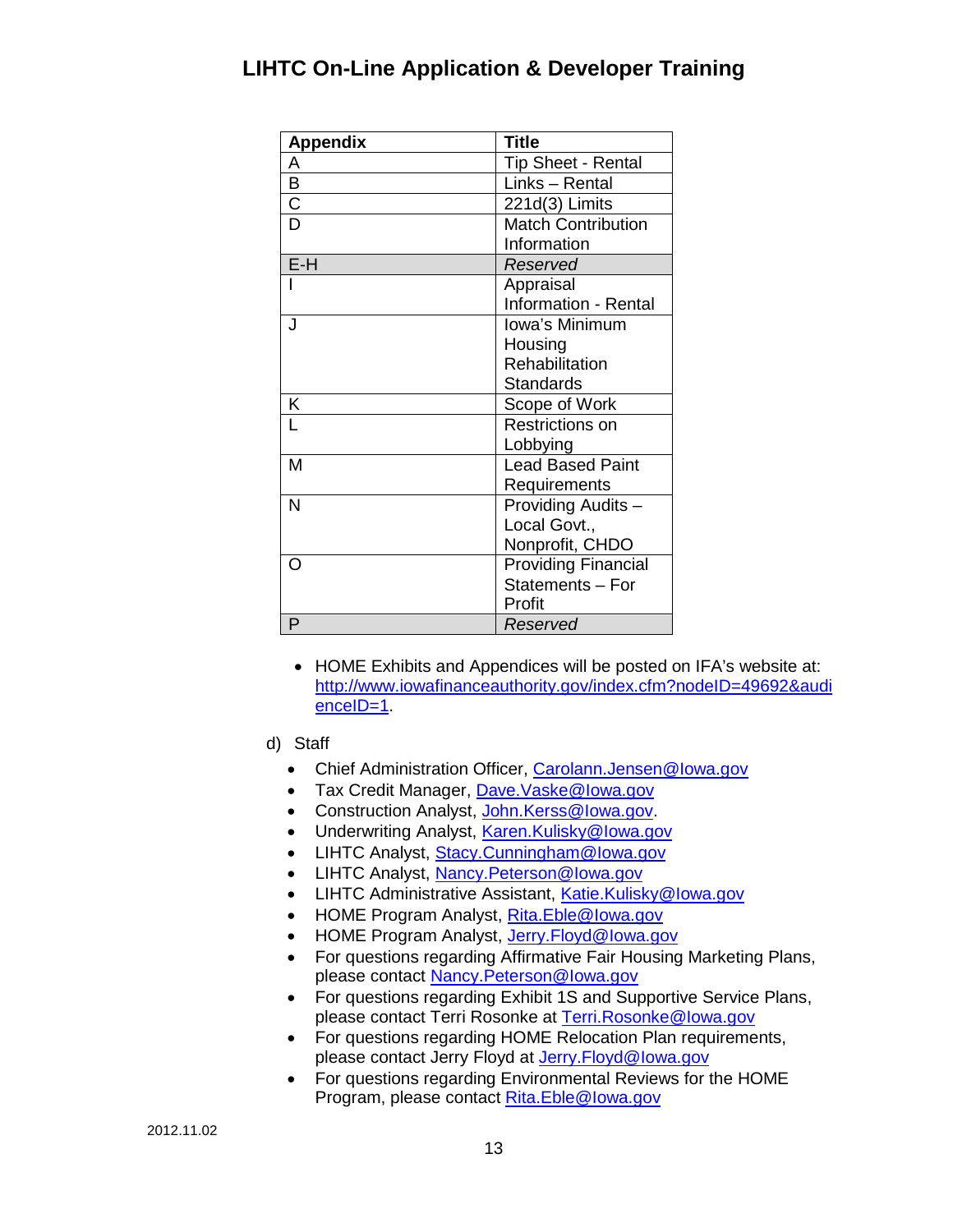| Appendix | Title |
| --- | --- |
| A | Tip Sheet - Rental |
| B | Links – Rental |
| C | 221d(3) Limits |
| D | Match Contribution Information |
| E-H | *Reserved* |
| I | Appraisal Information - Rental |
| J | Iowa's Minimum Housing Rehabilitation Standards |
| K | Scope of Work |
| L | Restrictions on Lobbying |
| M | Lead Based Paint Requirements |
| N | Providing Audits – Local Govt., Nonprofit, CHDO |
| O | Providing Financial Statements – For Profit |
| P | *Reserved* |

- HOME Exhibits and Appendices will be posted on IFA's website at: http://www.iowafinanceauthority.gov/index.cfm?nodeID=49692&audienceID=1.

d) Staff

- Chief Administration Officer, Carolann.Jensen@Iowa.gov
- Tax Credit Manager, Dave.Vaske@Iowa.gov
- Construction Analyst, John.Kerss@Iowa.gov.
- Underwriting Analyst, Karen.Kulisky@Iowa.gov
- LIHTC Analyst, Stacy.Cunningham@Iowa.gov
- LIHTC Analyst, Nancy.Peterson@Iowa.gov
- LIHTC Administrative Assistant, Katie.Kulisky@Iowa.gov
- HOME Program Analyst, Rita.Eble@Iowa.gov
- HOME Program Analyst, Jerry.Floyd@Iowa.gov
- For questions regarding Affirmative Fair Housing Marketing Plans, please contact Nancy.Peterson@Iowa.gov
- For questions regarding Exhibit 1S and Supportive Service Plans, please contact Terri Rosonke at Terri.Rosonke@Iowa.gov
- For questions regarding HOME Relocation Plan requirements, please contact Jerry Floyd at Jerry.Floyd@Iowa.gov
- For questions regarding Environmental Reviews for the HOME Program, please contact Rita.Eble@Iowa.gov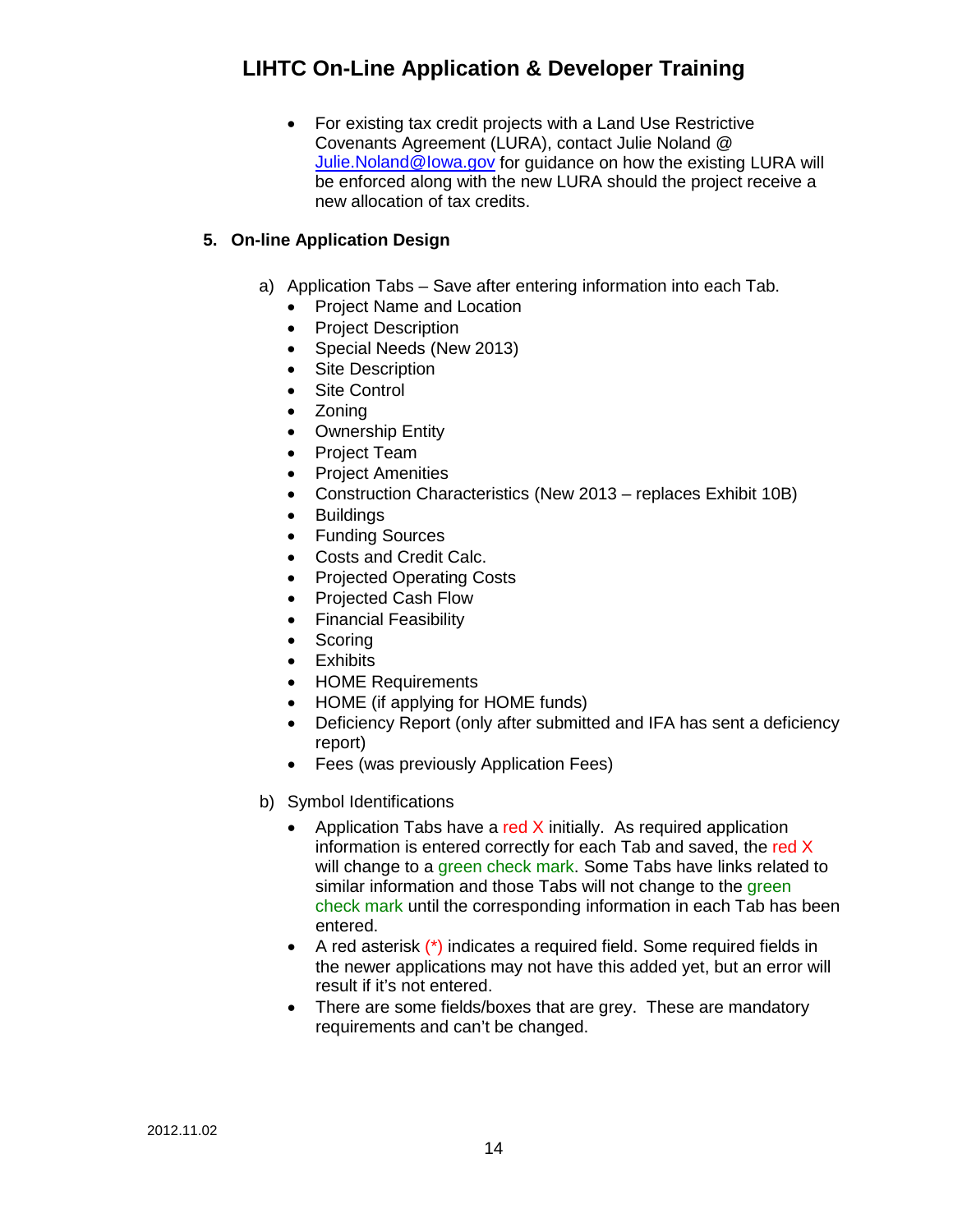- For existing tax credit projects with a Land Use Restrictive Covenants Agreement (LURA), contact Julie Noland @ Julie.Noland@Iowa.gov for guidance on how the existing LURA will be enforced along with the new LURA should the project receive a new allocation of tax credits.

**5. On-line Application Design**

a) Application Tabs – Save after entering information into each Tab.
- Project Name and Location
- Project Description
- Special Needs (New 2013)
- Site Description
- Site Control
- Zoning
- Ownership Entity
- Project Team
- Project Amenities
- Construction Characteristics (New 2013 – replaces Exhibit 10B)
- Buildings
- Funding Sources
- Costs and Credit Calc.
- Projected Operating Costs
- Projected Cash Flow
- Financial Feasibility
- Scoring
- Exhibits
- HOME Requirements
- HOME (if applying for HOME funds)
- Deficiency Report (only after submitted and IFA has sent a deficiency report)
- Fees (was previously Application Fees)

b) Symbol Identifications
- Application Tabs have a red X initially. As required application information is entered correctly for each Tab and saved, the red X will change to a green check mark. Some Tabs have links related to similar information and those Tabs will not change to the green check mark until the corresponding information in each Tab has been entered.
- A red asterisk (*) indicates a required field. Some required fields in the newer applications may not have this added yet, but an error will result if it's not entered.
- There are some fields/boxes that are grey. These are mandatory requirements and can't be changed.

2012.11.02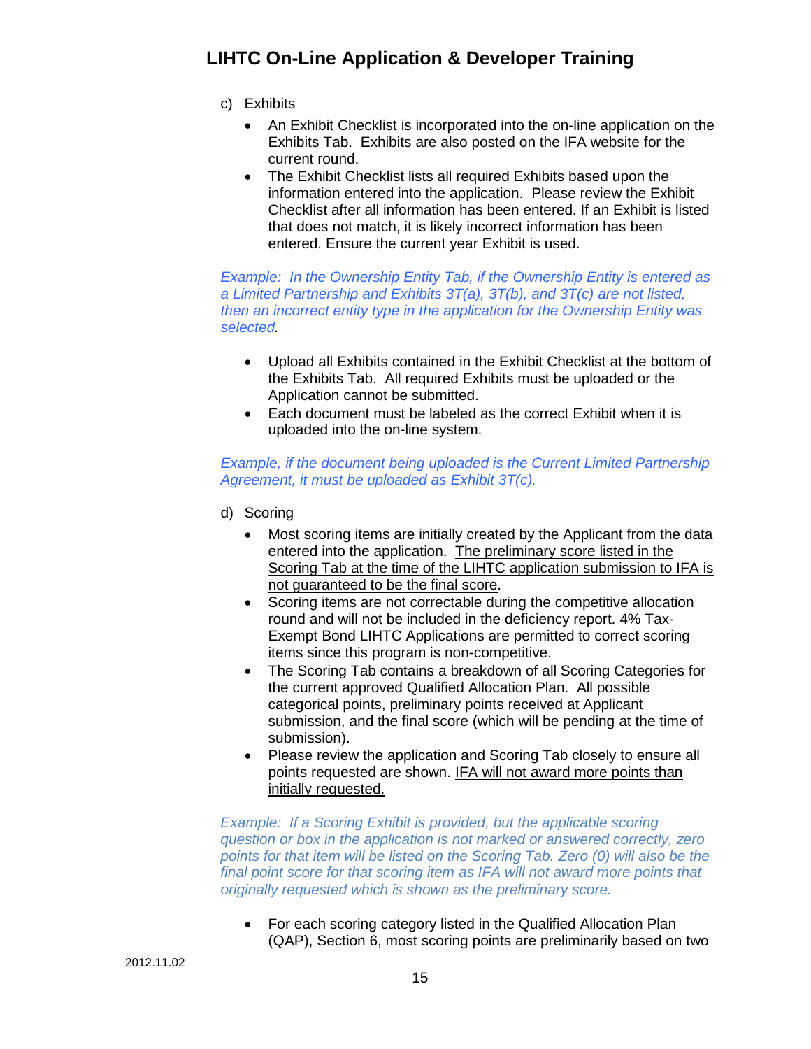c) Exhibits

- An Exhibit Checklist is incorporated into the on-line application on the Exhibits Tab. Exhibits are also posted on the IFA website for the current round.
- The Exhibit Checklist lists all required Exhibits based upon the information entered into the application. Please review the Exhibit Checklist after all information has been entered. If an Exhibit is listed that does not match, it is likely incorrect information has been entered. Ensure the current year Exhibit is used.

*Example: In the Ownership Entity Tab, if the Ownership Entity is entered as a Limited Partnership and Exhibits 3T(a), 3T(b), and 3T(c) are not listed, then an incorrect entity type in the application for the Ownership Entity was selected.*

- Upload all Exhibits contained in the Exhibit Checklist at the bottom of the Exhibits Tab. All required Exhibits must be uploaded or the Application cannot be submitted.
- Each document must be labeled as the correct Exhibit when it is uploaded into the on-line system.

*Example, if the document being uploaded is the Current Limited Partnership Agreement, it must be uploaded as Exhibit 3T(c).*

d) Scoring

- Most scoring items are initially created by the Applicant from the data entered into the application. <u>The preliminary score listed in the Scoring Tab at the time of the LIHTC application submission to IFA is not guaranteed to be the final score</u>.
- Scoring items are not correctable during the competitive allocation round and will not be included in the deficiency report. 4% Tax-Exempt Bond LIHTC Applications are permitted to correct scoring items since this program is non-competitive.
- The Scoring Tab contains a breakdown of all Scoring Categories for the current approved Qualified Allocation Plan. All possible categorical points, preliminary points received at Applicant submission, and the final score (which will be pending at the time of submission).
- Please review the application and Scoring Tab closely to ensure all points requested are shown. <u>IFA will not award more points than initially requested.</u>

*Example: If a Scoring Exhibit is provided, but the applicable scoring question or box in the application is not marked or answered correctly, zero points for that item will be listed on the Scoring Tab. Zero (0) will also be the final point score for that scoring item as IFA will not award more points that originally requested which is shown as the preliminary score.*

- For each scoring category listed in the Qualified Allocation Plan (QAP), Section 6, most scoring points are preliminarily based on two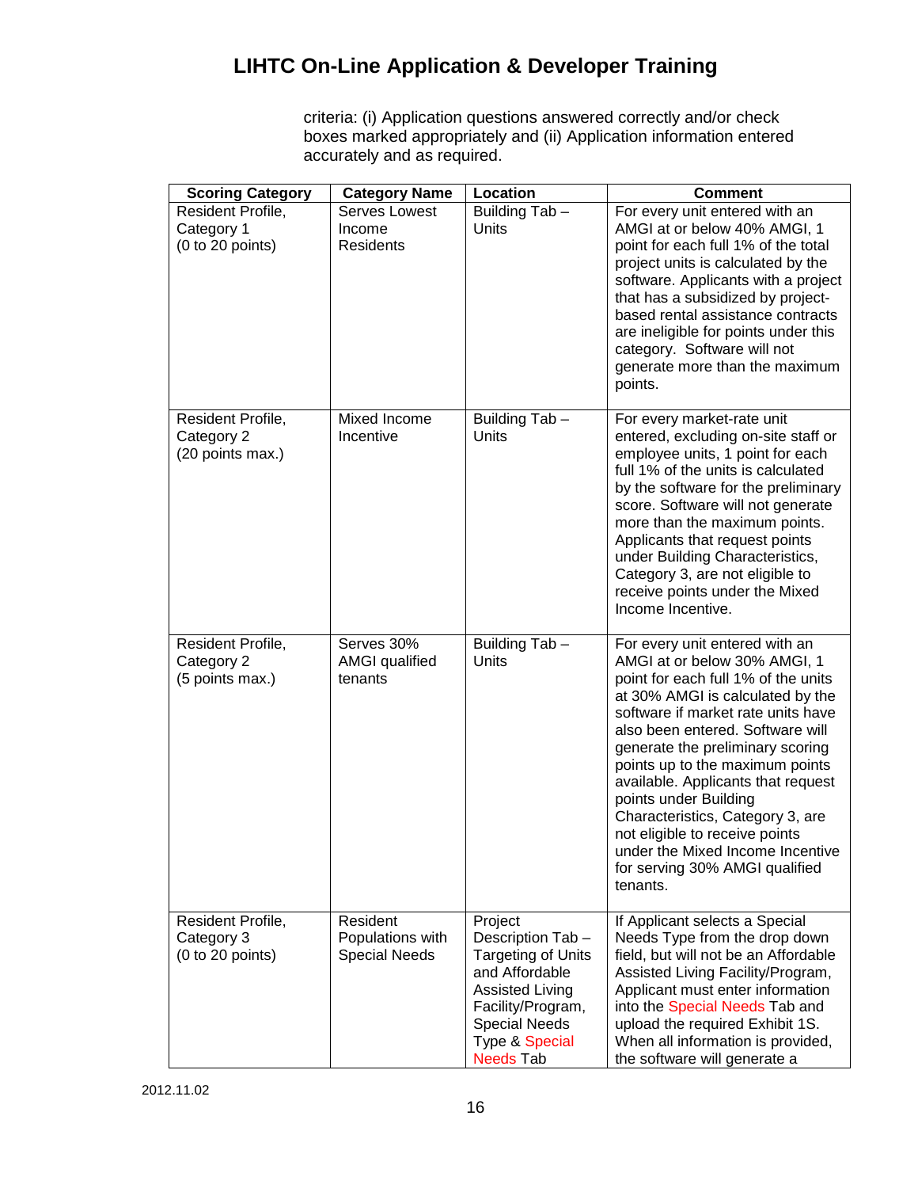criteria: (i) Application questions answered correctly and/or check boxes marked appropriately and (ii) Application information entered accurately and as required.

| Scoring Category | Category Name | Location | Comment |
|---|---|---|---|
| Resident Profile, Category 1 (0 to 20 points) | Serves Lowest Income Residents | Building Tab – Units | For every unit entered with an AMGI at or below 40% AMGI, 1 point for each full 1% of the total project units is calculated by the software. Applicants with a project that has a subsidized by project-based rental assistance contracts are ineligible for points under this category. Software will not generate more than the maximum points. |
| Resident Profile, Category 2 (20 points max.) | Mixed Income Incentive | Building Tab – Units | For every market-rate unit entered, excluding on-site staff or employee units, 1 point for each full 1% of the units is calculated by the software for the preliminary score. Software will not generate more than the maximum points. Applicants that request points under Building Characteristics, Category 3, are not eligible to receive points under the Mixed Income Incentive. |
| Resident Profile, Category 2 (5 points max.) | Serves 30% AMGI qualified tenants | Building Tab – Units | For every unit entered with an AMGI at or below 30% AMGI, 1 point for each full 1% of the units at 30% AMGI is calculated by the software if market rate units have also been entered. Software will generate the preliminary scoring points up to the maximum points available. Applicants that request points under Building Characteristics, Category 3, are not eligible to receive points under the Mixed Income Incentive for serving 30% AMGI qualified tenants. |
| Resident Profile, Category 3 (0 to 20 points) | Resident Populations with Special Needs | Project Description Tab – Targeting of Units and Affordable Assisted Living Facility/Program, Special Needs Type & Special Needs Tab | If Applicant selects a Special Needs Type from the drop down field, but will not be an Affordable Assisted Living Facility/Program, Applicant must enter information into the Special Needs Tab and upload the required Exhibit 1S. When all information is provided, the software will generate a |

2012.11.02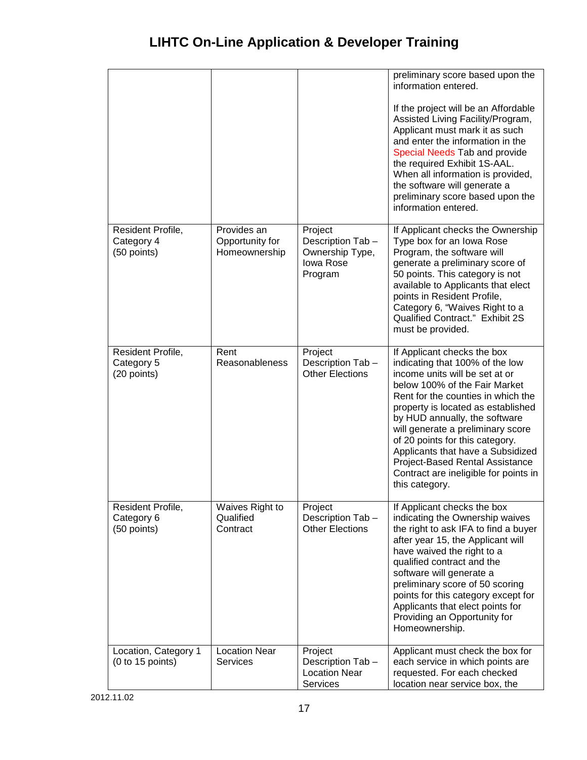| | | | |
|---|---|---|---|
| | | | preliminary score based upon the information entered.<br><br>If the project will be an Affordable Assisted Living Facility/Program, Applicant must mark it as such and enter the information in the Special Needs Tab and provide the required Exhibit 1S-AAL. When all information is provided, the software will generate a preliminary score based upon the information entered. |
| Resident Profile, Category 4 (50 points) | Provides an Opportunity for Homeownership | Project Description Tab – Ownership Type, Iowa Rose Program | If Applicant checks the Ownership Type box for an Iowa Rose Program, the software will generate a preliminary score of 50 points. This category is not available to Applicants that elect points in Resident Profile, Category 6, "Waives Right to a Qualified Contract." Exhibit 2S must be provided. |
| Resident Profile, Category 5 (20 points) | Rent Reasonableness | Project Description Tab – Other Elections | If Applicant checks the box indicating that 100% of the low income units will be set at or below 100% of the Fair Market Rent for the counties in which the property is located as established by HUD annually, the software will generate a preliminary score of 20 points for this category. Applicants that have a Subsidized Project-Based Rental Assistance Contract are ineligible for points in this category. |
| Resident Profile, Category 6 (50 points) | Waives Right to Qualified Contract | Project Description Tab – Other Elections | If Applicant checks the box indicating the Ownership waives the right to ask IFA to find a buyer after year 15, the Applicant will have waived the right to a qualified contract and the software will generate a preliminary score of 50 scoring points for this category except for Applicants that elect points for Providing an Opportunity for Homeownership. |
| Location, Category 1 (0 to 15 points) | Location Near Services | Project Description Tab – Location Near Services | Applicant must check the box for each service in which points are requested. For each checked location near service box, the |

2012.11.02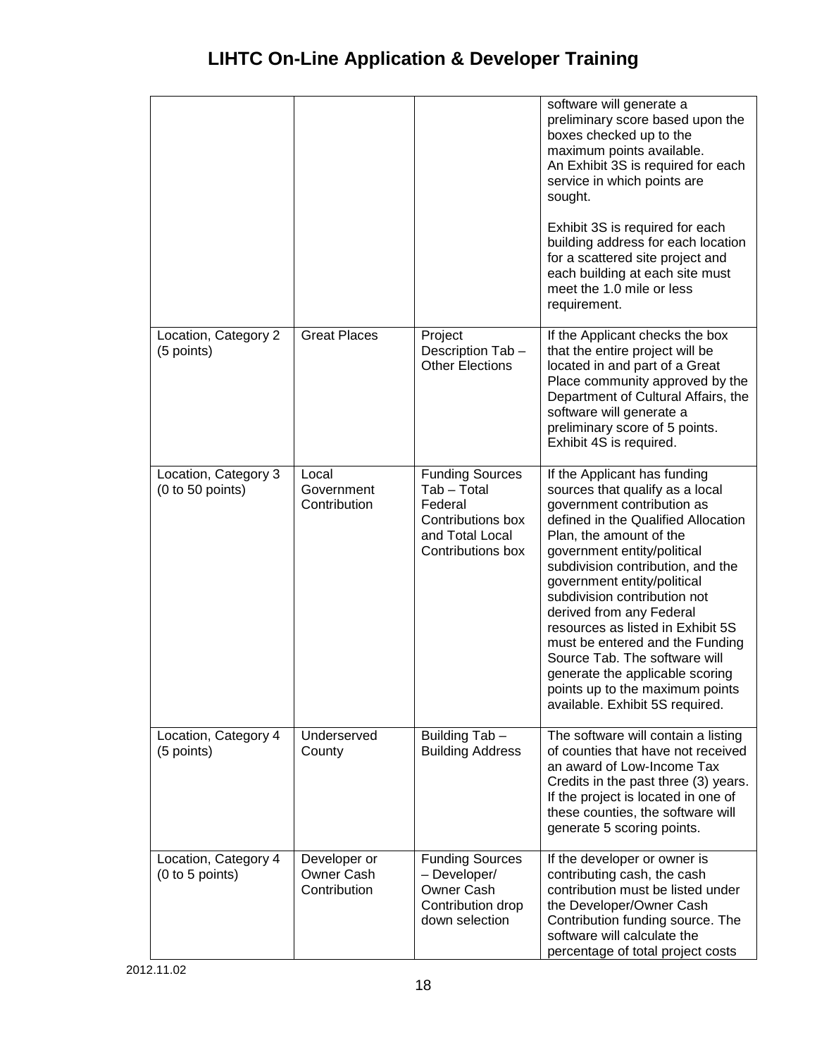# LIHTC On-Line Application & Developer Training

| | | | |
|---|---|---|---|
| | | | software will generate a preliminary score based upon the boxes checked up to the maximum points available. An Exhibit 3S is required for each service in which points are sought. <br><br> Exhibit 3S is required for each building address for each location for a scattered site project and each building at each site must meet the 1.0 mile or less requirement. |
| Location, Category 2 (5 points) | Great Places | Project Description Tab – Other Elections | If the Applicant checks the box that the entire project will be located in and part of a Great Place community approved by the Department of Cultural Affairs, the software will generate a preliminary score of 5 points. Exhibit 4S is required. |
| Location, Category 3 (0 to 50 points) | Local Government Contribution | Funding Sources Tab – Total Federal Contributions box and Total Local Contributions box | If the Applicant has funding sources that qualify as a local government contribution as defined in the Qualified Allocation Plan, the amount of the government entity/political subdivision contribution, and the government entity/political subdivision contribution not derived from any Federal resources as listed in Exhibit 5S must be entered and the Funding Source Tab. The software will generate the applicable scoring points up to the maximum points available. Exhibit 5S required. |
| Location, Category 4 (5 points) | Underserved County | Building Tab – Building Address | The software will contain a listing of counties that have not received an award of Low-Income Tax Credits in the past three (3) years. If the project is located in one of these counties, the software will generate 5 scoring points. |
| Location, Category 4 (0 to 5 points) | Developer or Owner Cash Contribution | Funding Sources – Developer/ Owner Cash Contribution drop down selection | If the developer or owner is contributing cash, the cash contribution must be listed under the Developer/Owner Cash Contribution funding source. The software will calculate the percentage of total project costs |

2012.11.02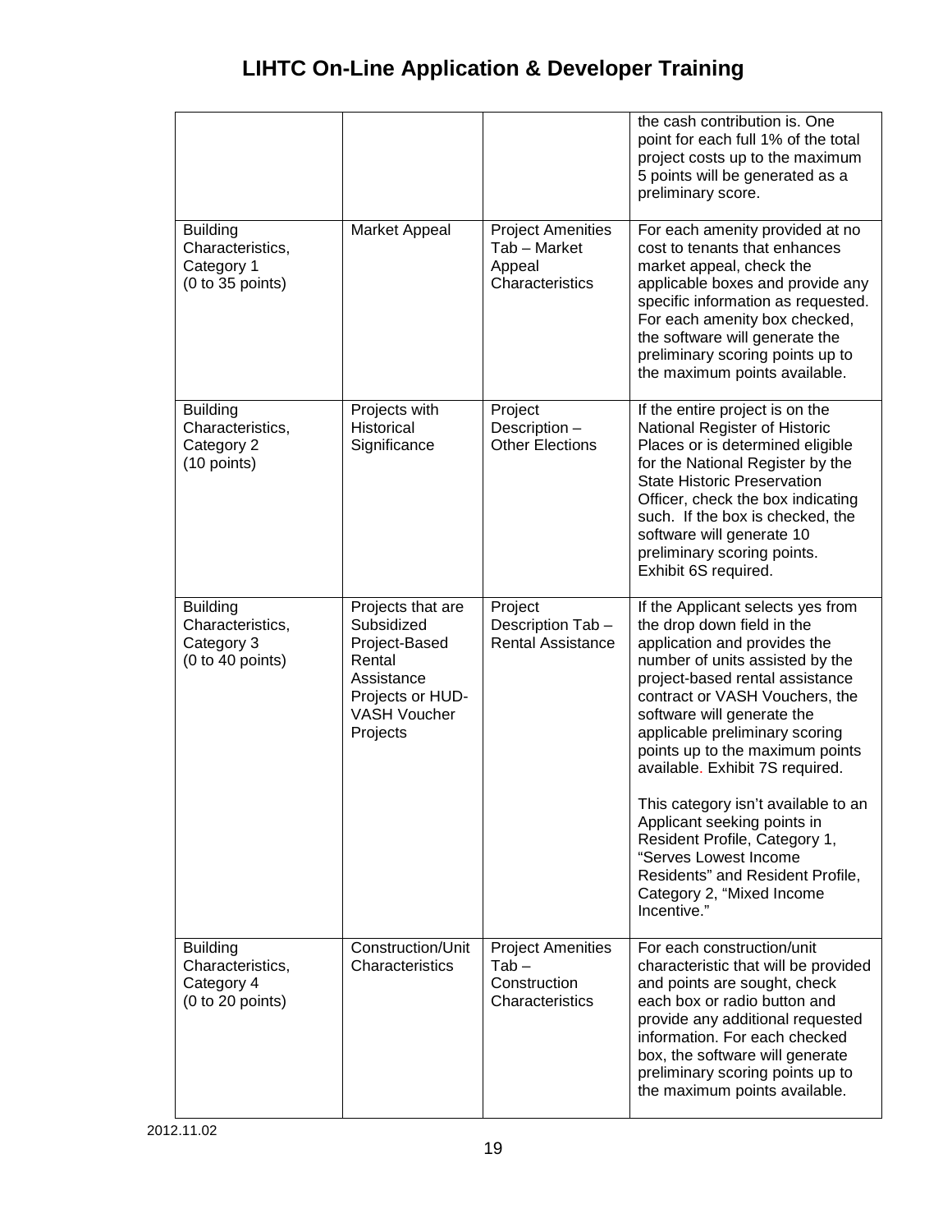| | | | the cash contribution is. One point for each full 1% of the total project costs up to the maximum 5 points will be generated as a preliminary score. |
|---|---|---|---|
| Building Characteristics, Category 1 (0 to 35 points) | Market Appeal | Project Amenities Tab – Market Appeal Characteristics | For each amenity provided at no cost to tenants that enhances market appeal, check the applicable boxes and provide any specific information as requested. For each amenity box checked, the software will generate the preliminary scoring points up to the maximum points available. |
| Building Characteristics, Category 2 (10 points) | Projects with Historical Significance | Project Description – Other Elections | If the entire project is on the National Register of Historic Places or is determined eligible for the National Register by the State Historic Preservation Officer, check the box indicating such. If the box is checked, the software will generate 10 preliminary scoring points. Exhibit 6S required. |
| Building Characteristics, Category 3 (0 to 40 points) | Projects that are Subsidized Project-Based Rental Assistance Projects or HUD-VASH Voucher Projects | Project Description Tab – Rental Assistance | If the Applicant selects yes from the drop down field in the application and provides the number of units assisted by the project-based rental assistance contract or VASH Vouchers, the software will generate the applicable preliminary scoring points up to the maximum points available. Exhibit 7S required.<br><br>This category isn't available to an Applicant seeking points in Resident Profile, Category 1, "Serves Lowest Income Residents" and Resident Profile, Category 2, "Mixed Income Incentive." |
| Building Characteristics, Category 4 (0 to 20 points) | Construction/Unit Characteristics | Project Amenities Tab – Construction Characteristics | For each construction/unit characteristic that will be provided and points are sought, check each box or radio button and provide any additional requested information. For each checked box, the software will generate preliminary scoring points up to the maximum points available. |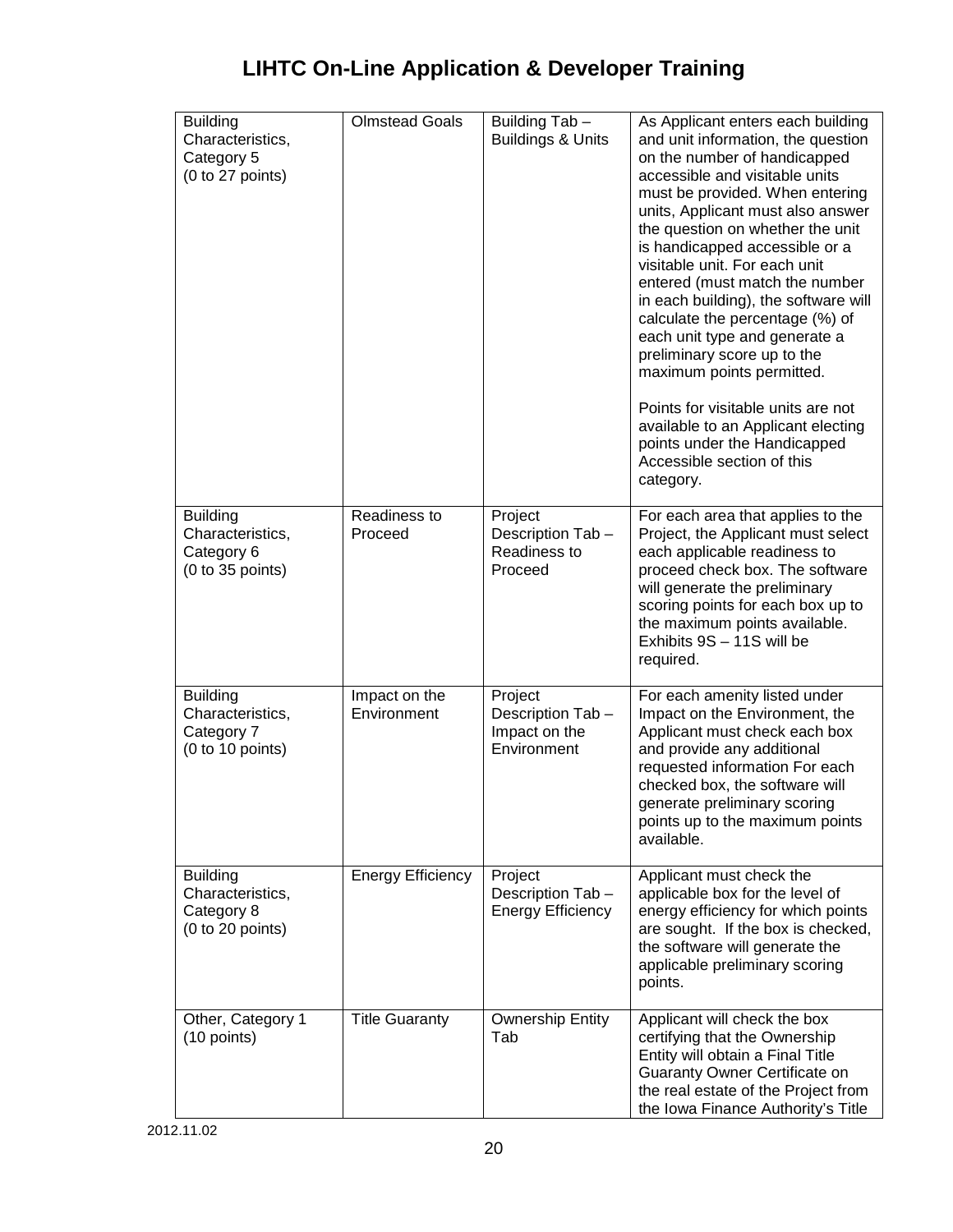# LIHTC On-Line Application & Developer Training

| | | | |
|---|---|---|---|
| Building Characteristics, Category 5 (0 to 27 points) | Olmstead Goals | Building Tab – Buildings & Units | As Applicant enters each building and unit information, the question on the number of handicapped accessible and visitable units must be provided. When entering units, Applicant must also answer the question on whether the unit is handicapped accessible or a visitable unit. For each unit entered (must match the number in each building), the software will calculate the percentage (%) of each unit type and generate a preliminary score up to the maximum points permitted.<br><br>Points for visitable units are not available to an Applicant electing points under the Handicapped Accessible section of this category. |
| Building Characteristics, Category 6 (0 to 35 points) | Readiness to Proceed | Project Description Tab – Readiness to Proceed | For each area that applies to the Project, the Applicant must select each applicable readiness to proceed check box. The software will generate the preliminary scoring points for each box up to the maximum points available. Exhibits 9S – 11S will be required. |
| Building Characteristics, Category 7 (0 to 10 points) | Impact on the Environment | Project Description Tab – Impact on the Environment | For each amenity listed under Impact on the Environment, the Applicant must check each box and provide any additional requested information For each checked box, the software will generate preliminary scoring points up to the maximum points available. |
| Building Characteristics, Category 8 (0 to 20 points) | Energy Efficiency | Project Description Tab – Energy Efficiency | Applicant must check the applicable box for the level of energy efficiency for which points are sought. If the box is checked, the software will generate the applicable preliminary scoring points. |
| Other, Category 1 (10 points) | Title Guaranty | Ownership Entity Tab | Applicant will check the box certifying that the Ownership Entity will obtain a Final Title Guaranty Owner Certificate on the real estate of the Project from the Iowa Finance Authority's Title |

2012.11.02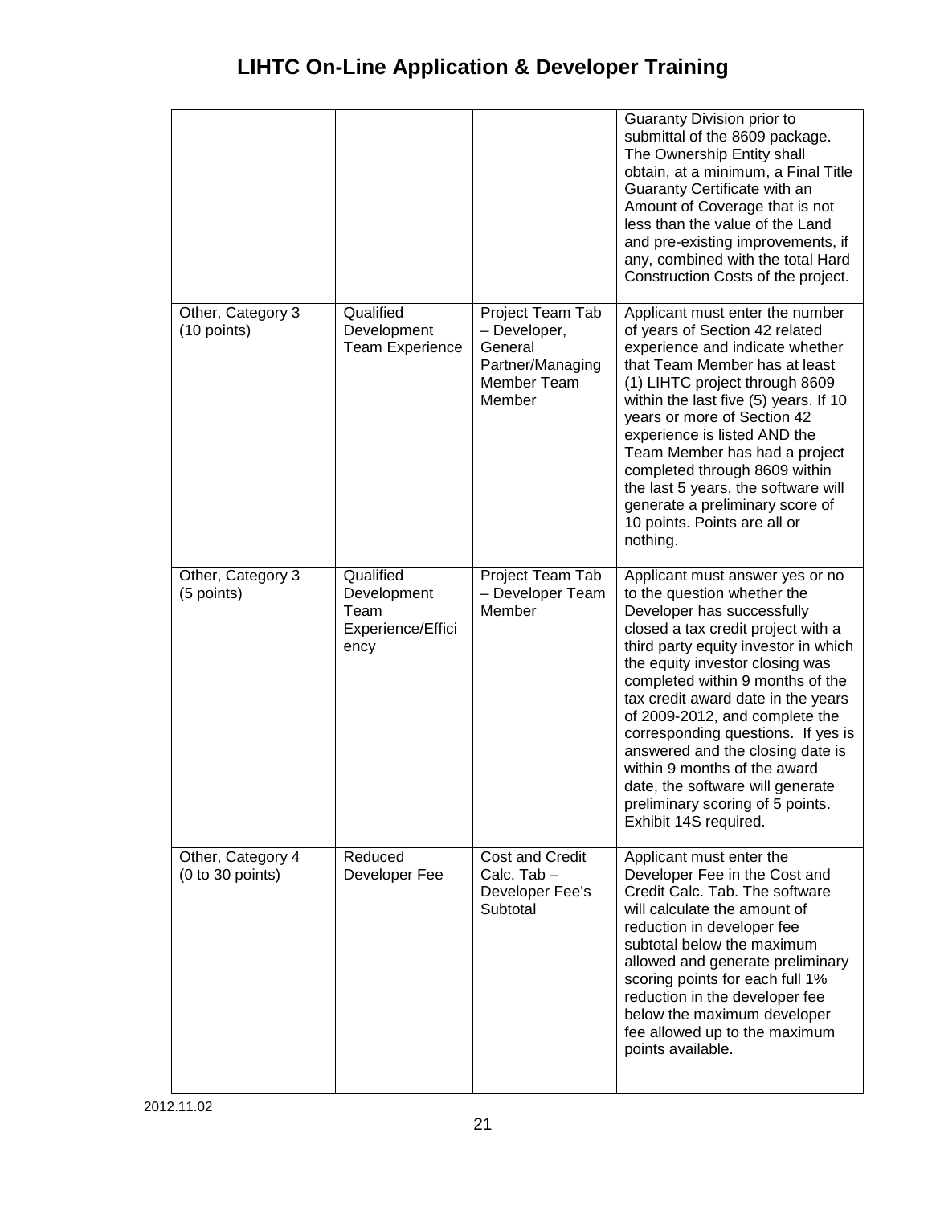# LIHTC On-Line Application & Developer Training

| | | | |
|---|---|---|---|
| | | | Guaranty Division prior to submittal of the 8609 package. The Ownership Entity shall obtain, at a minimum, a Final Title Guaranty Certificate with an Amount of Coverage that is not less than the value of the Land and pre-existing improvements, if any, combined with the total Hard Construction Costs of the project. |
| Other, Category 3 (10 points) | Qualified Development Team Experience | Project Team Tab – Developer, General Partner/Managing Member Team Member | Applicant must enter the number of years of Section 42 related experience and indicate whether that Team Member has at least (1) LIHTC project through 8609 within the last five (5) years. If 10 years or more of Section 42 experience is listed AND the Team Member has had a project completed through 8609 within the last 5 years, the software will generate a preliminary score of 10 points. Points are all or nothing. |
| Other, Category 3 (5 points) | Qualified Development Team Experience/Efficiency | Project Team Tab – Developer Team Member | Applicant must answer yes or no to the question whether the Developer has successfully closed a tax credit project with a third party equity investor in which the equity investor closing was completed within 9 months of the tax credit award date in the years of 2009-2012, and complete the corresponding questions. If yes is answered and the closing date is within 9 months of the award date, the software will generate preliminary scoring of 5 points. Exhibit 14S required. |
| Other, Category 4 (0 to 30 points) | Reduced Developer Fee | Cost and Credit Calc. Tab – Developer Fee's Subtotal | Applicant must enter the Developer Fee in the Cost and Credit Calc. Tab. The software will calculate the amount of reduction in developer fee subtotal below the maximum allowed and generate preliminary scoring points for each full 1% reduction in the developer fee below the maximum developer fee allowed up to the maximum points available. |

2012.11.02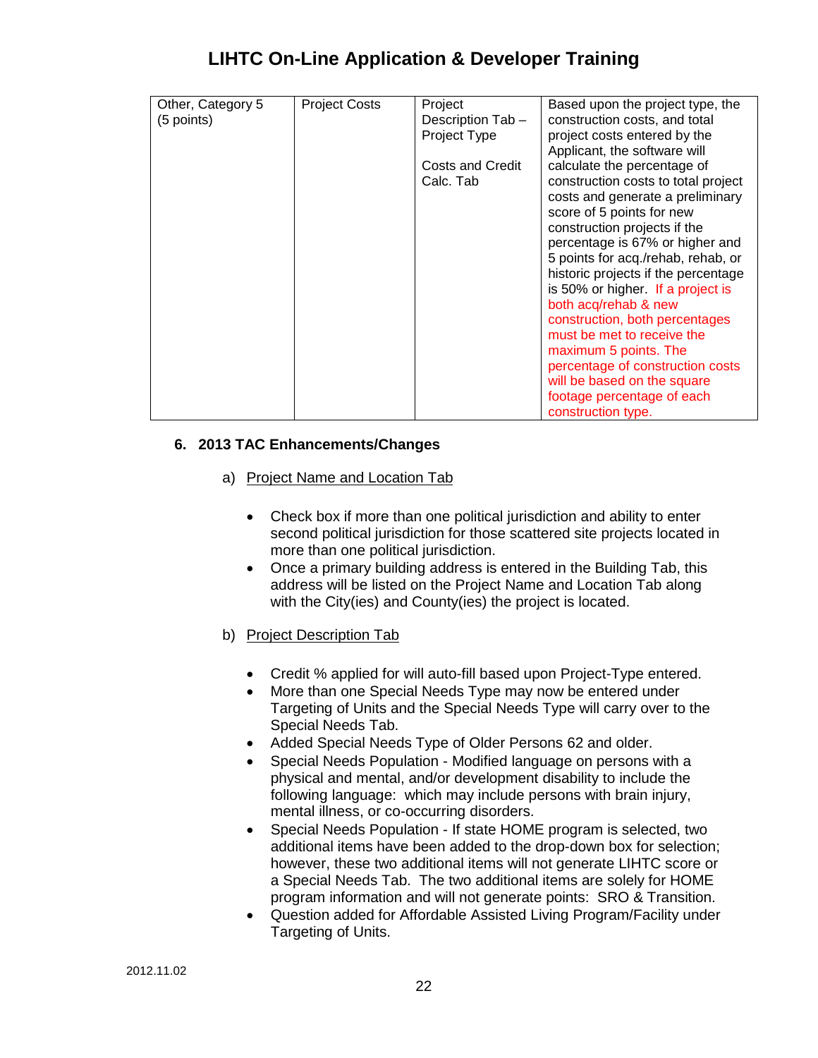| Other, Category 5 (5 points) | Project Costs | Project Description Tab – Project Type<br><br>Costs and Credit Calc. Tab | Based upon the project type, the construction costs, and total project costs entered by the Applicant, the software will calculate the percentage of construction costs to total project costs and generate a preliminary score of 5 points for new construction projects if the percentage is 67% or higher and 5 points for acq./rehab, rehab, or historic projects if the percentage is 50% or higher. If a project is both acq/rehab & new construction, both percentages must be met to receive the maximum 5 points. The percentage of construction costs will be based on the square footage percentage of each construction type. |
|---|---|---|---|

### 6. 2013 TAC Enhancements/Changes

a) Project Name and Location Tab

- Check box if more than one political jurisdiction and ability to enter second political jurisdiction for those scattered site projects located in more than one political jurisdiction.
- Once a primary building address is entered in the Building Tab, this address will be listed on the Project Name and Location Tab along with the City(ies) and County(ies) the project is located.

b) Project Description Tab

- Credit % applied for will auto-fill based upon Project-Type entered.
- More than one Special Needs Type may now be entered under Targeting of Units and the Special Needs Type will carry over to the Special Needs Tab.
- Added Special Needs Type of Older Persons 62 and older.
- Special Needs Population - Modified language on persons with a physical and mental, and/or development disability to include the following language: which may include persons with brain injury, mental illness, or co-occurring disorders.
- Special Needs Population - If state HOME program is selected, two additional items have been added to the drop-down box for selection; however, these two additional items will not generate LIHTC score or a Special Needs Tab. The two additional items are solely for HOME program information and will not generate points: SRO & Transition.
- Question added for Affordable Assisted Living Program/Facility under Targeting of Units.

2012.11.02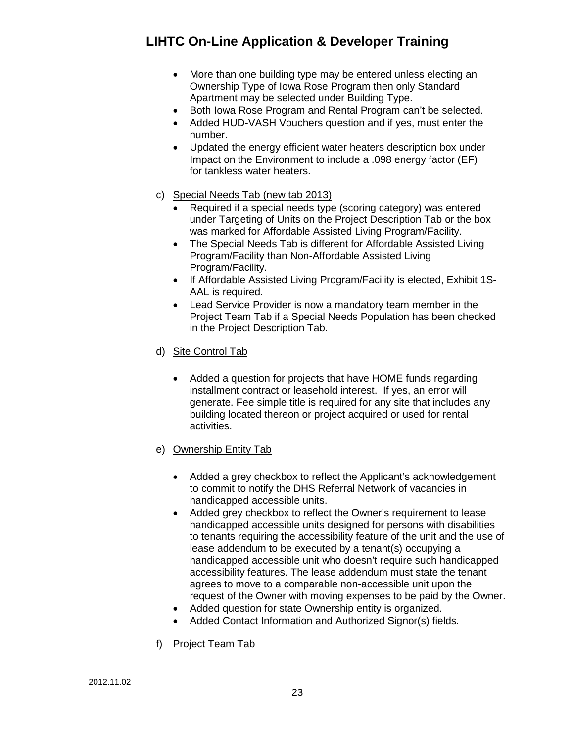- More than one building type may be entered unless electing an Ownership Type of Iowa Rose Program then only Standard Apartment may be selected under Building Type.
- Both Iowa Rose Program and Rental Program can't be selected.
- Added HUD-VASH Vouchers question and if yes, must enter the number.
- Updated the energy efficient water heaters description box under Impact on the Environment to include a .098 energy factor (EF) for tankless water heaters.

c) Special Needs Tab (new tab 2013)

- Required if a special needs type (scoring category) was entered under Targeting of Units on the Project Description Tab or the box was marked for Affordable Assisted Living Program/Facility.
- The Special Needs Tab is different for Affordable Assisted Living Program/Facility than Non-Affordable Assisted Living Program/Facility.
- If Affordable Assisted Living Program/Facility is elected, Exhibit 1S-AAL is required.
- Lead Service Provider is now a mandatory team member in the Project Team Tab if a Special Needs Population has been checked in the Project Description Tab.

d) Site Control Tab

- Added a question for projects that have HOME funds regarding installment contract or leasehold interest. If yes, an error will generate. Fee simple title is required for any site that includes any building located thereon or project acquired or used for rental activities.

e) Ownership Entity Tab

- Added a grey checkbox to reflect the Applicant's acknowledgement to commit to notify the DHS Referral Network of vacancies in handicapped accessible units.
- Added grey checkbox to reflect the Owner's requirement to lease handicapped accessible units designed for persons with disabilities to tenants requiring the accessibility feature of the unit and the use of lease addendum to be executed by a tenant(s) occupying a handicapped accessible unit who doesn't require such handicapped accessibility features. The lease addendum must state the tenant agrees to move to a comparable non-accessible unit upon the request of the Owner with moving expenses to be paid by the Owner.
- Added question for state Ownership entity is organized.
- Added Contact Information and Authorized Signor(s) fields.

f) Project Team Tab

2012.11.02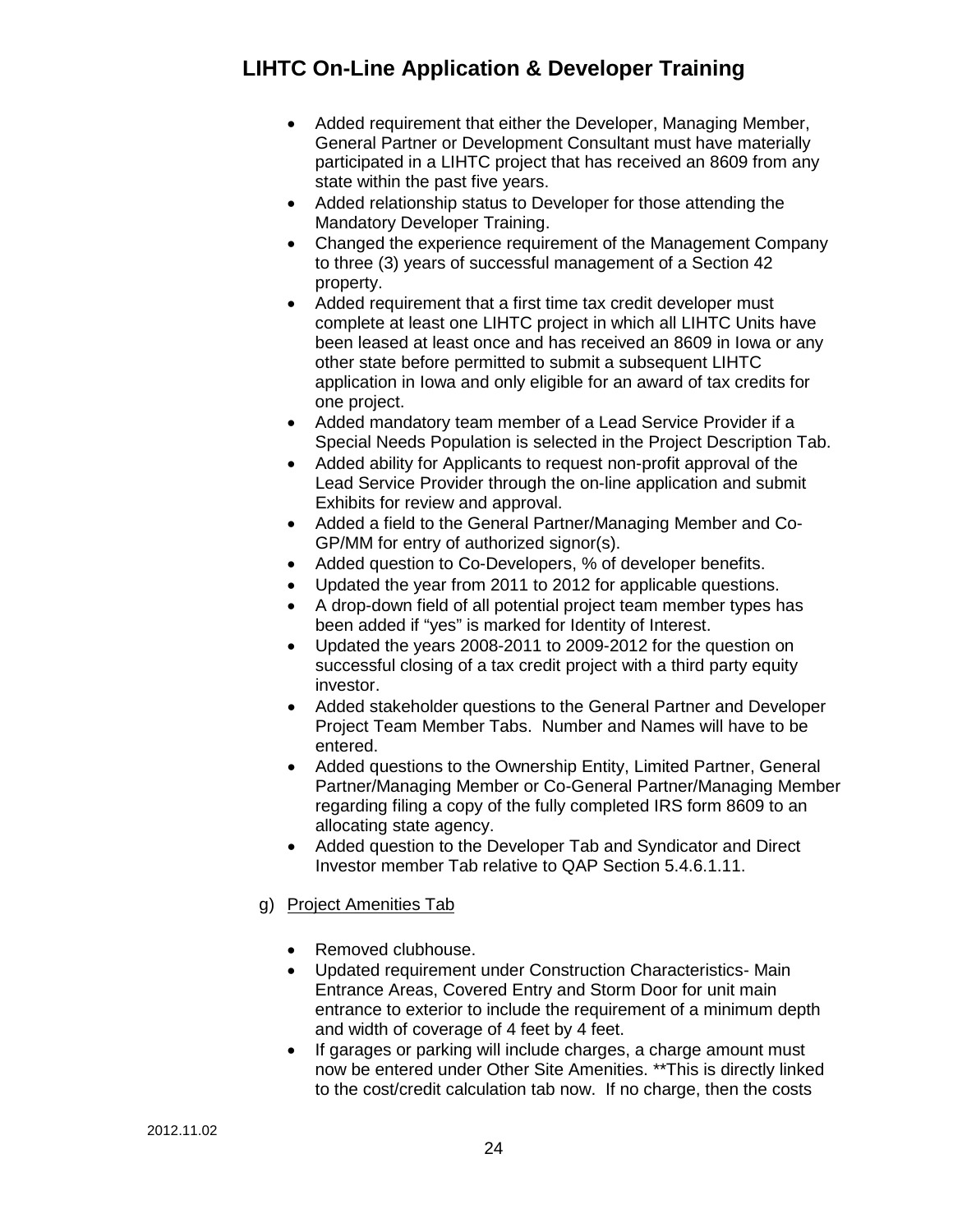- Added requirement that either the Developer, Managing Member, General Partner or Development Consultant must have materially participated in a LIHTC project that has received an 8609 from any state within the past five years.
- Added relationship status to Developer for those attending the Mandatory Developer Training.
- Changed the experience requirement of the Management Company to three (3) years of successful management of a Section 42 property.
- Added requirement that a first time tax credit developer must complete at least one LIHTC project in which all LIHTC Units have been leased at least once and has received an 8609 in Iowa or any other state before permitted to submit a subsequent LIHTC application in Iowa and only eligible for an award of tax credits for one project.
- Added mandatory team member of a Lead Service Provider if a Special Needs Population is selected in the Project Description Tab.
- Added ability for Applicants to request non-profit approval of the Lead Service Provider through the on-line application and submit Exhibits for review and approval.
- Added a field to the General Partner/Managing Member and Co-GP/MM for entry of authorized signor(s).
- Added question to Co-Developers, % of developer benefits.
- Updated the year from 2011 to 2012 for applicable questions.
- A drop-down field of all potential project team member types has been added if "yes" is marked for Identity of Interest.
- Updated the years 2008-2011 to 2009-2012 for the question on successful closing of a tax credit project with a third party equity investor.
- Added stakeholder questions to the General Partner and Developer Project Team Member Tabs. Number and Names will have to be entered.
- Added questions to the Ownership Entity, Limited Partner, General Partner/Managing Member or Co-General Partner/Managing Member regarding filing a copy of the fully completed IRS form 8609 to an allocating state agency.
- Added question to the Developer Tab and Syndicator and Direct Investor member Tab relative to QAP Section 5.4.6.1.11.

g) Project Amenities Tab

- Removed clubhouse.
- Updated requirement under Construction Characteristics- Main Entrance Areas, Covered Entry and Storm Door for unit main entrance to exterior to include the requirement of a minimum depth and width of coverage of 4 feet by 4 feet.
- If garages or parking will include charges, a charge amount must now be entered under Other Site Amenities. **This is directly linked to the cost/credit calculation tab now. If no charge, then the costs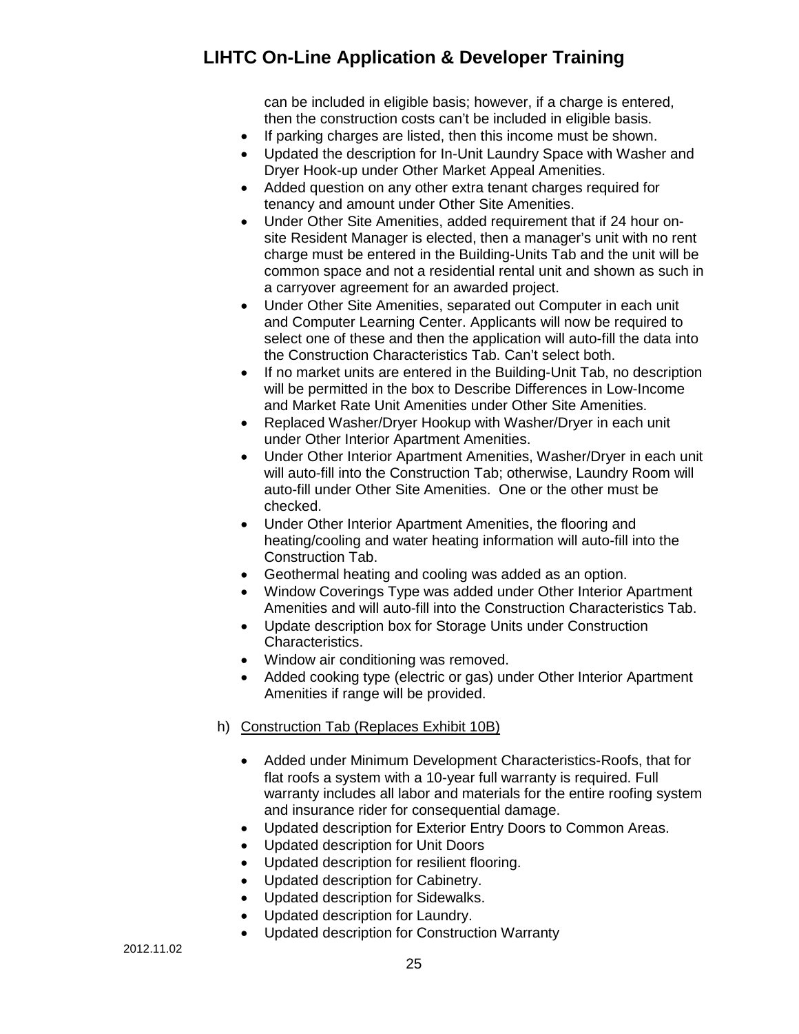can be included in eligible basis; however, if a charge is entered, then the construction costs can't be included in eligible basis.

- If parking charges are listed, then this income must be shown.
- Updated the description for In-Unit Laundry Space with Washer and Dryer Hook-up under Other Market Appeal Amenities.
- Added question on any other extra tenant charges required for tenancy and amount under Other Site Amenities.
- Under Other Site Amenities, added requirement that if 24 hour on-site Resident Manager is elected, then a manager's unit with no rent charge must be entered in the Building-Units Tab and the unit will be common space and not a residential rental unit and shown as such in a carryover agreement for an awarded project.
- Under Other Site Amenities, separated out Computer in each unit and Computer Learning Center. Applicants will now be required to select one of these and then the application will auto-fill the data into the Construction Characteristics Tab. Can't select both.
- If no market units are entered in the Building-Unit Tab, no description will be permitted in the box to Describe Differences in Low-Income and Market Rate Unit Amenities under Other Site Amenities.
- Replaced Washer/Dryer Hookup with Washer/Dryer in each unit under Other Interior Apartment Amenities.
- Under Other Interior Apartment Amenities, Washer/Dryer in each unit will auto-fill into the Construction Tab; otherwise, Laundry Room will auto-fill under Other Site Amenities. One or the other must be checked.
- Under Other Interior Apartment Amenities, the flooring and heating/cooling and water heating information will auto-fill into the Construction Tab.
- Geothermal heating and cooling was added as an option.
- Window Coverings Type was added under Other Interior Apartment Amenities and will auto-fill into the Construction Characteristics Tab.
- Update description box for Storage Units under Construction Characteristics.
- Window air conditioning was removed.
- Added cooking type (electric or gas) under Other Interior Apartment Amenities if range will be provided.

h) Construction Tab (Replaces Exhibit 10B)

- Added under Minimum Development Characteristics-Roofs, that for flat roofs a system with a 10-year full warranty is required. Full warranty includes all labor and materials for the entire roofing system and insurance rider for consequential damage.
- Updated description for Exterior Entry Doors to Common Areas.
- Updated description for Unit Doors
- Updated description for resilient flooring.
- Updated description for Cabinetry.
- Updated description for Sidewalks.
- Updated description for Laundry.
- Updated description for Construction Warranty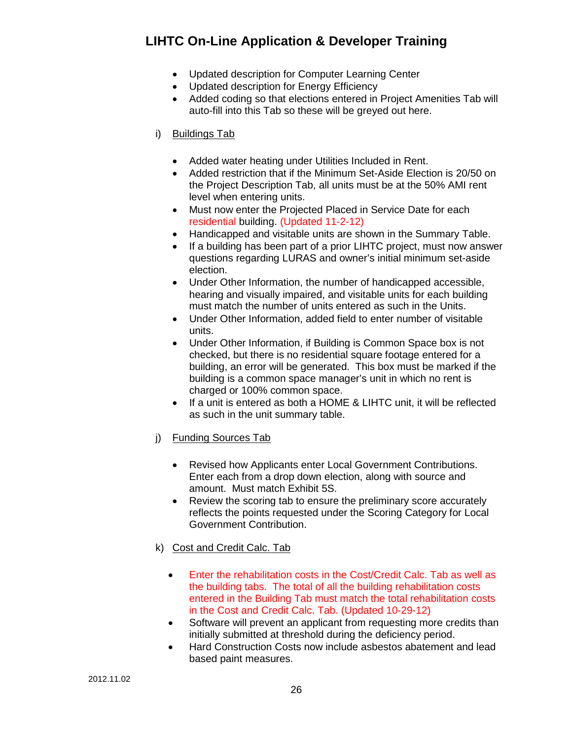- Updated description for Computer Learning Center
- Updated description for Energy Efficiency
- Added coding so that elections entered in Project Amenities Tab will auto-fill into this Tab so these will be greyed out here.

i) Buildings Tab

- Added water heating under Utilities Included in Rent.
- Added restriction that if the Minimum Set-Aside Election is 20/50 on the Project Description Tab, all units must be at the 50% AMI rent level when entering units.
- Must now enter the Projected Placed in Service Date for each residential building. (Updated 11-2-12)
- Handicapped and visitable units are shown in the Summary Table.
- If a building has been part of a prior LIHTC project, must now answer questions regarding LURAS and owner's initial minimum set-aside election.
- Under Other Information, the number of handicapped accessible, hearing and visually impaired, and visitable units for each building must match the number of units entered as such in the Units.
- Under Other Information, added field to enter number of visitable units.
- Under Other Information, if Building is Common Space box is not checked, but there is no residential square footage entered for a building, an error will be generated. This box must be marked if the building is a common space manager's unit in which no rent is charged or 100% common space.
- If a unit is entered as both a HOME & LIHTC unit, it will be reflected as such in the unit summary table.

j) Funding Sources Tab

- Revised how Applicants enter Local Government Contributions. Enter each from a drop down election, along with source and amount. Must match Exhibit 5S.
- Review the scoring tab to ensure the preliminary score accurately reflects the points requested under the Scoring Category for Local Government Contribution.

k) Cost and Credit Calc. Tab

- Enter the rehabilitation costs in the Cost/Credit Calc. Tab as well as the building tabs. The total of all the building rehabilitation costs entered in the Building Tab must match the total rehabilitation costs in the Cost and Credit Calc. Tab. (Updated 10-29-12)
- Software will prevent an applicant from requesting more credits than initially submitted at threshold during the deficiency period.
- Hard Construction Costs now include asbestos abatement and lead based paint measures.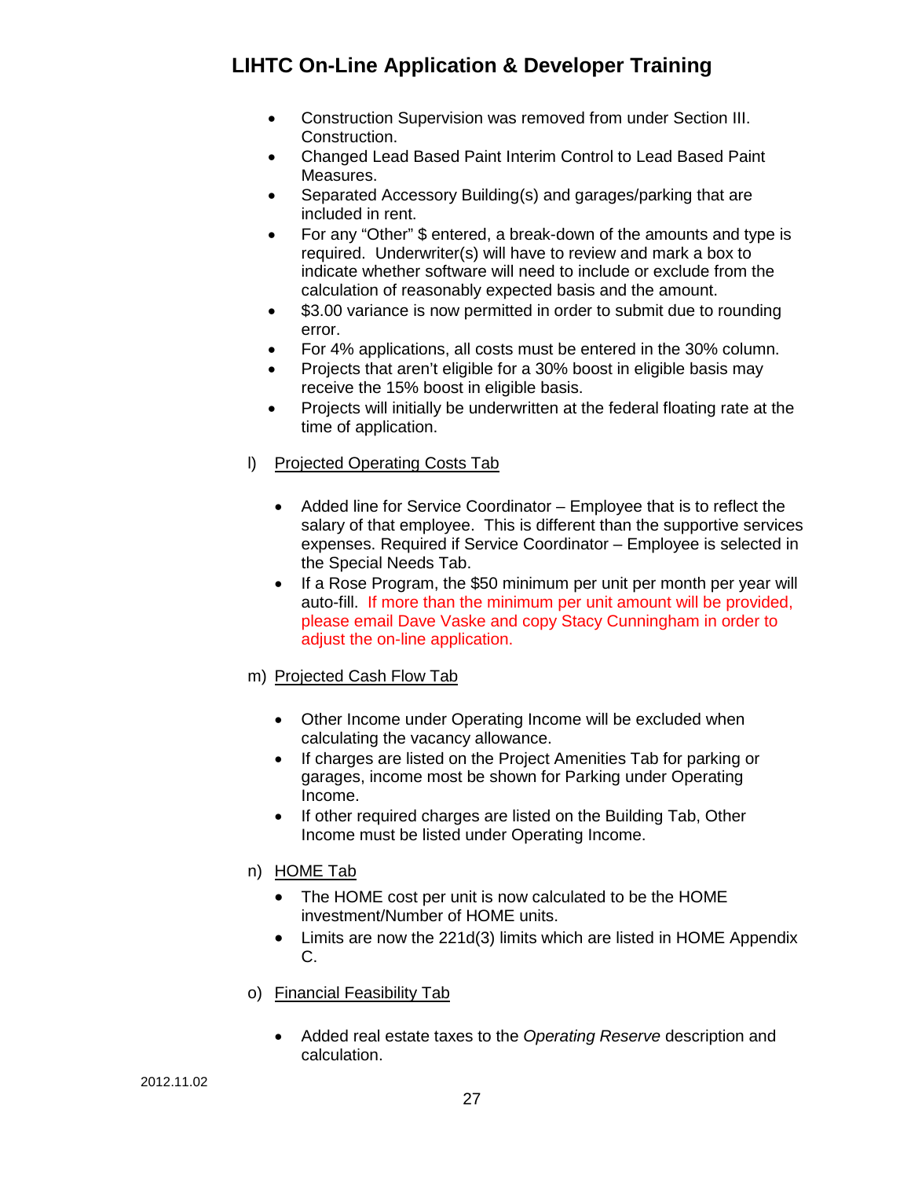- Construction Supervision was removed from under Section III. Construction.
- Changed Lead Based Paint Interim Control to Lead Based Paint Measures.
- Separated Accessory Building(s) and garages/parking that are included in rent.
- For any "Other" $ entered, a break-down of the amounts and type is required. Underwriter(s) will have to review and mark a box to indicate whether software will need to include or exclude from the calculation of reasonably expected basis and the amount.
- $3.00 variance is now permitted in order to submit due to rounding error.
- For 4% applications, all costs must be entered in the 30% column.
- Projects that aren't eligible for a 30% boost in eligible basis may receive the 15% boost in eligible basis.
- Projects will initially be underwritten at the federal floating rate at the time of application.

l) Projected Operating Costs Tab

- Added line for Service Coordinator – Employee that is to reflect the salary of that employee. This is different than the supportive services expenses. Required if Service Coordinator – Employee is selected in the Special Needs Tab.
- If a Rose Program, the $50 minimum per unit per month per year will auto-fill. If more than the minimum per unit amount will be provided, please email Dave Vaske and copy Stacy Cunningham in order to adjust the on-line application.

m) Projected Cash Flow Tab

- Other Income under Operating Income will be excluded when calculating the vacancy allowance.
- If charges are listed on the Project Amenities Tab for parking or garages, income most be shown for Parking under Operating Income.
- If other required charges are listed on the Building Tab, Other Income must be listed under Operating Income.

n) HOME Tab

- The HOME cost per unit is now calculated to be the HOME investment/Number of HOME units.
- Limits are now the 221d(3) limits which are listed in HOME Appendix C.

o) Financial Feasibility Tab

- Added real estate taxes to the *Operating Reserve* description and calculation.

2012.11.02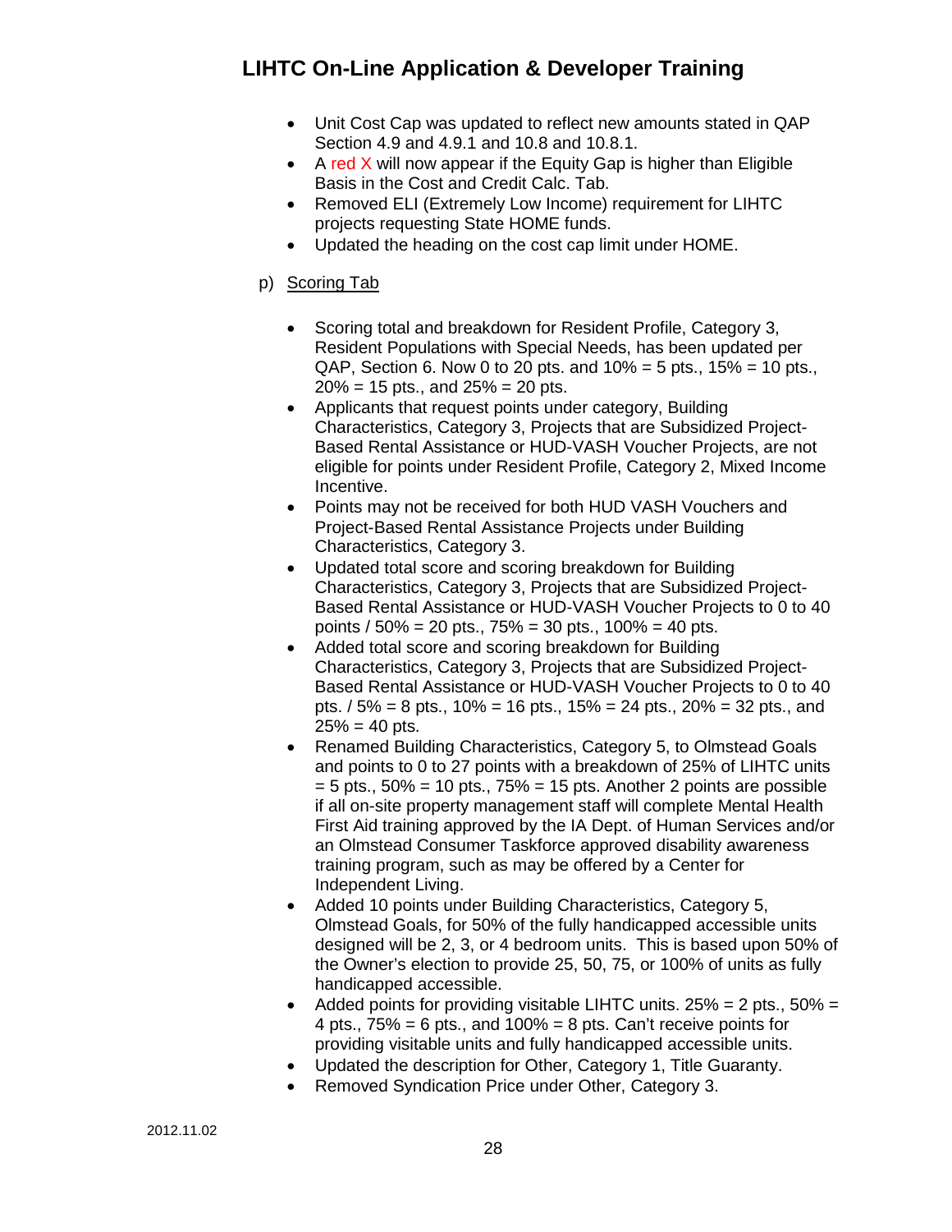- Unit Cost Cap was updated to reflect new amounts stated in QAP Section 4.9 and 4.9.1 and 10.8 and 10.8.1.
- A red X will now appear if the Equity Gap is higher than Eligible Basis in the Cost and Credit Calc. Tab.
- Removed ELI (Extremely Low Income) requirement for LIHTC projects requesting State HOME funds.
- Updated the heading on the cost cap limit under HOME.

p) <u>Scoring Tab</u>

- Scoring total and breakdown for Resident Profile, Category 3, Resident Populations with Special Needs, has been updated per QAP, Section 6. Now 0 to 20 pts. and 10% = 5 pts., 15% = 10 pts., 20% = 15 pts., and 25% = 20 pts.
- Applicants that request points under category, Building Characteristics, Category 3, Projects that are Subsidized Project-Based Rental Assistance or HUD-VASH Voucher Projects, are not eligible for points under Resident Profile, Category 2, Mixed Income Incentive.
- Points may not be received for both HUD VASH Vouchers and Project-Based Rental Assistance Projects under Building Characteristics, Category 3.
- Updated total score and scoring breakdown for Building Characteristics, Category 3, Projects that are Subsidized Project-Based Rental Assistance or HUD-VASH Voucher Projects to 0 to 40 points / 50% = 20 pts., 75% = 30 pts., 100% = 40 pts.
- Added total score and scoring breakdown for Building Characteristics, Category 3, Projects that are Subsidized Project-Based Rental Assistance or HUD-VASH Voucher Projects to 0 to 40 pts. / 5% = 8 pts., 10% = 16 pts., 15% = 24 pts., 20% = 32 pts., and 25% = 40 pts.
- Renamed Building Characteristics, Category 5, to Olmstead Goals and points to 0 to 27 points with a breakdown of 25% of LIHTC units = 5 pts., 50% = 10 pts., 75% = 15 pts. Another 2 points are possible if all on-site property management staff will complete Mental Health First Aid training approved by the IA Dept. of Human Services and/or an Olmstead Consumer Taskforce approved disability awareness training program, such as may be offered by a Center for Independent Living.
- Added 10 points under Building Characteristics, Category 5, Olmstead Goals, for 50% of the fully handicapped accessible units designed will be 2, 3, or 4 bedroom units. This is based upon 50% of the Owner's election to provide 25, 50, 75, or 100% of units as fully handicapped accessible.
- Added points for providing visitable LIHTC units. 25% = 2 pts., 50% = 4 pts., 75% = 6 pts., and 100% = 8 pts. Can't receive points for providing visitable units and fully handicapped accessible units.
- Updated the description for Other, Category 1, Title Guaranty.
- Removed Syndication Price under Other, Category 3.

2012.11.02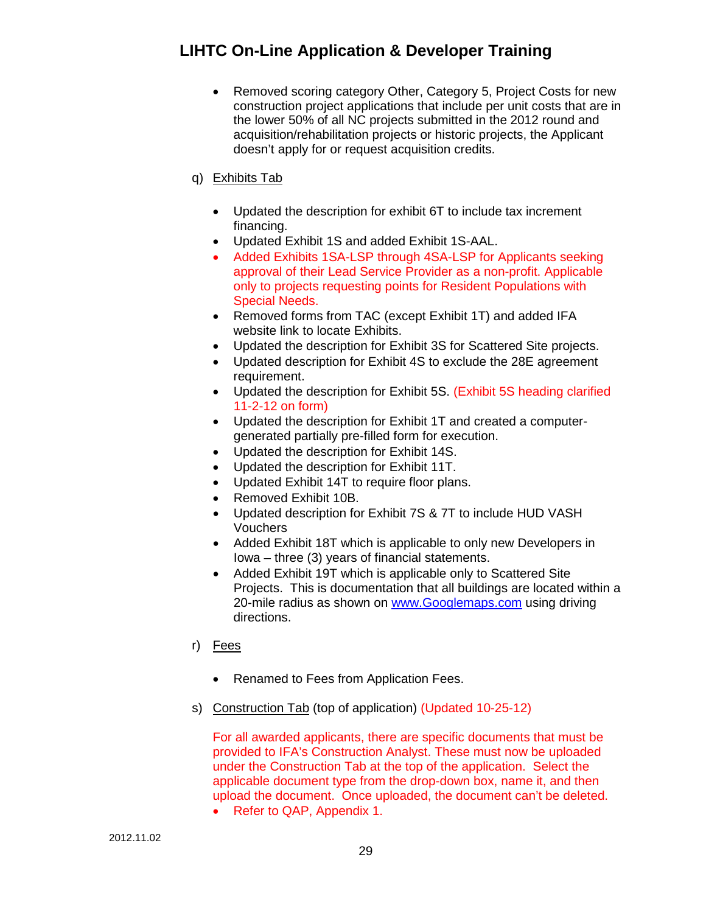- Removed scoring category Other, Category 5, Project Costs for new construction project applications that include per unit costs that are in the lower 50% of all NC projects submitted in the 2012 round and acquisition/rehabilitation projects or historic projects, the Applicant doesn't apply for or request acquisition credits.

q) Exhibits Tab

- Updated the description for exhibit 6T to include tax increment financing.
- Updated Exhibit 1S and added Exhibit 1S-AAL.
- Added Exhibits 1SA-LSP through 4SA-LSP for Applicants seeking approval of their Lead Service Provider as a non-profit. Applicable only to projects requesting points for Resident Populations with Special Needs.
- Removed forms from TAC (except Exhibit 1T) and added IFA website link to locate Exhibits.
- Updated the description for Exhibit 3S for Scattered Site projects.
- Updated description for Exhibit 4S to exclude the 28E agreement requirement.
- Updated the description for Exhibit 5S. (Exhibit 5S heading clarified 11-2-12 on form)
- Updated the description for Exhibit 1T and created a computer-generated partially pre-filled form for execution.
- Updated the description for Exhibit 14S.
- Updated the description for Exhibit 11T.
- Updated Exhibit 14T to require floor plans.
- Removed Exhibit 10B.
- Updated description for Exhibit 7S & 7T to include HUD VASH Vouchers
- Added Exhibit 18T which is applicable to only new Developers in Iowa – three (3) years of financial statements.
- Added Exhibit 19T which is applicable only to Scattered Site Projects. This is documentation that all buildings are located within a 20-mile radius as shown on www.Googlemaps.com using driving directions.

r) Fees

- Renamed to Fees from Application Fees.

s) Construction Tab (top of application) (Updated 10-25-12)

For all awarded applicants, there are specific documents that must be provided to IFA's Construction Analyst. These must now be uploaded under the Construction Tab at the top of the application. Select the applicable document type from the drop-down box, name it, and then upload the document. Once uploaded, the document can't be deleted.

- Refer to QAP, Appendix 1.

2012.11.02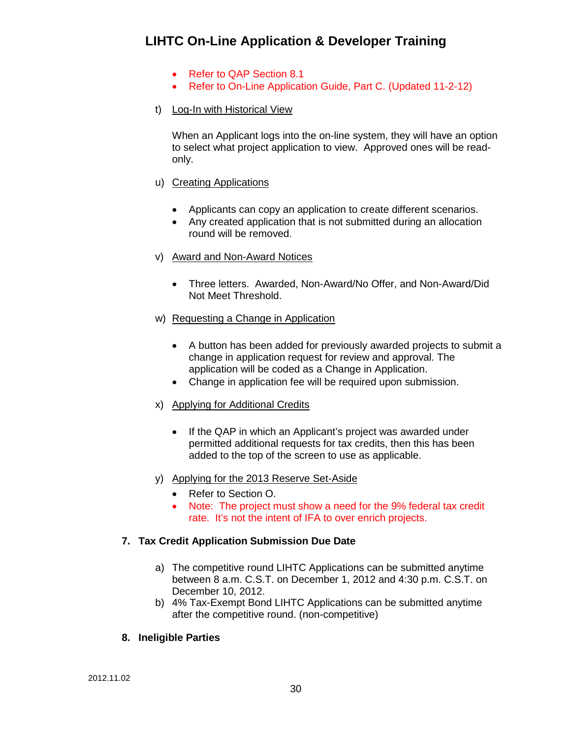- Refer to QAP Section 8.1
- Refer to On-Line Application Guide, Part C. (Updated 11-2-12)

t) Log-In with Historical View

When an Applicant logs into the on-line system, they will have an option to select what project application to view. Approved ones will be read-only.

u) Creating Applications

- Applicants can copy an application to create different scenarios.
- Any created application that is not submitted during an allocation round will be removed.

v) Award and Non-Award Notices

- Three letters. Awarded, Non-Award/No Offer, and Non-Award/Did Not Meet Threshold.

w) Requesting a Change in Application

- A button has been added for previously awarded projects to submit a change in application request for review and approval. The application will be coded as a Change in Application.
- Change in application fee will be required upon submission.

x) Applying for Additional Credits

- If the QAP in which an Applicant's project was awarded under permitted additional requests for tax credits, then this has been added to the top of the screen to use as applicable.

y) Applying for the 2013 Reserve Set-Aside

- Refer to Section O.
- Note: The project must show a need for the 9% federal tax credit rate. It's not the intent of IFA to over enrich projects.

**7. Tax Credit Application Submission Due Date**

a) The competitive round LIHTC Applications can be submitted anytime between 8 a.m. C.S.T. on December 1, 2012 and 4:30 p.m. C.S.T. on December 10, 2012.
b) 4% Tax-Exempt Bond LIHTC Applications can be submitted anytime after the competitive round. (non-competitive)

**8. Ineligible Parties**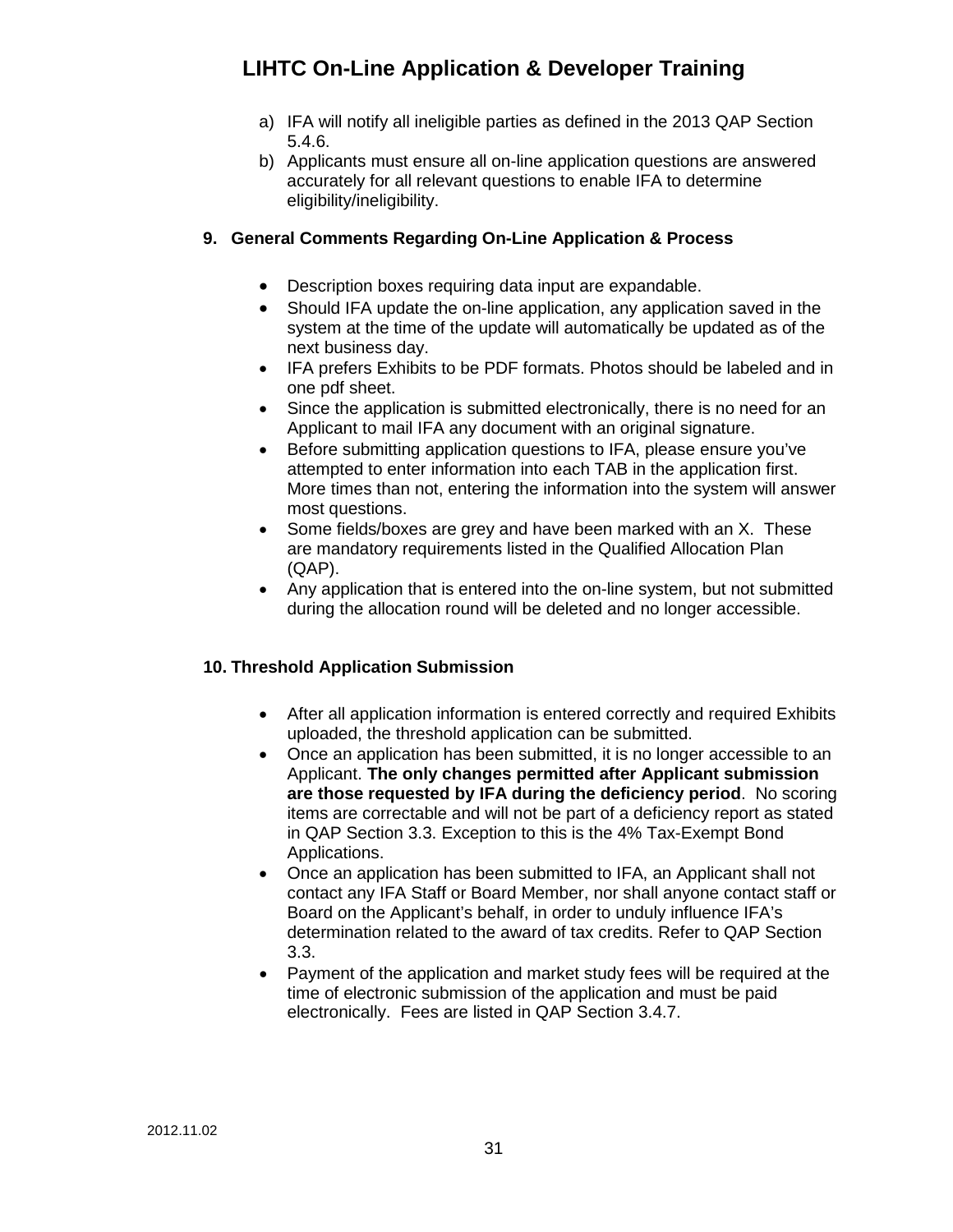a) IFA will notify all ineligible parties as defined in the 2013 QAP Section 5.4.6.
b) Applicants must ensure all on-line application questions are answered accurately for all relevant questions to enable IFA to determine eligibility/ineligibility.

### 9. General Comments Regarding On-Line Application & Process

- Description boxes requiring data input are expandable.
- Should IFA update the on-line application, any application saved in the system at the time of the update will automatically be updated as of the next business day.
- IFA prefers Exhibits to be PDF formats. Photos should be labeled and in one pdf sheet.
- Since the application is submitted electronically, there is no need for an Applicant to mail IFA any document with an original signature.
- Before submitting application questions to IFA, please ensure you've attempted to enter information into each TAB in the application first. More times than not, entering the information into the system will answer most questions.
- Some fields/boxes are grey and have been marked with an X. These are mandatory requirements listed in the Qualified Allocation Plan (QAP).
- Any application that is entered into the on-line system, but not submitted during the allocation round will be deleted and no longer accessible.

### 10. Threshold Application Submission

- After all application information is entered correctly and required Exhibits uploaded, the threshold application can be submitted.
- Once an application has been submitted, it is no longer accessible to an Applicant. **The only changes permitted after Applicant submission are those requested by IFA during the deficiency period**. No scoring items are correctable and will not be part of a deficiency report as stated in QAP Section 3.3. Exception to this is the 4% Tax-Exempt Bond Applications.
- Once an application has been submitted to IFA, an Applicant shall not contact any IFA Staff or Board Member, nor shall anyone contact staff or Board on the Applicant's behalf, in order to unduly influence IFA's determination related to the award of tax credits. Refer to QAP Section 3.3.
- Payment of the application and market study fees will be required at the time of electronic submission of the application and must be paid electronically. Fees are listed in QAP Section 3.4.7.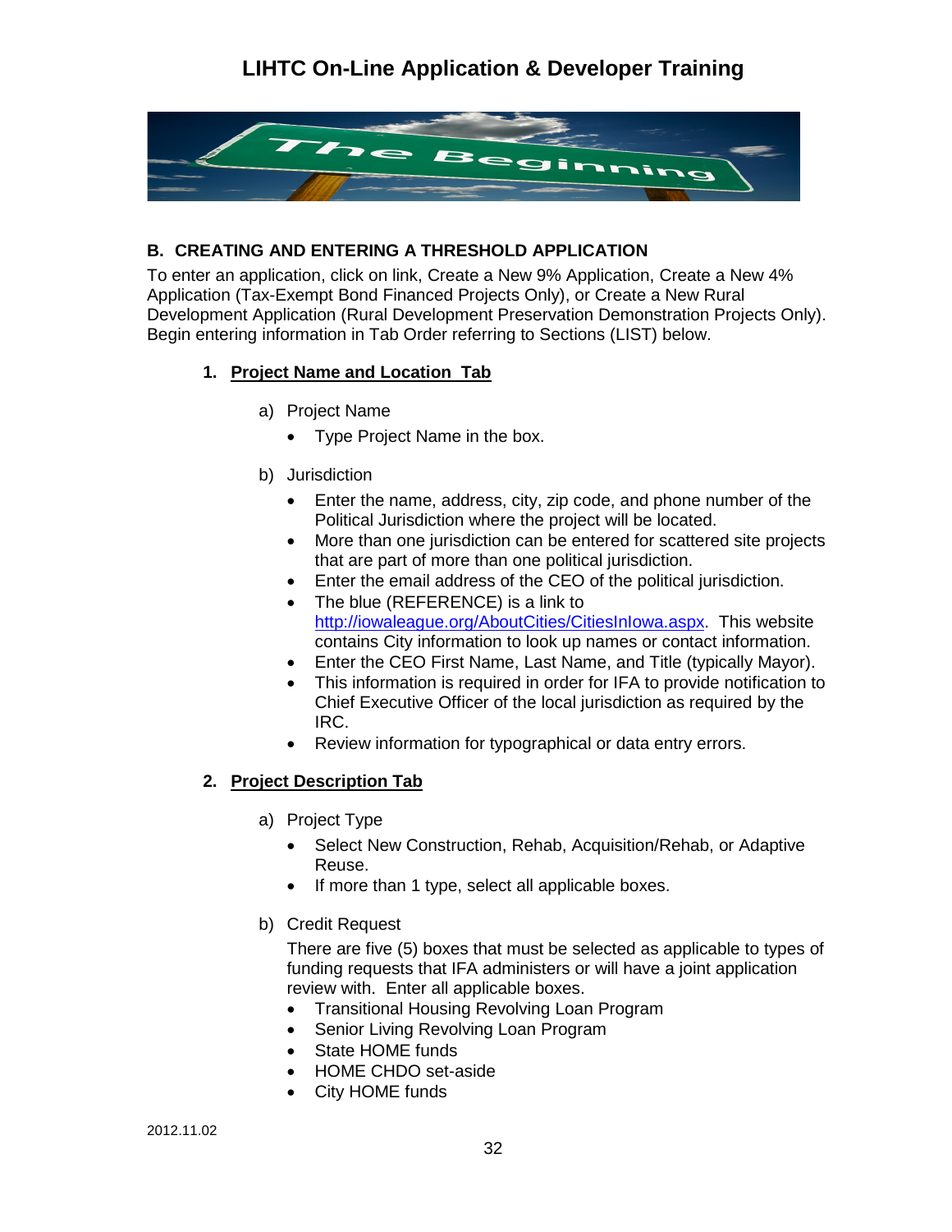## B. CREATING AND ENTERING A THRESHOLD APPLICATION

To enter an application, click on link, Create a New 9% Application, Create a New 4% Application (Tax-Exempt Bond Financed Projects Only), or Create a New Rural Development Application (Rural Development Preservation Demonstration Projects Only). Begin entering information in Tab Order referring to Sections (LIST) below.

### 1. Project Name and Location Tab

a) Project Name

- Type Project Name in the box.

b) Jurisdiction

- Enter the name, address, city, zip code, and phone number of the Political Jurisdiction where the project will be located.
- More than one jurisdiction can be entered for scattered site projects that are part of more than one political jurisdiction.
- Enter the email address of the CEO of the political jurisdiction.
- The blue (REFERENCE) is a link to http://iowaleague.org/AboutCities/CitiesInIowa.aspx. This website contains City information to look up names or contact information.
- Enter the CEO First Name, Last Name, and Title (typically Mayor).
- This information is required in order for IFA to provide notification to Chief Executive Officer of the local jurisdiction as required by the IRC.
- Review information for typographical or data entry errors.

### 2. Project Description Tab

a) Project Type

- Select New Construction, Rehab, Acquisition/Rehab, or Adaptive Reuse.
- If more than 1 type, select all applicable boxes.

b) Credit Request

There are five (5) boxes that must be selected as applicable to types of funding requests that IFA administers or will have a joint application review with. Enter all applicable boxes.

- Transitional Housing Revolving Loan Program
- Senior Living Revolving Loan Program
- State HOME funds
- HOME CHDO set-aside
- City HOME funds

2012.11.02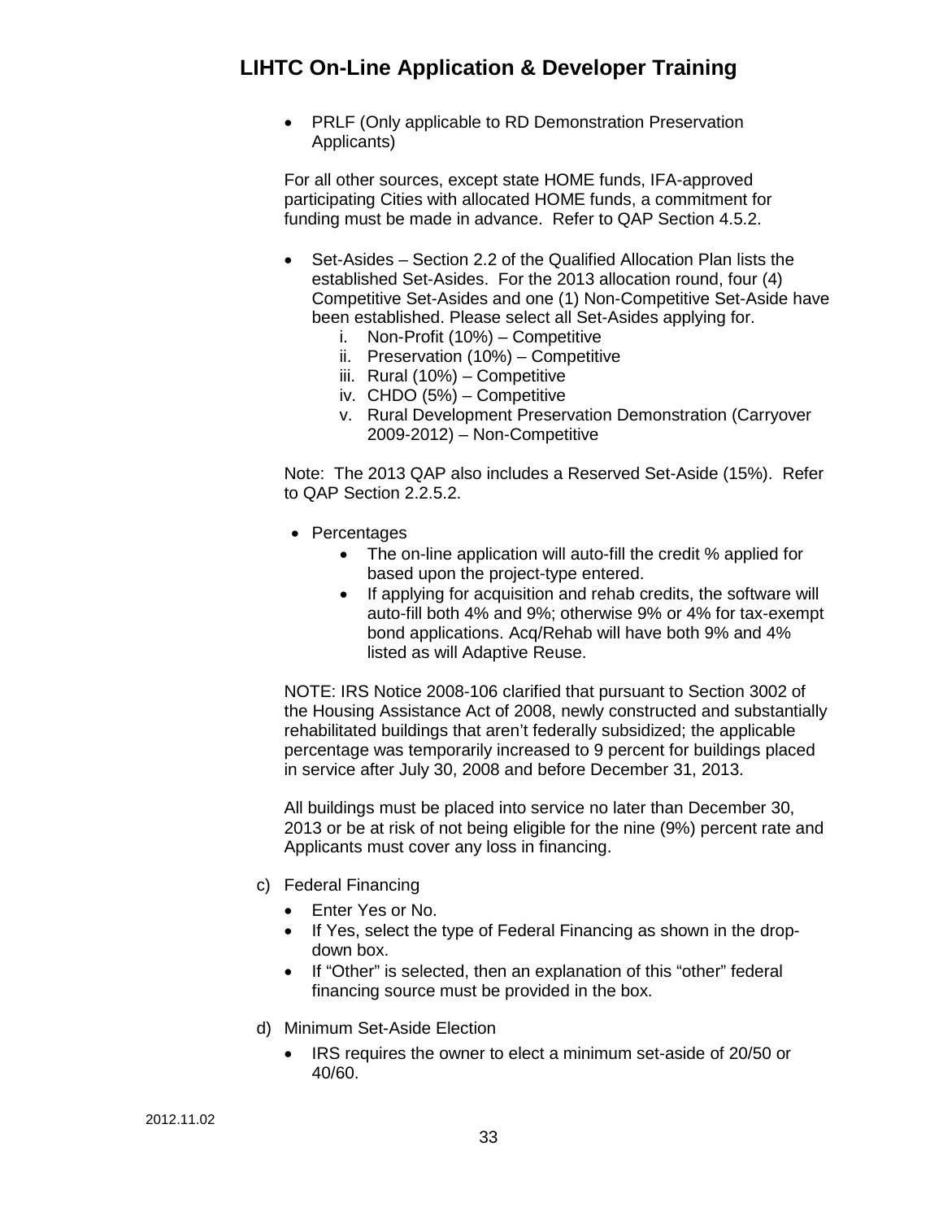- PRLF (Only applicable to RD Demonstration Preservation Applicants)

  For all other sources, except state HOME funds, IFA-approved participating Cities with allocated HOME funds, a commitment for funding must be made in advance. Refer to QAP Section 4.5.2.

- Set-Asides – Section 2.2 of the Qualified Allocation Plan lists the established Set-Asides. For the 2013 allocation round, four (4) Competitive Set-Asides and one (1) Non-Competitive Set-Aside have been established. Please select all Set-Asides applying for.
  - i. Non-Profit (10%) – Competitive
  - ii. Preservation (10%) – Competitive
  - iii. Rural (10%) – Competitive
  - iv. CHDO (5%) – Competitive
  - v. Rural Development Preservation Demonstration (Carryover 2009-2012) – Non-Competitive

  Note: The 2013 QAP also includes a Reserved Set-Aside (15%). Refer to QAP Section 2.2.5.2.

- Percentages
  - The on-line application will auto-fill the credit % applied for based upon the project-type entered.
  - If applying for acquisition and rehab credits, the software will auto-fill both 4% and 9%; otherwise 9% or 4% for tax-exempt bond applications. Acq/Rehab will have both 9% and 4% listed as will Adaptive Reuse.

  NOTE: IRS Notice 2008-106 clarified that pursuant to Section 3002 of the Housing Assistance Act of 2008, newly constructed and substantially rehabilitated buildings that aren't federally subsidized; the applicable percentage was temporarily increased to 9 percent for buildings placed in service after July 30, 2008 and before December 31, 2013.

  All buildings must be placed into service no later than December 30, 2013 or be at risk of not being eligible for the nine (9%) percent rate and Applicants must cover any loss in financing.

c) Federal Financing
   - Enter Yes or No.
   - If Yes, select the type of Federal Financing as shown in the drop-down box.
   - If "Other" is selected, then an explanation of this "other" federal financing source must be provided in the box.

d) Minimum Set-Aside Election
   - IRS requires the owner to elect a minimum set-aside of 20/50 or 40/60.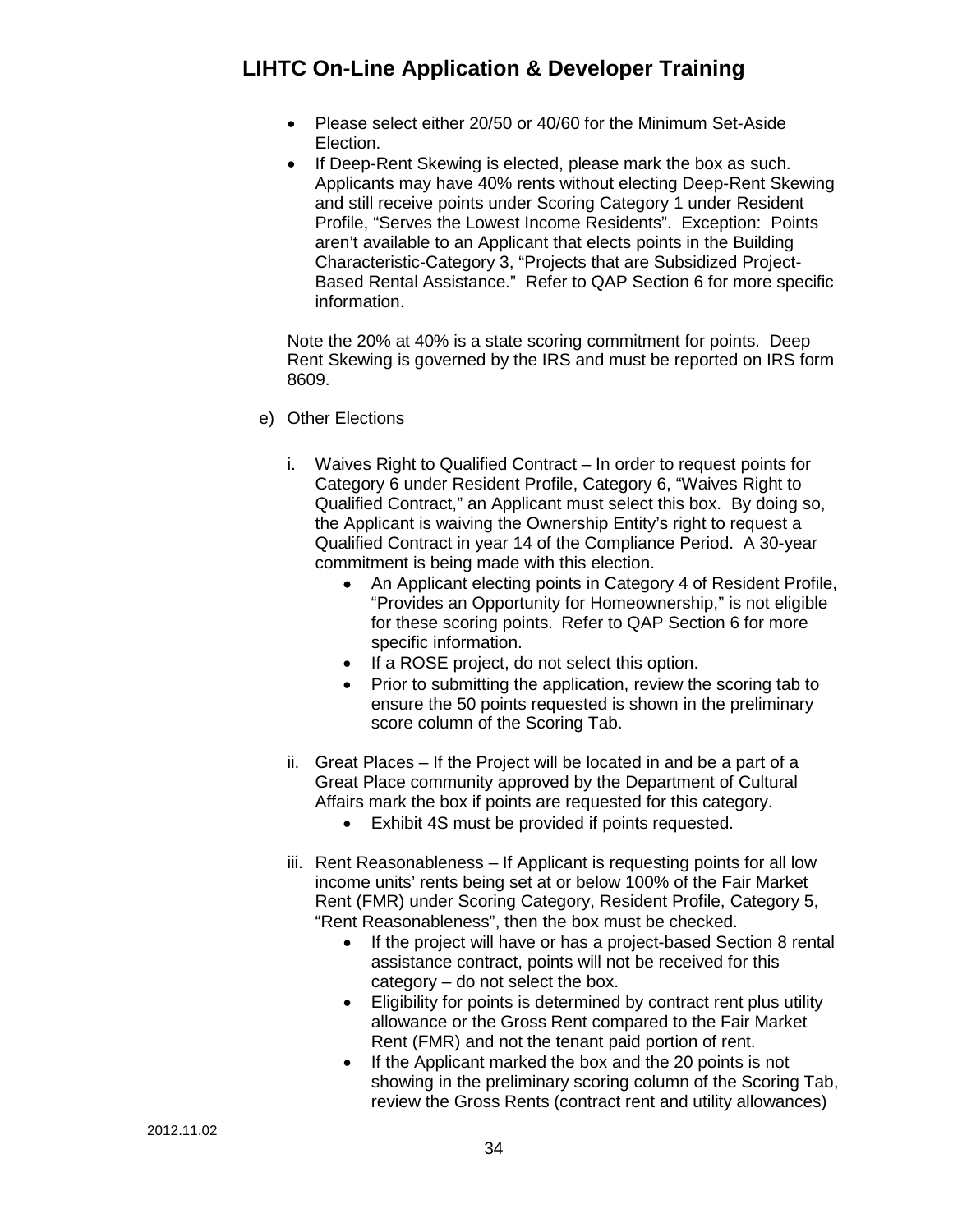- Please select either 20/50 or 40/60 for the Minimum Set-Aside Election.
- If Deep-Rent Skewing is elected, please mark the box as such. Applicants may have 40% rents without electing Deep-Rent Skewing and still receive points under Scoring Category 1 under Resident Profile, "Serves the Lowest Income Residents". Exception: Points aren't available to an Applicant that elects points in the Building Characteristic-Category 3, "Projects that are Subsidized Project-Based Rental Assistance." Refer to QAP Section 6 for more specific information.

Note the 20% at 40% is a state scoring commitment for points. Deep Rent Skewing is governed by the IRS and must be reported on IRS form 8609.

e) Other Elections

i. Waives Right to Qualified Contract – In order to request points for Category 6 under Resident Profile, Category 6, "Waives Right to Qualified Contract," an Applicant must select this box. By doing so, the Applicant is waiving the Ownership Entity's right to request a Qualified Contract in year 14 of the Compliance Period. A 30-year commitment is being made with this election.
   - An Applicant electing points in Category 4 of Resident Profile, "Provides an Opportunity for Homeownership," is not eligible for these scoring points. Refer to QAP Section 6 for more specific information.
   - If a ROSE project, do not select this option.
   - Prior to submitting the application, review the scoring tab to ensure the 50 points requested is shown in the preliminary score column of the Scoring Tab.

ii. Great Places – If the Project will be located in and be a part of a Great Place community approved by the Department of Cultural Affairs mark the box if points are requested for this category.
   - Exhibit 4S must be provided if points requested.

iii. Rent Reasonableness – If Applicant is requesting points for all low income units' rents being set at or below 100% of the Fair Market Rent (FMR) under Scoring Category, Resident Profile, Category 5, "Rent Reasonableness", then the box must be checked.
   - If the project will have or has a project-based Section 8 rental assistance contract, points will not be received for this category – do not select the box.
   - Eligibility for points is determined by contract rent plus utility allowance or the Gross Rent compared to the Fair Market Rent (FMR) and not the tenant paid portion of rent.
   - If the Applicant marked the box and the 20 points is not showing in the preliminary scoring column of the Scoring Tab, review the Gross Rents (contract rent and utility allowances)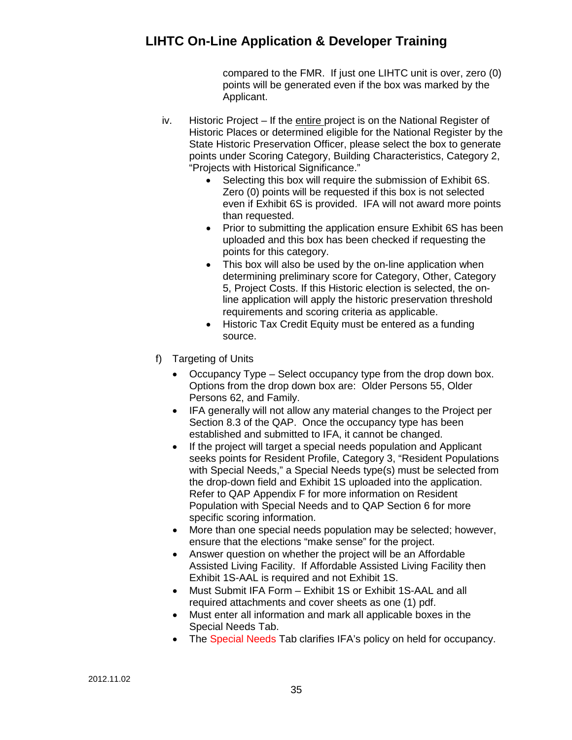compared to the FMR. If just one LIHTC unit is over, zero (0) points will be generated even if the box was marked by the Applicant.

iv. Historic Project – If the entire project is on the National Register of Historic Places or determined eligible for the National Register by the State Historic Preservation Officer, please select the box to generate points under Scoring Category, Building Characteristics, Category 2, "Projects with Historical Significance."

- Selecting this box will require the submission of Exhibit 6S. Zero (0) points will be requested if this box is not selected even if Exhibit 6S is provided. IFA will not award more points than requested.
- Prior to submitting the application ensure Exhibit 6S has been uploaded and this box has been checked if requesting the points for this category.
- This box will also be used by the on-line application when determining preliminary score for Category, Other, Category 5, Project Costs. If this Historic election is selected, the on-line application will apply the historic preservation threshold requirements and scoring criteria as applicable.
- Historic Tax Credit Equity must be entered as a funding source.

f) Targeting of Units

- Occupancy Type – Select occupancy type from the drop down box. Options from the drop down box are: Older Persons 55, Older Persons 62, and Family.
- IFA generally will not allow any material changes to the Project per Section 8.3 of the QAP. Once the occupancy type has been established and submitted to IFA, it cannot be changed.
- If the project will target a special needs population and Applicant seeks points for Resident Profile, Category 3, "Resident Populations with Special Needs," a Special Needs type(s) must be selected from the drop-down field and Exhibit 1S uploaded into the application. Refer to QAP Appendix F for more information on Resident Population with Special Needs and to QAP Section 6 for more specific scoring information.
- More than one special needs population may be selected; however, ensure that the elections "make sense" for the project.
- Answer question on whether the project will be an Affordable Assisted Living Facility. If Affordable Assisted Living Facility then Exhibit 1S-AAL is required and not Exhibit 1S.
- Must Submit IFA Form – Exhibit 1S or Exhibit 1S-AAL and all required attachments and cover sheets as one (1) pdf.
- Must enter all information and mark all applicable boxes in the Special Needs Tab.
- The Special Needs Tab clarifies IFA's policy on held for occupancy.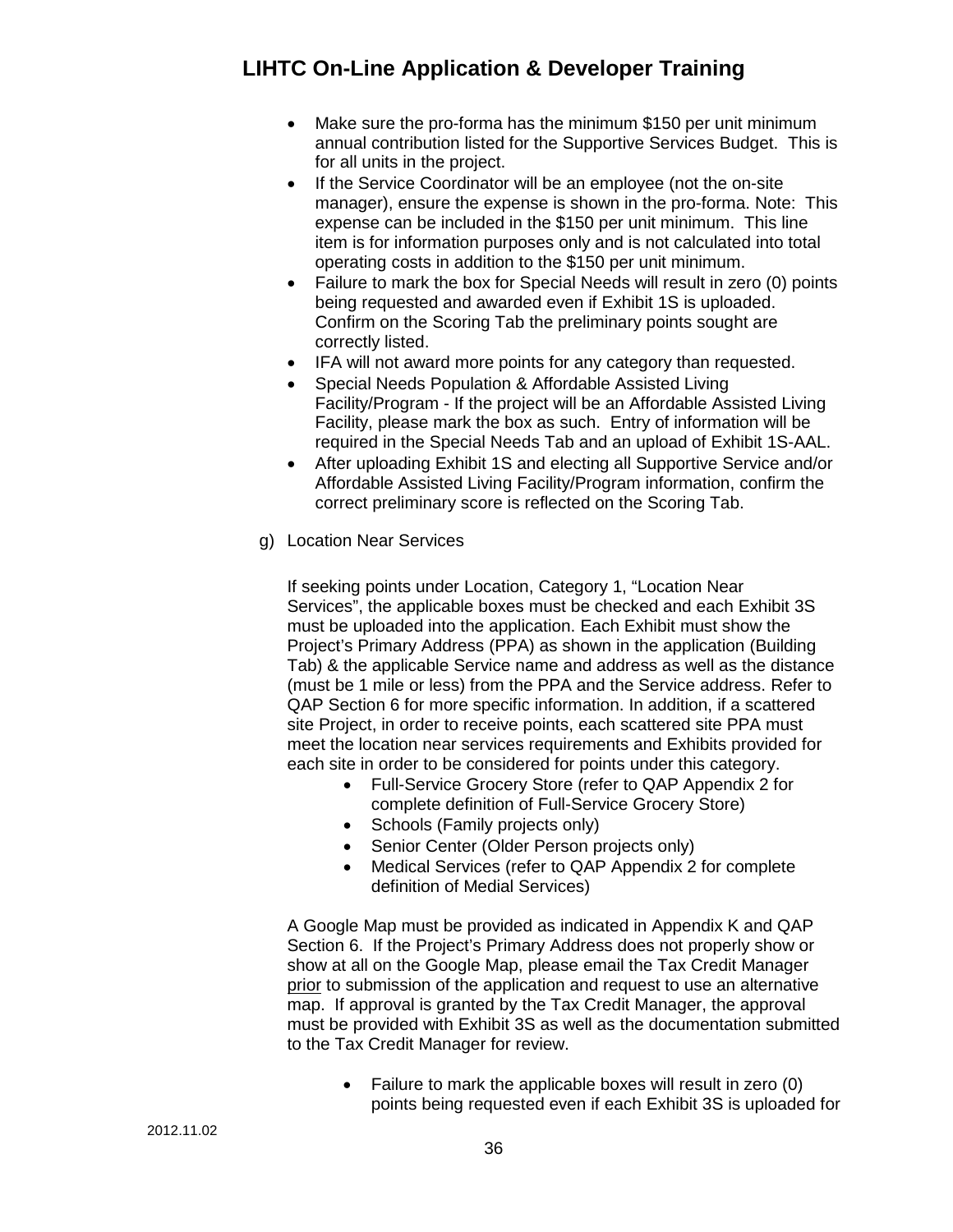- Make sure the pro-forma has the minimum $150 per unit minimum annual contribution listed for the Supportive Services Budget. This is for all units in the project.
- If the Service Coordinator will be an employee (not the on-site manager), ensure the expense is shown in the pro-forma. Note: This expense can be included in the $150 per unit minimum. This line item is for information purposes only and is not calculated into total operating costs in addition to the $150 per unit minimum.
- Failure to mark the box for Special Needs will result in zero (0) points being requested and awarded even if Exhibit 1S is uploaded. Confirm on the Scoring Tab the preliminary points sought are correctly listed.
- IFA will not award more points for any category than requested.
- Special Needs Population & Affordable Assisted Living Facility/Program - If the project will be an Affordable Assisted Living Facility, please mark the box as such. Entry of information will be required in the Special Needs Tab and an upload of Exhibit 1S-AAL.
- After uploading Exhibit 1S and electing all Supportive Service and/or Affordable Assisted Living Facility/Program information, confirm the correct preliminary score is reflected on the Scoring Tab.

g) Location Near Services

If seeking points under Location, Category 1, "Location Near Services", the applicable boxes must be checked and each Exhibit 3S must be uploaded into the application. Each Exhibit must show the Project's Primary Address (PPA) as shown in the application (Building Tab) & the applicable Service name and address as well as the distance (must be 1 mile or less) from the PPA and the Service address. Refer to QAP Section 6 for more specific information. In addition, if a scattered site Project, in order to receive points, each scattered site PPA must meet the location near services requirements and Exhibits provided for each site in order to be considered for points under this category.

- Full-Service Grocery Store (refer to QAP Appendix 2 for complete definition of Full-Service Grocery Store)
- Schools (Family projects only)
- Senior Center (Older Person projects only)
- Medical Services (refer to QAP Appendix 2 for complete definition of Medial Services)

A Google Map must be provided as indicated in Appendix K and QAP Section 6. If the Project's Primary Address does not properly show or show at all on the Google Map, please email the Tax Credit Manager prior to submission of the application and request to use an alternative map. If approval is granted by the Tax Credit Manager, the approval must be provided with Exhibit 3S as well as the documentation submitted to the Tax Credit Manager for review.

- Failure to mark the applicable boxes will result in zero (0) points being requested even if each Exhibit 3S is uploaded for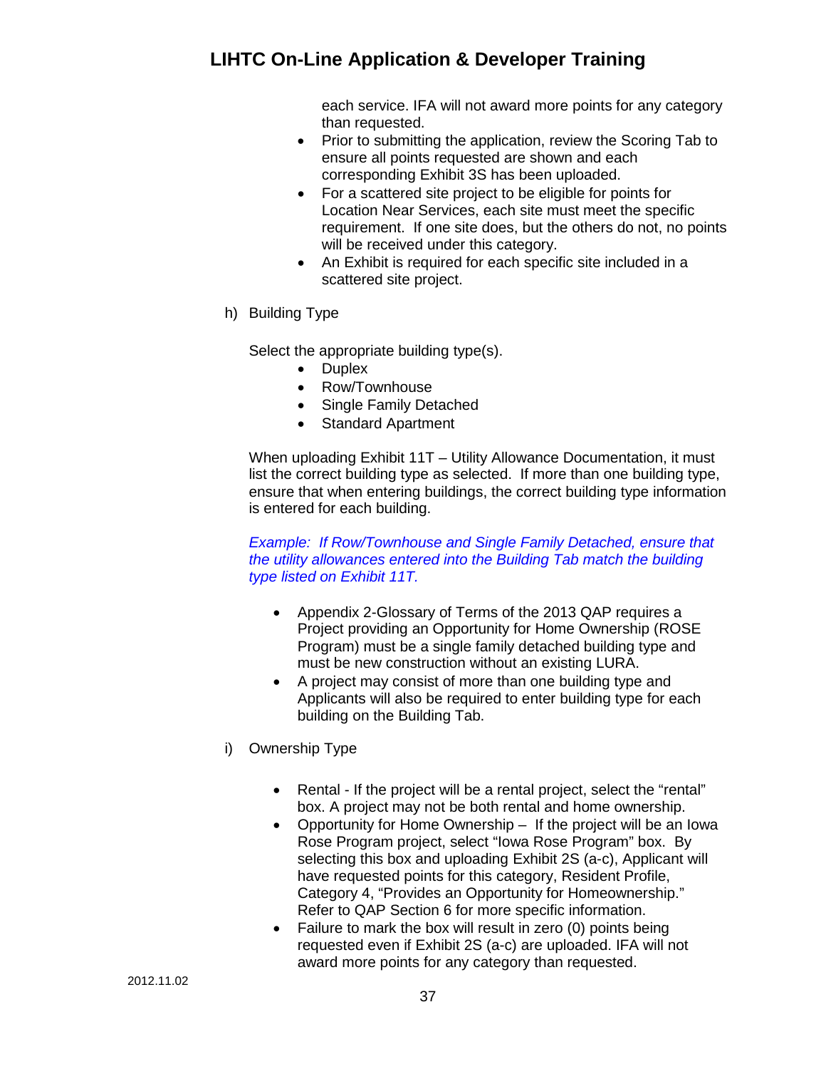each service. IFA will not award more points for any category than requested.

- Prior to submitting the application, review the Scoring Tab to ensure all points requested are shown and each corresponding Exhibit 3S has been uploaded.
- For a scattered site project to be eligible for points for Location Near Services, each site must meet the specific requirement. If one site does, but the others do not, no points will be received under this category.
- An Exhibit is required for each specific site included in a scattered site project.

h) Building Type

Select the appropriate building type(s).

- Duplex
- Row/Townhouse
- Single Family Detached
- Standard Apartment

When uploading Exhibit 11T – Utility Allowance Documentation, it must list the correct building type as selected. If more than one building type, ensure that when entering buildings, the correct building type information is entered for each building.

*Example: If Row/Townhouse and Single Family Detached, ensure that the utility allowances entered into the Building Tab match the building type listed on Exhibit 11T.*

- Appendix 2-Glossary of Terms of the 2013 QAP requires a Project providing an Opportunity for Home Ownership (ROSE Program) must be a single family detached building type and must be new construction without an existing LURA.
- A project may consist of more than one building type and Applicants will also be required to enter building type for each building on the Building Tab.

i) Ownership Type

- Rental - If the project will be a rental project, select the "rental" box. A project may not be both rental and home ownership.
- Opportunity for Home Ownership – If the project will be an Iowa Rose Program project, select "Iowa Rose Program" box. By selecting this box and uploading Exhibit 2S (a-c), Applicant will have requested points for this category, Resident Profile, Category 4, "Provides an Opportunity for Homeownership." Refer to QAP Section 6 for more specific information.
- Failure to mark the box will result in zero (0) points being requested even if Exhibit 2S (a-c) are uploaded. IFA will not award more points for any category than requested.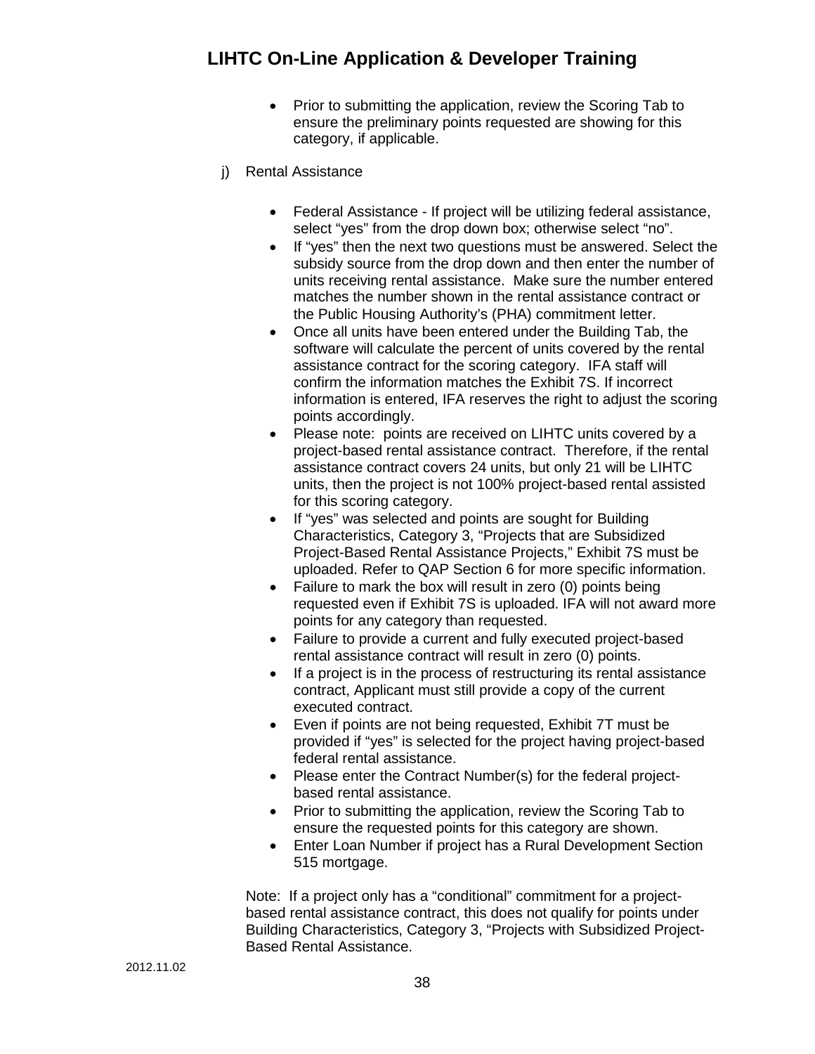- Prior to submitting the application, review the Scoring Tab to ensure the preliminary points requested are showing for this category, if applicable.

j) Rental Assistance

- Federal Assistance - If project will be utilizing federal assistance, select "yes" from the drop down box; otherwise select "no".
- If "yes" then the next two questions must be answered. Select the subsidy source from the drop down and then enter the number of units receiving rental assistance. Make sure the number entered matches the number shown in the rental assistance contract or the Public Housing Authority's (PHA) commitment letter.
- Once all units have been entered under the Building Tab, the software will calculate the percent of units covered by the rental assistance contract for the scoring category. IFA staff will confirm the information matches the Exhibit 7S. If incorrect information is entered, IFA reserves the right to adjust the scoring points accordingly.
- Please note: points are received on LIHTC units covered by a project-based rental assistance contract. Therefore, if the rental assistance contract covers 24 units, but only 21 will be LIHTC units, then the project is not 100% project-based rental assisted for this scoring category.
- If "yes" was selected and points are sought for Building Characteristics, Category 3, "Projects that are Subsidized Project-Based Rental Assistance Projects," Exhibit 7S must be uploaded. Refer to QAP Section 6 for more specific information.
- Failure to mark the box will result in zero (0) points being requested even if Exhibit 7S is uploaded. IFA will not award more points for any category than requested.
- Failure to provide a current and fully executed project-based rental assistance contract will result in zero (0) points.
- If a project is in the process of restructuring its rental assistance contract, Applicant must still provide a copy of the current executed contract.
- Even if points are not being requested, Exhibit 7T must be provided if "yes" is selected for the project having project-based federal rental assistance.
- Please enter the Contract Number(s) for the federal project-based rental assistance.
- Prior to submitting the application, review the Scoring Tab to ensure the requested points for this category are shown.
- Enter Loan Number if project has a Rural Development Section 515 mortgage.

Note: If a project only has a "conditional" commitment for a project-based rental assistance contract, this does not qualify for points under Building Characteristics, Category 3, "Projects with Subsidized Project-Based Rental Assistance.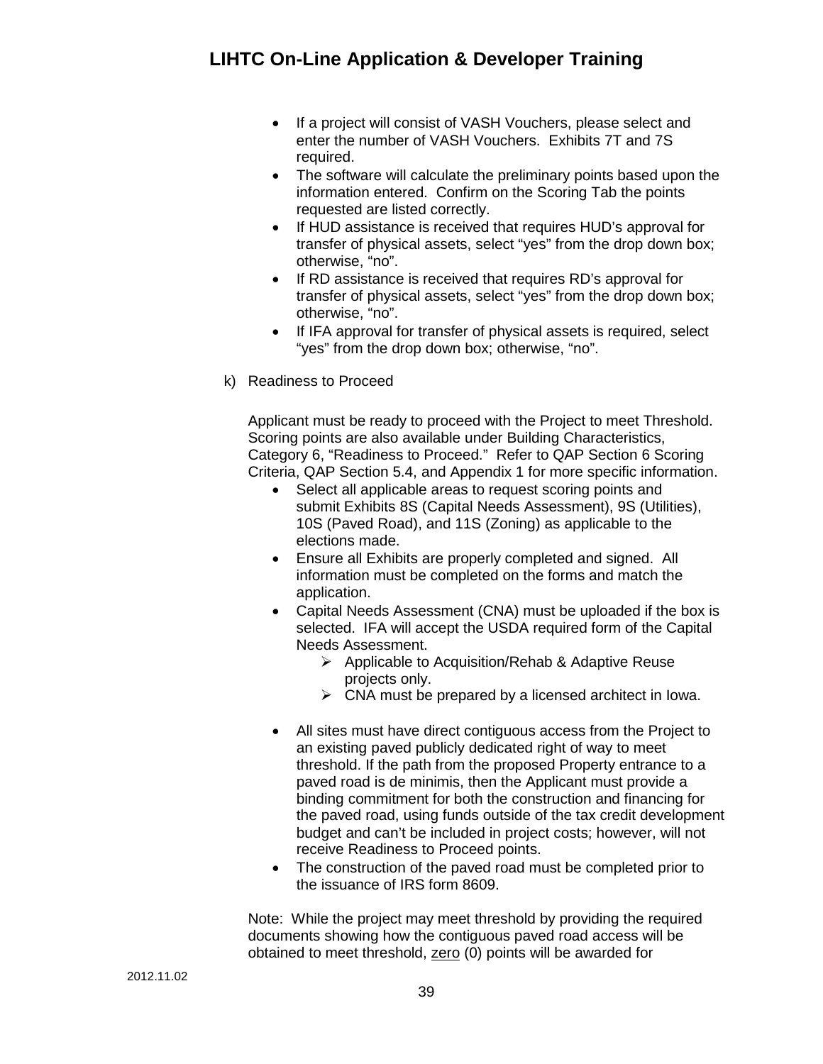- If a project will consist of VASH Vouchers, please select and enter the number of VASH Vouchers. Exhibits 7T and 7S required.
- The software will calculate the preliminary points based upon the information entered. Confirm on the Scoring Tab the points requested are listed correctly.
- If HUD assistance is received that requires HUD's approval for transfer of physical assets, select "yes" from the drop down box; otherwise, "no".
- If RD assistance is received that requires RD's approval for transfer of physical assets, select "yes" from the drop down box; otherwise, "no".
- If IFA approval for transfer of physical assets is required, select "yes" from the drop down box; otherwise, "no".

k) Readiness to Proceed

Applicant must be ready to proceed with the Project to meet Threshold. Scoring points are also available under Building Characteristics, Category 6, "Readiness to Proceed." Refer to QAP Section 6 Scoring Criteria, QAP Section 5.4, and Appendix 1 for more specific information.

- Select all applicable areas to request scoring points and submit Exhibits 8S (Capital Needs Assessment), 9S (Utilities), 10S (Paved Road), and 11S (Zoning) as applicable to the elections made.
- Ensure all Exhibits are properly completed and signed. All information must be completed on the forms and match the application.
- Capital Needs Assessment (CNA) must be uploaded if the box is selected. IFA will accept the USDA required form of the Capital Needs Assessment.
  - Applicable to Acquisition/Rehab & Adaptive Reuse projects only.
  - CNA must be prepared by a licensed architect in Iowa.

- All sites must have direct contiguous access from the Project to an existing paved publicly dedicated right of way to meet threshold. If the path from the proposed Property entrance to a paved road is de minimis, then the Applicant must provide a binding commitment for both the construction and financing for the paved road, using funds outside of the tax credit development budget and can't be included in project costs; however, will not receive Readiness to Proceed points.
- The construction of the paved road must be completed prior to the issuance of IRS form 8609.

Note: While the project may meet threshold by providing the required documents showing how the contiguous paved road access will be obtained to meet threshold, <u>zero</u> (0) points will be awarded for

2012.11.02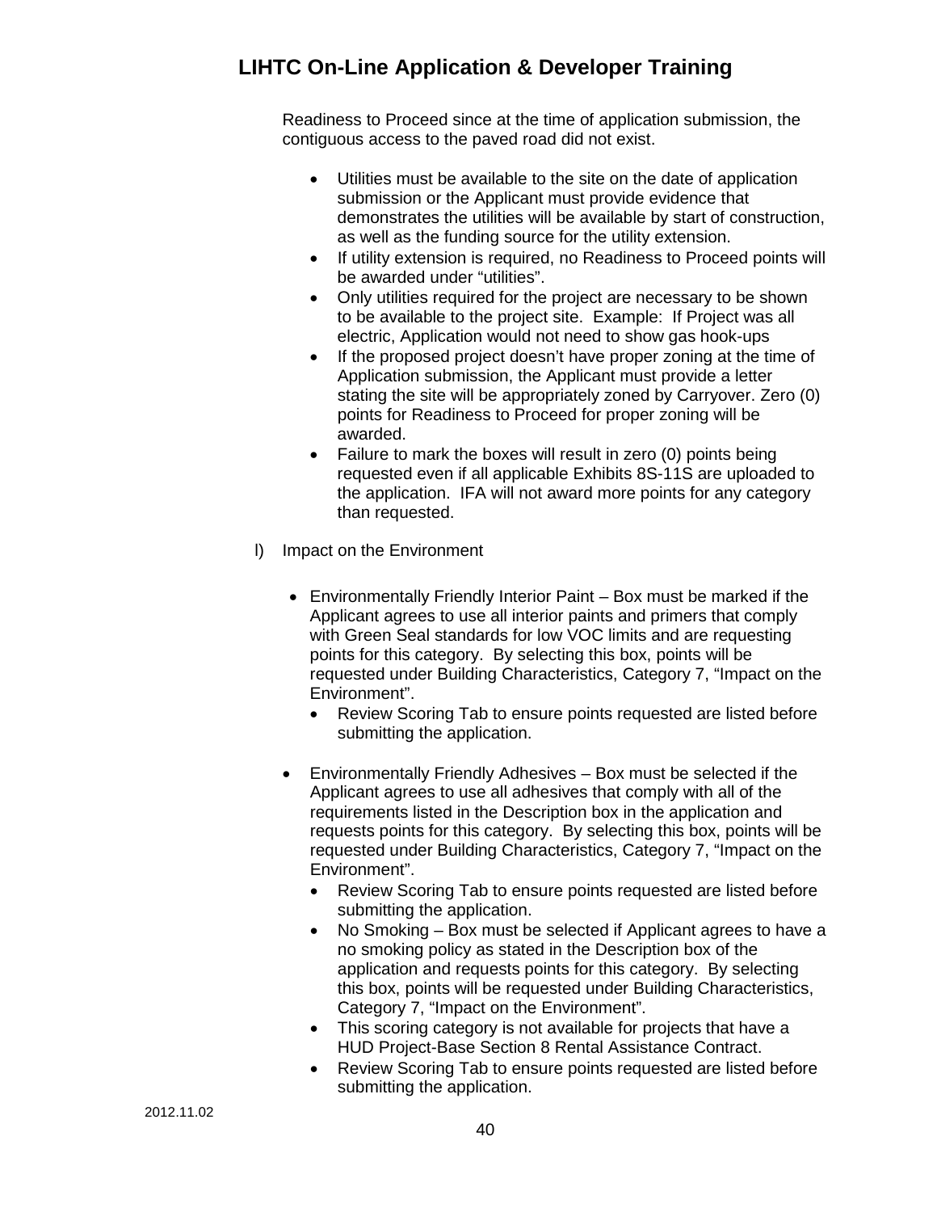Readiness to Proceed since at the time of application submission, the contiguous access to the paved road did not exist.

- Utilities must be available to the site on the date of application submission or the Applicant must provide evidence that demonstrates the utilities will be available by start of construction, as well as the funding source for the utility extension.
- If utility extension is required, no Readiness to Proceed points will be awarded under "utilities".
- Only utilities required for the project are necessary to be shown to be available to the project site. Example: If Project was all electric, Application would not need to show gas hook-ups
- If the proposed project doesn't have proper zoning at the time of Application submission, the Applicant must provide a letter stating the site will be appropriately zoned by Carryover. Zero (0) points for Readiness to Proceed for proper zoning will be awarded.
- Failure to mark the boxes will result in zero (0) points being requested even if all applicable Exhibits 8S-11S are uploaded to the application. IFA will not award more points for any category than requested.

l) Impact on the Environment

- Environmentally Friendly Interior Paint – Box must be marked if the Applicant agrees to use all interior paints and primers that comply with Green Seal standards for low VOC limits and are requesting points for this category. By selecting this box, points will be requested under Building Characteristics, Category 7, "Impact on the Environment".
  - Review Scoring Tab to ensure points requested are listed before submitting the application.

- Environmentally Friendly Adhesives – Box must be selected if the Applicant agrees to use all adhesives that comply with all of the requirements listed in the Description box in the application and requests points for this category. By selecting this box, points will be requested under Building Characteristics, Category 7, "Impact on the Environment".
  - Review Scoring Tab to ensure points requested are listed before submitting the application.
  - No Smoking – Box must be selected if Applicant agrees to have a no smoking policy as stated in the Description box of the application and requests points for this category. By selecting this box, points will be requested under Building Characteristics, Category 7, "Impact on the Environment".
  - This scoring category is not available for projects that have a HUD Project-Base Section 8 Rental Assistance Contract.
  - Review Scoring Tab to ensure points requested are listed before submitting the application.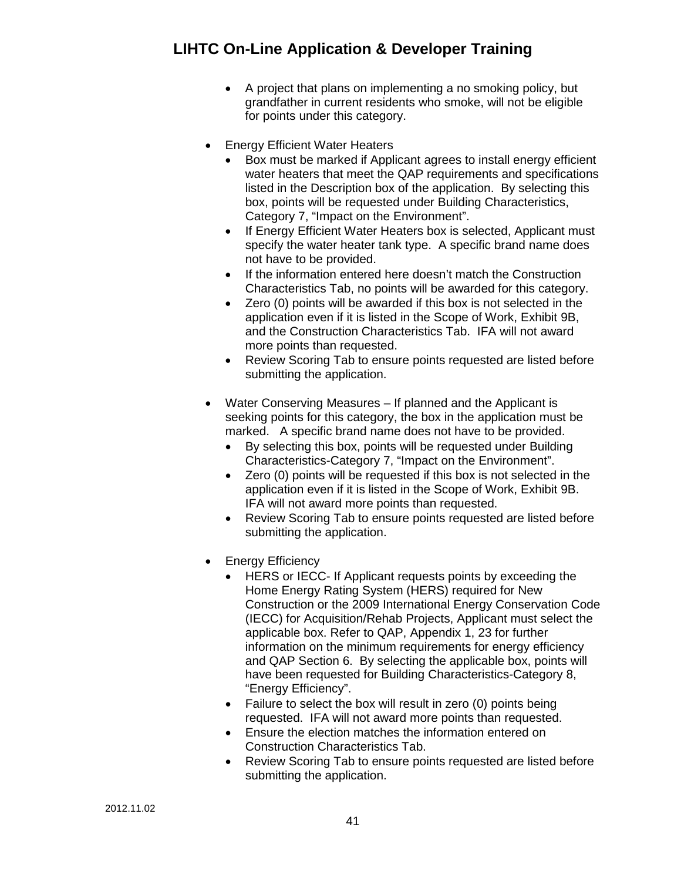- A project that plans on implementing a no smoking policy, but grandfather in current residents who smoke, will not be eligible for points under this category.

- Energy Efficient Water Heaters
  - Box must be marked if Applicant agrees to install energy efficient water heaters that meet the QAP requirements and specifications listed in the Description box of the application. By selecting this box, points will be requested under Building Characteristics, Category 7, "Impact on the Environment".
  - If Energy Efficient Water Heaters box is selected, Applicant must specify the water heater tank type. A specific brand name does not have to be provided.
  - If the information entered here doesn't match the Construction Characteristics Tab, no points will be awarded for this category.
  - Zero (0) points will be awarded if this box is not selected in the application even if it is listed in the Scope of Work, Exhibit 9B, and the Construction Characteristics Tab. IFA will not award more points than requested.
  - Review Scoring Tab to ensure points requested are listed before submitting the application.

- Water Conserving Measures – If planned and the Applicant is seeking points for this category, the box in the application must be marked. A specific brand name does not have to be provided.
  - By selecting this box, points will be requested under Building Characteristics-Category 7, "Impact on the Environment".
  - Zero (0) points will be requested if this box is not selected in the application even if it is listed in the Scope of Work, Exhibit 9B. IFA will not award more points than requested.
  - Review Scoring Tab to ensure points requested are listed before submitting the application.

- Energy Efficiency
  - HERS or IECC- If Applicant requests points by exceeding the Home Energy Rating System (HERS) required for New Construction or the 2009 International Energy Conservation Code (IECC) for Acquisition/Rehab Projects, Applicant must select the applicable box. Refer to QAP, Appendix 1, 23 for further information on the minimum requirements for energy efficiency and QAP Section 6. By selecting the applicable box, points will have been requested for Building Characteristics-Category 8, "Energy Efficiency".
  - Failure to select the box will result in zero (0) points being requested. IFA will not award more points than requested.
  - Ensure the election matches the information entered on Construction Characteristics Tab.
  - Review Scoring Tab to ensure points requested are listed before submitting the application.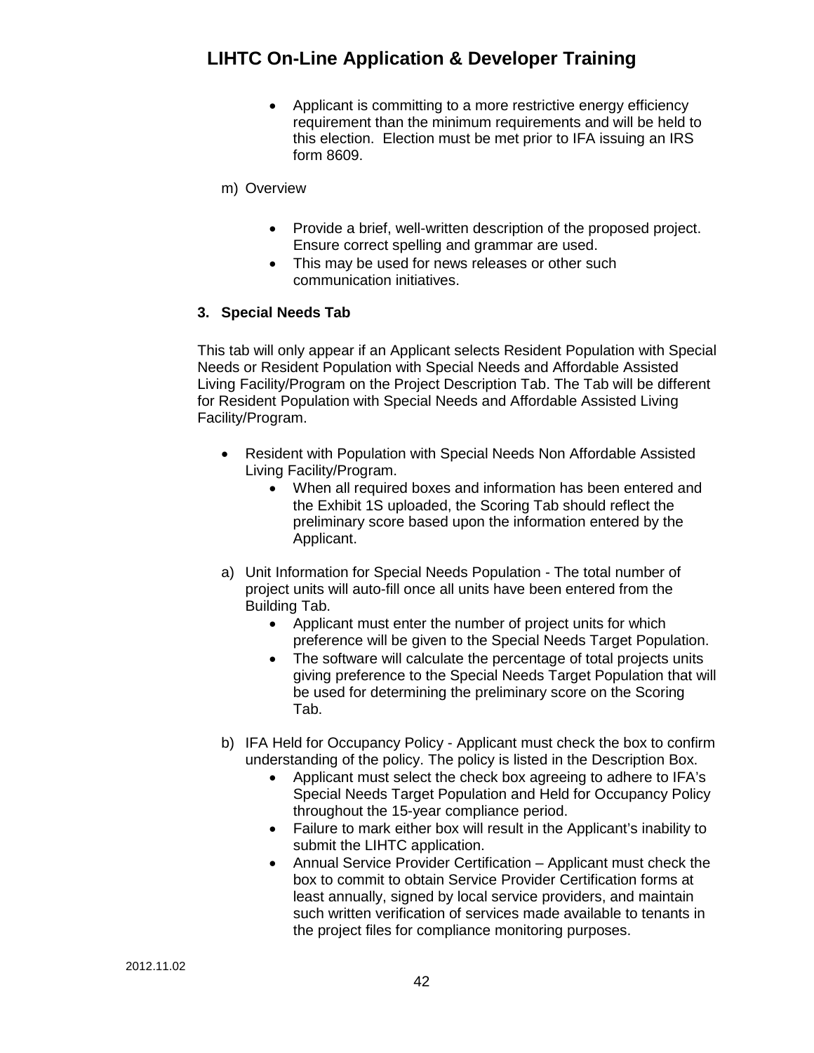- Applicant is committing to a more restrictive energy efficiency requirement than the minimum requirements and will be held to this election. Election must be met prior to IFA issuing an IRS form 8609.

m) Overview

- Provide a brief, well-written description of the proposed project. Ensure correct spelling and grammar are used.
- This may be used for news releases or other such communication initiatives.

### 3. Special Needs Tab

This tab will only appear if an Applicant selects Resident Population with Special Needs or Resident Population with Special Needs and Affordable Assisted Living Facility/Program on the Project Description Tab. The Tab will be different for Resident Population with Special Needs and Affordable Assisted Living Facility/Program.

- Resident with Population with Special Needs Non Affordable Assisted Living Facility/Program.
  - When all required boxes and information has been entered and the Exhibit 1S uploaded, the Scoring Tab should reflect the preliminary score based upon the information entered by the Applicant.

a) Unit Information for Special Needs Population - The total number of project units will auto-fill once all units have been entered from the Building Tab.
   - Applicant must enter the number of project units for which preference will be given to the Special Needs Target Population.
   - The software will calculate the percentage of total projects units giving preference to the Special Needs Target Population that will be used for determining the preliminary score on the Scoring Tab.

b) IFA Held for Occupancy Policy - Applicant must check the box to confirm understanding of the policy. The policy is listed in the Description Box.
   - Applicant must select the check box agreeing to adhere to IFA's Special Needs Target Population and Held for Occupancy Policy throughout the 15-year compliance period.
   - Failure to mark either box will result in the Applicant's inability to submit the LIHTC application.
   - Annual Service Provider Certification – Applicant must check the box to commit to obtain Service Provider Certification forms at least annually, signed by local service providers, and maintain such written verification of services made available to tenants in the project files for compliance monitoring purposes.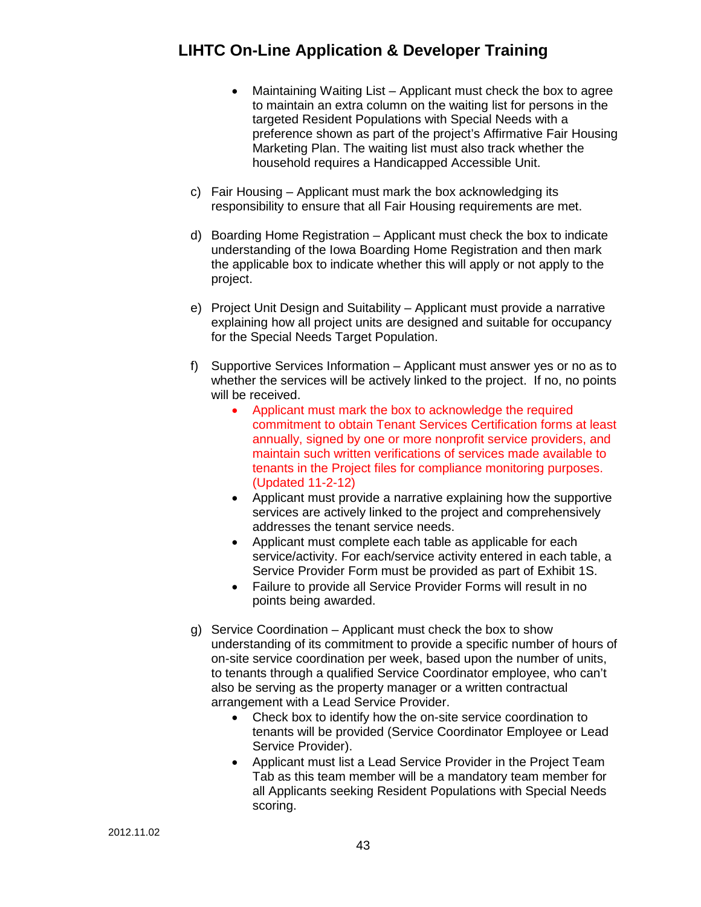- Maintaining Waiting List – Applicant must check the box to agree to maintain an extra column on the waiting list for persons in the targeted Resident Populations with Special Needs with a preference shown as part of the project's Affirmative Fair Housing Marketing Plan. The waiting list must also track whether the household requires a Handicapped Accessible Unit.

c) Fair Housing – Applicant must mark the box acknowledging its responsibility to ensure that all Fair Housing requirements are met.

d) Boarding Home Registration – Applicant must check the box to indicate understanding of the Iowa Boarding Home Registration and then mark the applicable box to indicate whether this will apply or not apply to the project.

e) Project Unit Design and Suitability – Applicant must provide a narrative explaining how all project units are designed and suitable for occupancy for the Special Needs Target Population.

f) Supportive Services Information – Applicant must answer yes or no as to whether the services will be actively linked to the project. If no, no points will be received.
    - Applicant must mark the box to acknowledge the required commitment to obtain Tenant Services Certification forms at least annually, signed by one or more nonprofit service providers, and maintain such written verifications of services made available to tenants in the Project files for compliance monitoring purposes. (Updated 11-2-12)
    - Applicant must provide a narrative explaining how the supportive services are actively linked to the project and comprehensively addresses the tenant service needs.
    - Applicant must complete each table as applicable for each service/activity. For each/service activity entered in each table, a Service Provider Form must be provided as part of Exhibit 1S.
    - Failure to provide all Service Provider Forms will result in no points being awarded.

g) Service Coordination – Applicant must check the box to show understanding of its commitment to provide a specific number of hours of on-site service coordination per week, based upon the number of units, to tenants through a qualified Service Coordinator employee, who can't also be serving as the property manager or a written contractual arrangement with a Lead Service Provider.
    - Check box to identify how the on-site service coordination to tenants will be provided (Service Coordinator Employee or Lead Service Provider).
    - Applicant must list a Lead Service Provider in the Project Team Tab as this team member will be a mandatory team member for all Applicants seeking Resident Populations with Special Needs scoring.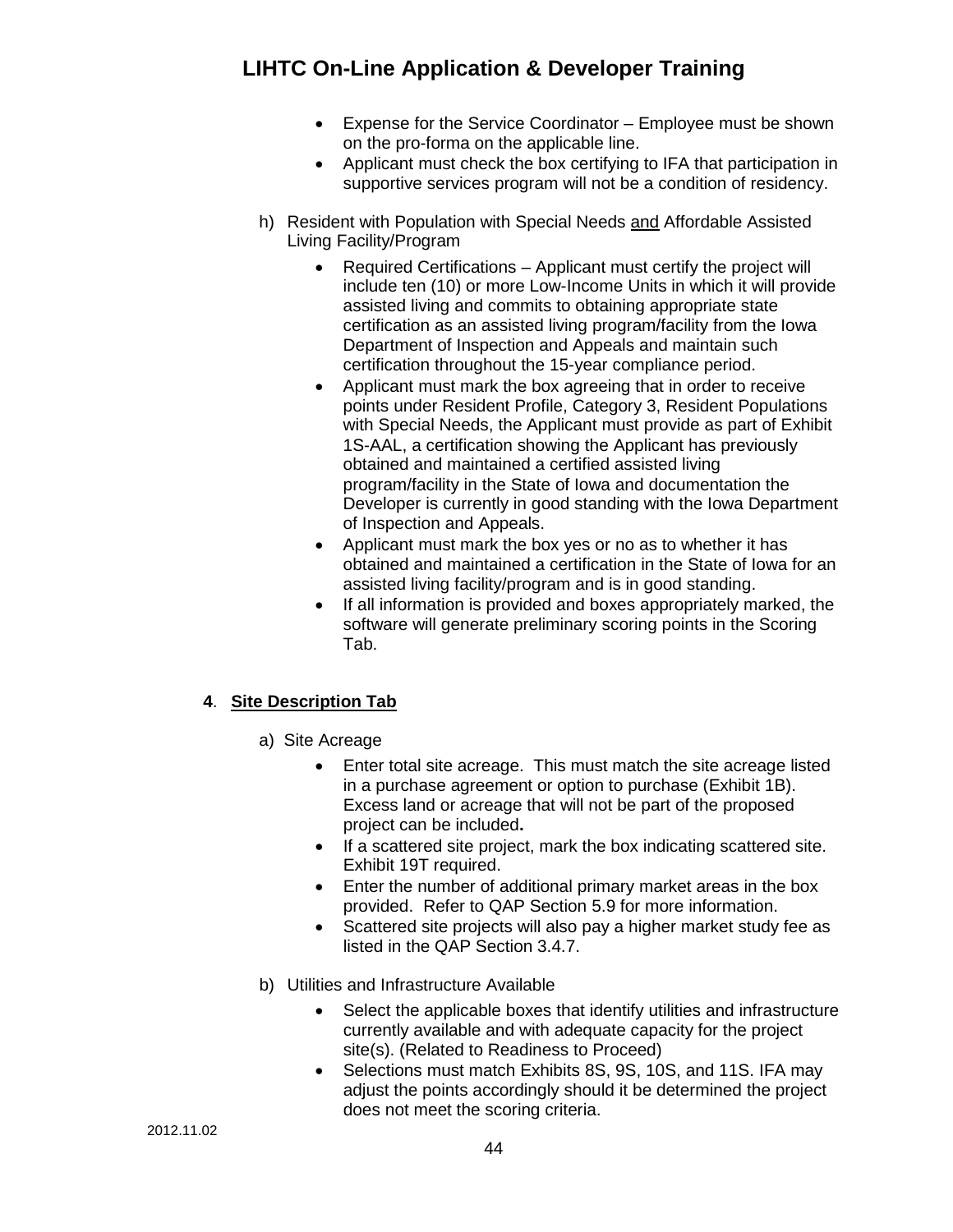- Expense for the Service Coordinator – Employee must be shown on the pro-forma on the applicable line.
- Applicant must check the box certifying to IFA that participation in supportive services program will not be a condition of residency.

h) Resident with Population with Special Needs <u>and</u> Affordable Assisted Living Facility/Program

- Required Certifications – Applicant must certify the project will include ten (10) or more Low-Income Units in which it will provide assisted living and commits to obtaining appropriate state certification as an assisted living program/facility from the Iowa Department of Inspection and Appeals and maintain such certification throughout the 15-year compliance period.
- Applicant must mark the box agreeing that in order to receive points under Resident Profile, Category 3, Resident Populations with Special Needs, the Applicant must provide as part of Exhibit 1S-AAL, a certification showing the Applicant has previously obtained and maintained a certified assisted living program/facility in the State of Iowa and documentation the Developer is currently in good standing with the Iowa Department of Inspection and Appeals.
- Applicant must mark the box yes or no as to whether it has obtained and maintained a certification in the State of Iowa for an assisted living facility/program and is in good standing.
- If all information is provided and boxes appropriately marked, the software will generate preliminary scoring points in the Scoring Tab.

**4**. **<u>Site Description Tab</u>**

a) Site Acreage

- Enter total site acreage. This must match the site acreage listed in a purchase agreement or option to purchase (Exhibit 1B). Excess land or acreage that will not be part of the proposed project can be included**.**
- If a scattered site project, mark the box indicating scattered site. Exhibit 19T required.
- Enter the number of additional primary market areas in the box provided. Refer to QAP Section 5.9 for more information.
- Scattered site projects will also pay a higher market study fee as listed in the QAP Section 3.4.7.

b) Utilities and Infrastructure Available

- Select the applicable boxes that identify utilities and infrastructure currently available and with adequate capacity for the project site(s). (Related to Readiness to Proceed)
- Selections must match Exhibits 8S, 9S, 10S, and 11S. IFA may adjust the points accordingly should it be determined the project does not meet the scoring criteria.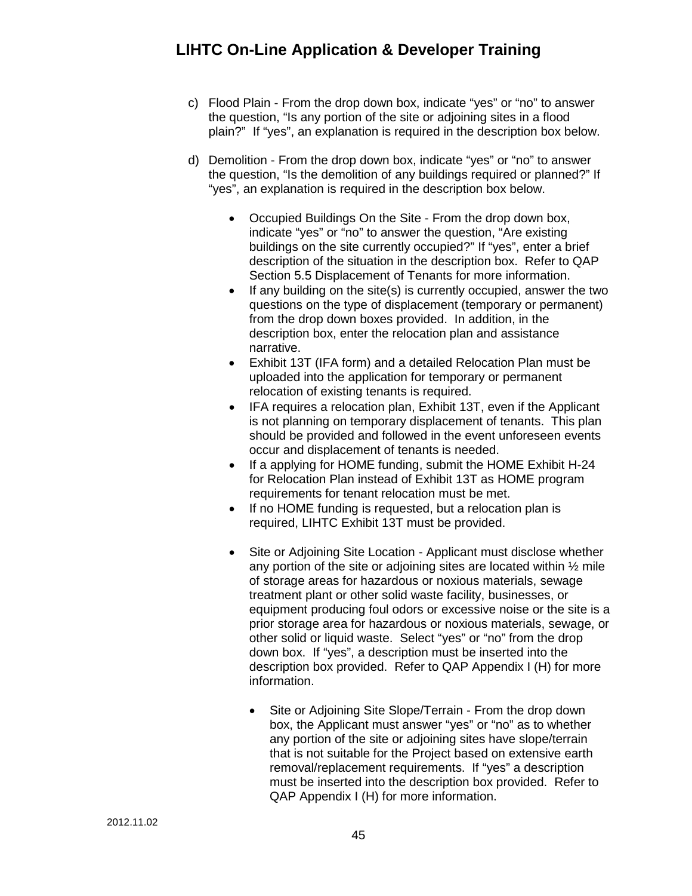c) Flood Plain - From the drop down box, indicate "yes" or "no" to answer the question, "Is any portion of the site or adjoining sites in a flood plain?" If "yes", an explanation is required in the description box below.

d) Demolition - From the drop down box, indicate "yes" or "no" to answer the question, "Is the demolition of any buildings required or planned?" If "yes", an explanation is required in the description box below.

- Occupied Buildings On the Site - From the drop down box, indicate "yes" or "no" to answer the question, "Are existing buildings on the site currently occupied?" If "yes", enter a brief description of the situation in the description box. Refer to QAP Section 5.5 Displacement of Tenants for more information.
- If any building on the site(s) is currently occupied, answer the two questions on the type of displacement (temporary or permanent) from the drop down boxes provided. In addition, in the description box, enter the relocation plan and assistance narrative.
- Exhibit 13T (IFA form) and a detailed Relocation Plan must be uploaded into the application for temporary or permanent relocation of existing tenants is required.
- IFA requires a relocation plan, Exhibit 13T, even if the Applicant is not planning on temporary displacement of tenants. This plan should be provided and followed in the event unforeseen events occur and displacement of tenants is needed.
- If a applying for HOME funding, submit the HOME Exhibit H-24 for Relocation Plan instead of Exhibit 13T as HOME program requirements for tenant relocation must be met.
- If no HOME funding is requested, but a relocation plan is required, LIHTC Exhibit 13T must be provided.

- Site or Adjoining Site Location - Applicant must disclose whether any portion of the site or adjoining sites are located within ½ mile of storage areas for hazardous or noxious materials, sewage treatment plant or other solid waste facility, businesses, or equipment producing foul odors or excessive noise or the site is a prior storage area for hazardous or noxious materials, sewage, or other solid or liquid waste. Select "yes" or "no" from the drop down box. If "yes", a description must be inserted into the description box provided. Refer to QAP Appendix I (H) for more information.

  - Site or Adjoining Site Slope/Terrain - From the drop down box, the Applicant must answer "yes" or "no" as to whether any portion of the site or adjoining sites have slope/terrain that is not suitable for the Project based on extensive earth removal/replacement requirements. If "yes" a description must be inserted into the description box provided. Refer to QAP Appendix I (H) for more information.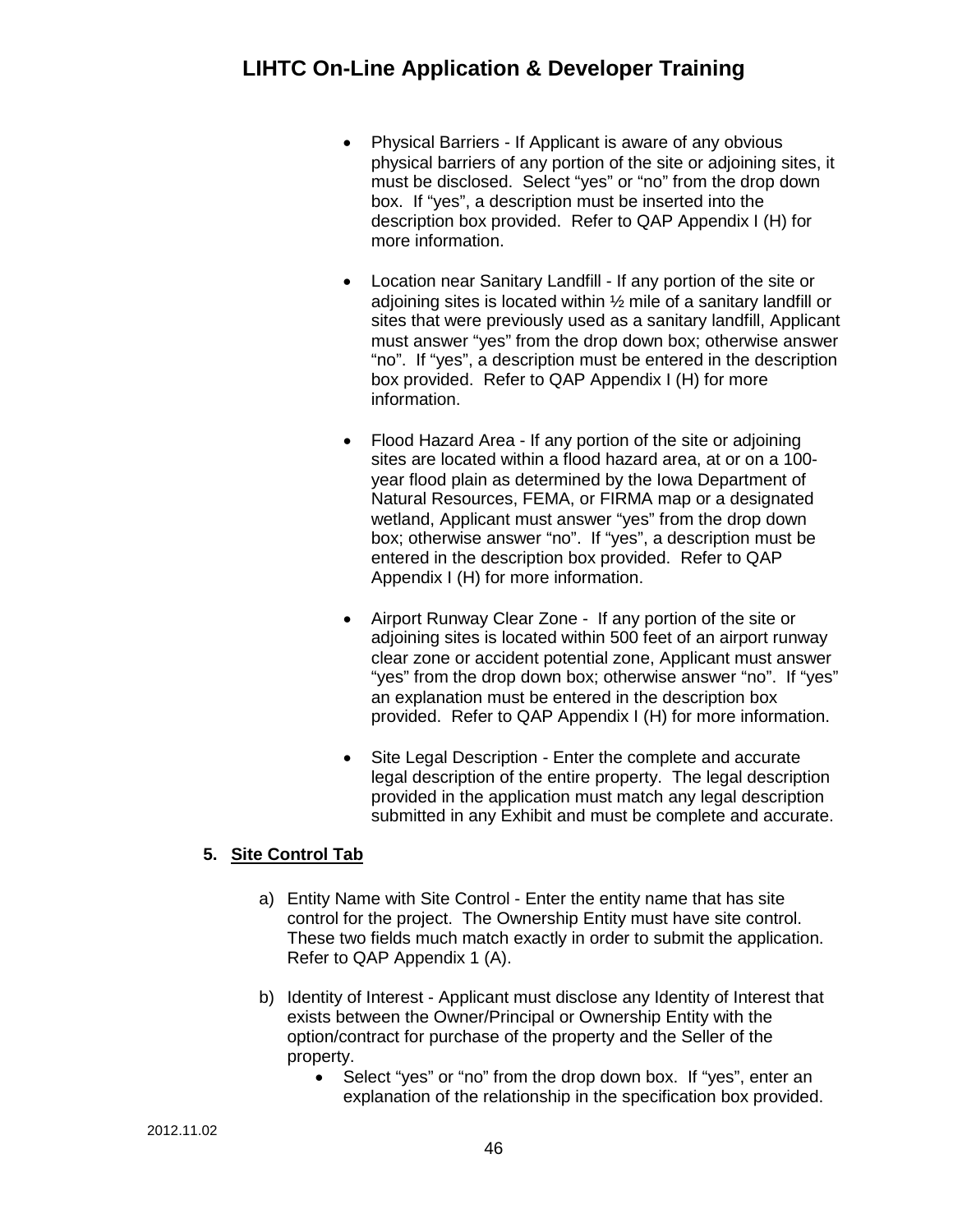- Physical Barriers - If Applicant is aware of any obvious physical barriers of any portion of the site or adjoining sites, it must be disclosed. Select "yes" or "no" from the drop down box. If "yes", a description must be inserted into the description box provided. Refer to QAP Appendix I (H) for more information.

- Location near Sanitary Landfill - If any portion of the site or adjoining sites is located within ½ mile of a sanitary landfill or sites that were previously used as a sanitary landfill, Applicant must answer "yes" from the drop down box; otherwise answer "no". If "yes", a description must be entered in the description box provided. Refer to QAP Appendix I (H) for more information.

- Flood Hazard Area - If any portion of the site or adjoining sites are located within a flood hazard area, at or on a 100-year flood plain as determined by the Iowa Department of Natural Resources, FEMA, or FIRMA map or a designated wetland, Applicant must answer "yes" from the drop down box; otherwise answer "no". If "yes", a description must be entered in the description box provided. Refer to QAP Appendix I (H) for more information.

- Airport Runway Clear Zone - If any portion of the site or adjoining sites is located within 500 feet of an airport runway clear zone or accident potential zone, Applicant must answer "yes" from the drop down box; otherwise answer "no". If "yes" an explanation must be entered in the description box provided. Refer to QAP Appendix I (H) for more information.

- Site Legal Description - Enter the complete and accurate legal description of the entire property. The legal description provided in the application must match any legal description submitted in any Exhibit and must be complete and accurate.

**5. <u>Site Control Tab</u>**

a) Entity Name with Site Control - Enter the entity name that has site control for the project. The Ownership Entity must have site control. These two fields much match exactly in order to submit the application. Refer to QAP Appendix 1 (A).

b) Identity of Interest - Applicant must disclose any Identity of Interest that exists between the Owner/Principal or Ownership Entity with the option/contract for purchase of the property and the Seller of the property.
   - Select "yes" or "no" from the drop down box. If "yes", enter an explanation of the relationship in the specification box provided.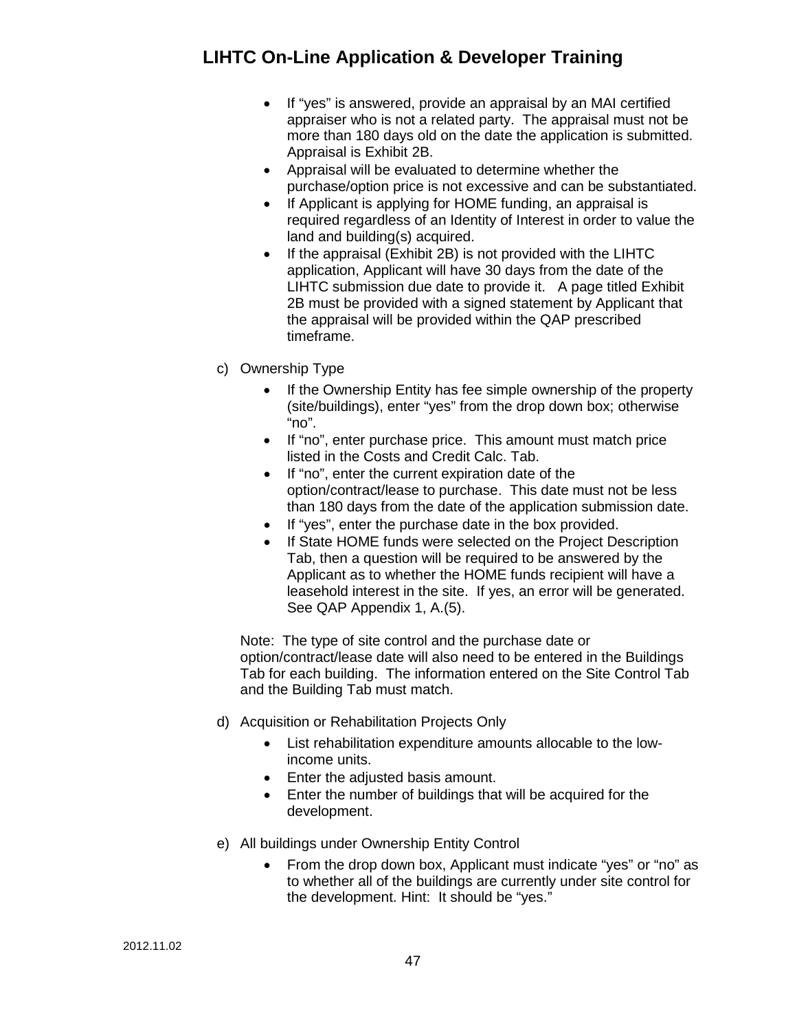- If "yes" is answered, provide an appraisal by an MAI certified appraiser who is not a related party. The appraisal must not be more than 180 days old on the date the application is submitted. Appraisal is Exhibit 2B.
- Appraisal will be evaluated to determine whether the purchase/option price is not excessive and can be substantiated.
- If Applicant is applying for HOME funding, an appraisal is required regardless of an Identity of Interest in order to value the land and building(s) acquired.
- If the appraisal (Exhibit 2B) is not provided with the LIHTC application, Applicant will have 30 days from the date of the LIHTC submission due date to provide it. A page titled Exhibit 2B must be provided with a signed statement by Applicant that the appraisal will be provided within the QAP prescribed timeframe.

c) Ownership Type

- If the Ownership Entity has fee simple ownership of the property (site/buildings), enter "yes" from the drop down box; otherwise "no".
- If "no", enter purchase price. This amount must match price listed in the Costs and Credit Calc. Tab.
- If "no", enter the current expiration date of the option/contract/lease to purchase. This date must not be less than 180 days from the date of the application submission date.
- If "yes", enter the purchase date in the box provided.
- If State HOME funds were selected on the Project Description Tab, then a question will be required to be answered by the Applicant as to whether the HOME funds recipient will have a leasehold interest in the site. If yes, an error will be generated. See QAP Appendix 1, A.(5).

Note: The type of site control and the purchase date or option/contract/lease date will also need to be entered in the Buildings Tab for each building. The information entered on the Site Control Tab and the Building Tab must match.

d) Acquisition or Rehabilitation Projects Only

- List rehabilitation expenditure amounts allocable to the low-income units.
- Enter the adjusted basis amount.
- Enter the number of buildings that will be acquired for the development.

e) All buildings under Ownership Entity Control

- From the drop down box, Applicant must indicate "yes" or "no" as to whether all of the buildings are currently under site control for the development. Hint: It should be "yes."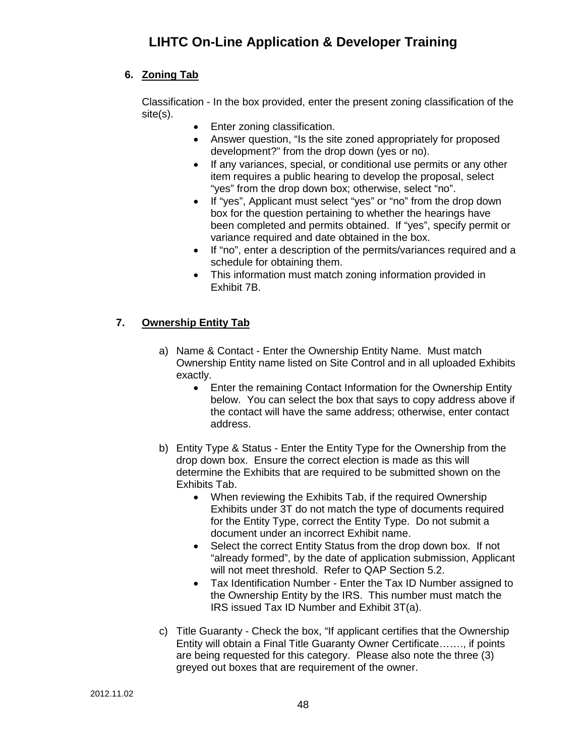**6. Zoning Tab**

Classification - In the box provided, enter the present zoning classification of the site(s).

- Enter zoning classification.
- Answer question, "Is the site zoned appropriately for proposed development?" from the drop down (yes or no).
- If any variances, special, or conditional use permits or any other item requires a public hearing to develop the proposal, select "yes" from the drop down box; otherwise, select "no".
- If "yes", Applicant must select "yes" or "no" from the drop down box for the question pertaining to whether the hearings have been completed and permits obtained. If "yes", specify permit or variance required and date obtained in the box.
- If "no", enter a description of the permits/variances required and a schedule for obtaining them.
- This information must match zoning information provided in Exhibit 7B.

**7. Ownership Entity Tab**

a) Name & Contact - Enter the Ownership Entity Name. Must match Ownership Entity name listed on Site Control and in all uploaded Exhibits exactly.
   - Enter the remaining Contact Information for the Ownership Entity below. You can select the box that says to copy address above if the contact will have the same address; otherwise, enter contact address.

b) Entity Type & Status - Enter the Entity Type for the Ownership from the drop down box. Ensure the correct election is made as this will determine the Exhibits that are required to be submitted shown on the Exhibits Tab.
   - When reviewing the Exhibits Tab, if the required Ownership Exhibits under 3T do not match the type of documents required for the Entity Type, correct the Entity Type. Do not submit a document under an incorrect Exhibit name.
   - Select the correct Entity Status from the drop down box. If not "already formed", by the date of application submission, Applicant will not meet threshold. Refer to QAP Section 5.2.
   - Tax Identification Number - Enter the Tax ID Number assigned to the Ownership Entity by the IRS. This number must match the IRS issued Tax ID Number and Exhibit 3T(a).

c) Title Guaranty - Check the box, "If applicant certifies that the Ownership Entity will obtain a Final Title Guaranty Owner Certificate……., if points are being requested for this category. Please also note the three (3) greyed out boxes that are requirement of the owner.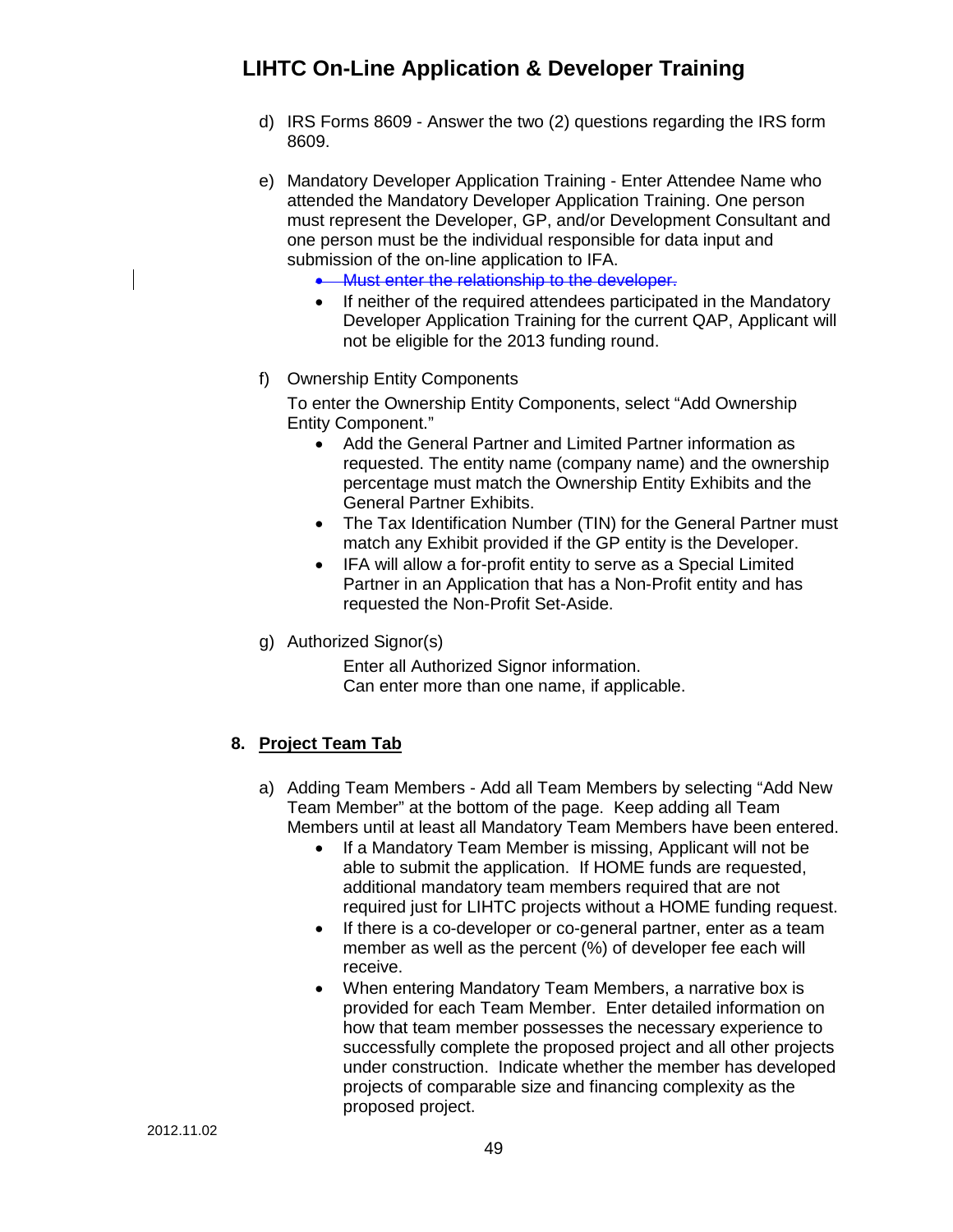d) IRS Forms 8609 - Answer the two (2) questions regarding the IRS form 8609.

e) Mandatory Developer Application Training - Enter Attendee Name who attended the Mandatory Developer Application Training. One person must represent the Developer, GP, and/or Development Consultant and one person must be the individual responsible for data input and submission of the on-line application to IFA.

   - ~~Must enter the relationship to the developer.~~
   - If neither of the required attendees participated in the Mandatory Developer Application Training for the current QAP, Applicant will not be eligible for the 2013 funding round.

f) Ownership Entity Components

   To enter the Ownership Entity Components, select "Add Ownership Entity Component."

   - Add the General Partner and Limited Partner information as requested. The entity name (company name) and the ownership percentage must match the Ownership Entity Exhibits and the General Partner Exhibits.
   - The Tax Identification Number (TIN) for the General Partner must match any Exhibit provided if the GP entity is the Developer.
   - IFA will allow a for-profit entity to serve as a Special Limited Partner in an Application that has a Non-Profit entity and has requested the Non-Profit Set-Aside.

g) Authorized Signor(s)

   Enter all Authorized Signor information.
   Can enter more than one name, if applicable.

**8. <u>Project Team Tab</u>**

a) Adding Team Members - Add all Team Members by selecting "Add New Team Member" at the bottom of the page. Keep adding all Team Members until at least all Mandatory Team Members have been entered.

   - If a Mandatory Team Member is missing, Applicant will not be able to submit the application. If HOME funds are requested, additional mandatory team members required that are not required just for LIHTC projects without a HOME funding request.
   - If there is a co-developer or co-general partner, enter as a team member as well as the percent (%) of developer fee each will receive.
   - When entering Mandatory Team Members, a narrative box is provided for each Team Member. Enter detailed information on how that team member possesses the necessary experience to successfully complete the proposed project and all other projects under construction. Indicate whether the member has developed projects of comparable size and financing complexity as the proposed project.

2012.11.02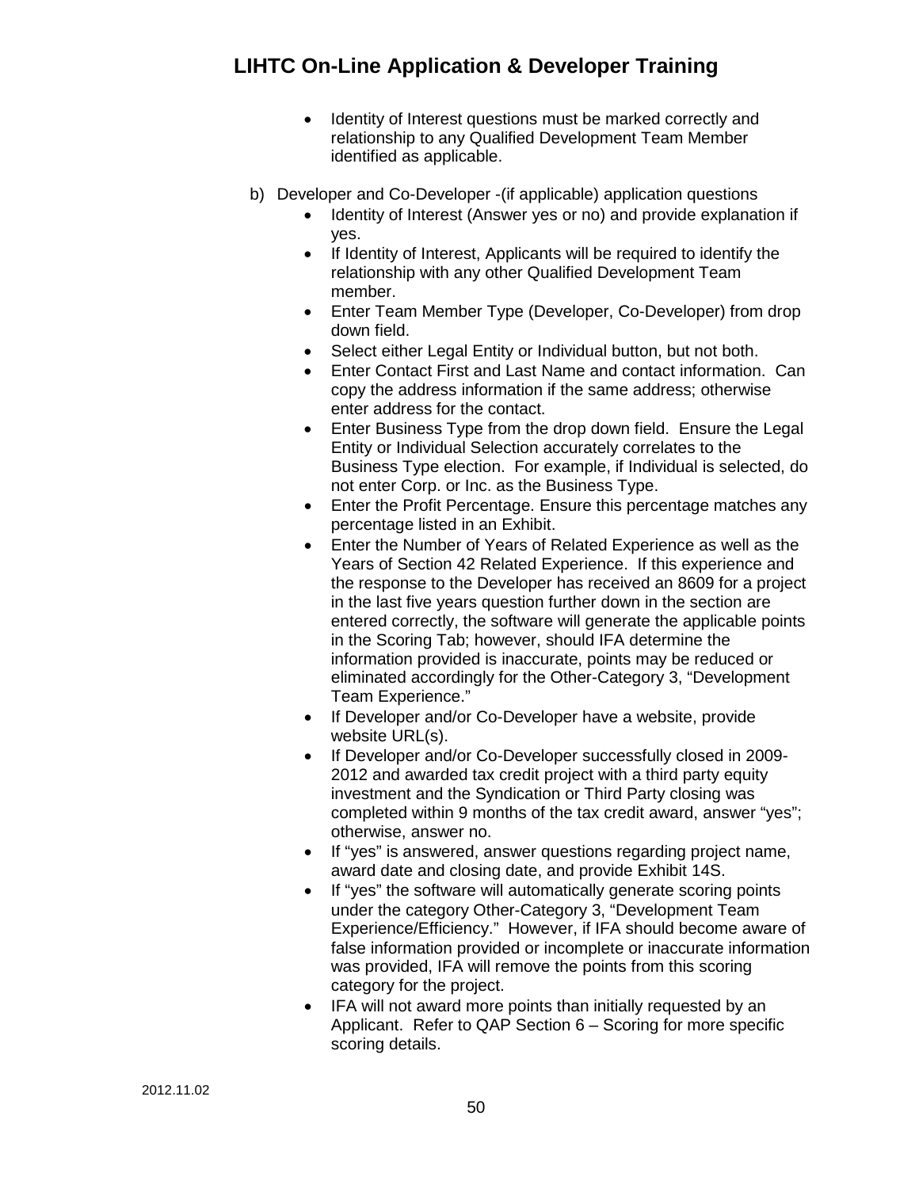- Identity of Interest questions must be marked correctly and relationship to any Qualified Development Team Member identified as applicable.

b) Developer and Co-Developer -(if applicable) application questions
   - Identity of Interest (Answer yes or no) and provide explanation if yes.
   - If Identity of Interest, Applicants will be required to identify the relationship with any other Qualified Development Team member.
   - Enter Team Member Type (Developer, Co-Developer) from drop down field.
   - Select either Legal Entity or Individual button, but not both.
   - Enter Contact First and Last Name and contact information. Can copy the address information if the same address; otherwise enter address for the contact.
   - Enter Business Type from the drop down field. Ensure the Legal Entity or Individual Selection accurately correlates to the Business Type election. For example, if Individual is selected, do not enter Corp. or Inc. as the Business Type.
   - Enter the Profit Percentage. Ensure this percentage matches any percentage listed in an Exhibit.
   - Enter the Number of Years of Related Experience as well as the Years of Section 42 Related Experience. If this experience and the response to the Developer has received an 8609 for a project in the last five years question further down in the section are entered correctly, the software will generate the applicable points in the Scoring Tab; however, should IFA determine the information provided is inaccurate, points may be reduced or eliminated accordingly for the Other-Category 3, "Development Team Experience."
   - If Developer and/or Co-Developer have a website, provide website URL(s).
   - If Developer and/or Co-Developer successfully closed in 2009-2012 and awarded tax credit project with a third party equity investment and the Syndication or Third Party closing was completed within 9 months of the tax credit award, answer "yes"; otherwise, answer no.
   - If "yes" is answered, answer questions regarding project name, award date and closing date, and provide Exhibit 14S.
   - If "yes" the software will automatically generate scoring points under the category Other-Category 3, "Development Team Experience/Efficiency." However, if IFA should become aware of false information provided or incomplete or inaccurate information was provided, IFA will remove the points from this scoring category for the project.
   - IFA will not award more points than initially requested by an Applicant. Refer to QAP Section 6 – Scoring for more specific scoring details.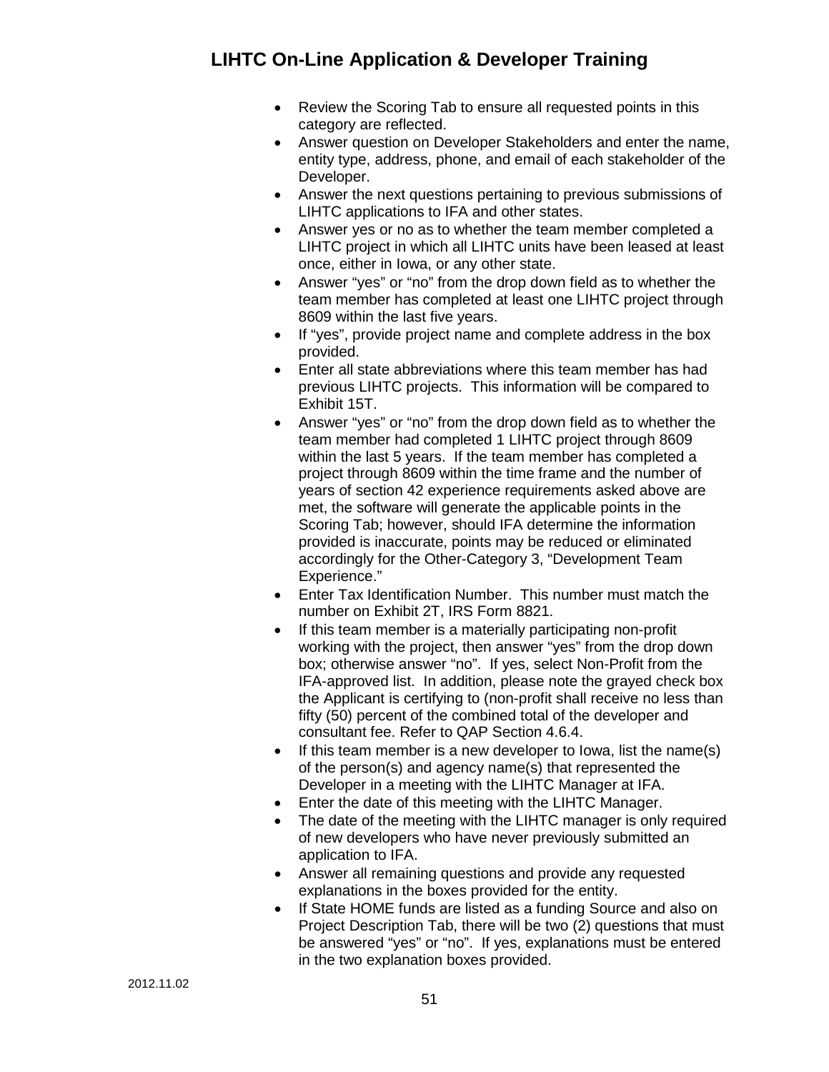- Review the Scoring Tab to ensure all requested points in this category are reflected.
- Answer question on Developer Stakeholders and enter the name, entity type, address, phone, and email of each stakeholder of the Developer.
- Answer the next questions pertaining to previous submissions of LIHTC applications to IFA and other states.
- Answer yes or no as to whether the team member completed a LIHTC project in which all LIHTC units have been leased at least once, either in Iowa, or any other state.
- Answer "yes" or "no" from the drop down field as to whether the team member has completed at least one LIHTC project through 8609 within the last five years.
- If "yes", provide project name and complete address in the box provided.
- Enter all state abbreviations where this team member has had previous LIHTC projects. This information will be compared to Exhibit 15T.
- Answer "yes" or "no" from the drop down field as to whether the team member had completed 1 LIHTC project through 8609 within the last 5 years. If the team member has completed a project through 8609 within the time frame and the number of years of section 42 experience requirements asked above are met, the software will generate the applicable points in the Scoring Tab; however, should IFA determine the information provided is inaccurate, points may be reduced or eliminated accordingly for the Other-Category 3, "Development Team Experience."
- Enter Tax Identification Number. This number must match the number on Exhibit 2T, IRS Form 8821.
- If this team member is a materially participating non-profit working with the project, then answer "yes" from the drop down box; otherwise answer "no". If yes, select Non-Profit from the IFA-approved list. In addition, please note the grayed check box the Applicant is certifying to (non-profit shall receive no less than fifty (50) percent of the combined total of the developer and consultant fee. Refer to QAP Section 4.6.4.
- If this team member is a new developer to Iowa, list the name(s) of the person(s) and agency name(s) that represented the Developer in a meeting with the LIHTC Manager at IFA.
- Enter the date of this meeting with the LIHTC Manager.
- The date of the meeting with the LIHTC manager is only required of new developers who have never previously submitted an application to IFA.
- Answer all remaining questions and provide any requested explanations in the boxes provided for the entity.
- If State HOME funds are listed as a funding Source and also on Project Description Tab, there will be two (2) questions that must be answered "yes" or "no". If yes, explanations must be entered in the two explanation boxes provided.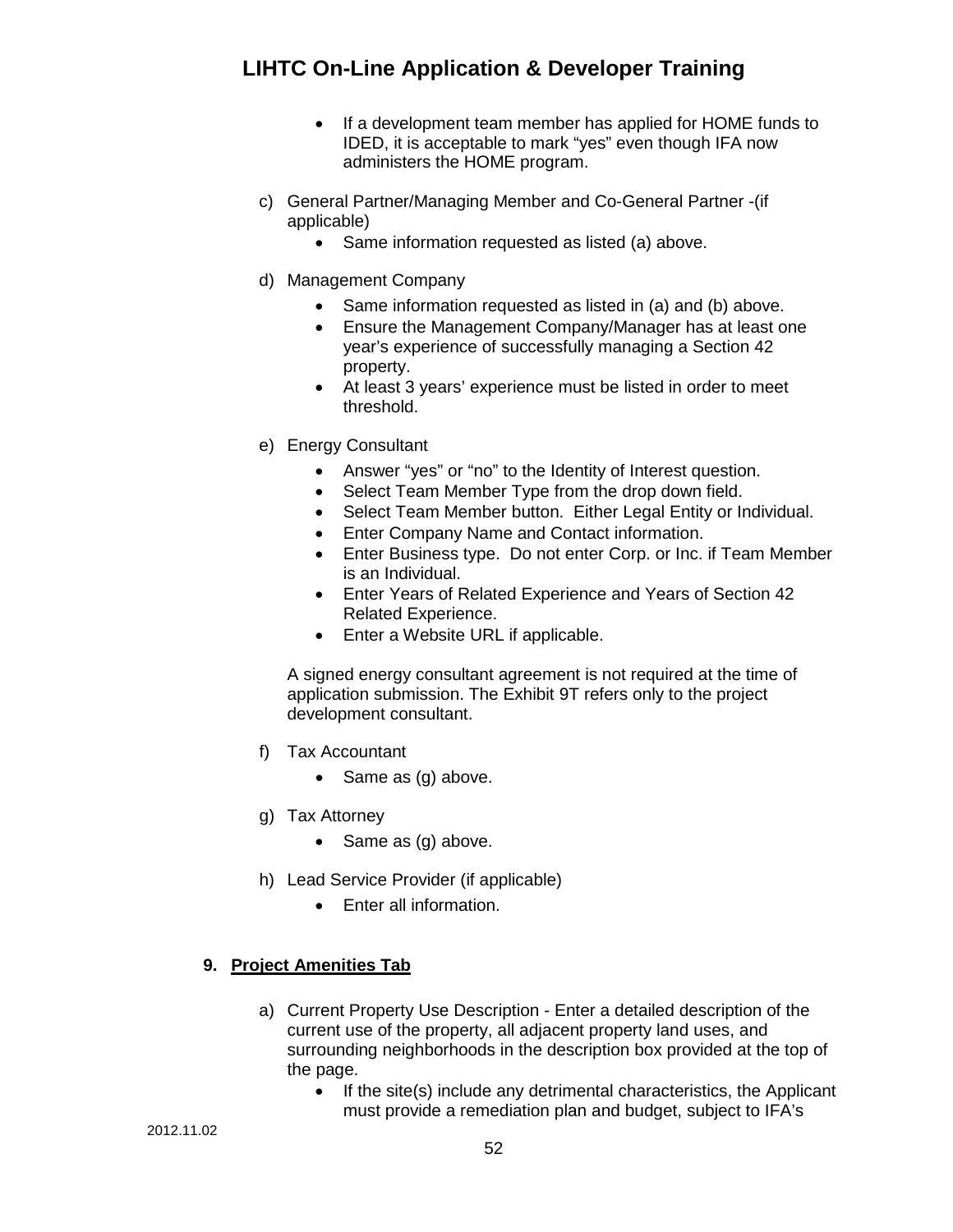- If a development team member has applied for HOME funds to IDED, it is acceptable to mark "yes" even though IFA now administers the HOME program.

c) General Partner/Managing Member and Co-General Partner -(if applicable)
   - Same information requested as listed (a) above.

d) Management Company
   - Same information requested as listed in (a) and (b) above.
   - Ensure the Management Company/Manager has at least one year's experience of successfully managing a Section 42 property.
   - At least 3 years' experience must be listed in order to meet threshold.

e) Energy Consultant
   - Answer "yes" or "no" to the Identity of Interest question.
   - Select Team Member Type from the drop down field.
   - Select Team Member button. Either Legal Entity or Individual.
   - Enter Company Name and Contact information.
   - Enter Business type. Do not enter Corp. or Inc. if Team Member is an Individual.
   - Enter Years of Related Experience and Years of Section 42 Related Experience.
   - Enter a Website URL if applicable.

   A signed energy consultant agreement is not required at the time of application submission. The Exhibit 9T refers only to the project development consultant.

f) Tax Accountant
   - Same as (g) above.

g) Tax Attorney
   - Same as (g) above.

h) Lead Service Provider (if applicable)
   - Enter all information.

## 9. Project Amenities Tab

a) Current Property Use Description - Enter a detailed description of the current use of the property, all adjacent property land uses, and surrounding neighborhoods in the description box provided at the top of the page.
   - If the site(s) include any detrimental characteristics, the Applicant must provide a remediation plan and budget, subject to IFA's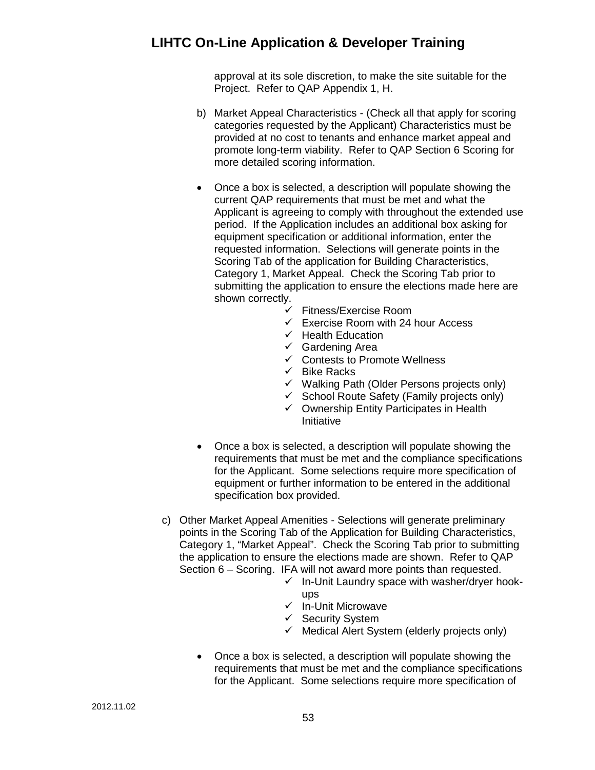approval at its sole discretion, to make the site suitable for the Project. Refer to QAP Appendix 1, H.

b) Market Appeal Characteristics - (Check all that apply for scoring categories requested by the Applicant) Characteristics must be provided at no cost to tenants and enhance market appeal and promote long-term viability. Refer to QAP Section 6 Scoring for more detailed scoring information.

- Once a box is selected, a description will populate showing the current QAP requirements that must be met and what the Applicant is agreeing to comply with throughout the extended use period. If the Application includes an additional box asking for equipment specification or additional information, enter the requested information. Selections will generate points in the Scoring Tab of the application for Building Characteristics, Category 1, Market Appeal. Check the Scoring Tab prior to submitting the application to ensure the elections made here are shown correctly.
  - ✓ Fitness/Exercise Room
  - ✓ Exercise Room with 24 hour Access
  - ✓ Health Education
  - ✓ Gardening Area
  - ✓ Contests to Promote Wellness
  - ✓ Bike Racks
  - ✓ Walking Path (Older Persons projects only)
  - ✓ School Route Safety (Family projects only)
  - ✓ Ownership Entity Participates in Health Initiative

- Once a box is selected, a description will populate showing the requirements that must be met and the compliance specifications for the Applicant. Some selections require more specification of equipment or further information to be entered in the additional specification box provided.

c) Other Market Appeal Amenities - Selections will generate preliminary points in the Scoring Tab of the Application for Building Characteristics, Category 1, "Market Appeal". Check the Scoring Tab prior to submitting the application to ensure the elections made are shown. Refer to QAP Section 6 – Scoring. IFA will not award more points than requested.
  - ✓ In-Unit Laundry space with washer/dryer hook-ups
  - ✓ In-Unit Microwave
  - ✓ Security System
  - ✓ Medical Alert System (elderly projects only)

- Once a box is selected, a description will populate showing the requirements that must be met and the compliance specifications for the Applicant. Some selections require more specification of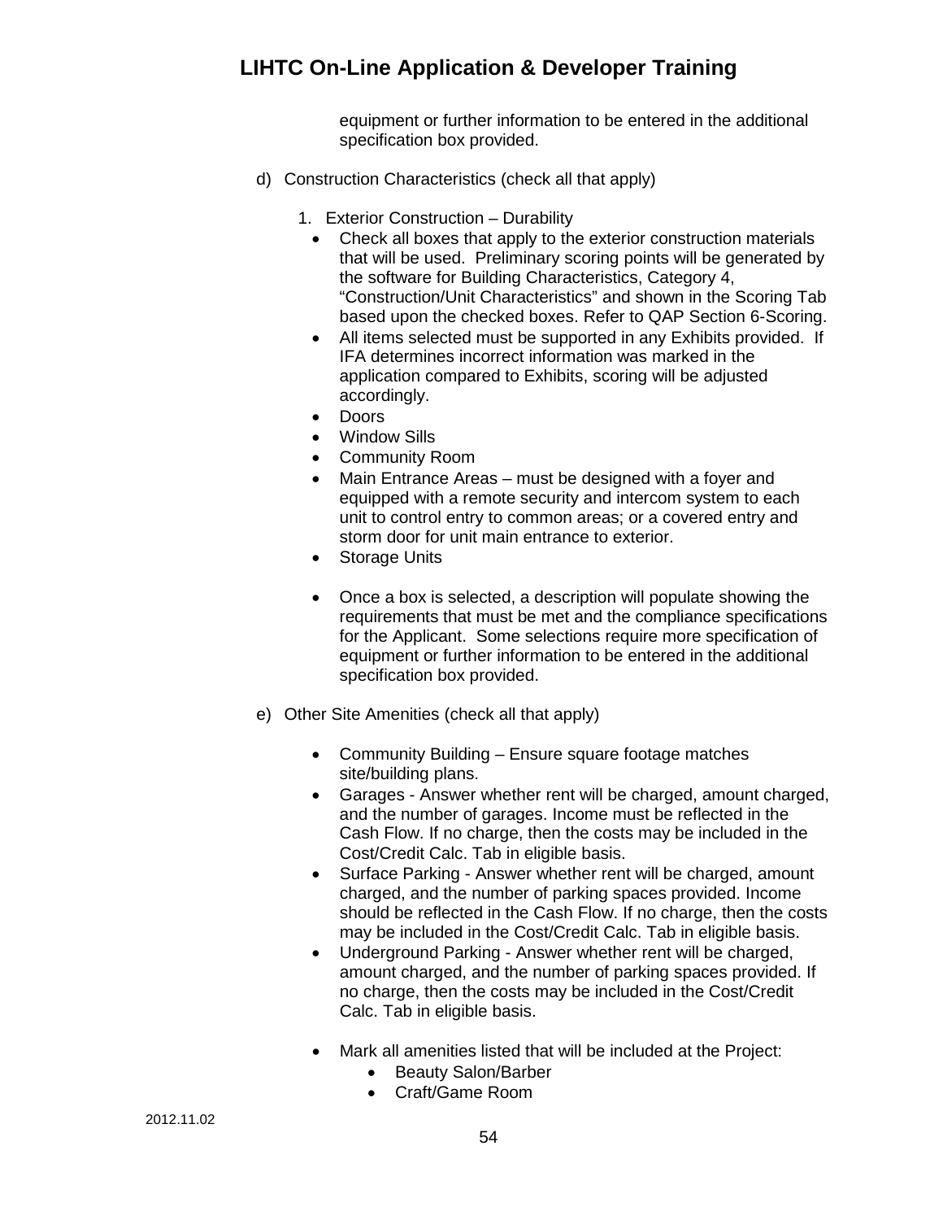equipment or further information to be entered in the additional specification box provided.

d) Construction Characteristics (check all that apply)

1. Exterior Construction – Durability
   - Check all boxes that apply to the exterior construction materials that will be used. Preliminary scoring points will be generated by the software for Building Characteristics, Category 4, "Construction/Unit Characteristics" and shown in the Scoring Tab based upon the checked boxes. Refer to QAP Section 6-Scoring.
   - All items selected must be supported in any Exhibits provided. If IFA determines incorrect information was marked in the application compared to Exhibits, scoring will be adjusted accordingly.
   - Doors
   - Window Sills
   - Community Room
   - Main Entrance Areas – must be designed with a foyer and equipped with a remote security and intercom system to each unit to control entry to common areas; or a covered entry and storm door for unit main entrance to exterior.
   - Storage Units

   - Once a box is selected, a description will populate showing the requirements that must be met and the compliance specifications for the Applicant. Some selections require more specification of equipment or further information to be entered in the additional specification box provided.

e) Other Site Amenities (check all that apply)

   - Community Building – Ensure square footage matches site/building plans.
   - Garages - Answer whether rent will be charged, amount charged, and the number of garages. Income must be reflected in the Cash Flow. If no charge, then the costs may be included in the Cost/Credit Calc. Tab in eligible basis.
   - Surface Parking - Answer whether rent will be charged, amount charged, and the number of parking spaces provided. Income should be reflected in the Cash Flow. If no charge, then the costs may be included in the Cost/Credit Calc. Tab in eligible basis.
   - Underground Parking - Answer whether rent will be charged, amount charged, and the number of parking spaces provided. If no charge, then the costs may be included in the Cost/Credit Calc. Tab in eligible basis.

   - Mark all amenities listed that will be included at the Project:
     - Beauty Salon/Barber
     - Craft/Game Room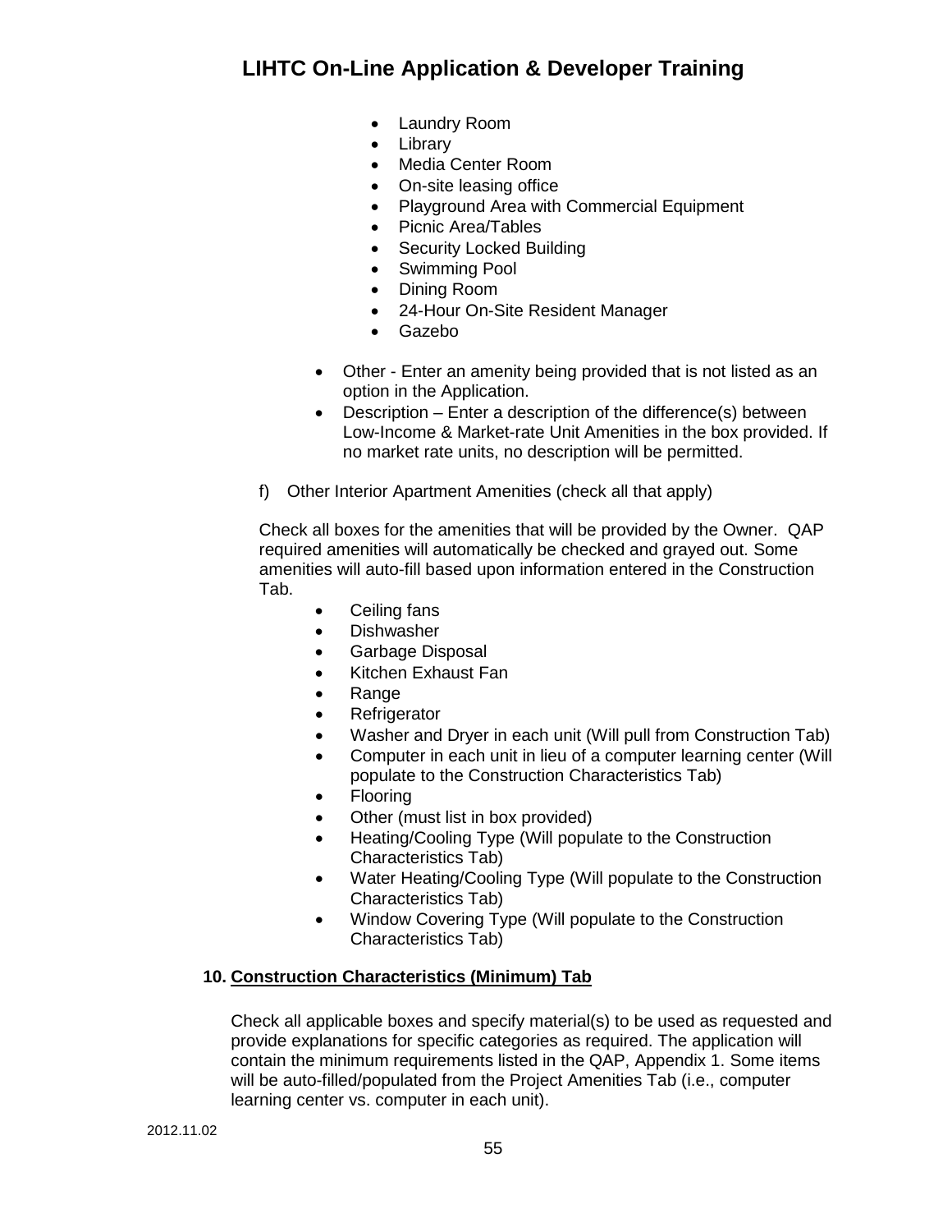- Laundry Room
- Library
- Media Center Room
- On-site leasing office
- Playground Area with Commercial Equipment
- Picnic Area/Tables
- Security Locked Building
- Swimming Pool
- Dining Room
- 24-Hour On-Site Resident Manager
- Gazebo

- Other - Enter an amenity being provided that is not listed as an option in the Application.
- Description – Enter a description of the difference(s) between Low-Income & Market-rate Unit Amenities in the box provided. If no market rate units, no description will be permitted.

f) Other Interior Apartment Amenities (check all that apply)

Check all boxes for the amenities that will be provided by the Owner. QAP required amenities will automatically be checked and grayed out. Some amenities will auto-fill based upon information entered in the Construction Tab.

- Ceiling fans
- Dishwasher
- Garbage Disposal
- Kitchen Exhaust Fan
- Range
- Refrigerator
- Washer and Dryer in each unit (Will pull from Construction Tab)
- Computer in each unit in lieu of a computer learning center (Will populate to the Construction Characteristics Tab)
- Flooring
- Other (must list in box provided)
- Heating/Cooling Type (Will populate to the Construction Characteristics Tab)
- Water Heating/Cooling Type (Will populate to the Construction Characteristics Tab)
- Window Covering Type (Will populate to the Construction Characteristics Tab)

**10. <u>Construction Characteristics (Minimum) Tab</u>**

Check all applicable boxes and specify material(s) to be used as requested and provide explanations for specific categories as required. The application will contain the minimum requirements listed in the QAP, Appendix 1. Some items will be auto-filled/populated from the Project Amenities Tab (i.e., computer learning center vs. computer in each unit).

2012.11.02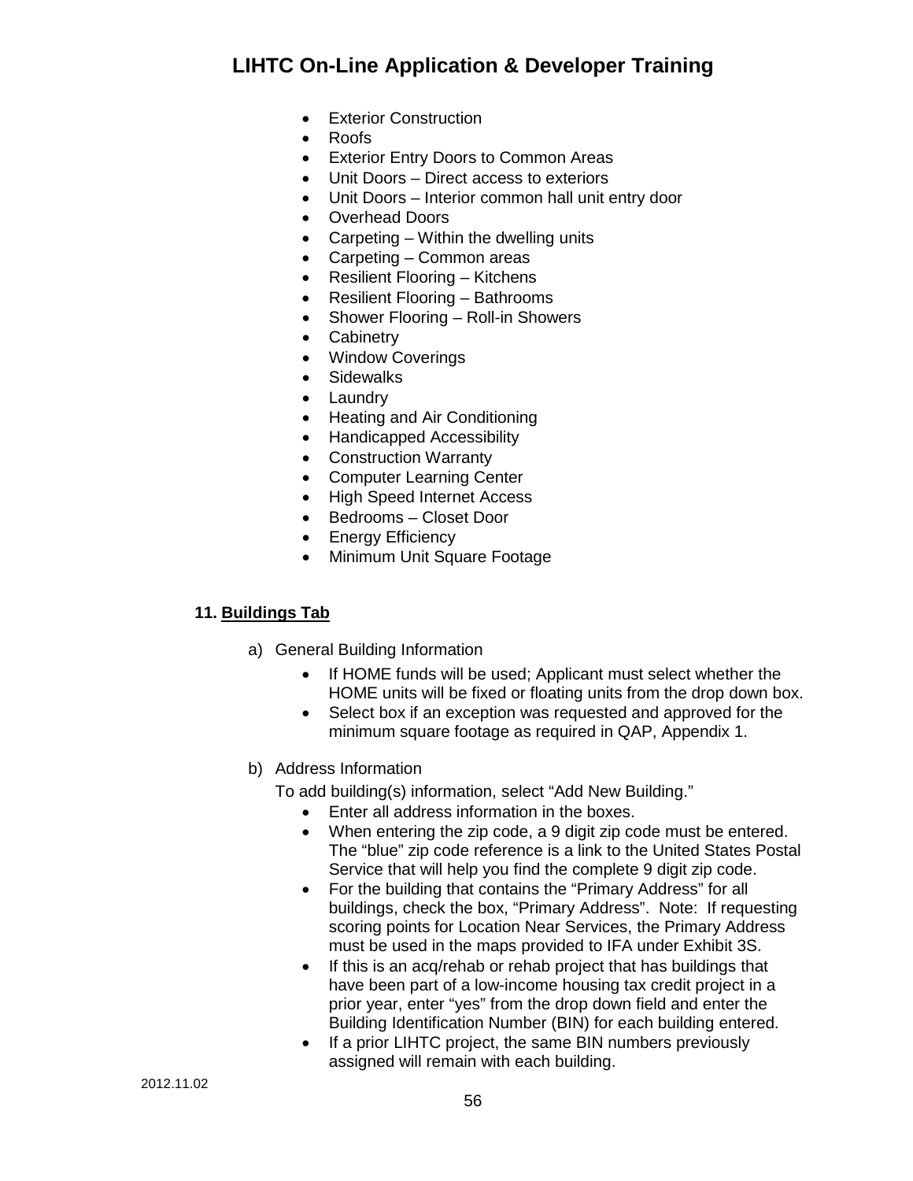- Exterior Construction
- Roofs
- Exterior Entry Doors to Common Areas
- Unit Doors – Direct access to exteriors
- Unit Doors – Interior common hall unit entry door
- Overhead Doors
- Carpeting – Within the dwelling units
- Carpeting – Common areas
- Resilient Flooring – Kitchens
- Resilient Flooring – Bathrooms
- Shower Flooring – Roll-in Showers
- Cabinetry
- Window Coverings
- Sidewalks
- Laundry
- Heating and Air Conditioning
- Handicapped Accessibility
- Construction Warranty
- Computer Learning Center
- High Speed Internet Access
- Bedrooms – Closet Door
- Energy Efficiency
- Minimum Unit Square Footage

**11. <u>Buildings Tab</u>**

a) General Building Information

- If HOME funds will be used; Applicant must select whether the HOME units will be fixed or floating units from the drop down box.
- Select box if an exception was requested and approved for the minimum square footage as required in QAP, Appendix 1.

b) Address Information

To add building(s) information, select "Add New Building."

- Enter all address information in the boxes.
- When entering the zip code, a 9 digit zip code must be entered. The "blue" zip code reference is a link to the United States Postal Service that will help you find the complete 9 digit zip code.
- For the building that contains the "Primary Address" for all buildings, check the box, "Primary Address". Note: If requesting scoring points for Location Near Services, the Primary Address must be used in the maps provided to IFA under Exhibit 3S.
- If this is an acq/rehab or rehab project that has buildings that have been part of a low-income housing tax credit project in a prior year, enter "yes" from the drop down field and enter the Building Identification Number (BIN) for each building entered.
- If a prior LIHTC project, the same BIN numbers previously assigned will remain with each building.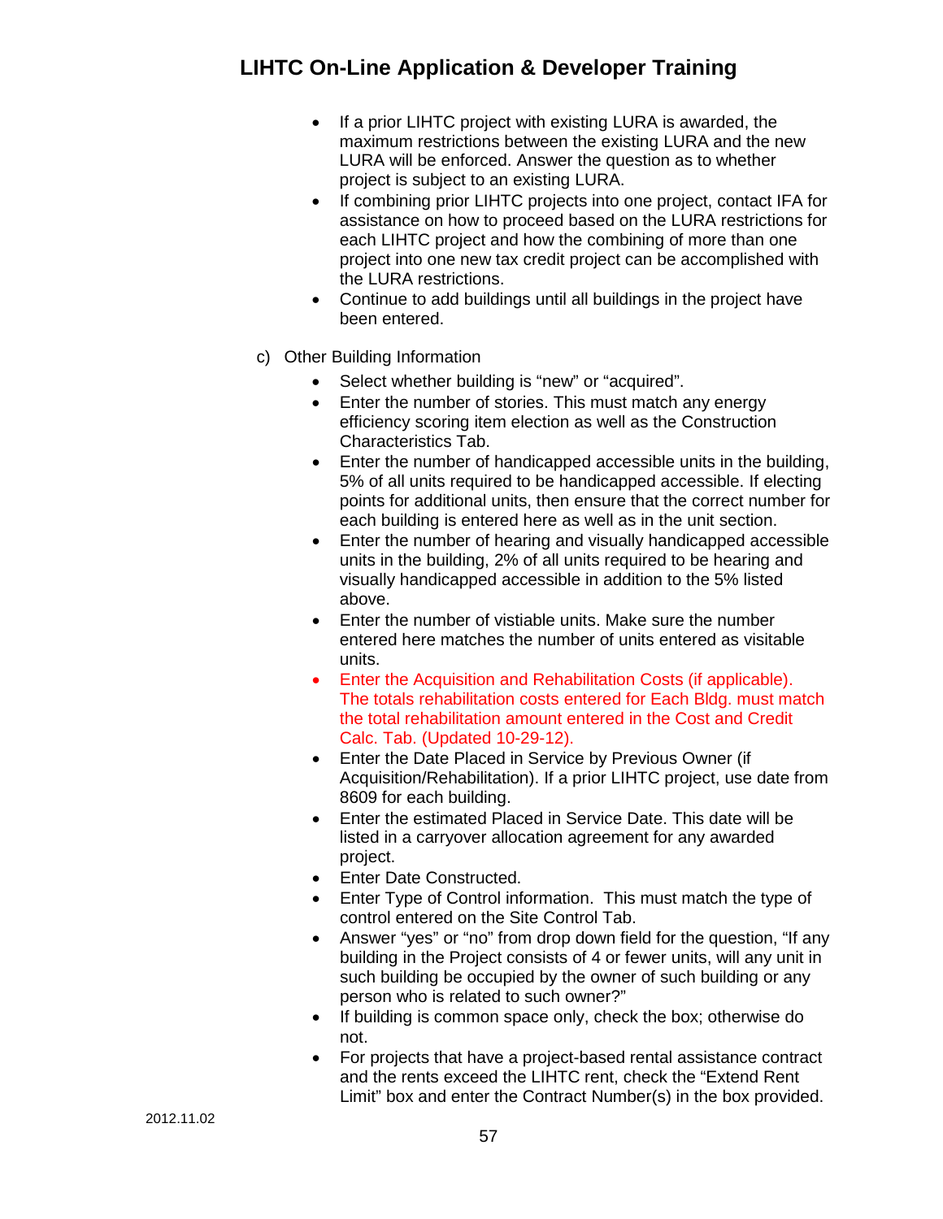- If a prior LIHTC project with existing LURA is awarded, the maximum restrictions between the existing LURA and the new LURA will be enforced. Answer the question as to whether project is subject to an existing LURA.
- If combining prior LIHTC projects into one project, contact IFA for assistance on how to proceed based on the LURA restrictions for each LIHTC project and how the combining of more than one project into one new tax credit project can be accomplished with the LURA restrictions.
- Continue to add buildings until all buildings in the project have been entered.

c) Other Building Information

- Select whether building is "new" or "acquired".
- Enter the number of stories. This must match any energy efficiency scoring item election as well as the Construction Characteristics Tab.
- Enter the number of handicapped accessible units in the building, 5% of all units required to be handicapped accessible. If electing points for additional units, then ensure that the correct number for each building is entered here as well as in the unit section.
- Enter the number of hearing and visually handicapped accessible units in the building, 2% of all units required to be hearing and visually handicapped accessible in addition to the 5% listed above.
- Enter the number of vistiable units. Make sure the number entered here matches the number of units entered as visitable units.
- Enter the Acquisition and Rehabilitation Costs (if applicable). The totals rehabilitation costs entered for Each Bldg. must match the total rehabilitation amount entered in the Cost and Credit Calc. Tab. (Updated 10-29-12).
- Enter the Date Placed in Service by Previous Owner (if Acquisition/Rehabilitation). If a prior LIHTC project, use date from 8609 for each building.
- Enter the estimated Placed in Service Date. This date will be listed in a carryover allocation agreement for any awarded project.
- Enter Date Constructed.
- Enter Type of Control information. This must match the type of control entered on the Site Control Tab.
- Answer "yes" or "no" from drop down field for the question, "If any building in the Project consists of 4 or fewer units, will any unit in such building be occupied by the owner of such building or any person who is related to such owner?"
- If building is common space only, check the box; otherwise do not.
- For projects that have a project-based rental assistance contract and the rents exceed the LIHTC rent, check the "Extend Rent Limit" box and enter the Contract Number(s) in the box provided.

2012.11.02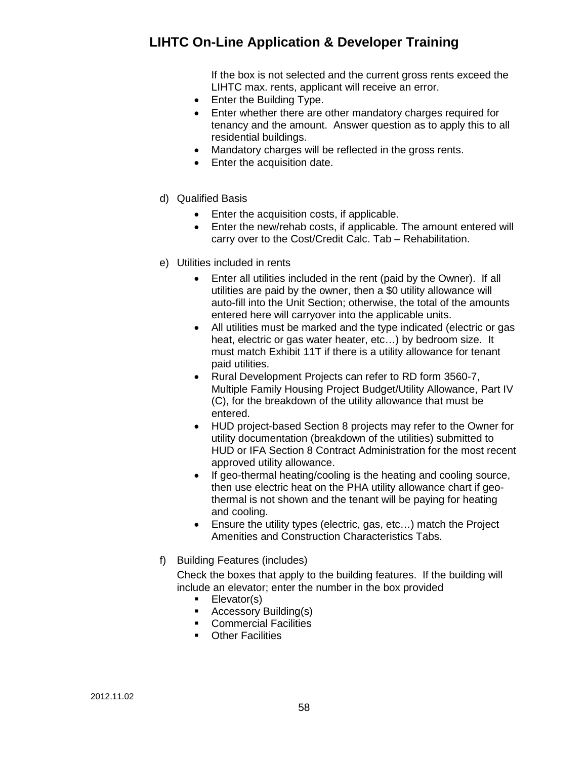If the box is not selected and the current gross rents exceed the LIHTC max. rents, applicant will receive an error.

- Enter the Building Type.
- Enter whether there are other mandatory charges required for tenancy and the amount. Answer question as to apply this to all residential buildings.
- Mandatory charges will be reflected in the gross rents.
- Enter the acquisition date.

d) Qualified Basis

- Enter the acquisition costs, if applicable.
- Enter the new/rehab costs, if applicable. The amount entered will carry over to the Cost/Credit Calc. Tab – Rehabilitation.

e) Utilities included in rents

- Enter all utilities included in the rent (paid by the Owner). If all utilities are paid by the owner, then a $0 utility allowance will auto-fill into the Unit Section; otherwise, the total of the amounts entered here will carryover into the applicable units.
- All utilities must be marked and the type indicated (electric or gas heat, electric or gas water heater, etc…) by bedroom size. It must match Exhibit 11T if there is a utility allowance for tenant paid utilities.
- Rural Development Projects can refer to RD form 3560-7, Multiple Family Housing Project Budget/Utility Allowance, Part IV (C), for the breakdown of the utility allowance that must be entered.
- HUD project-based Section 8 projects may refer to the Owner for utility documentation (breakdown of the utilities) submitted to HUD or IFA Section 8 Contract Administration for the most recent approved utility allowance.
- If geo-thermal heating/cooling is the heating and cooling source, then use electric heat on the PHA utility allowance chart if geo-thermal is not shown and the tenant will be paying for heating and cooling.
- Ensure the utility types (electric, gas, etc…) match the Project Amenities and Construction Characteristics Tabs.

f) Building Features (includes)

Check the boxes that apply to the building features. If the building will include an elevator; enter the number in the box provided

- Elevator(s)
- Accessory Building(s)
- Commercial Facilities
- Other Facilities

2012.11.02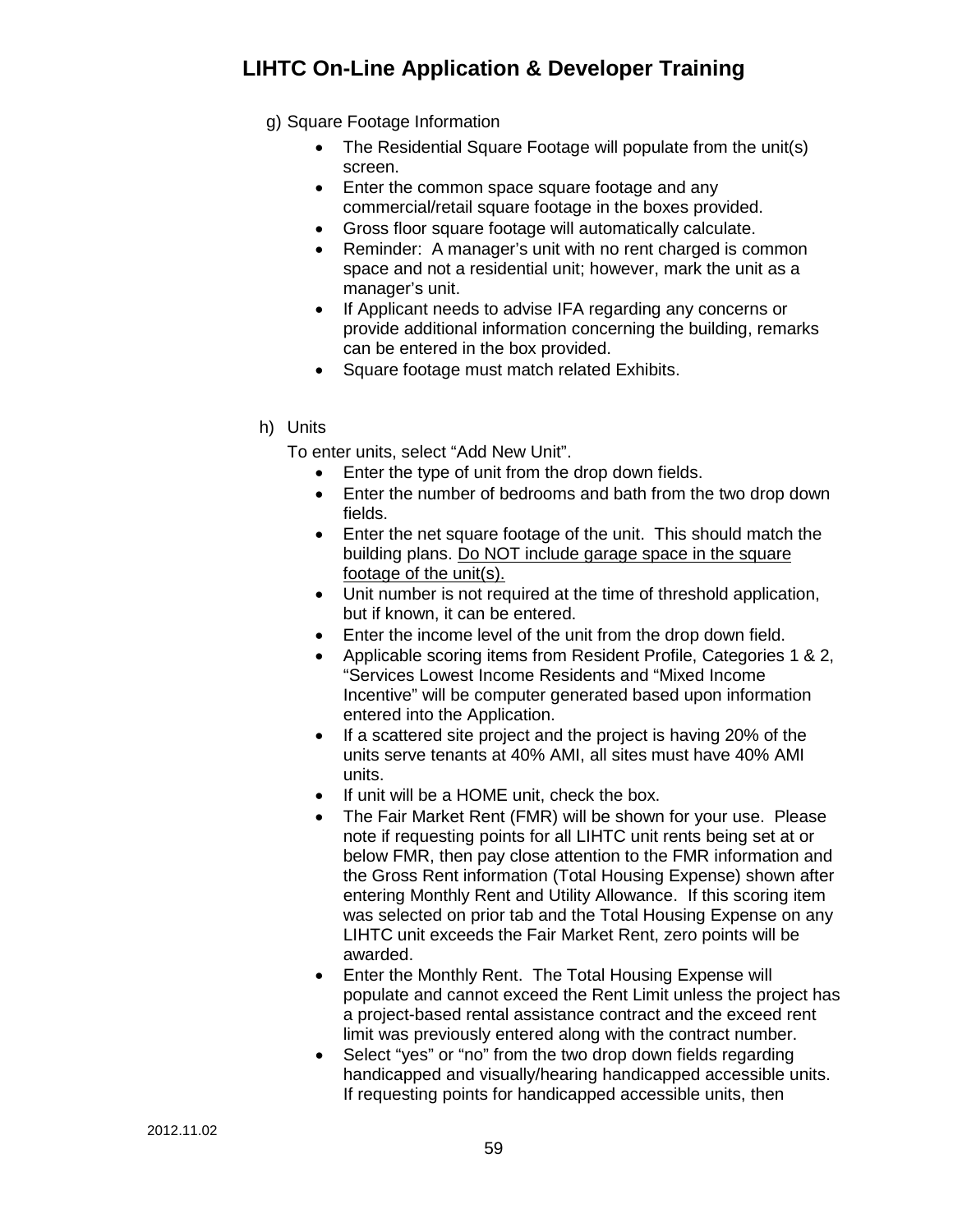g) Square Footage Information

- The Residential Square Footage will populate from the unit(s) screen.
- Enter the common space square footage and any commercial/retail square footage in the boxes provided.
- Gross floor square footage will automatically calculate.
- Reminder: A manager's unit with no rent charged is common space and not a residential unit; however, mark the unit as a manager's unit.
- If Applicant needs to advise IFA regarding any concerns or provide additional information concerning the building, remarks can be entered in the box provided.
- Square footage must match related Exhibits.

h) Units

To enter units, select "Add New Unit".

- Enter the type of unit from the drop down fields.
- Enter the number of bedrooms and bath from the two drop down fields.
- Enter the net square footage of the unit. This should match the building plans. <u>Do NOT include garage space in the square footage of the unit(s).</u>
- Unit number is not required at the time of threshold application, but if known, it can be entered.
- Enter the income level of the unit from the drop down field.
- Applicable scoring items from Resident Profile, Categories 1 & 2, "Services Lowest Income Residents and "Mixed Income Incentive" will be computer generated based upon information entered into the Application.
- If a scattered site project and the project is having 20% of the units serve tenants at 40% AMI, all sites must have 40% AMI units.
- If unit will be a HOME unit, check the box.
- The Fair Market Rent (FMR) will be shown for your use. Please note if requesting points for all LIHTC unit rents being set at or below FMR, then pay close attention to the FMR information and the Gross Rent information (Total Housing Expense) shown after entering Monthly Rent and Utility Allowance. If this scoring item was selected on prior tab and the Total Housing Expense on any LIHTC unit exceeds the Fair Market Rent, zero points will be awarded.
- Enter the Monthly Rent. The Total Housing Expense will populate and cannot exceed the Rent Limit unless the project has a project-based rental assistance contract and the exceed rent limit was previously entered along with the contract number.
- Select "yes" or "no" from the two drop down fields regarding handicapped and visually/hearing handicapped accessible units. If requesting points for handicapped accessible units, then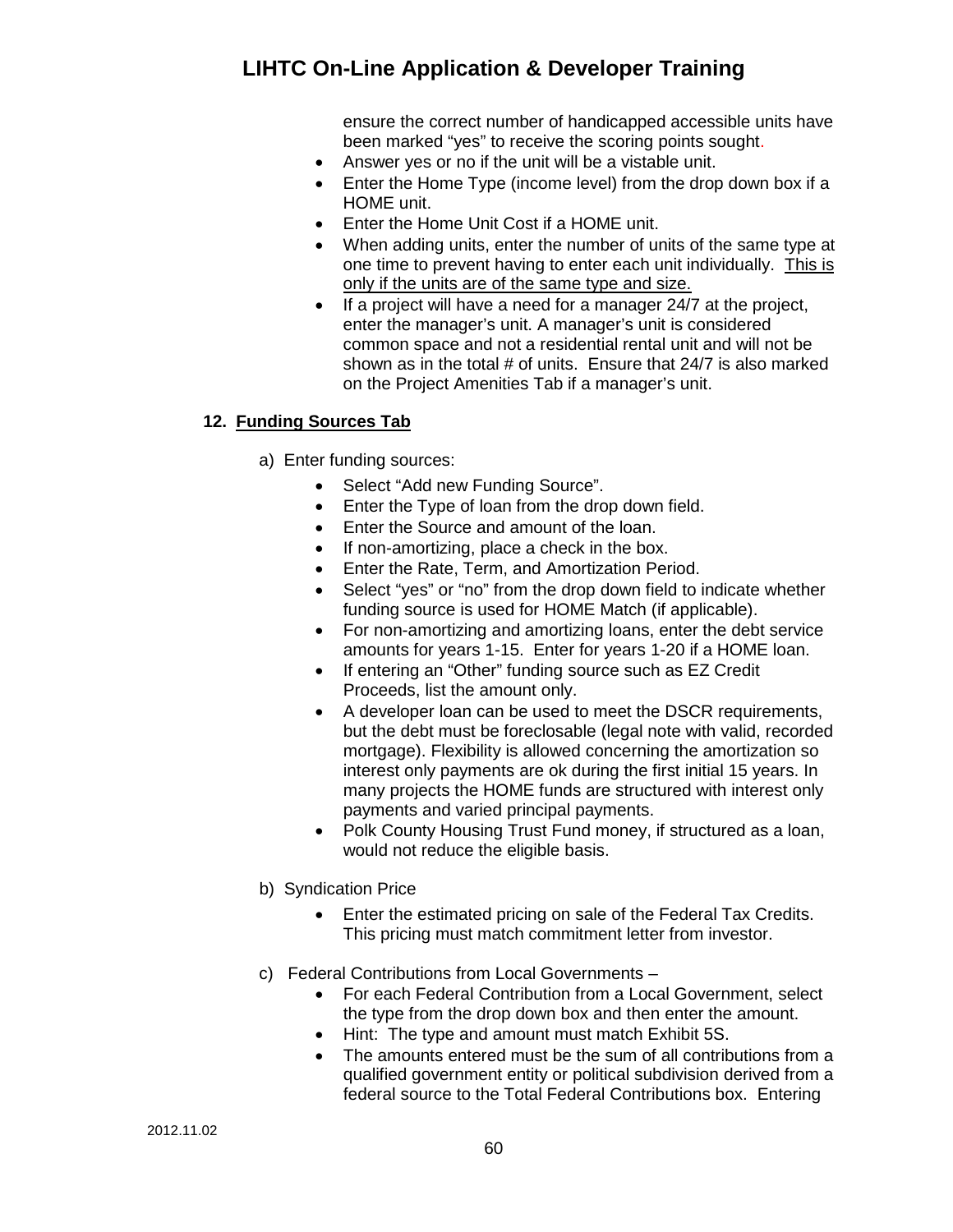ensure the correct number of handicapped accessible units have been marked "yes" to receive the scoring points sought.

- Answer yes or no if the unit will be a vistable unit.
- Enter the Home Type (income level) from the drop down box if a HOME unit.
- Enter the Home Unit Cost if a HOME unit.
- When adding units, enter the number of units of the same type at one time to prevent having to enter each unit individually. <u>This is only if the units are of the same type and size.</u>
- If a project will have a need for a manager 24/7 at the project, enter the manager's unit. A manager's unit is considered common space and not a residential rental unit and will not be shown as in the total # of units. Ensure that 24/7 is also marked on the Project Amenities Tab if a manager's unit.

### 12. <u>Funding Sources Tab</u>

a) Enter funding sources:

- Select "Add new Funding Source".
- Enter the Type of loan from the drop down field.
- Enter the Source and amount of the loan.
- If non-amortizing, place a check in the box.
- Enter the Rate, Term, and Amortization Period.
- Select "yes" or "no" from the drop down field to indicate whether funding source is used for HOME Match (if applicable).
- For non-amortizing and amortizing loans, enter the debt service amounts for years 1-15. Enter for years 1-20 if a HOME loan.
- If entering an "Other" funding source such as EZ Credit Proceeds, list the amount only.
- A developer loan can be used to meet the DSCR requirements, but the debt must be foreclosable (legal note with valid, recorded mortgage). Flexibility is allowed concerning the amortization so interest only payments are ok during the first initial 15 years. In many projects the HOME funds are structured with interest only payments and varied principal payments.
- Polk County Housing Trust Fund money, if structured as a loan, would not reduce the eligible basis.

b) Syndication Price

- Enter the estimated pricing on sale of the Federal Tax Credits. This pricing must match commitment letter from investor.

c) Federal Contributions from Local Governments –

- For each Federal Contribution from a Local Government, select the type from the drop down box and then enter the amount.
- Hint: The type and amount must match Exhibit 5S.
- The amounts entered must be the sum of all contributions from a qualified government entity or political subdivision derived from a federal source to the Total Federal Contributions box. Entering

2012.11.02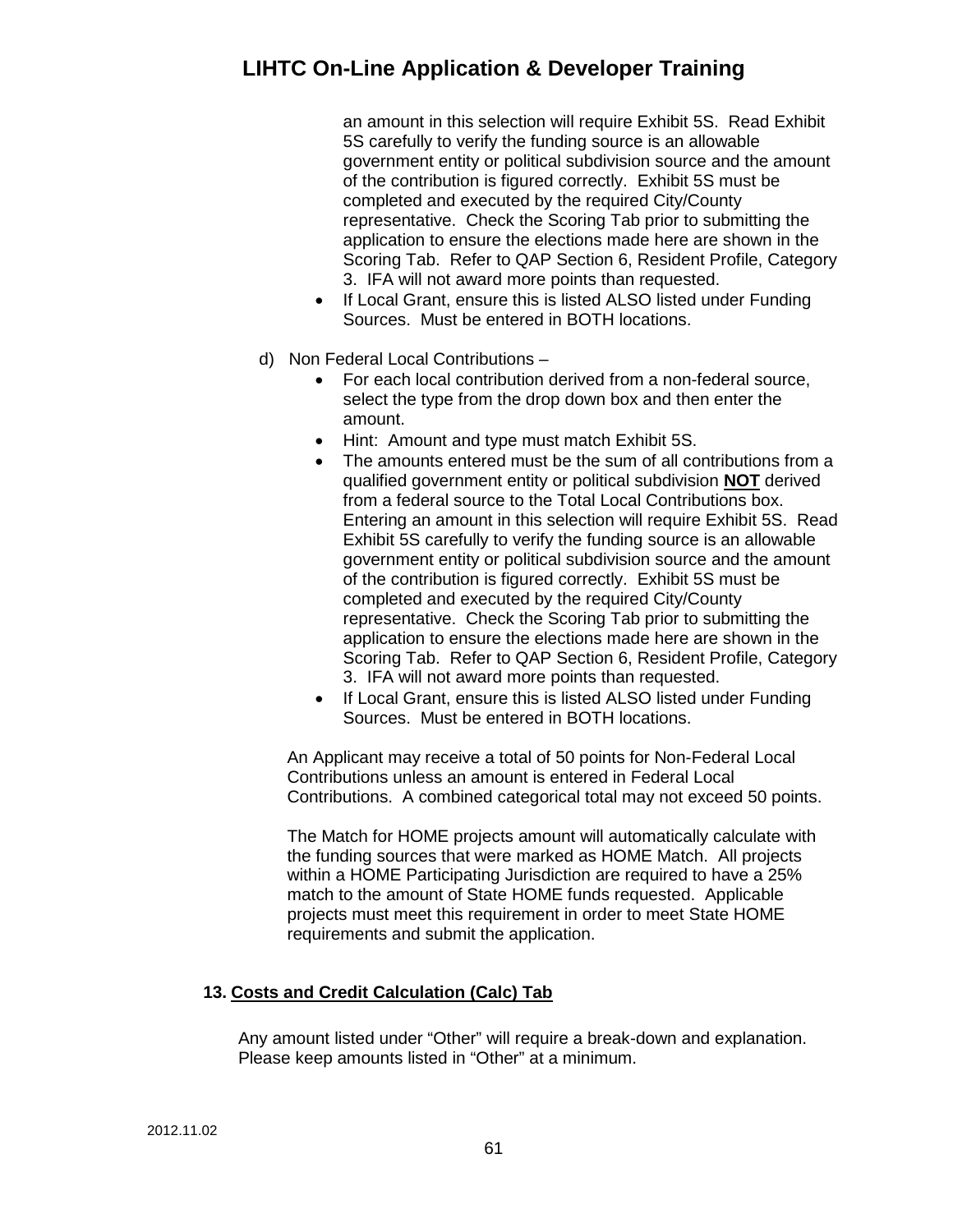an amount in this selection will require Exhibit 5S. Read Exhibit 5S carefully to verify the funding source is an allowable government entity or political subdivision source and the amount of the contribution is figured correctly. Exhibit 5S must be completed and executed by the required City/County representative. Check the Scoring Tab prior to submitting the application to ensure the elections made here are shown in the Scoring Tab. Refer to QAP Section 6, Resident Profile, Category 3. IFA will not award more points than requested.

- If Local Grant, ensure this is listed ALSO listed under Funding Sources. Must be entered in BOTH locations.

d) Non Federal Local Contributions –

- For each local contribution derived from a non-federal source, select the type from the drop down box and then enter the amount.
- Hint: Amount and type must match Exhibit 5S.
- The amounts entered must be the sum of all contributions from a qualified government entity or political subdivision **NOT** derived from a federal source to the Total Local Contributions box. Entering an amount in this selection will require Exhibit 5S. Read Exhibit 5S carefully to verify the funding source is an allowable government entity or political subdivision source and the amount of the contribution is figured correctly. Exhibit 5S must be completed and executed by the required City/County representative. Check the Scoring Tab prior to submitting the application to ensure the elections made here are shown in the Scoring Tab. Refer to QAP Section 6, Resident Profile, Category 3. IFA will not award more points than requested.
- If Local Grant, ensure this is listed ALSO listed under Funding Sources. Must be entered in BOTH locations.

An Applicant may receive a total of 50 points for Non-Federal Local Contributions unless an amount is entered in Federal Local Contributions. A combined categorical total may not exceed 50 points.

The Match for HOME projects amount will automatically calculate with the funding sources that were marked as HOME Match. All projects within a HOME Participating Jurisdiction are required to have a 25% match to the amount of State HOME funds requested. Applicable projects must meet this requirement in order to meet State HOME requirements and submit the application.

**13. Costs and Credit Calculation (Calc) Tab**

Any amount listed under "Other" will require a break-down and explanation. Please keep amounts listed in "Other" at a minimum.

2012.11.02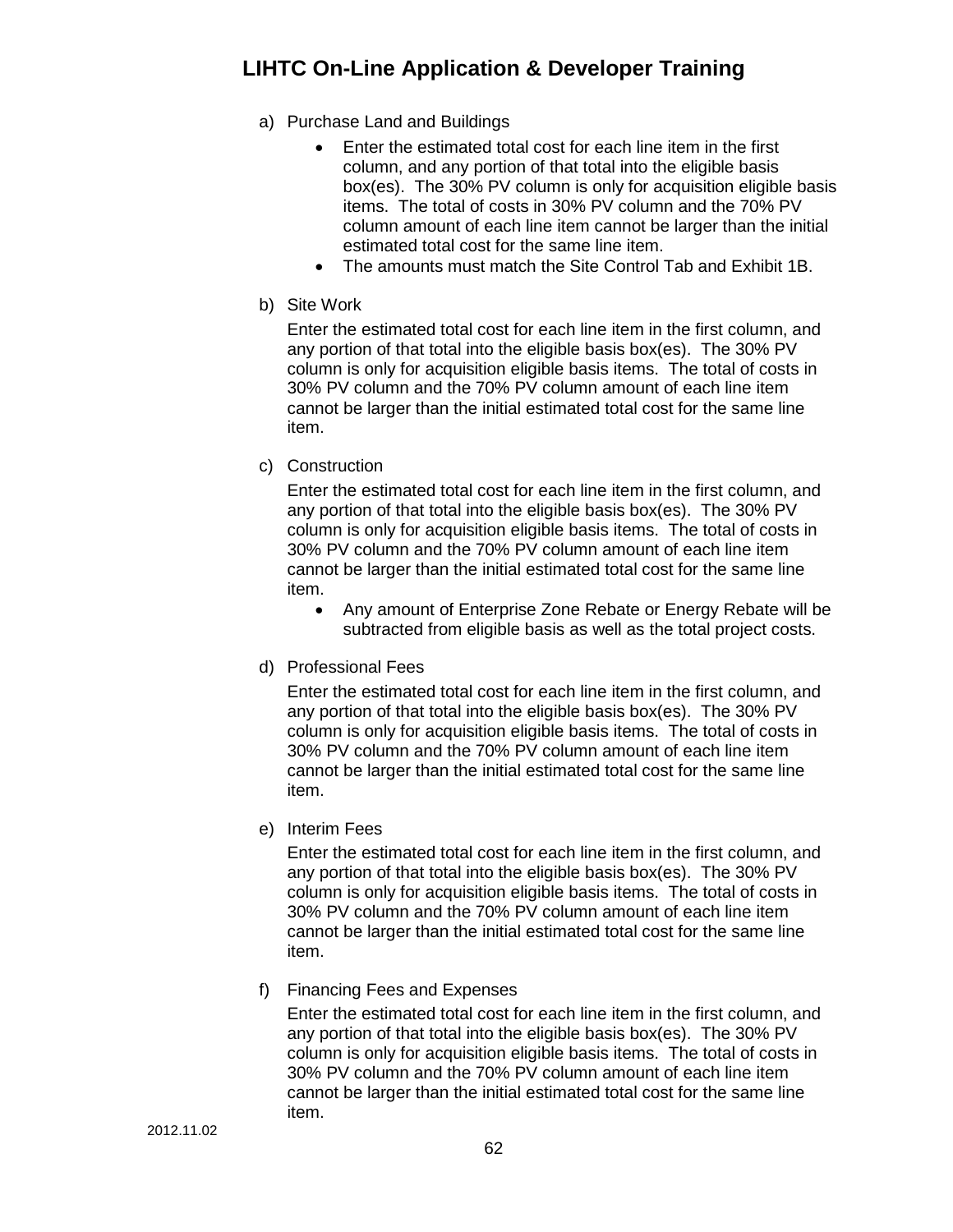a) Purchase Land and Buildings

   - Enter the estimated total cost for each line item in the first column, and any portion of that total into the eligible basis box(es). The 30% PV column is only for acquisition eligible basis items. The total of costs in 30% PV column and the 70% PV column amount of each line item cannot be larger than the initial estimated total cost for the same line item.
   - The amounts must match the Site Control Tab and Exhibit 1B.

b) Site Work

   Enter the estimated total cost for each line item in the first column, and any portion of that total into the eligible basis box(es). The 30% PV column is only for acquisition eligible basis items. The total of costs in 30% PV column and the 70% PV column amount of each line item cannot be larger than the initial estimated total cost for the same line item.

c) Construction

   Enter the estimated total cost for each line item in the first column, and any portion of that total into the eligible basis box(es). The 30% PV column is only for acquisition eligible basis items. The total of costs in 30% PV column and the 70% PV column amount of each line item cannot be larger than the initial estimated total cost for the same line item.

   - Any amount of Enterprise Zone Rebate or Energy Rebate will be subtracted from eligible basis as well as the total project costs.

d) Professional Fees

   Enter the estimated total cost for each line item in the first column, and any portion of that total into the eligible basis box(es). The 30% PV column is only for acquisition eligible basis items. The total of costs in 30% PV column and the 70% PV column amount of each line item cannot be larger than the initial estimated total cost for the same line item.

e) Interim Fees

   Enter the estimated total cost for each line item in the first column, and any portion of that total into the eligible basis box(es). The 30% PV column is only for acquisition eligible basis items. The total of costs in 30% PV column and the 70% PV column amount of each line item cannot be larger than the initial estimated total cost for the same line item.

f) Financing Fees and Expenses

   Enter the estimated total cost for each line item in the first column, and any portion of that total into the eligible basis box(es). The 30% PV column is only for acquisition eligible basis items. The total of costs in 30% PV column and the 70% PV column amount of each line item cannot be larger than the initial estimated total cost for the same line item.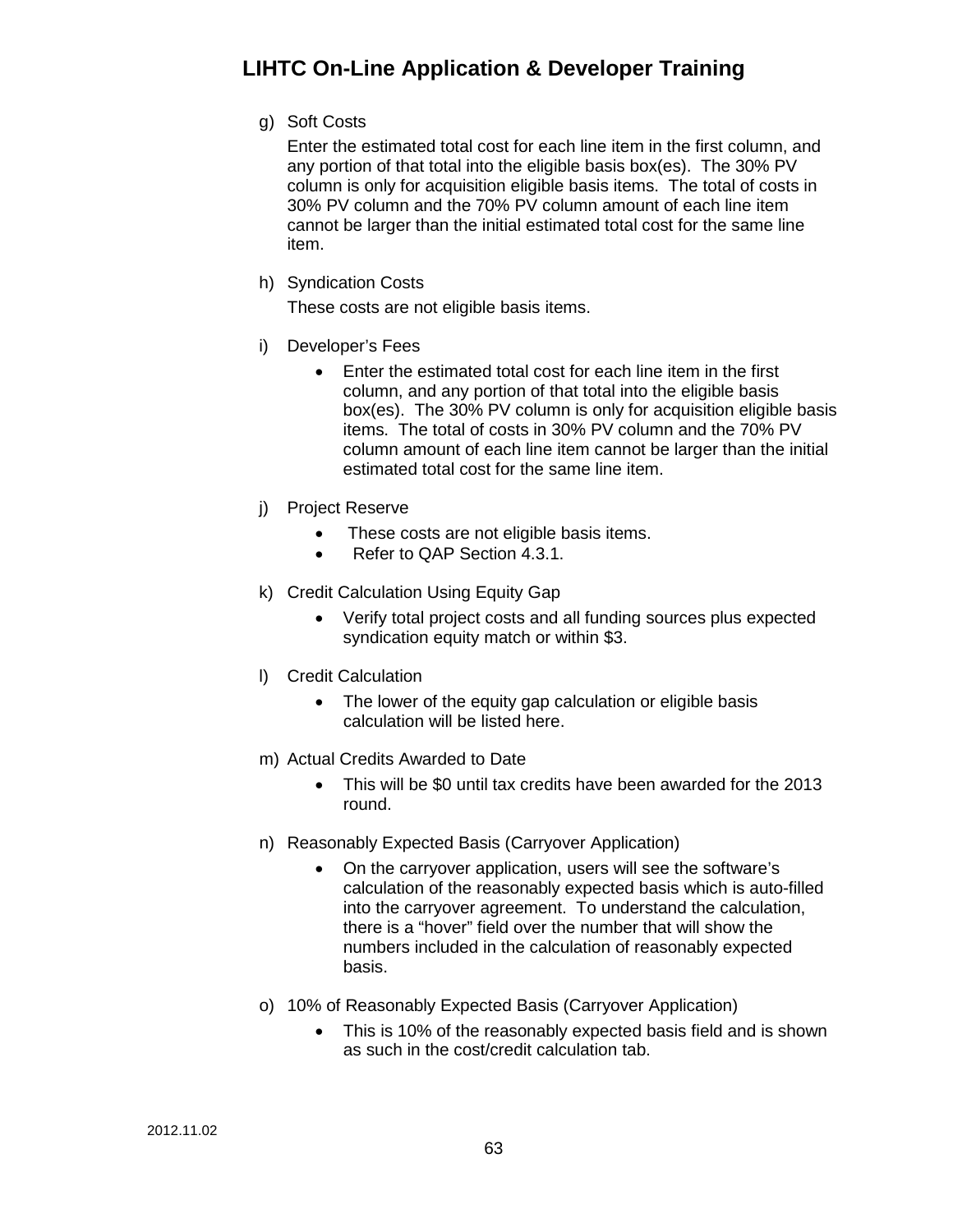g) Soft Costs

   Enter the estimated total cost for each line item in the first column, and any portion of that total into the eligible basis box(es). The 30% PV column is only for acquisition eligible basis items. The total of costs in 30% PV column and the 70% PV column amount of each line item cannot be larger than the initial estimated total cost for the same line item.

h) Syndication Costs

   These costs are not eligible basis items.

i) Developer's Fees

   - Enter the estimated total cost for each line item in the first column, and any portion of that total into the eligible basis box(es). The 30% PV column is only for acquisition eligible basis items. The total of costs in 30% PV column and the 70% PV column amount of each line item cannot be larger than the initial estimated total cost for the same line item.

j) Project Reserve

   - These costs are not eligible basis items.
   - Refer to QAP Section 4.3.1.

k) Credit Calculation Using Equity Gap

   - Verify total project costs and all funding sources plus expected syndication equity match or within $3.

l) Credit Calculation

   - The lower of the equity gap calculation or eligible basis calculation will be listed here.

m) Actual Credits Awarded to Date

   - This will be $0 until tax credits have been awarded for the 2013 round.

n) Reasonably Expected Basis (Carryover Application)

   - On the carryover application, users will see the software's calculation of the reasonably expected basis which is auto-filled into the carryover agreement. To understand the calculation, there is a "hover" field over the number that will show the numbers included in the calculation of reasonably expected basis.

o) 10% of Reasonably Expected Basis (Carryover Application)

   - This is 10% of the reasonably expected basis field and is shown as such in the cost/credit calculation tab.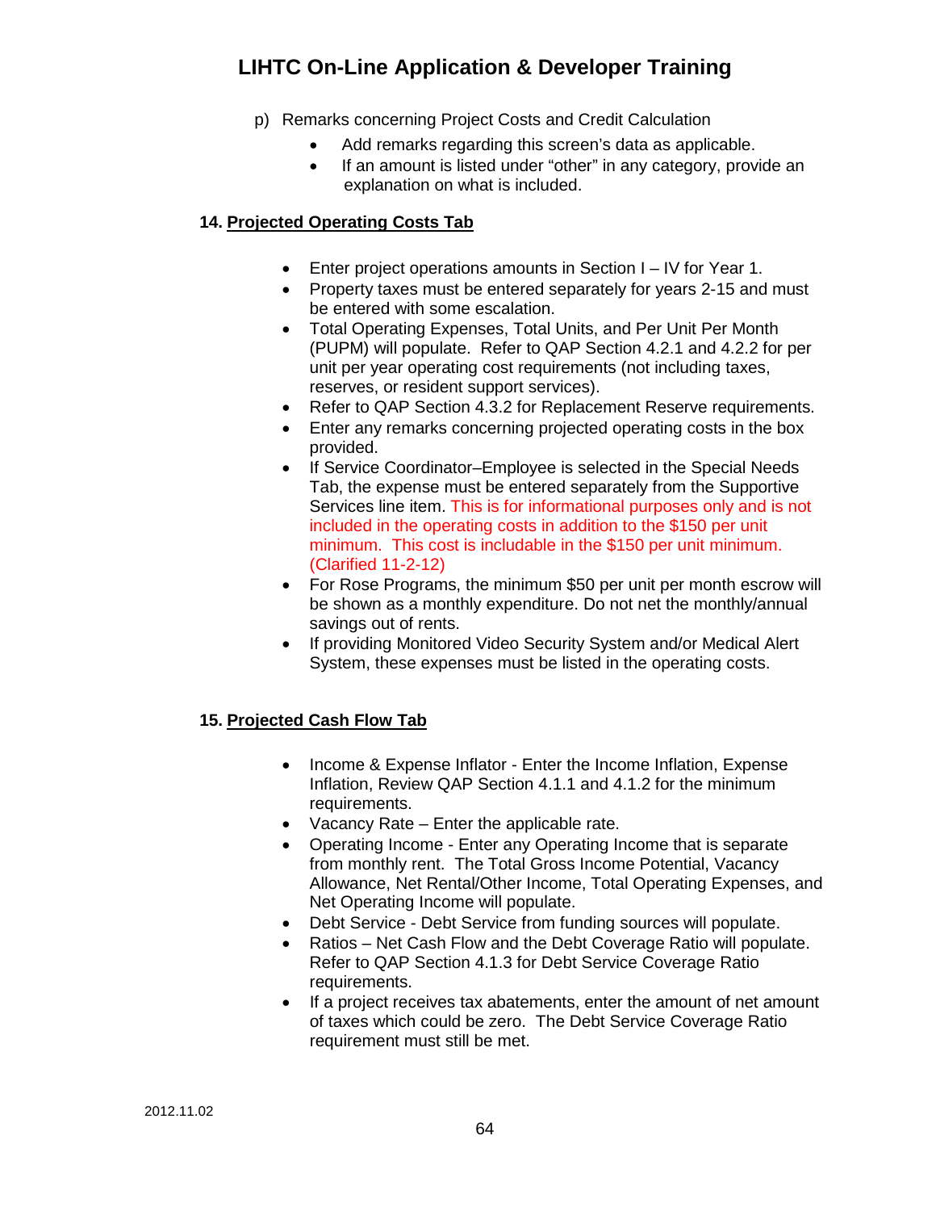p) Remarks concerning Project Costs and Credit Calculation

- Add remarks regarding this screen's data as applicable.
- If an amount is listed under "other" in any category, provide an explanation on what is included.

## 14. Projected Operating Costs Tab

- Enter project operations amounts in Section I – IV for Year 1.
- Property taxes must be entered separately for years 2-15 and must be entered with some escalation.
- Total Operating Expenses, Total Units, and Per Unit Per Month (PUPM) will populate. Refer to QAP Section 4.2.1 and 4.2.2 for per unit per year operating cost requirements (not including taxes, reserves, or resident support services).
- Refer to QAP Section 4.3.2 for Replacement Reserve requirements.
- Enter any remarks concerning projected operating costs in the box provided.
- If Service Coordinator–Employee is selected in the Special Needs Tab, the expense must be entered separately from the Supportive Services line item. This is for informational purposes only and is not included in the operating costs in addition to the $150 per unit minimum. This cost is includable in the $150 per unit minimum. (Clarified 11-2-12)
- For Rose Programs, the minimum $50 per unit per month escrow will be shown as a monthly expenditure. Do not net the monthly/annual savings out of rents.
- If providing Monitored Video Security System and/or Medical Alert System, these expenses must be listed in the operating costs.

## 15. Projected Cash Flow Tab

- Income & Expense Inflator - Enter the Income Inflation, Expense Inflation, Review QAP Section 4.1.1 and 4.1.2 for the minimum requirements.
- Vacancy Rate – Enter the applicable rate.
- Operating Income - Enter any Operating Income that is separate from monthly rent. The Total Gross Income Potential, Vacancy Allowance, Net Rental/Other Income, Total Operating Expenses, and Net Operating Income will populate.
- Debt Service - Debt Service from funding sources will populate.
- Ratios – Net Cash Flow and the Debt Coverage Ratio will populate. Refer to QAP Section 4.1.3 for Debt Service Coverage Ratio requirements.
- If a project receives tax abatements, enter the amount of net amount of taxes which could be zero. The Debt Service Coverage Ratio requirement must still be met.

2012.11.02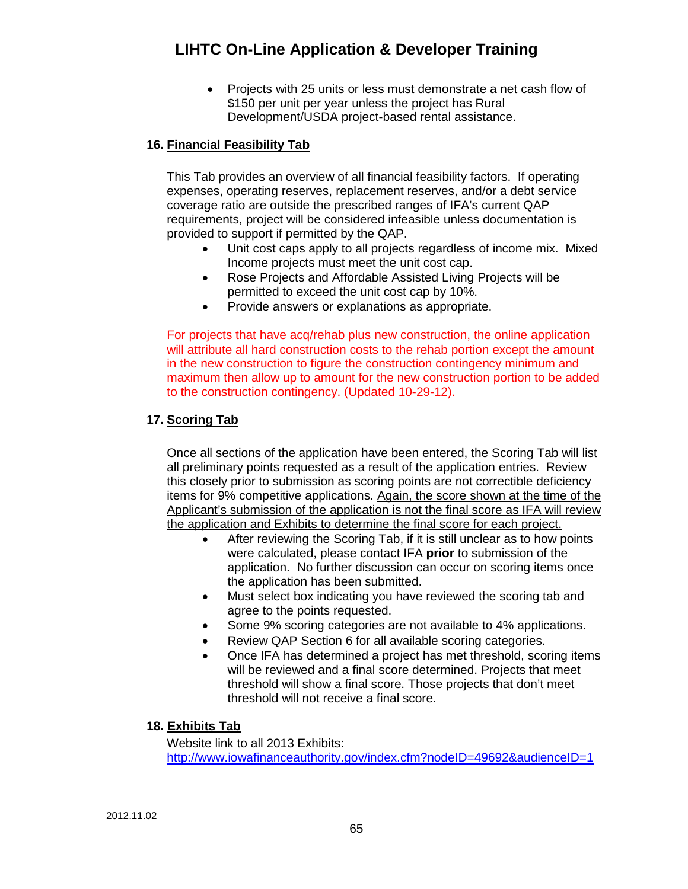- Projects with 25 units or less must demonstrate a net cash flow of $150 per unit per year unless the project has Rural Development/USDA project-based rental assistance.

## 16. Financial Feasibility Tab

This Tab provides an overview of all financial feasibility factors. If operating expenses, operating reserves, replacement reserves, and/or a debt service coverage ratio are outside the prescribed ranges of IFA's current QAP requirements, project will be considered infeasible unless documentation is provided to support if permitted by the QAP.

- Unit cost caps apply to all projects regardless of income mix. Mixed Income projects must meet the unit cost cap.
- Rose Projects and Affordable Assisted Living Projects will be permitted to exceed the unit cost cap by 10%.
- Provide answers or explanations as appropriate.

For projects that have acq/rehab plus new construction, the online application will attribute all hard construction costs to the rehab portion except the amount in the new construction to figure the construction contingency minimum and maximum then allow up to amount for the new construction portion to be added to the construction contingency. (Updated 10-29-12).

## 17. Scoring Tab

Once all sections of the application have been entered, the Scoring Tab will list all preliminary points requested as a result of the application entries. Review this closely prior to submission as scoring points are not correctible deficiency items for 9% competitive applications. <u>Again, the score shown at the time of the Applicant's submission of the application is not the final score as IFA will review the application and Exhibits to determine the final score for each project.</u>

- After reviewing the Scoring Tab, if it is still unclear as to how points were calculated, please contact IFA **prior** to submission of the application. No further discussion can occur on scoring items once the application has been submitted.
- Must select box indicating you have reviewed the scoring tab and agree to the points requested.
- Some 9% scoring categories are not available to 4% applications.
- Review QAP Section 6 for all available scoring categories.
- Once IFA has determined a project has met threshold, scoring items will be reviewed and a final score determined. Projects that meet threshold will show a final score. Those projects that don't meet threshold will not receive a final score.

## 18. Exhibits Tab

Website link to all 2013 Exhibits:
http://www.iowafinanceauthority.gov/index.cfm?nodeID=49692&audienceID=1

2012.11.02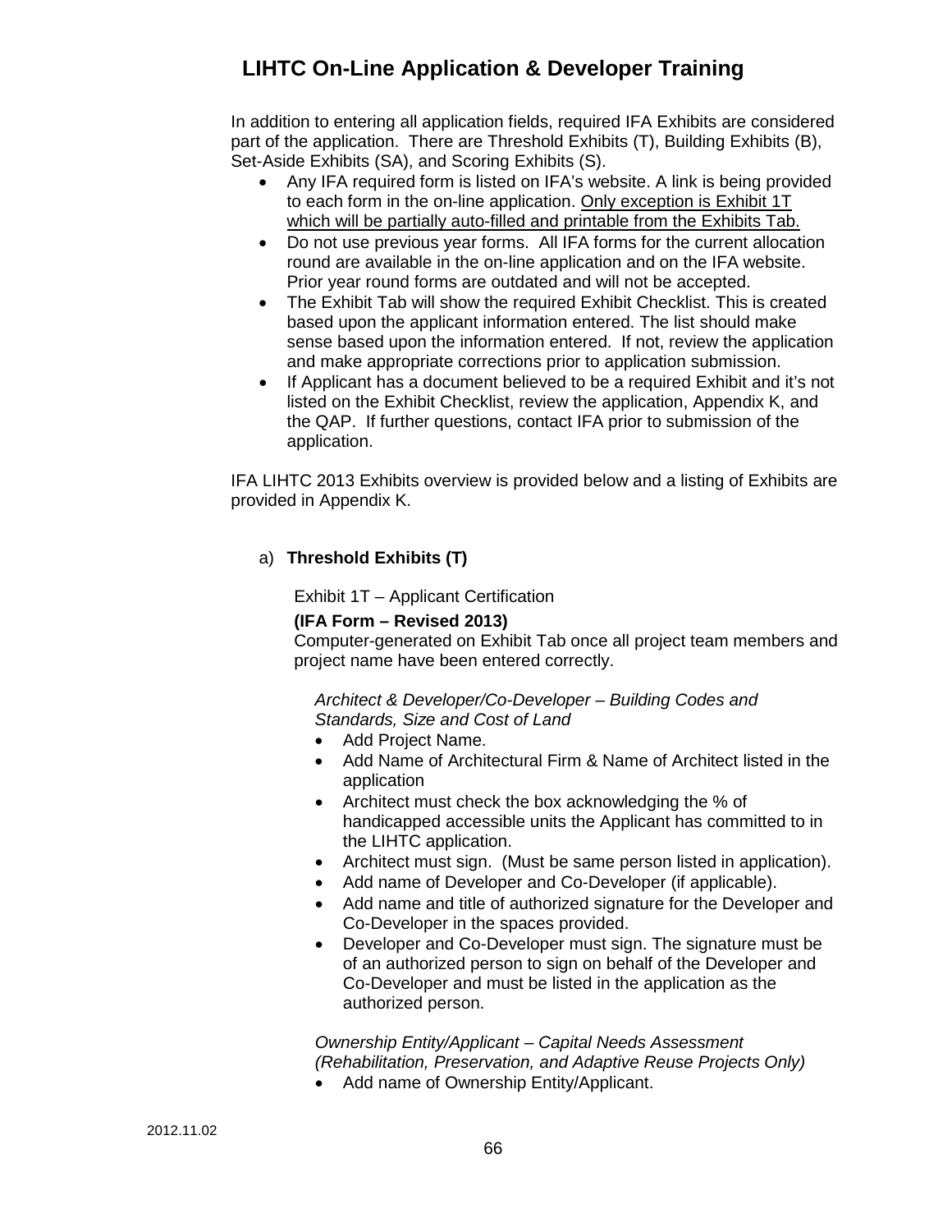In addition to entering all application fields, required IFA Exhibits are considered part of the application. There are Threshold Exhibits (T), Building Exhibits (B), Set-Aside Exhibits (SA), and Scoring Exhibits (S).

- Any IFA required form is listed on IFA's website. A link is being provided to each form in the on-line application. <u>Only exception is Exhibit 1T which will be partially auto-filled and printable from the Exhibits Tab.</u>
- Do not use previous year forms. All IFA forms for the current allocation round are available in the on-line application and on the IFA website. Prior year round forms are outdated and will not be accepted.
- The Exhibit Tab will show the required Exhibit Checklist. This is created based upon the applicant information entered. The list should make sense based upon the information entered. If not, review the application and make appropriate corrections prior to application submission.
- If Applicant has a document believed to be a required Exhibit and it's not listed on the Exhibit Checklist, review the application, Appendix K, and the QAP. If further questions, contact IFA prior to submission of the application.

IFA LIHTC 2013 Exhibits overview is provided below and a listing of Exhibits are provided in Appendix K.

a) **Threshold Exhibits (T)**

Exhibit 1T – Applicant Certification

**(IFA Form – Revised 2013)**

Computer-generated on Exhibit Tab once all project team members and project name have been entered correctly.

*Architect & Developer/Co-Developer – Building Codes and Standards, Size and Cost of Land*

- Add Project Name.
- Add Name of Architectural Firm & Name of Architect listed in the application
- Architect must check the box acknowledging the % of handicapped accessible units the Applicant has committed to in the LIHTC application.
- Architect must sign. (Must be same person listed in application).
- Add name of Developer and Co-Developer (if applicable).
- Add name and title of authorized signature for the Developer and Co-Developer in the spaces provided.
- Developer and Co-Developer must sign. The signature must be of an authorized person to sign on behalf of the Developer and Co-Developer and must be listed in the application as the authorized person.

*Ownership Entity/Applicant – Capital Needs Assessment (Rehabilitation, Preservation, and Adaptive Reuse Projects Only)*

- Add name of Ownership Entity/Applicant.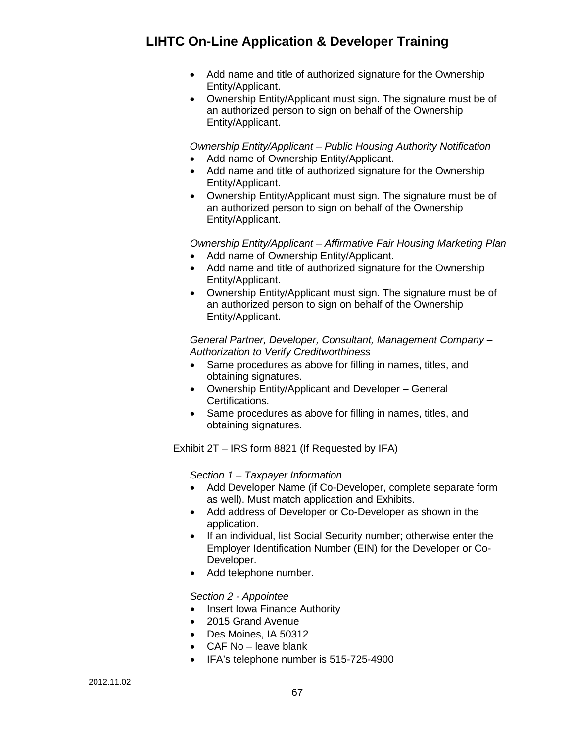- Add name and title of authorized signature for the Ownership Entity/Applicant.
- Ownership Entity/Applicant must sign. The signature must be of an authorized person to sign on behalf of the Ownership Entity/Applicant.

*Ownership Entity/Applicant – Public Housing Authority Notification*

- Add name of Ownership Entity/Applicant.
- Add name and title of authorized signature for the Ownership Entity/Applicant.
- Ownership Entity/Applicant must sign. The signature must be of an authorized person to sign on behalf of the Ownership Entity/Applicant.

*Ownership Entity/Applicant – Affirmative Fair Housing Marketing Plan*

- Add name of Ownership Entity/Applicant.
- Add name and title of authorized signature for the Ownership Entity/Applicant.
- Ownership Entity/Applicant must sign. The signature must be of an authorized person to sign on behalf of the Ownership Entity/Applicant.

*General Partner, Developer, Consultant, Management Company – Authorization to Verify Creditworthiness*

- Same procedures as above for filling in names, titles, and obtaining signatures.
- Ownership Entity/Applicant and Developer – General Certifications.
- Same procedures as above for filling in names, titles, and obtaining signatures.

Exhibit 2T – IRS form 8821 (If Requested by IFA)

*Section 1 – Taxpayer Information*

- Add Developer Name (if Co-Developer, complete separate form as well). Must match application and Exhibits.
- Add address of Developer or Co-Developer as shown in the application.
- If an individual, list Social Security number; otherwise enter the Employer Identification Number (EIN) for the Developer or Co-Developer.
- Add telephone number.

*Section 2 - Appointee*

- Insert Iowa Finance Authority
- 2015 Grand Avenue
- Des Moines, IA 50312
- CAF No – leave blank
- IFA's telephone number is 515-725-4900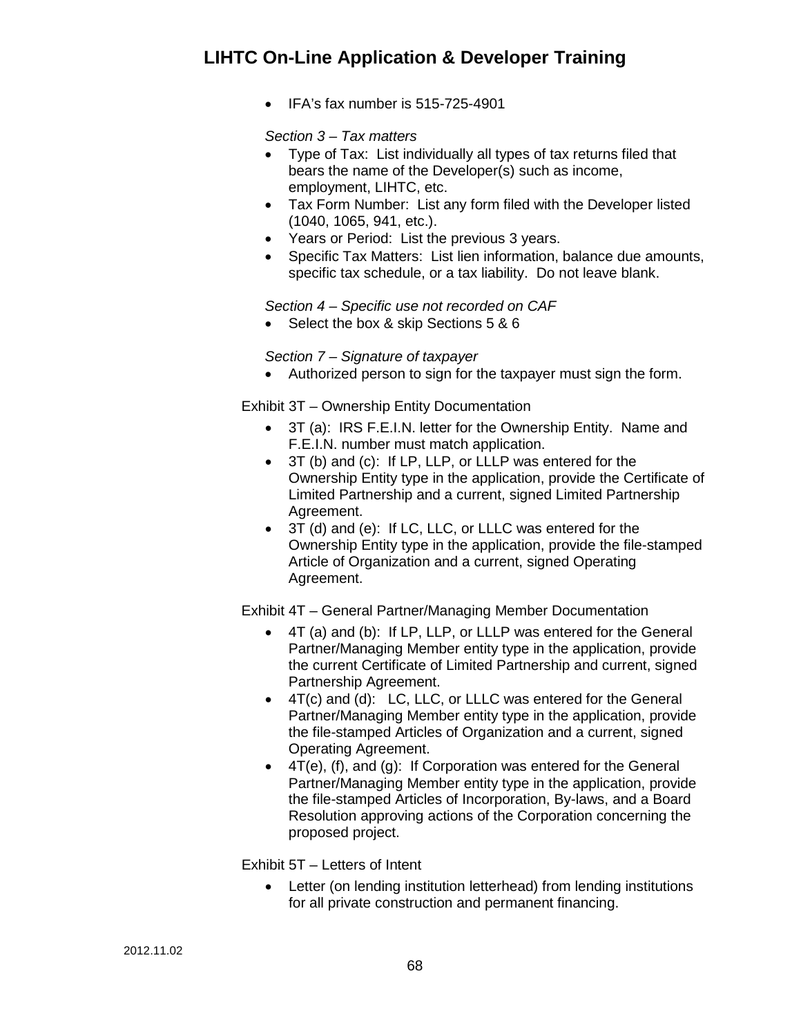- IFA's fax number is 515-725-4901

*Section 3 – Tax matters*

- Type of Tax: List individually all types of tax returns filed that bears the name of the Developer(s) such as income, employment, LIHTC, etc.
- Tax Form Number: List any form filed with the Developer listed (1040, 1065, 941, etc.).
- Years or Period: List the previous 3 years.
- Specific Tax Matters: List lien information, balance due amounts, specific tax schedule, or a tax liability. Do not leave blank.

*Section 4 – Specific use not recorded on CAF*

- Select the box & skip Sections 5 & 6

*Section 7 – Signature of taxpayer*

- Authorized person to sign for the taxpayer must sign the form.

Exhibit 3T – Ownership Entity Documentation

- 3T (a): IRS F.E.I.N. letter for the Ownership Entity. Name and F.E.I.N. number must match application.
- 3T (b) and (c): If LP, LLP, or LLLP was entered for the Ownership Entity type in the application, provide the Certificate of Limited Partnership and a current, signed Limited Partnership Agreement.
- 3T (d) and (e): If LC, LLC, or LLLC was entered for the Ownership Entity type in the application, provide the file-stamped Article of Organization and a current, signed Operating Agreement.

Exhibit 4T – General Partner/Managing Member Documentation

- 4T (a) and (b): If LP, LLP, or LLLP was entered for the General Partner/Managing Member entity type in the application, provide the current Certificate of Limited Partnership and current, signed Partnership Agreement.
- 4T(c) and (d): LC, LLC, or LLLC was entered for the General Partner/Managing Member entity type in the application, provide the file-stamped Articles of Organization and a current, signed Operating Agreement.
- 4T(e), (f), and (g): If Corporation was entered for the General Partner/Managing Member entity type in the application, provide the file-stamped Articles of Incorporation, By-laws, and a Board Resolution approving actions of the Corporation concerning the proposed project.

Exhibit 5T – Letters of Intent

- Letter (on lending institution letterhead) from lending institutions for all private construction and permanent financing.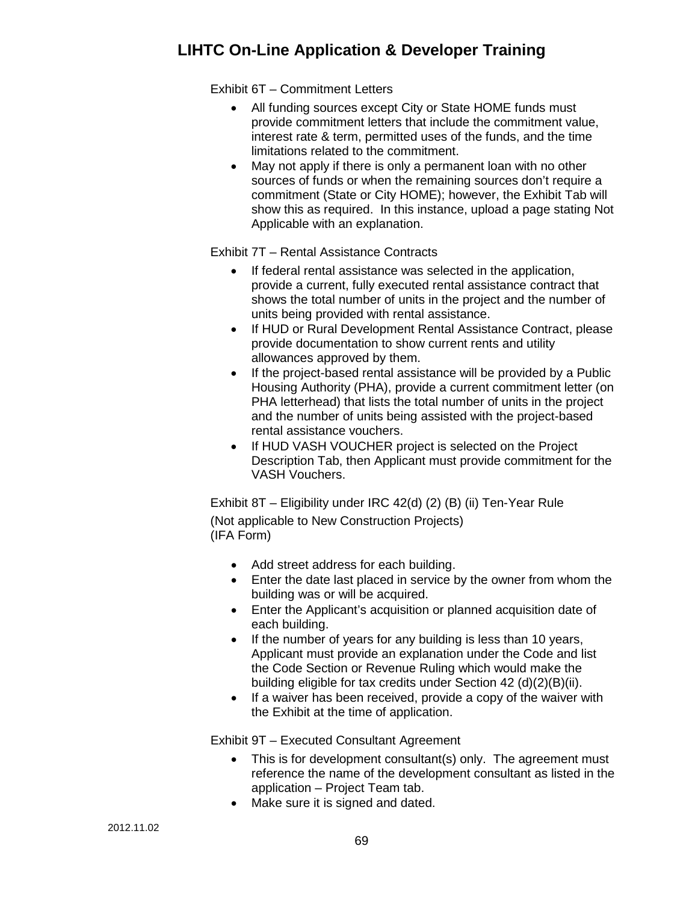Exhibit 6T – Commitment Letters

- All funding sources except City or State HOME funds must provide commitment letters that include the commitment value, interest rate & term, permitted uses of the funds, and the time limitations related to the commitment.
- May not apply if there is only a permanent loan with no other sources of funds or when the remaining sources don't require a commitment (State or City HOME); however, the Exhibit Tab will show this as required. In this instance, upload a page stating Not Applicable with an explanation.

Exhibit 7T – Rental Assistance Contracts

- If federal rental assistance was selected in the application, provide a current, fully executed rental assistance contract that shows the total number of units in the project and the number of units being provided with rental assistance.
- If HUD or Rural Development Rental Assistance Contract, please provide documentation to show current rents and utility allowances approved by them.
- If the project-based rental assistance will be provided by a Public Housing Authority (PHA), provide a current commitment letter (on PHA letterhead) that lists the total number of units in the project and the number of units being assisted with the project-based rental assistance vouchers.
- If HUD VASH VOUCHER project is selected on the Project Description Tab, then Applicant must provide commitment for the VASH Vouchers.

Exhibit 8T – Eligibility under IRC 42(d) (2) (B) (ii) Ten-Year Rule
(Not applicable to New Construction Projects)
(IFA Form)

- Add street address for each building.
- Enter the date last placed in service by the owner from whom the building was or will be acquired.
- Enter the Applicant's acquisition or planned acquisition date of each building.
- If the number of years for any building is less than 10 years, Applicant must provide an explanation under the Code and list the Code Section or Revenue Ruling which would make the building eligible for tax credits under Section 42 (d)(2)(B)(ii).
- If a waiver has been received, provide a copy of the waiver with the Exhibit at the time of application.

Exhibit 9T – Executed Consultant Agreement

- This is for development consultant(s) only. The agreement must reference the name of the development consultant as listed in the application – Project Team tab.
- Make sure it is signed and dated.

2012.11.02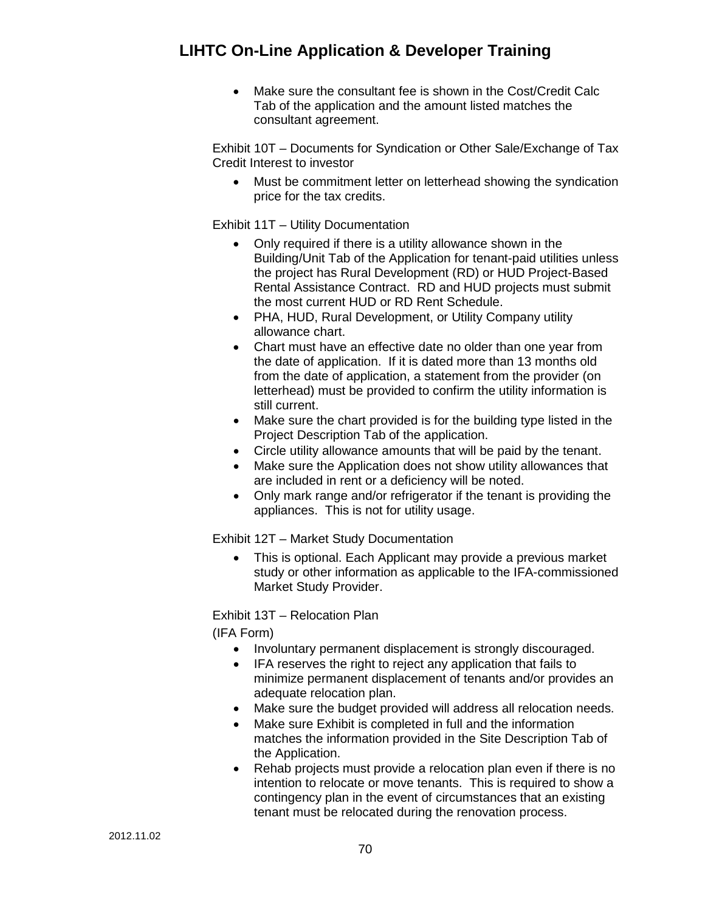- Make sure the consultant fee is shown in the Cost/Credit Calc Tab of the application and the amount listed matches the consultant agreement.

Exhibit 10T – Documents for Syndication or Other Sale/Exchange of Tax Credit Interest to investor

- Must be commitment letter on letterhead showing the syndication price for the tax credits.

Exhibit 11T – Utility Documentation

- Only required if there is a utility allowance shown in the Building/Unit Tab of the Application for tenant-paid utilities unless the project has Rural Development (RD) or HUD Project-Based Rental Assistance Contract. RD and HUD projects must submit the most current HUD or RD Rent Schedule.
- PHA, HUD, Rural Development, or Utility Company utility allowance chart.
- Chart must have an effective date no older than one year from the date of application. If it is dated more than 13 months old from the date of application, a statement from the provider (on letterhead) must be provided to confirm the utility information is still current.
- Make sure the chart provided is for the building type listed in the Project Description Tab of the application.
- Circle utility allowance amounts that will be paid by the tenant.
- Make sure the Application does not show utility allowances that are included in rent or a deficiency will be noted.
- Only mark range and/or refrigerator if the tenant is providing the appliances. This is not for utility usage.

Exhibit 12T – Market Study Documentation

- This is optional. Each Applicant may provide a previous market study or other information as applicable to the IFA-commissioned Market Study Provider.

Exhibit 13T – Relocation Plan

(IFA Form)

- Involuntary permanent displacement is strongly discouraged.
- IFA reserves the right to reject any application that fails to minimize permanent displacement of tenants and/or provides an adequate relocation plan.
- Make sure the budget provided will address all relocation needs.
- Make sure Exhibit is completed in full and the information matches the information provided in the Site Description Tab of the Application.
- Rehab projects must provide a relocation plan even if there is no intention to relocate or move tenants. This is required to show a contingency plan in the event of circumstances that an existing tenant must be relocated during the renovation process.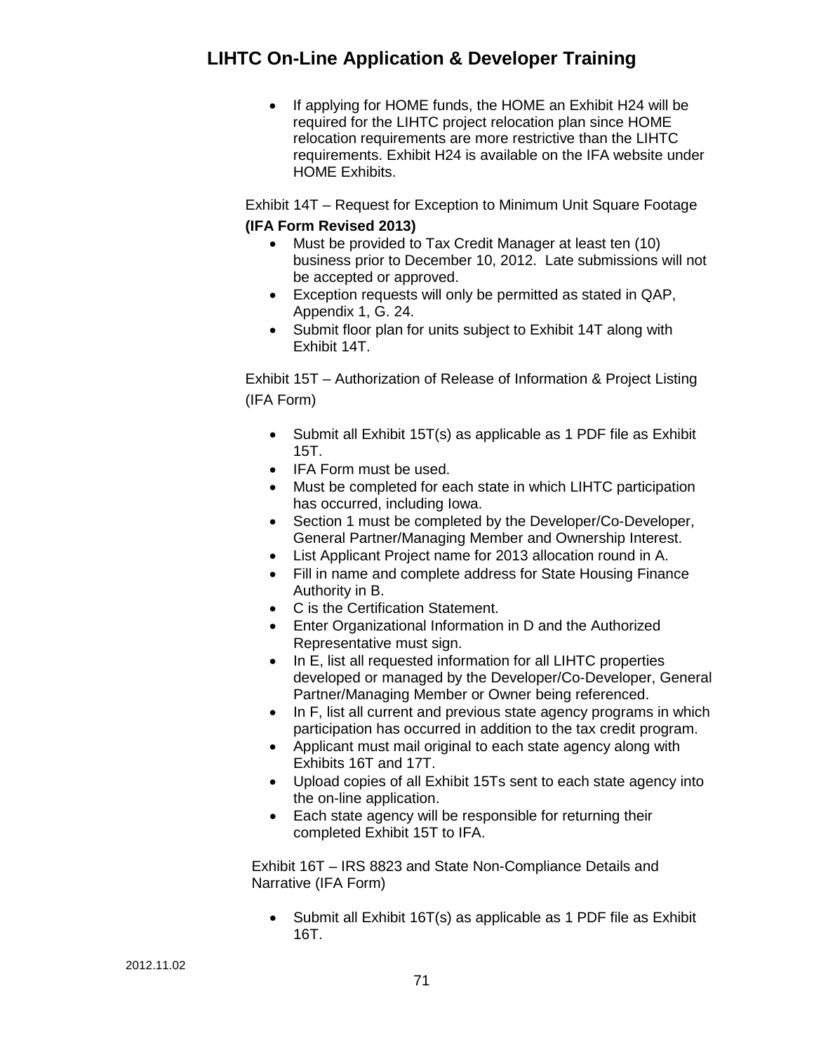- If applying for HOME funds, the HOME an Exhibit H24 will be required for the LIHTC project relocation plan since HOME relocation requirements are more restrictive than the LIHTC requirements. Exhibit H24 is available on the IFA website under HOME Exhibits.

Exhibit 14T – Request for Exception to Minimum Unit Square Footage **(IFA Form Revised 2013)**

- Must be provided to Tax Credit Manager at least ten (10) business prior to December 10, 2012. Late submissions will not be accepted or approved.
- Exception requests will only be permitted as stated in QAP, Appendix 1, G. 24.
- Submit floor plan for units subject to Exhibit 14T along with Exhibit 14T.

Exhibit 15T – Authorization of Release of Information & Project Listing (IFA Form)

- Submit all Exhibit 15T(s) as applicable as 1 PDF file as Exhibit 15T.
- IFA Form must be used.
- Must be completed for each state in which LIHTC participation has occurred, including Iowa.
- Section 1 must be completed by the Developer/Co-Developer, General Partner/Managing Member and Ownership Interest.
- List Applicant Project name for 2013 allocation round in A.
- Fill in name and complete address for State Housing Finance Authority in B.
- C is the Certification Statement.
- Enter Organizational Information in D and the Authorized Representative must sign.
- In E, list all requested information for all LIHTC properties developed or managed by the Developer/Co-Developer, General Partner/Managing Member or Owner being referenced.
- In F, list all current and previous state agency programs in which participation has occurred in addition to the tax credit program.
- Applicant must mail original to each state agency along with Exhibits 16T and 17T.
- Upload copies of all Exhibit 15Ts sent to each state agency into the on-line application.
- Each state agency will be responsible for returning their completed Exhibit 15T to IFA.

Exhibit 16T – IRS 8823 and State Non-Compliance Details and Narrative (IFA Form)

- Submit all Exhibit 16T(s) as applicable as 1 PDF file as Exhibit 16T.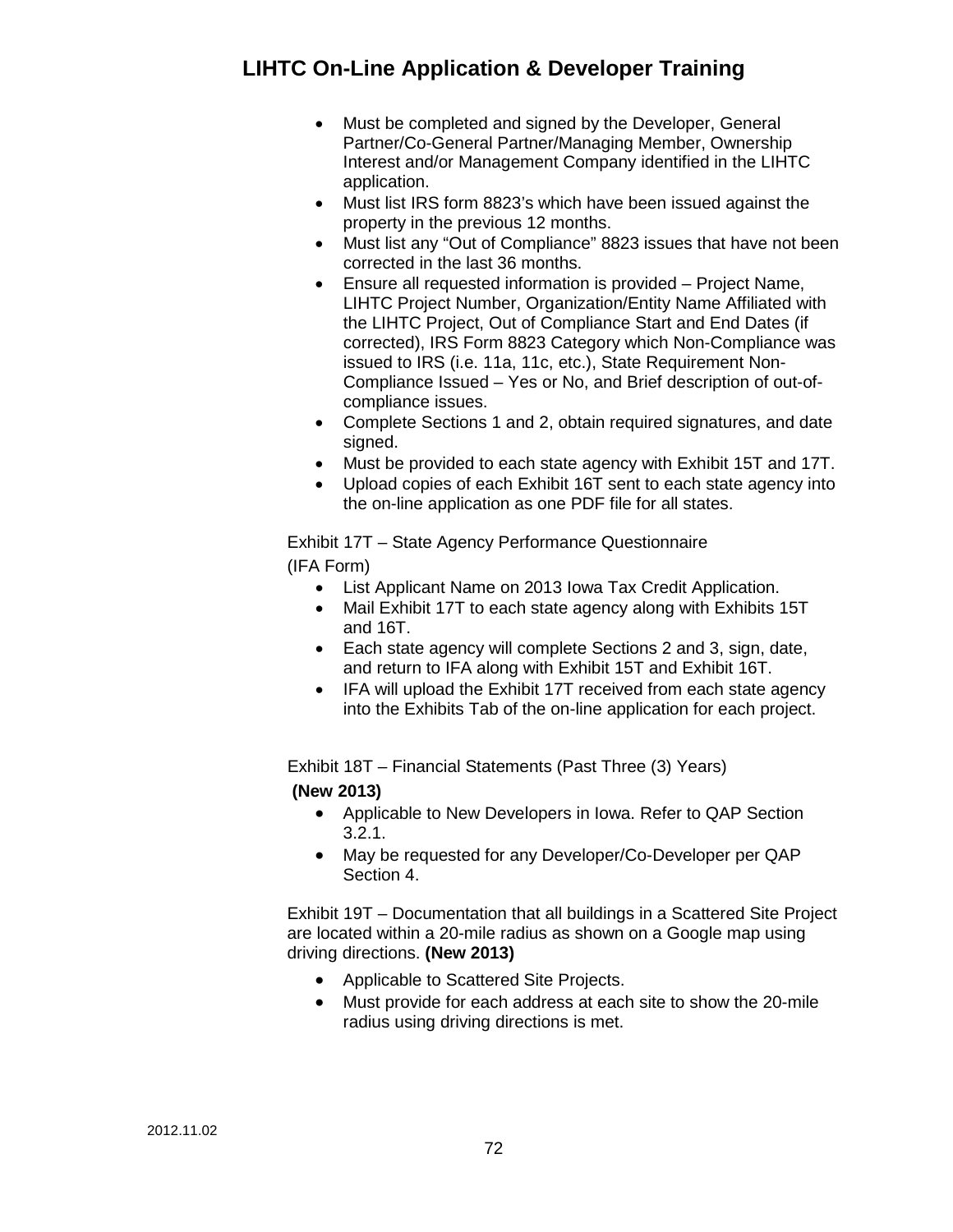- Must be completed and signed by the Developer, General Partner/Co-General Partner/Managing Member, Ownership Interest and/or Management Company identified in the LIHTC application.
- Must list IRS form 8823's which have been issued against the property in the previous 12 months.
- Must list any "Out of Compliance" 8823 issues that have not been corrected in the last 36 months.
- Ensure all requested information is provided – Project Name, LIHTC Project Number, Organization/Entity Name Affiliated with the LIHTC Project, Out of Compliance Start and End Dates (if corrected), IRS Form 8823 Category which Non-Compliance was issued to IRS (i.e. 11a, 11c, etc.), State Requirement Non-Compliance Issued – Yes or No, and Brief description of out-of-compliance issues.
- Complete Sections 1 and 2, obtain required signatures, and date signed.
- Must be provided to each state agency with Exhibit 15T and 17T.
- Upload copies of each Exhibit 16T sent to each state agency into the on-line application as one PDF file for all states.

Exhibit 17T – State Agency Performance Questionnaire
(IFA Form)

- List Applicant Name on 2013 Iowa Tax Credit Application.
- Mail Exhibit 17T to each state agency along with Exhibits 15T and 16T.
- Each state agency will complete Sections 2 and 3, sign, date, and return to IFA along with Exhibit 15T and Exhibit 16T.
- IFA will upload the Exhibit 17T received from each state agency into the Exhibits Tab of the on-line application for each project.

Exhibit 18T – Financial Statements (Past Three (3) Years)
**(New 2013)**

- Applicable to New Developers in Iowa. Refer to QAP Section 3.2.1.
- May be requested for any Developer/Co-Developer per QAP Section 4.

Exhibit 19T – Documentation that all buildings in a Scattered Site Project are located within a 20-mile radius as shown on a Google map using driving directions. **(New 2013)**

- Applicable to Scattered Site Projects.
- Must provide for each address at each site to show the 20-mile radius using driving directions is met.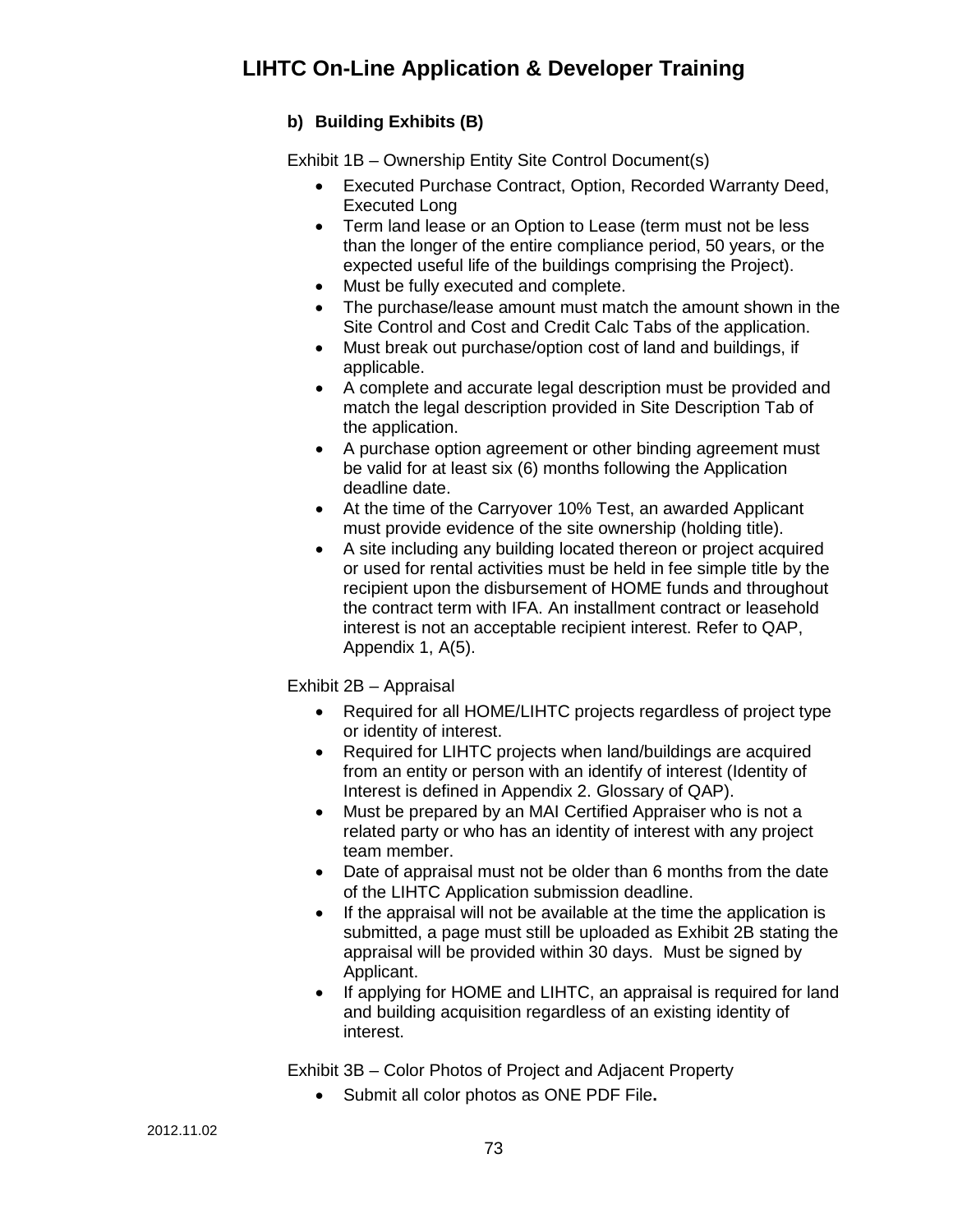### b) Building Exhibits (B)

Exhibit 1B – Ownership Entity Site Control Document(s)

- Executed Purchase Contract, Option, Recorded Warranty Deed, Executed Long
- Term land lease or an Option to Lease (term must not be less than the longer of the entire compliance period, 50 years, or the expected useful life of the buildings comprising the Project).
- Must be fully executed and complete.
- The purchase/lease amount must match the amount shown in the Site Control and Cost and Credit Calc Tabs of the application.
- Must break out purchase/option cost of land and buildings, if applicable.
- A complete and accurate legal description must be provided and match the legal description provided in Site Description Tab of the application.
- A purchase option agreement or other binding agreement must be valid for at least six (6) months following the Application deadline date.
- At the time of the Carryover 10% Test, an awarded Applicant must provide evidence of the site ownership (holding title).
- A site including any building located thereon or project acquired or used for rental activities must be held in fee simple title by the recipient upon the disbursement of HOME funds and throughout the contract term with IFA. An installment contract or leasehold interest is not an acceptable recipient interest. Refer to QAP, Appendix 1, A(5).

Exhibit 2B – Appraisal

- Required for all HOME/LIHTC projects regardless of project type or identity of interest.
- Required for LIHTC projects when land/buildings are acquired from an entity or person with an identify of interest (Identity of Interest is defined in Appendix 2. Glossary of QAP).
- Must be prepared by an MAI Certified Appraiser who is not a related party or who has an identity of interest with any project team member.
- Date of appraisal must not be older than 6 months from the date of the LIHTC Application submission deadline.
- If the appraisal will not be available at the time the application is submitted, a page must still be uploaded as Exhibit 2B stating the appraisal will be provided within 30 days. Must be signed by Applicant.
- If applying for HOME and LIHTC, an appraisal is required for land and building acquisition regardless of an existing identity of interest.

Exhibit 3B – Color Photos of Project and Adjacent Property

- Submit all color photos as ONE PDF File**.**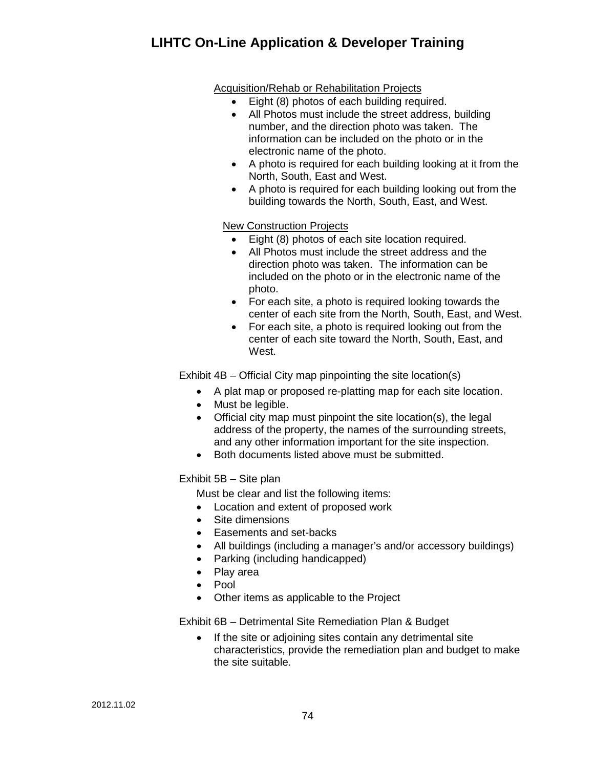Acquisition/Rehab or Rehabilitation Projects

- Eight (8) photos of each building required.
- All Photos must include the street address, building number, and the direction photo was taken. The information can be included on the photo or in the electronic name of the photo.
- A photo is required for each building looking at it from the North, South, East and West.
- A photo is required for each building looking out from the building towards the North, South, East, and West.

New Construction Projects

- Eight (8) photos of each site location required.
- All Photos must include the street address and the direction photo was taken. The information can be included on the photo or in the electronic name of the photo.
- For each site, a photo is required looking towards the center of each site from the North, South, East, and West.
- For each site, a photo is required looking out from the center of each site toward the North, South, East, and West.

Exhibit 4B – Official City map pinpointing the site location(s)

- A plat map or proposed re-platting map for each site location.
- Must be legible.
- Official city map must pinpoint the site location(s), the legal address of the property, the names of the surrounding streets, and any other information important for the site inspection.
- Both documents listed above must be submitted.

Exhibit 5B – Site plan

Must be clear and list the following items:

- Location and extent of proposed work
- Site dimensions
- Easements and set-backs
- All buildings (including a manager's and/or accessory buildings)
- Parking (including handicapped)
- Play area
- Pool
- Other items as applicable to the Project

Exhibit 6B – Detrimental Site Remediation Plan & Budget

- If the site or adjoining sites contain any detrimental site characteristics, provide the remediation plan and budget to make the site suitable.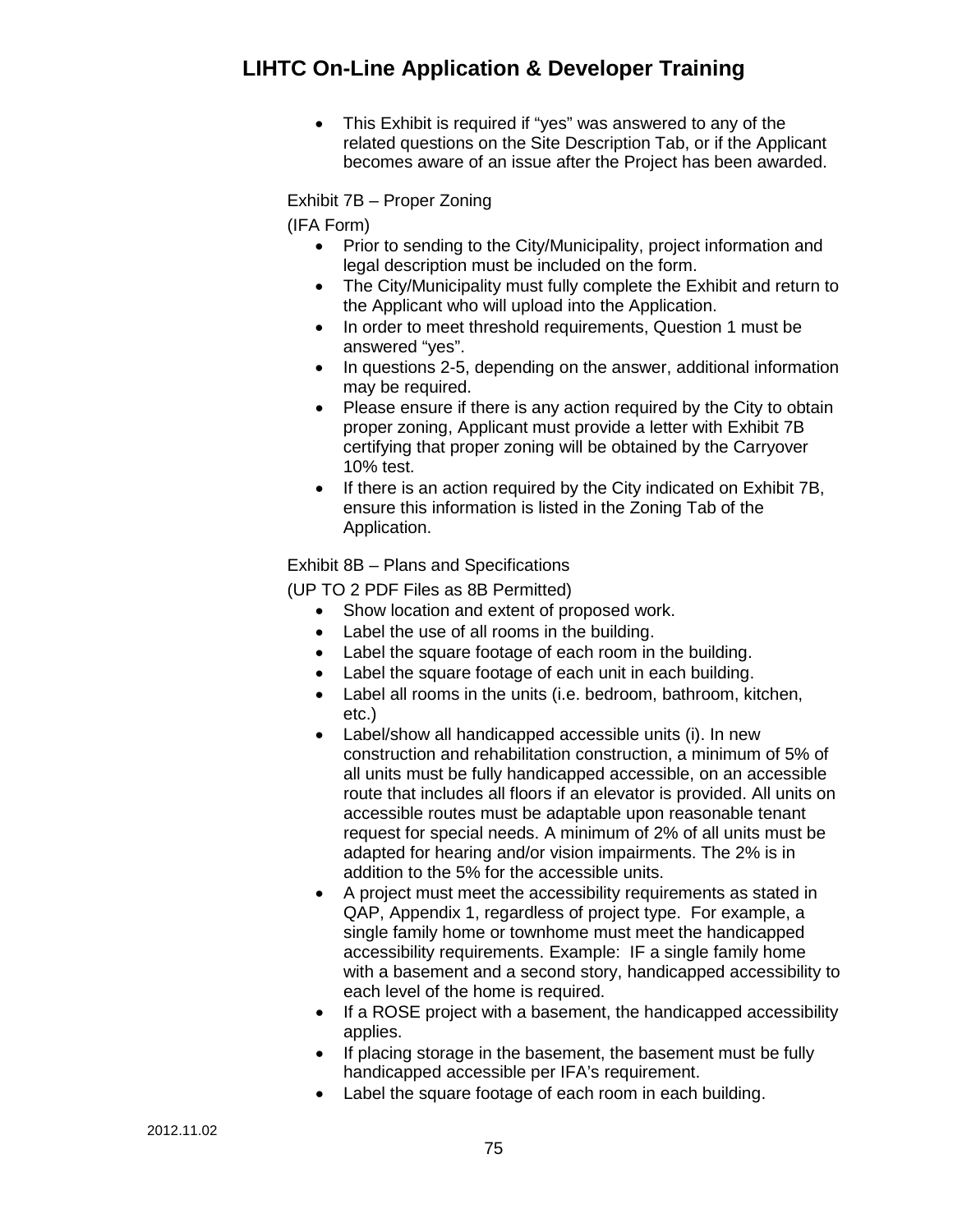- This Exhibit is required if "yes" was answered to any of the related questions on the Site Description Tab, or if the Applicant becomes aware of an issue after the Project has been awarded.

Exhibit 7B – Proper Zoning

(IFA Form)

- Prior to sending to the City/Municipality, project information and legal description must be included on the form.
- The City/Municipality must fully complete the Exhibit and return to the Applicant who will upload into the Application.
- In order to meet threshold requirements, Question 1 must be answered "yes".
- In questions 2-5, depending on the answer, additional information may be required.
- Please ensure if there is any action required by the City to obtain proper zoning, Applicant must provide a letter with Exhibit 7B certifying that proper zoning will be obtained by the Carryover 10% test.
- If there is an action required by the City indicated on Exhibit 7B, ensure this information is listed in the Zoning Tab of the Application.

Exhibit 8B – Plans and Specifications

(UP TO 2 PDF Files as 8B Permitted)

- Show location and extent of proposed work.
- Label the use of all rooms in the building.
- Label the square footage of each room in the building.
- Label the square footage of each unit in each building.
- Label all rooms in the units (i.e. bedroom, bathroom, kitchen, etc.)
- Label/show all handicapped accessible units (i). In new construction and rehabilitation construction, a minimum of 5% of all units must be fully handicapped accessible, on an accessible route that includes all floors if an elevator is provided. All units on accessible routes must be adaptable upon reasonable tenant request for special needs. A minimum of 2% of all units must be adapted for hearing and/or vision impairments. The 2% is in addition to the 5% for the accessible units.
- A project must meet the accessibility requirements as stated in QAP, Appendix 1, regardless of project type. For example, a single family home or townhome must meet the handicapped accessibility requirements. Example: IF a single family home with a basement and a second story, handicapped accessibility to each level of the home is required.
- If a ROSE project with a basement, the handicapped accessibility applies.
- If placing storage in the basement, the basement must be fully handicapped accessible per IFA's requirement.
- Label the square footage of each room in each building.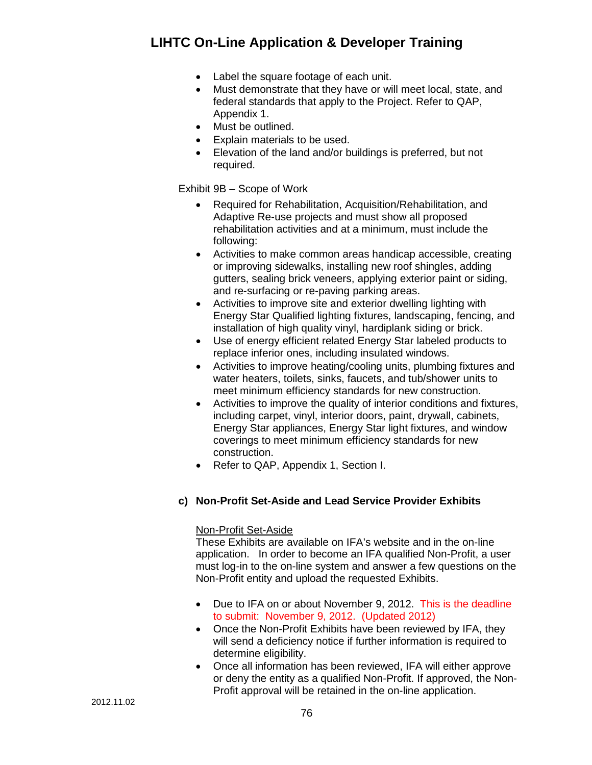- Label the square footage of each unit.
- Must demonstrate that they have or will meet local, state, and federal standards that apply to the Project. Refer to QAP, Appendix 1.
- Must be outlined.
- Explain materials to be used.
- Elevation of the land and/or buildings is preferred, but not required.

Exhibit 9B – Scope of Work

- Required for Rehabilitation, Acquisition/Rehabilitation, and Adaptive Re-use projects and must show all proposed rehabilitation activities and at a minimum, must include the following:
- Activities to make common areas handicap accessible, creating or improving sidewalks, installing new roof shingles, adding gutters, sealing brick veneers, applying exterior paint or siding, and re-surfacing or re-paving parking areas.
- Activities to improve site and exterior dwelling lighting with Energy Star Qualified lighting fixtures, landscaping, fencing, and installation of high quality vinyl, hardiplank siding or brick.
- Use of energy efficient related Energy Star labeled products to replace inferior ones, including insulated windows.
- Activities to improve heating/cooling units, plumbing fixtures and water heaters, toilets, sinks, faucets, and tub/shower units to meet minimum efficiency standards for new construction.
- Activities to improve the quality of interior conditions and fixtures, including carpet, vinyl, interior doors, paint, drywall, cabinets, Energy Star appliances, Energy Star light fixtures, and window coverings to meet minimum efficiency standards for new construction.
- Refer to QAP, Appendix 1, Section I.

### c) Non-Profit Set-Aside and Lead Service Provider Exhibits

Non-Profit Set-Aside
These Exhibits are available on IFA's website and in the on-line application. In order to become an IFA qualified Non-Profit, a user must log-in to the on-line system and answer a few questions on the Non-Profit entity and upload the requested Exhibits.

- Due to IFA on or about November 9, 2012. This is the deadline to submit: November 9, 2012. (Updated 2012)
- Once the Non-Profit Exhibits have been reviewed by IFA, they will send a deficiency notice if further information is required to determine eligibility.
- Once all information has been reviewed, IFA will either approve or deny the entity as a qualified Non-Profit. If approved, the Non-Profit approval will be retained in the on-line application.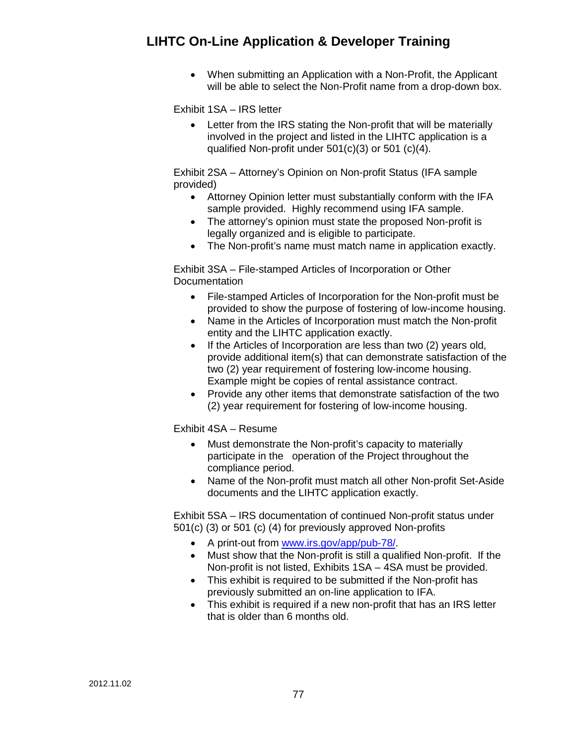- When submitting an Application with a Non-Profit, the Applicant will be able to select the Non-Profit name from a drop-down box.

Exhibit 1SA – IRS letter

- Letter from the IRS stating the Non-profit that will be materially involved in the project and listed in the LIHTC application is a qualified Non-profit under 501(c)(3) or 501 (c)(4).

Exhibit 2SA – Attorney's Opinion on Non-profit Status (IFA sample provided)

- Attorney Opinion letter must substantially conform with the IFA sample provided. Highly recommend using IFA sample.
- The attorney's opinion must state the proposed Non-profit is legally organized and is eligible to participate.
- The Non-profit's name must match name in application exactly.

Exhibit 3SA – File-stamped Articles of Incorporation or Other Documentation

- File-stamped Articles of Incorporation for the Non-profit must be provided to show the purpose of fostering of low-income housing.
- Name in the Articles of Incorporation must match the Non-profit entity and the LIHTC application exactly.
- If the Articles of Incorporation are less than two (2) years old, provide additional item(s) that can demonstrate satisfaction of the two (2) year requirement of fostering low-income housing. Example might be copies of rental assistance contract.
- Provide any other items that demonstrate satisfaction of the two (2) year requirement for fostering of low-income housing.

Exhibit 4SA – Resume

- Must demonstrate the Non-profit's capacity to materially participate in the operation of the Project throughout the compliance period.
- Name of the Non-profit must match all other Non-profit Set-Aside documents and the LIHTC application exactly.

Exhibit 5SA – IRS documentation of continued Non-profit status under 501(c) (3) or 501 (c) (4) for previously approved Non-profits

- A print-out from [www.irs.gov/app/pub-78/](http://www.irs.gov/app/pub-78/).
- Must show that the Non-profit is still a qualified Non-profit. If the Non-profit is not listed, Exhibits 1SA – 4SA must be provided.
- This exhibit is required to be submitted if the Non-profit has previously submitted an on-line application to IFA.
- This exhibit is required if a new non-profit that has an IRS letter that is older than 6 months old.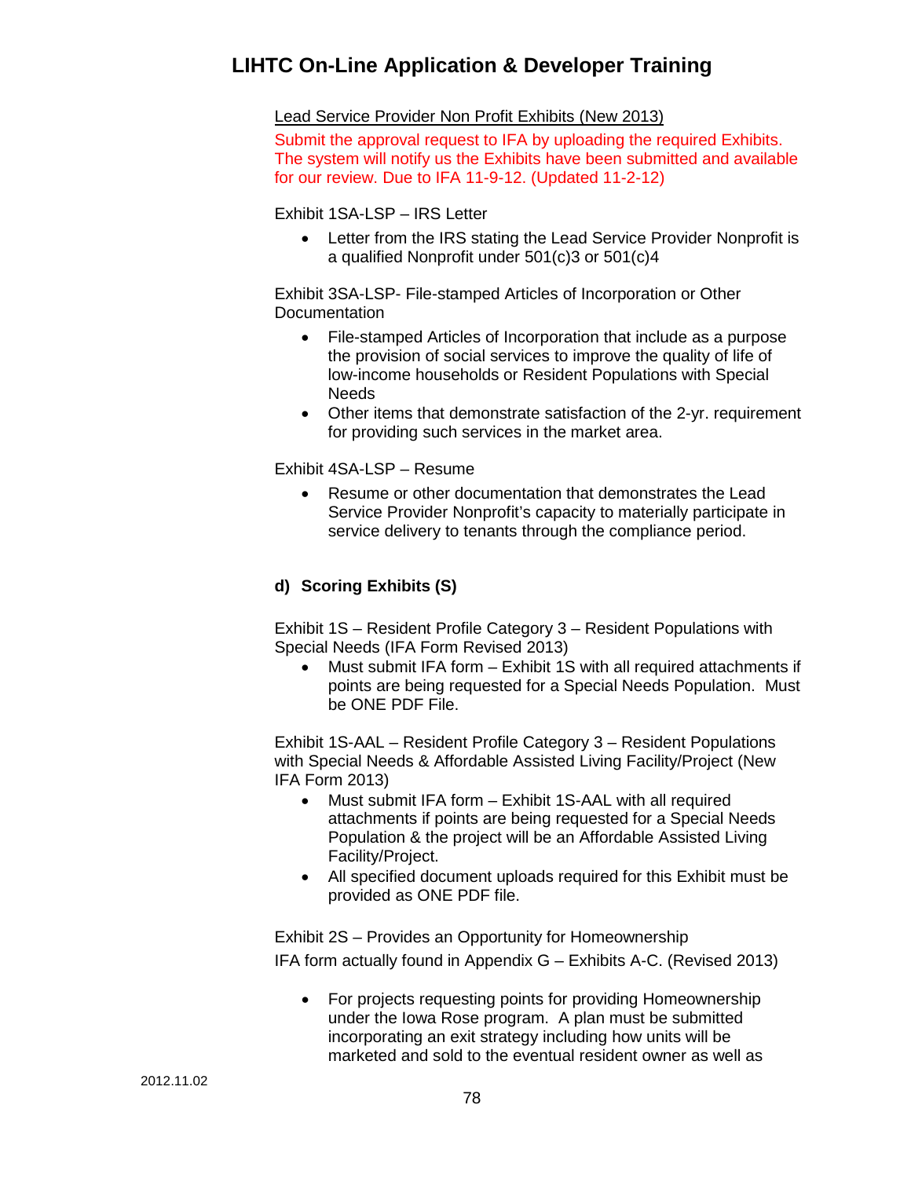Lead Service Provider Non Profit Exhibits (New 2013)

Submit the approval request to IFA by uploading the required Exhibits. The system will notify us the Exhibits have been submitted and available for our review. Due to IFA 11-9-12. (Updated 11-2-12)

Exhibit 1SA-LSP – IRS Letter

- Letter from the IRS stating the Lead Service Provider Nonprofit is a qualified Nonprofit under 501(c)3 or 501(c)4

Exhibit 3SA-LSP- File-stamped Articles of Incorporation or Other Documentation

- File-stamped Articles of Incorporation that include as a purpose the provision of social services to improve the quality of life of low-income households or Resident Populations with Special Needs
- Other items that demonstrate satisfaction of the 2-yr. requirement for providing such services in the market area.

Exhibit 4SA-LSP – Resume

- Resume or other documentation that demonstrates the Lead Service Provider Nonprofit's capacity to materially participate in service delivery to tenants through the compliance period.

**d) Scoring Exhibits (S)**

Exhibit 1S – Resident Profile Category 3 – Resident Populations with Special Needs (IFA Form Revised 2013)

- Must submit IFA form – Exhibit 1S with all required attachments if points are being requested for a Special Needs Population. Must be ONE PDF File.

Exhibit 1S-AAL – Resident Profile Category 3 – Resident Populations with Special Needs & Affordable Assisted Living Facility/Project (New IFA Form 2013)

- Must submit IFA form – Exhibit 1S-AAL with all required attachments if points are being requested for a Special Needs Population & the project will be an Affordable Assisted Living Facility/Project.
- All specified document uploads required for this Exhibit must be provided as ONE PDF file.

Exhibit 2S – Provides an Opportunity for Homeownership

IFA form actually found in Appendix G – Exhibits A-C. (Revised 2013)

- For projects requesting points for providing Homeownership under the Iowa Rose program. A plan must be submitted incorporating an exit strategy including how units will be marketed and sold to the eventual resident owner as well as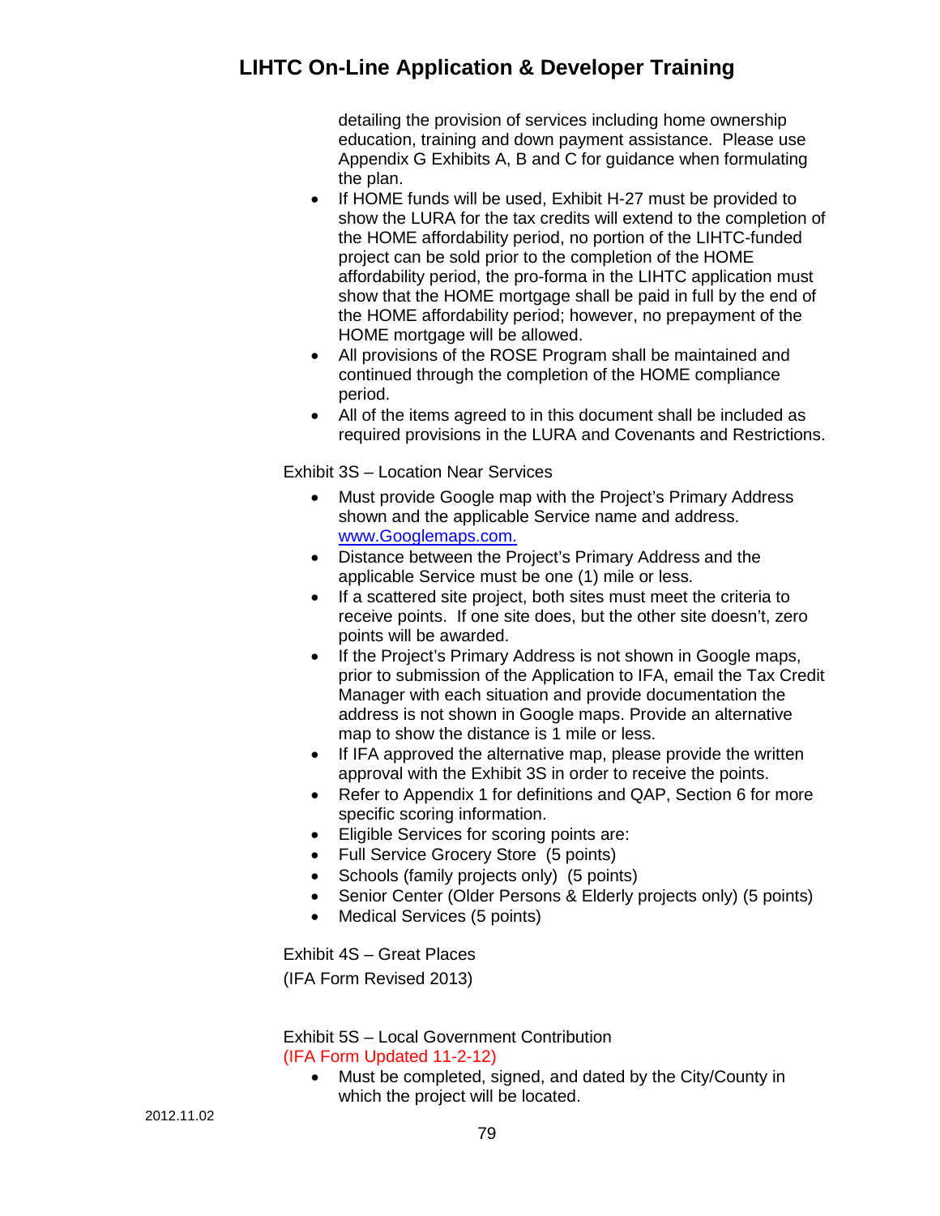detailing the provision of services including home ownership education, training and down payment assistance. Please use Appendix G Exhibits A, B and C for guidance when formulating the plan.

- If HOME funds will be used, Exhibit H-27 must be provided to show the LURA for the tax credits will extend to the completion of the HOME affordability period, no portion of the LIHTC-funded project can be sold prior to the completion of the HOME affordability period, the pro-forma in the LIHTC application must show that the HOME mortgage shall be paid in full by the end of the HOME affordability period; however, no prepayment of the HOME mortgage will be allowed.
- All provisions of the ROSE Program shall be maintained and continued through the completion of the HOME compliance period.
- All of the items agreed to in this document shall be included as required provisions in the LURA and Covenants and Restrictions.

Exhibit 3S – Location Near Services

- Must provide Google map with the Project's Primary Address shown and the applicable Service name and address. [www.Googlemaps.com.](www.Googlemaps.com)
- Distance between the Project's Primary Address and the applicable Service must be one (1) mile or less.
- If a scattered site project, both sites must meet the criteria to receive points. If one site does, but the other site doesn't, zero points will be awarded.
- If the Project's Primary Address is not shown in Google maps, prior to submission of the Application to IFA, email the Tax Credit Manager with each situation and provide documentation the address is not shown in Google maps. Provide an alternative map to show the distance is 1 mile or less.
- If IFA approved the alternative map, please provide the written approval with the Exhibit 3S in order to receive the points.
- Refer to Appendix 1 for definitions and QAP, Section 6 for more specific scoring information.
- Eligible Services for scoring points are:
- Full Service Grocery Store (5 points)
- Schools (family projects only) (5 points)
- Senior Center (Older Persons & Elderly projects only) (5 points)
- Medical Services (5 points)

Exhibit 4S – Great Places

(IFA Form Revised 2013)

Exhibit 5S – Local Government Contribution
(IFA Form Updated 11-2-12)

- Must be completed, signed, and dated by the City/County in which the project will be located.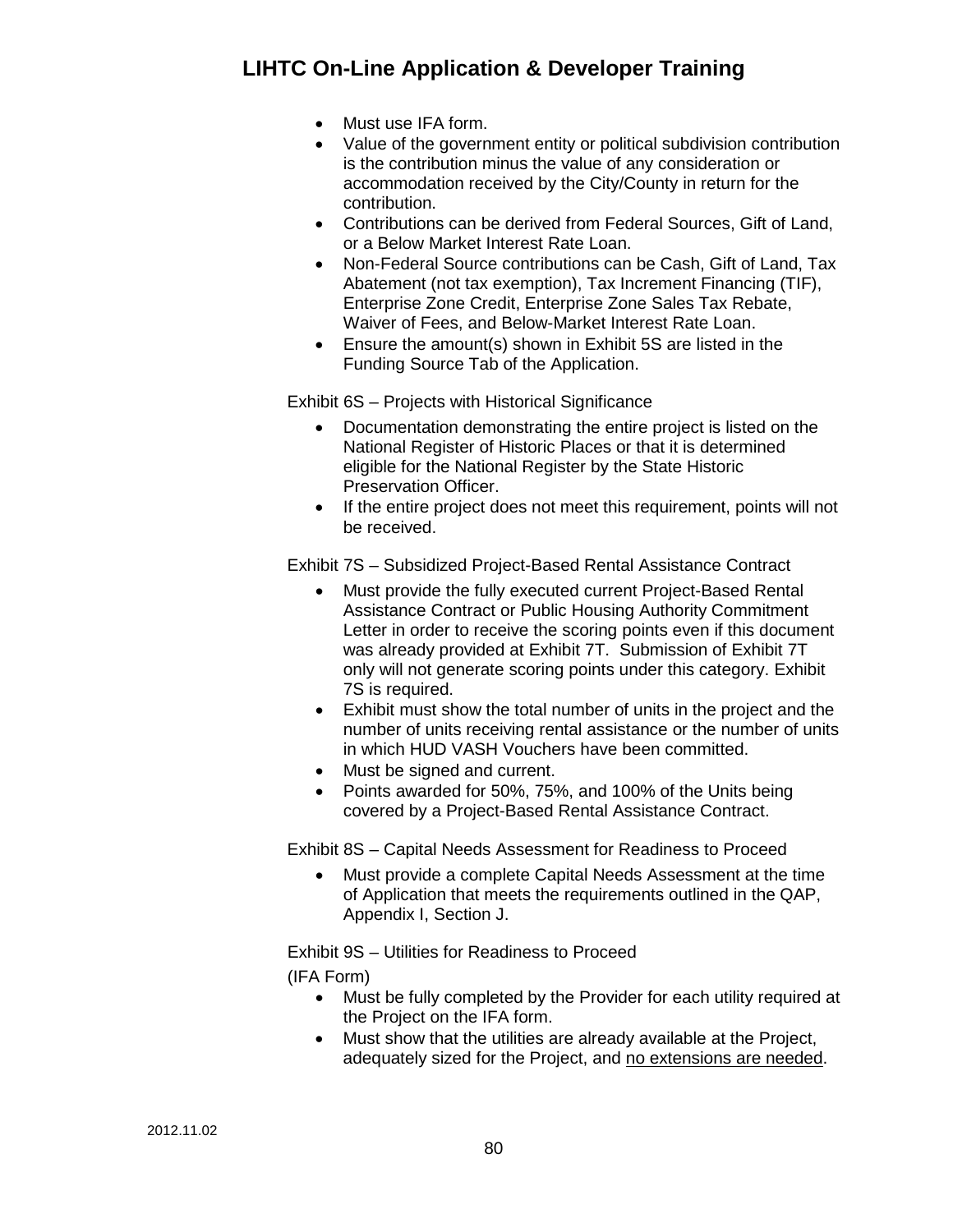- Must use IFA form.
- Value of the government entity or political subdivision contribution is the contribution minus the value of any consideration or accommodation received by the City/County in return for the contribution.
- Contributions can be derived from Federal Sources, Gift of Land, or a Below Market Interest Rate Loan.
- Non-Federal Source contributions can be Cash, Gift of Land, Tax Abatement (not tax exemption), Tax Increment Financing (TIF), Enterprise Zone Credit, Enterprise Zone Sales Tax Rebate, Waiver of Fees, and Below-Market Interest Rate Loan.
- Ensure the amount(s) shown in Exhibit 5S are listed in the Funding Source Tab of the Application.

Exhibit 6S – Projects with Historical Significance

- Documentation demonstrating the entire project is listed on the National Register of Historic Places or that it is determined eligible for the National Register by the State Historic Preservation Officer.
- If the entire project does not meet this requirement, points will not be received.

Exhibit 7S – Subsidized Project-Based Rental Assistance Contract

- Must provide the fully executed current Project-Based Rental Assistance Contract or Public Housing Authority Commitment Letter in order to receive the scoring points even if this document was already provided at Exhibit 7T. Submission of Exhibit 7T only will not generate scoring points under this category. Exhibit 7S is required.
- Exhibit must show the total number of units in the project and the number of units receiving rental assistance or the number of units in which HUD VASH Vouchers have been committed.
- Must be signed and current.
- Points awarded for 50%, 75%, and 100% of the Units being covered by a Project-Based Rental Assistance Contract.

Exhibit 8S – Capital Needs Assessment for Readiness to Proceed

- Must provide a complete Capital Needs Assessment at the time of Application that meets the requirements outlined in the QAP, Appendix I, Section J.

Exhibit 9S – Utilities for Readiness to Proceed
(IFA Form)

- Must be fully completed by the Provider for each utility required at the Project on the IFA form.
- Must show that the utilities are already available at the Project, adequately sized for the Project, and <u>no extensions are needed</u>.

2012.11.02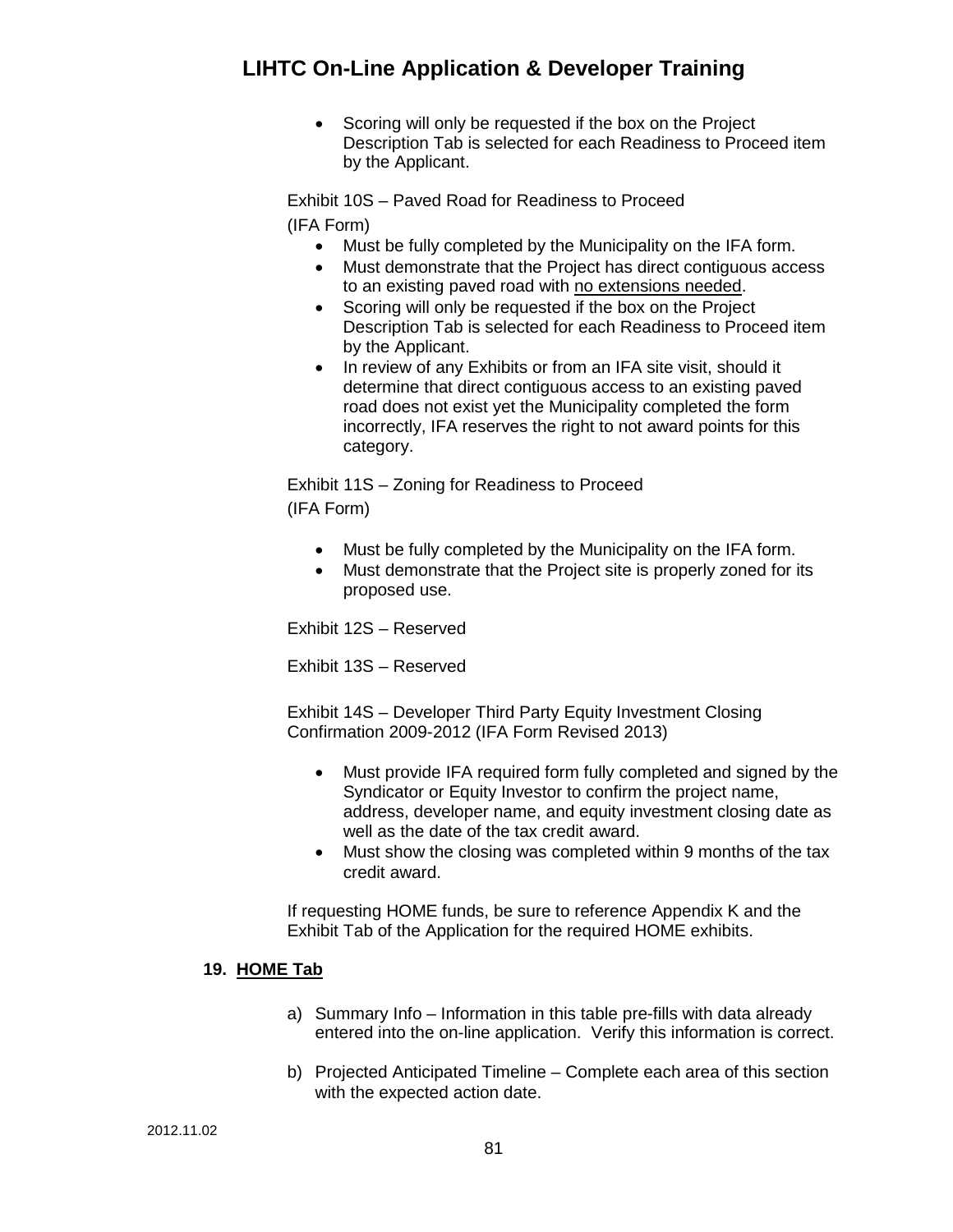- Scoring will only be requested if the box on the Project Description Tab is selected for each Readiness to Proceed item by the Applicant.

Exhibit 10S – Paved Road for Readiness to Proceed
(IFA Form)

- Must be fully completed by the Municipality on the IFA form.
- Must demonstrate that the Project has direct contiguous access to an existing paved road with no extensions needed.
- Scoring will only be requested if the box on the Project Description Tab is selected for each Readiness to Proceed item by the Applicant.
- In review of any Exhibits or from an IFA site visit, should it determine that direct contiguous access to an existing paved road does not exist yet the Municipality completed the form incorrectly, IFA reserves the right to not award points for this category.

Exhibit 11S – Zoning for Readiness to Proceed
(IFA Form)

- Must be fully completed by the Municipality on the IFA form.
- Must demonstrate that the Project site is properly zoned for its proposed use.

Exhibit 12S – Reserved

Exhibit 13S – Reserved

Exhibit 14S – Developer Third Party Equity Investment Closing Confirmation 2009-2012 (IFA Form Revised 2013)

- Must provide IFA required form fully completed and signed by the Syndicator or Equity Investor to confirm the project name, address, developer name, and equity investment closing date as well as the date of the tax credit award.
- Must show the closing was completed within 9 months of the tax credit award.

If requesting HOME funds, be sure to reference Appendix K and the Exhibit Tab of the Application for the required HOME exhibits.

## 19. HOME Tab

a) Summary Info – Information in this table pre-fills with data already entered into the on-line application. Verify this information is correct.

b) Projected Anticipated Timeline – Complete each area of this section with the expected action date.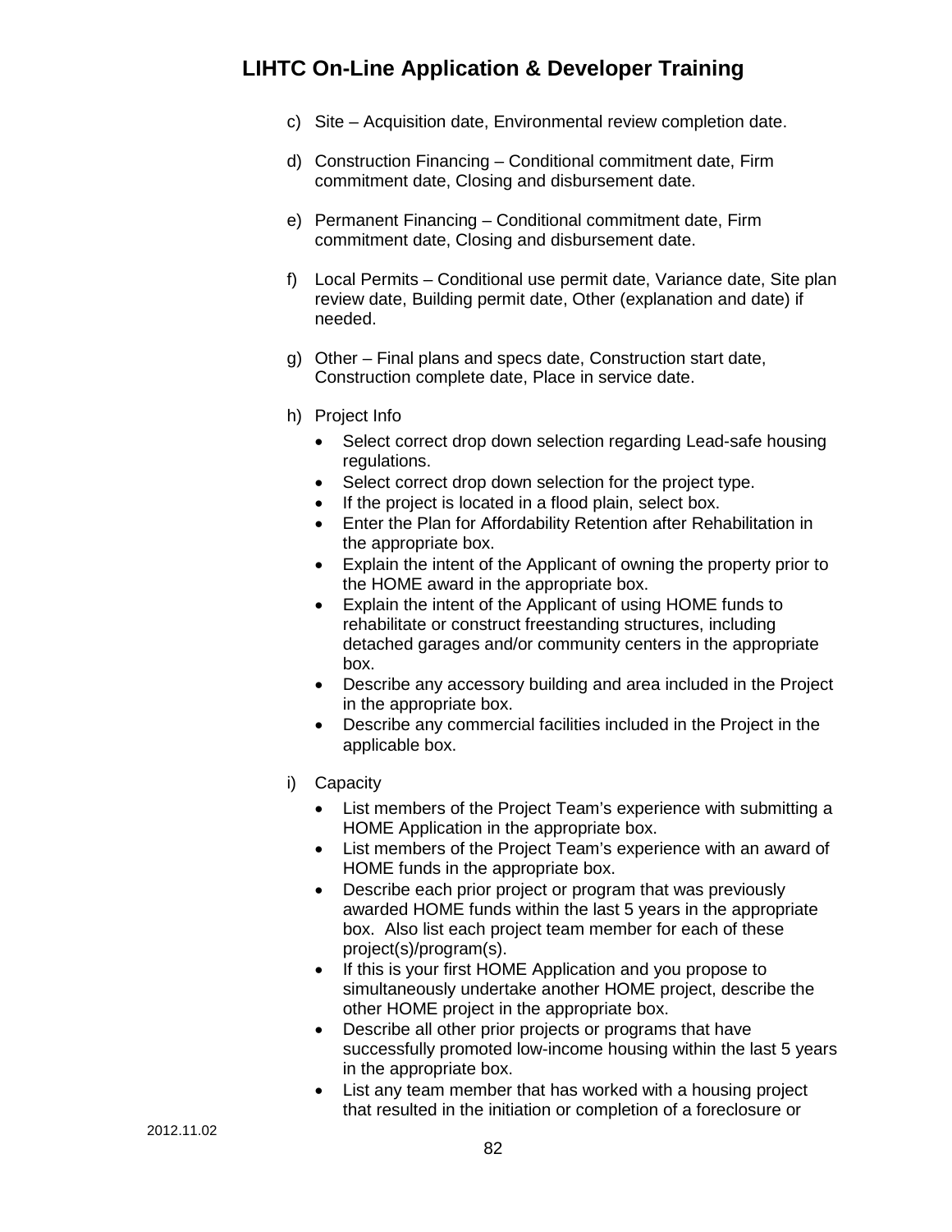c) Site – Acquisition date, Environmental review completion date.

d) Construction Financing – Conditional commitment date, Firm commitment date, Closing and disbursement date.

e) Permanent Financing – Conditional commitment date, Firm commitment date, Closing and disbursement date.

f) Local Permits – Conditional use permit date, Variance date, Site plan review date, Building permit date, Other (explanation and date) if needed.

g) Other – Final plans and specs date, Construction start date, Construction complete date, Place in service date.

h) Project Info

- Select correct drop down selection regarding Lead-safe housing regulations.
- Select correct drop down selection for the project type.
- If the project is located in a flood plain, select box.
- Enter the Plan for Affordability Retention after Rehabilitation in the appropriate box.
- Explain the intent of the Applicant of owning the property prior to the HOME award in the appropriate box.
- Explain the intent of the Applicant of using HOME funds to rehabilitate or construct freestanding structures, including detached garages and/or community centers in the appropriate box.
- Describe any accessory building and area included in the Project in the appropriate box.
- Describe any commercial facilities included in the Project in the applicable box.

i) Capacity

- List members of the Project Team's experience with submitting a HOME Application in the appropriate box.
- List members of the Project Team's experience with an award of HOME funds in the appropriate box.
- Describe each prior project or program that was previously awarded HOME funds within the last 5 years in the appropriate box. Also list each project team member for each of these project(s)/program(s).
- If this is your first HOME Application and you propose to simultaneously undertake another HOME project, describe the other HOME project in the appropriate box.
- Describe all other prior projects or programs that have successfully promoted low-income housing within the last 5 years in the appropriate box.
- List any team member that has worked with a housing project that resulted in the initiation or completion of a foreclosure or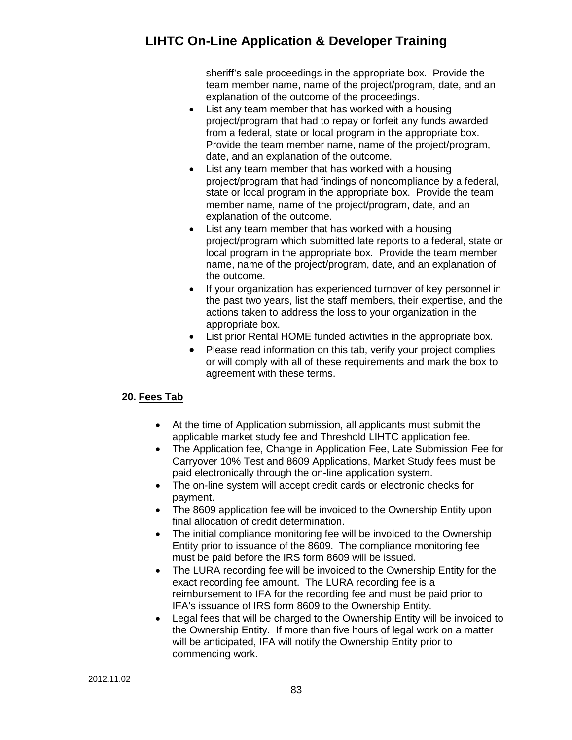sheriff's sale proceedings in the appropriate box. Provide the team member name, name of the project/program, date, and an explanation of the outcome of the proceedings.

- List any team member that has worked with a housing project/program that had to repay or forfeit any funds awarded from a federal, state or local program in the appropriate box. Provide the team member name, name of the project/program, date, and an explanation of the outcome.
- List any team member that has worked with a housing project/program that had findings of noncompliance by a federal, state or local program in the appropriate box. Provide the team member name, name of the project/program, date, and an explanation of the outcome.
- List any team member that has worked with a housing project/program which submitted late reports to a federal, state or local program in the appropriate box. Provide the team member name, name of the project/program, date, and an explanation of the outcome.
- If your organization has experienced turnover of key personnel in the past two years, list the staff members, their expertise, and the actions taken to address the loss to your organization in the appropriate box.
- List prior Rental HOME funded activities in the appropriate box.
- Please read information on this tab, verify your project complies or will comply with all of these requirements and mark the box to agreement with these terms.

**20. Fees Tab**

- At the time of Application submission, all applicants must submit the applicable market study fee and Threshold LIHTC application fee.
- The Application fee, Change in Application Fee, Late Submission Fee for Carryover 10% Test and 8609 Applications, Market Study fees must be paid electronically through the on-line application system.
- The on-line system will accept credit cards or electronic checks for payment.
- The 8609 application fee will be invoiced to the Ownership Entity upon final allocation of credit determination.
- The initial compliance monitoring fee will be invoiced to the Ownership Entity prior to issuance of the 8609. The compliance monitoring fee must be paid before the IRS form 8609 will be issued.
- The LURA recording fee will be invoiced to the Ownership Entity for the exact recording fee amount. The LURA recording fee is a reimbursement to IFA for the recording fee and must be paid prior to IFA's issuance of IRS form 8609 to the Ownership Entity.
- Legal fees that will be charged to the Ownership Entity will be invoiced to the Ownership Entity. If more than five hours of legal work on a matter will be anticipated, IFA will notify the Ownership Entity prior to commencing work.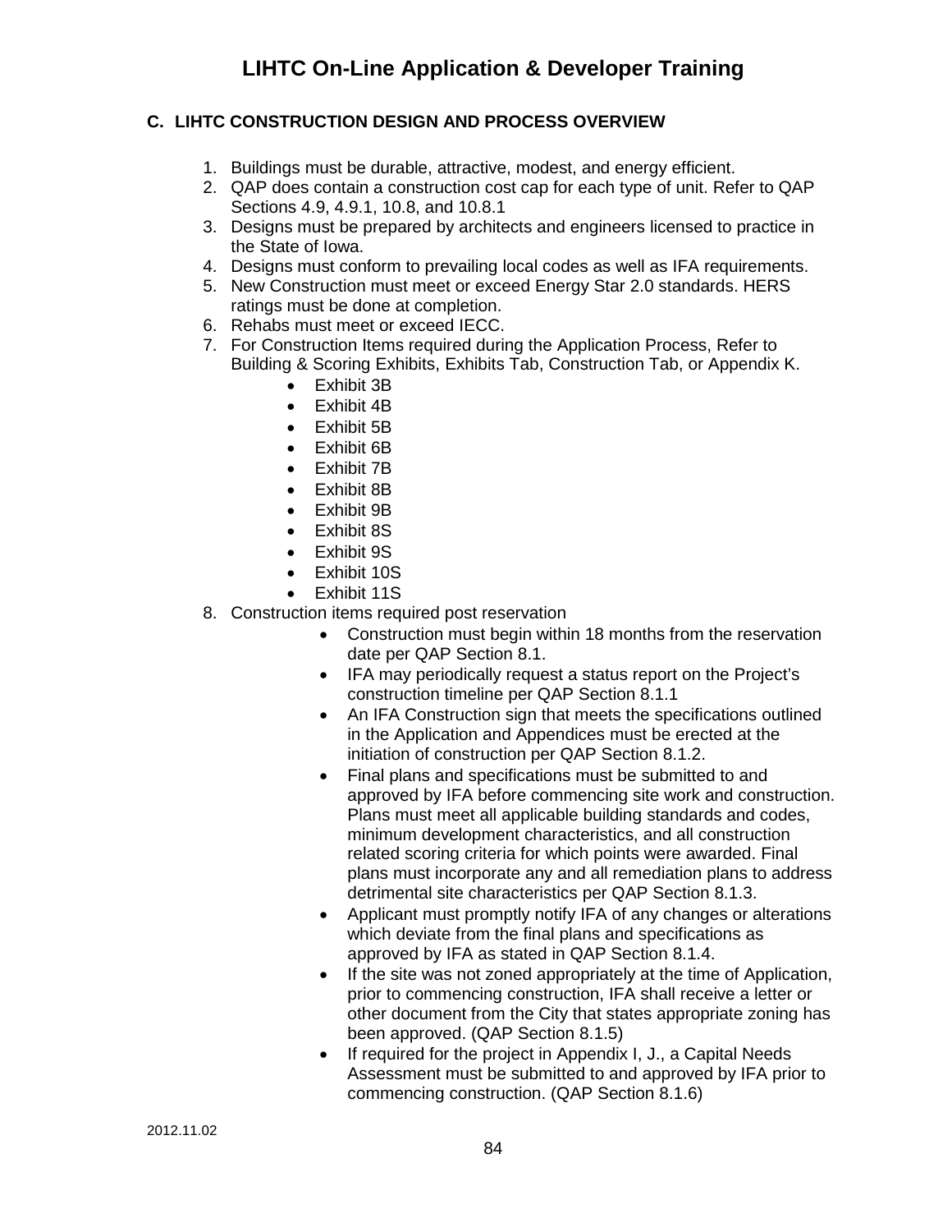# LIHTC On-Line Application & Developer Training

## C. LIHTC CONSTRUCTION DESIGN AND PROCESS OVERVIEW

1. Buildings must be durable, attractive, modest, and energy efficient.
2. QAP does contain a construction cost cap for each type of unit. Refer to QAP Sections 4.9, 4.9.1, 10.8, and 10.8.1
3. Designs must be prepared by architects and engineers licensed to practice in the State of Iowa.
4. Designs must conform to prevailing local codes as well as IFA requirements.
5. New Construction must meet or exceed Energy Star 2.0 standards. HERS ratings must be done at completion.
6. Rehabs must meet or exceed IECC.
7. For Construction Items required during the Application Process, Refer to Building & Scoring Exhibits, Exhibits Tab, Construction Tab, or Appendix K.
   - Exhibit 3B
   - Exhibit 4B
   - Exhibit 5B
   - Exhibit 6B
   - Exhibit 7B
   - Exhibit 8B
   - Exhibit 9B
   - Exhibit 8S
   - Exhibit 9S
   - Exhibit 10S
   - Exhibit 11S
8. Construction items required post reservation
   - Construction must begin within 18 months from the reservation date per QAP Section 8.1.
   - IFA may periodically request a status report on the Project's construction timeline per QAP Section 8.1.1
   - An IFA Construction sign that meets the specifications outlined in the Application and Appendices must be erected at the initiation of construction per QAP Section 8.1.2.
   - Final plans and specifications must be submitted to and approved by IFA before commencing site work and construction. Plans must meet all applicable building standards and codes, minimum development characteristics, and all construction related scoring criteria for which points were awarded. Final plans must incorporate any and all remediation plans to address detrimental site characteristics per QAP Section 8.1.3.
   - Applicant must promptly notify IFA of any changes or alterations which deviate from the final plans and specifications as approved by IFA as stated in QAP Section 8.1.4.
   - If the site was not zoned appropriately at the time of Application, prior to commencing construction, IFA shall receive a letter or other document from the City that states appropriate zoning has been approved. (QAP Section 8.1.5)
   - If required for the project in Appendix I, J., a Capital Needs Assessment must be submitted to and approved by IFA prior to commencing construction. (QAP Section 8.1.6)

2012.11.02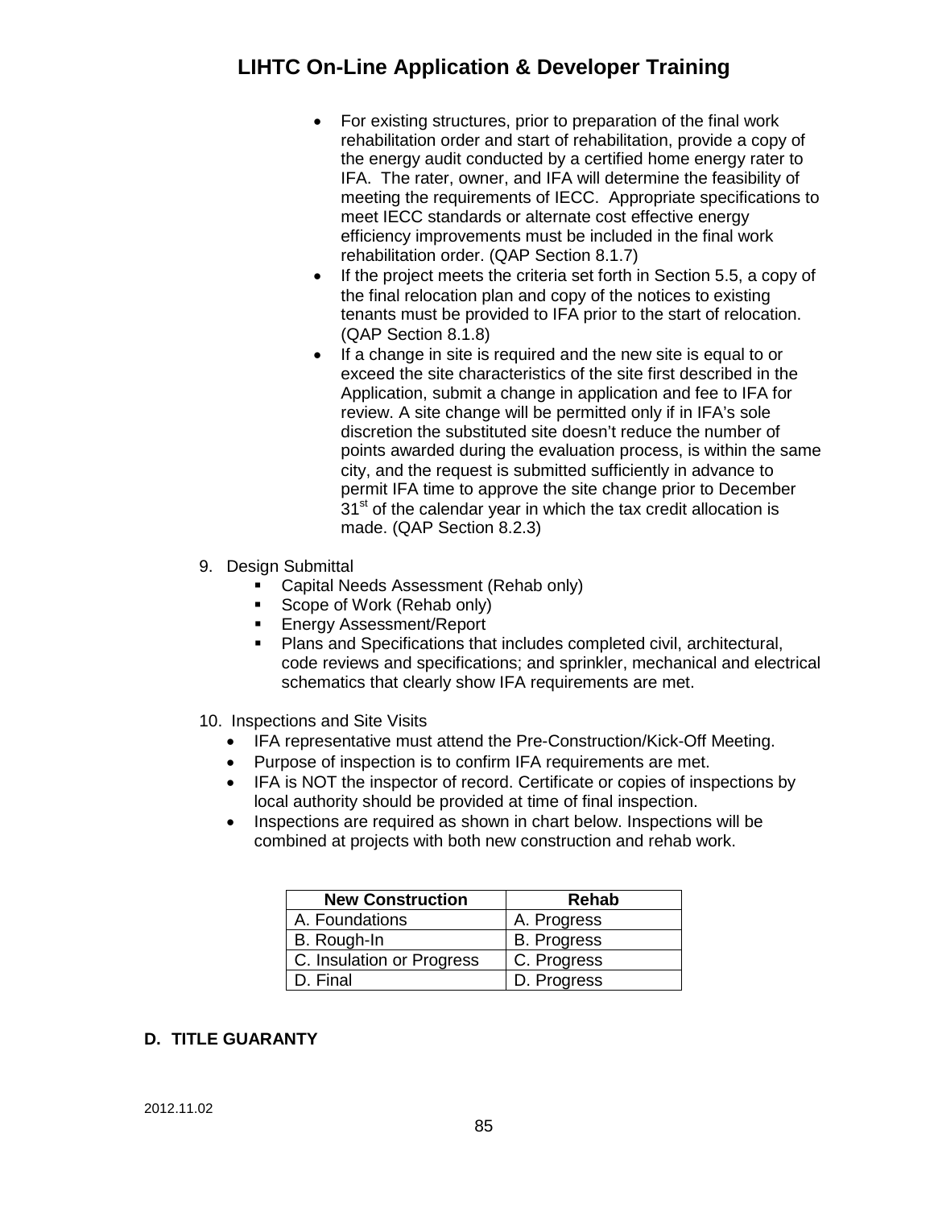- For existing structures, prior to preparation of the final work rehabilitation order and start of rehabilitation, provide a copy of the energy audit conducted by a certified home energy rater to IFA. The rater, owner, and IFA will determine the feasibility of meeting the requirements of IECC. Appropriate specifications to meet IECC standards or alternate cost effective energy efficiency improvements must be included in the final work rehabilitation order. (QAP Section 8.1.7)
- If the project meets the criteria set forth in Section 5.5, a copy of the final relocation plan and copy of the notices to existing tenants must be provided to IFA prior to the start of relocation. (QAP Section 8.1.8)
- If a change in site is required and the new site is equal to or exceed the site characteristics of the site first described in the Application, submit a change in application and fee to IFA for review. A site change will be permitted only if in IFA's sole discretion the substituted site doesn't reduce the number of points awarded during the evaluation process, is within the same city, and the request is submitted sufficiently in advance to permit IFA time to approve the site change prior to December 31st of the calendar year in which the tax credit allocation is made. (QAP Section 8.2.3)

9. Design Submittal
   - Capital Needs Assessment (Rehab only)
   - Scope of Work (Rehab only)
   - Energy Assessment/Report
   - Plans and Specifications that includes completed civil, architectural, code reviews and specifications; and sprinkler, mechanical and electrical schematics that clearly show IFA requirements are met.

10. Inspections and Site Visits
    - IFA representative must attend the Pre-Construction/Kick-Off Meeting.
    - Purpose of inspection is to confirm IFA requirements are met.
    - IFA is NOT the inspector of record. Certificate or copies of inspections by local authority should be provided at time of final inspection.
    - Inspections are required as shown in chart below. Inspections will be combined at projects with both new construction and rehab work.

| New Construction | Rehab |
|---|---|
| A. Foundations | A. Progress |
| B. Rough-In | B. Progress |
| C. Insulation or Progress | C. Progress |
| D. Final | D. Progress |

## D. TITLE GUARANTY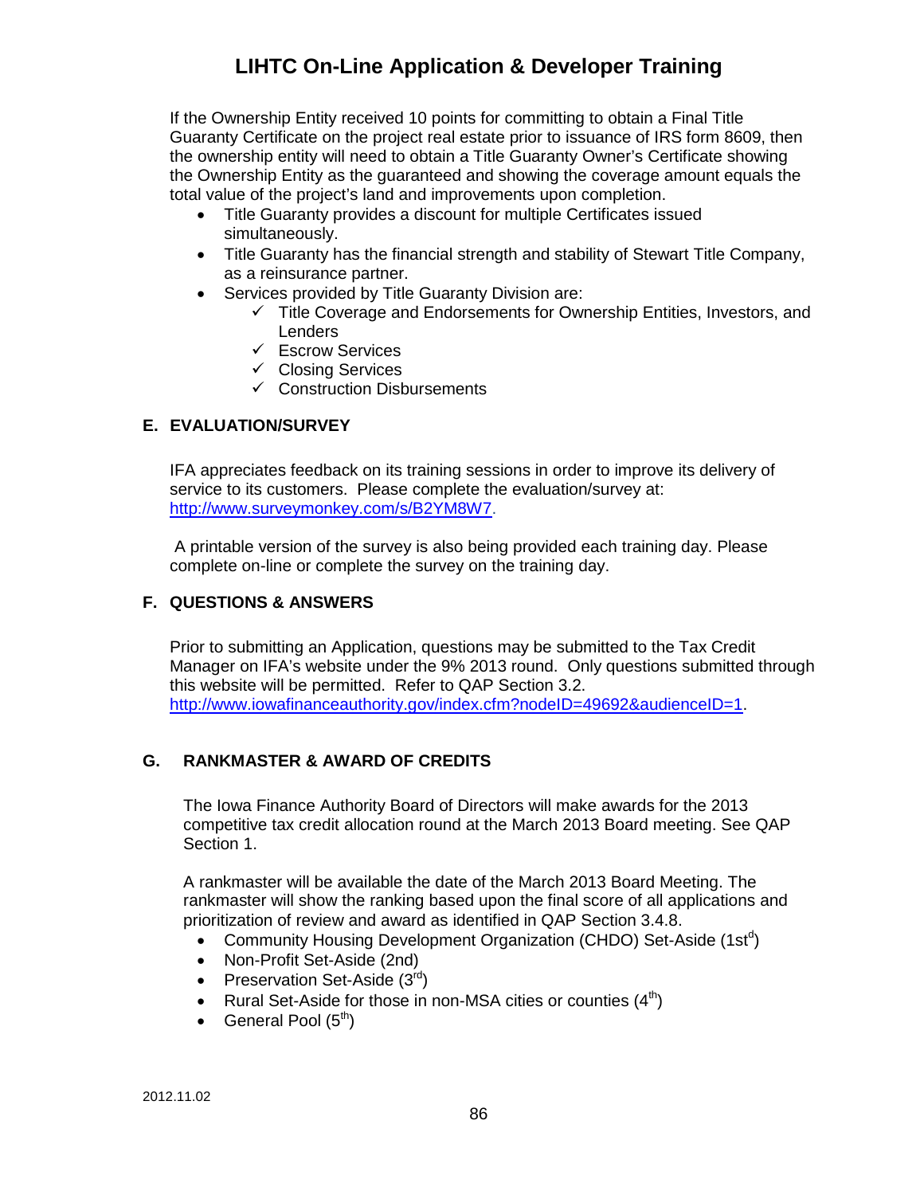If the Ownership Entity received 10 points for committing to obtain a Final Title Guaranty Certificate on the project real estate prior to issuance of IRS form 8609, then the ownership entity will need to obtain a Title Guaranty Owner's Certificate showing the Ownership Entity as the guaranteed and showing the coverage amount equals the total value of the project's land and improvements upon completion.

- Title Guaranty provides a discount for multiple Certificates issued simultaneously.
- Title Guaranty has the financial strength and stability of Stewart Title Company, as a reinsurance partner.
- Services provided by Title Guaranty Division are:
  - ✓ Title Coverage and Endorsements for Ownership Entities, Investors, and Lenders
  - ✓ Escrow Services
  - ✓ Closing Services
  - ✓ Construction Disbursements

## E. EVALUATION/SURVEY

IFA appreciates feedback on its training sessions in order to improve its delivery of service to its customers. Please complete the evaluation/survey at: http://www.surveymonkey.com/s/B2YM8W7.

A printable version of the survey is also being provided each training day. Please complete on-line or complete the survey on the training day.

## F. QUESTIONS & ANSWERS

Prior to submitting an Application, questions may be submitted to the Tax Credit Manager on IFA's website under the 9% 2013 round. Only questions submitted through this website will be permitted. Refer to QAP Section 3.2. http://www.iowafinanceauthority.gov/index.cfm?nodeID=49692&audienceID=1.

## G. RANKMASTER & AWARD OF CREDITS

The Iowa Finance Authority Board of Directors will make awards for the 2013 competitive tax credit allocation round at the March 2013 Board meeting. See QAP Section 1.

A rankmaster will be available the date of the March 2013 Board Meeting. The rankmaster will show the ranking based upon the final score of all applications and prioritization of review and award as identified in QAP Section 3.4.8.

- Community Housing Development Organization (CHDO) Set-Aside (1st[d])
- Non-Profit Set-Aside (2nd)
- Preservation Set-Aside (3rd)
- Rural Set-Aside for those in non-MSA cities or counties (4th)
- General Pool (5th)

2012.11.02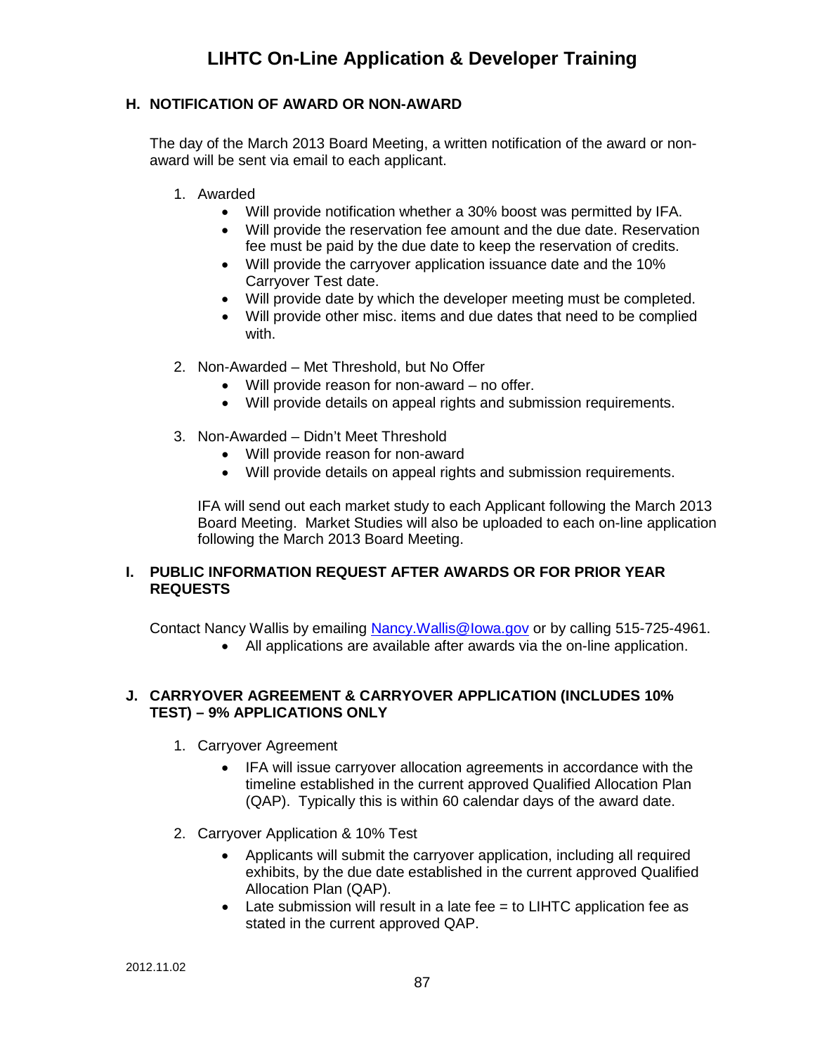### H. NOTIFICATION OF AWARD OR NON-AWARD

The day of the March 2013 Board Meeting, a written notification of the award or non-award will be sent via email to each applicant.

1. Awarded
   - Will provide notification whether a 30% boost was permitted by IFA.
   - Will provide the reservation fee amount and the due date. Reservation fee must be paid by the due date to keep the reservation of credits.
   - Will provide the carryover application issuance date and the 10% Carryover Test date.
   - Will provide date by which the developer meeting must be completed.
   - Will provide other misc. items and due dates that need to be complied with.

2. Non-Awarded – Met Threshold, but No Offer
   - Will provide reason for non-award – no offer.
   - Will provide details on appeal rights and submission requirements.

3. Non-Awarded – Didn't Meet Threshold
   - Will provide reason for non-award
   - Will provide details on appeal rights and submission requirements.

   IFA will send out each market study to each Applicant following the March 2013 Board Meeting. Market Studies will also be uploaded to each on-line application following the March 2013 Board Meeting.

### I. PUBLIC INFORMATION REQUEST AFTER AWARDS OR FOR PRIOR YEAR REQUESTS

Contact Nancy Wallis by emailing [Nancy.Wallis@Iowa.gov](mailto:Nancy.Wallis@Iowa.gov) or by calling 515-725-4961.

- All applications are available after awards via the on-line application.

### J. CARRYOVER AGREEMENT & CARRYOVER APPLICATION (INCLUDES 10% TEST) – 9% APPLICATIONS ONLY

1. Carryover Agreement
   - IFA will issue carryover allocation agreements in accordance with the timeline established in the current approved Qualified Allocation Plan (QAP). Typically this is within 60 calendar days of the award date.

2. Carryover Application & 10% Test
   - Applicants will submit the carryover application, including all required exhibits, by the due date established in the current approved Qualified Allocation Plan (QAP).
   - Late submission will result in a late fee = to LIHTC application fee as stated in the current approved QAP.

2012.11.02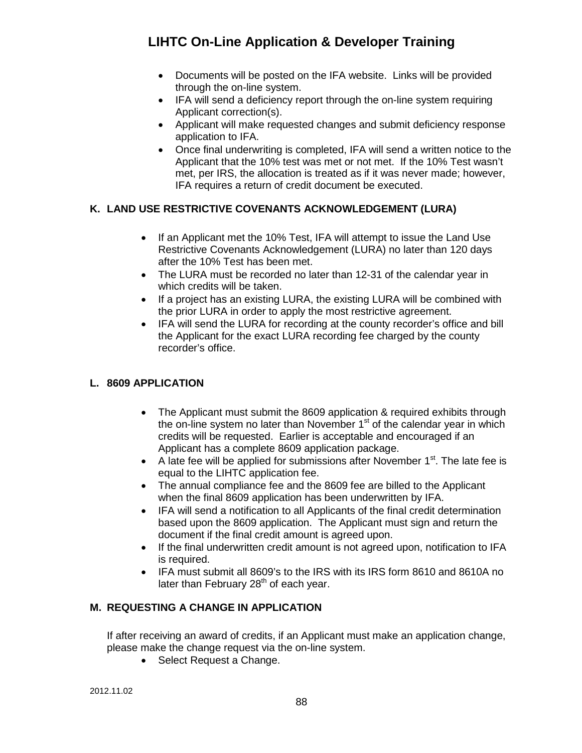- Documents will be posted on the IFA website. Links will be provided through the on-line system.
- IFA will send a deficiency report through the on-line system requiring Applicant correction(s).
- Applicant will make requested changes and submit deficiency response application to IFA.
- Once final underwriting is completed, IFA will send a written notice to the Applicant that the 10% test was met or not met. If the 10% Test wasn't met, per IRS, the allocation is treated as if it was never made; however, IFA requires a return of credit document be executed.

### K. LAND USE RESTRICTIVE COVENANTS ACKNOWLEDGEMENT (LURA)

- If an Applicant met the 10% Test, IFA will attempt to issue the Land Use Restrictive Covenants Acknowledgement (LURA) no later than 120 days after the 10% Test has been met.
- The LURA must be recorded no later than 12-31 of the calendar year in which credits will be taken.
- If a project has an existing LURA, the existing LURA will be combined with the prior LURA in order to apply the most restrictive agreement.
- IFA will send the LURA for recording at the county recorder's office and bill the Applicant for the exact LURA recording fee charged by the county recorder's office.

### L. 8609 APPLICATION

- The Applicant must submit the 8609 application & required exhibits through the on-line system no later than November 1st of the calendar year in which credits will be requested. Earlier is acceptable and encouraged if an Applicant has a complete 8609 application package.
- A late fee will be applied for submissions after November 1st. The late fee is equal to the LIHTC application fee.
- The annual compliance fee and the 8609 fee are billed to the Applicant when the final 8609 application has been underwritten by IFA.
- IFA will send a notification to all Applicants of the final credit determination based upon the 8609 application. The Applicant must sign and return the document if the final credit amount is agreed upon.
- If the final underwritten credit amount is not agreed upon, notification to IFA is required.
- IFA must submit all 8609's to the IRS with its IRS form 8610 and 8610A no later than February 28th of each year.

### M. REQUESTING A CHANGE IN APPLICATION

If after receiving an award of credits, if an Applicant must make an application change, please make the change request via the on-line system.

- Select Request a Change.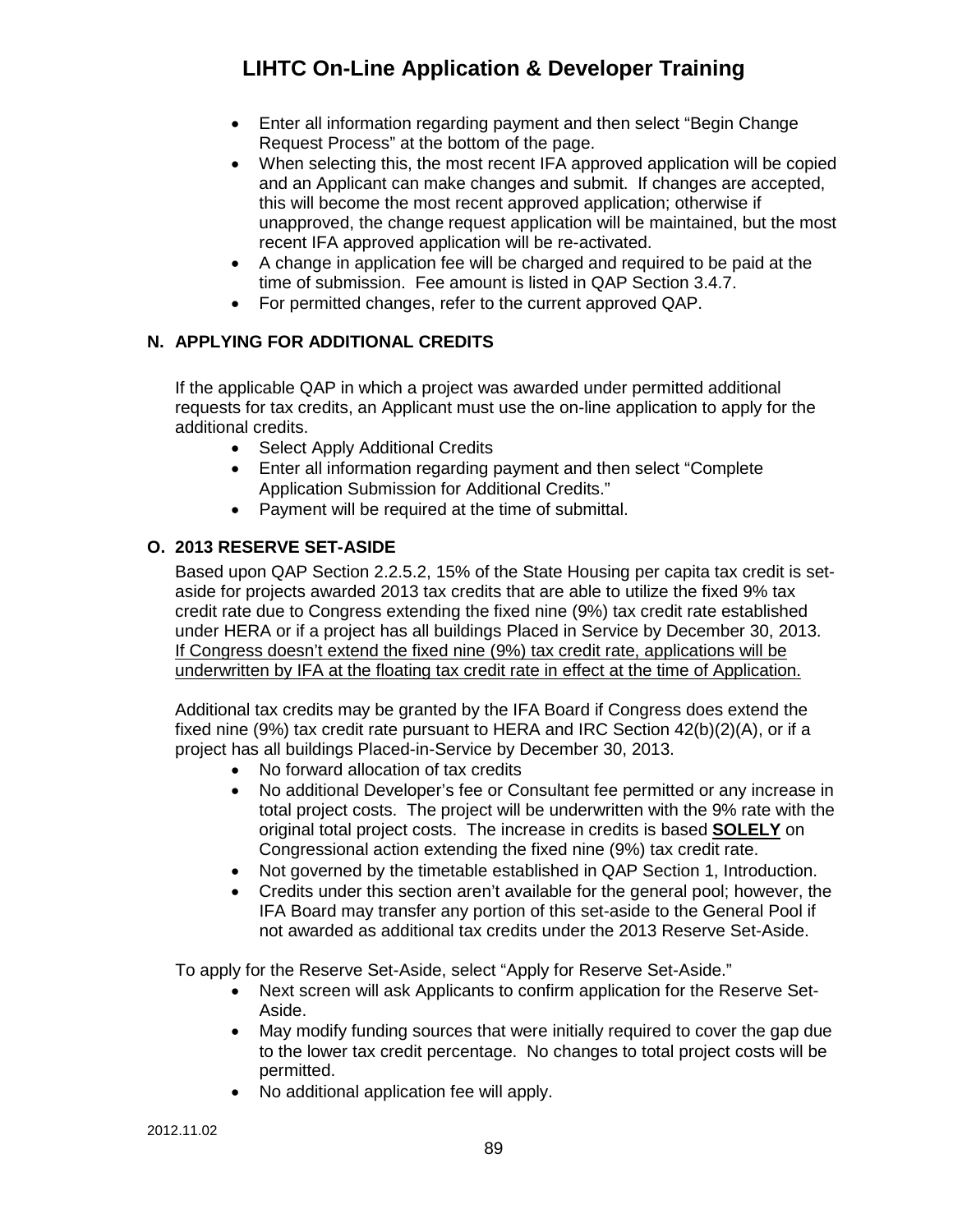- Enter all information regarding payment and then select "Begin Change Request Process" at the bottom of the page.
- When selecting this, the most recent IFA approved application will be copied and an Applicant can make changes and submit. If changes are accepted, this will become the most recent approved application; otherwise if unapproved, the change request application will be maintained, but the most recent IFA approved application will be re-activated.
- A change in application fee will be charged and required to be paid at the time of submission. Fee amount is listed in QAP Section 3.4.7.
- For permitted changes, refer to the current approved QAP.

## N. APPLYING FOR ADDITIONAL CREDITS

If the applicable QAP in which a project was awarded under permitted additional requests for tax credits, an Applicant must use the on-line application to apply for the additional credits.

- Select Apply Additional Credits
- Enter all information regarding payment and then select "Complete Application Submission for Additional Credits."
- Payment will be required at the time of submittal.

## O. 2013 RESERVE SET-ASIDE

Based upon QAP Section 2.2.5.2, 15% of the State Housing per capita tax credit is set-aside for projects awarded 2013 tax credits that are able to utilize the fixed 9% tax credit rate due to Congress extending the fixed nine (9%) tax credit rate established under HERA or if a project has all buildings Placed in Service by December 30, 2013. <u>If Congress doesn't extend the fixed nine (9%) tax credit rate, applications will be underwritten by IFA at the floating tax credit rate in effect at the time of Application.</u>

Additional tax credits may be granted by the IFA Board if Congress does extend the fixed nine (9%) tax credit rate pursuant to HERA and IRC Section 42(b)(2)(A), or if a project has all buildings Placed-in-Service by December 30, 2013.

- No forward allocation of tax credits
- No additional Developer's fee or Consultant fee permitted or any increase in total project costs. The project will be underwritten with the 9% rate with the original total project costs. The increase in credits is based <u>**SOLELY**</u> on Congressional action extending the fixed nine (9%) tax credit rate.
- Not governed by the timetable established in QAP Section 1, Introduction.
- Credits under this section aren't available for the general pool; however, the IFA Board may transfer any portion of this set-aside to the General Pool if not awarded as additional tax credits under the 2013 Reserve Set-Aside.

To apply for the Reserve Set-Aside, select "Apply for Reserve Set-Aside."

- Next screen will ask Applicants to confirm application for the Reserve Set-Aside.
- May modify funding sources that were initially required to cover the gap due to the lower tax credit percentage. No changes to total project costs will be permitted.
- No additional application fee will apply.

2012.11.02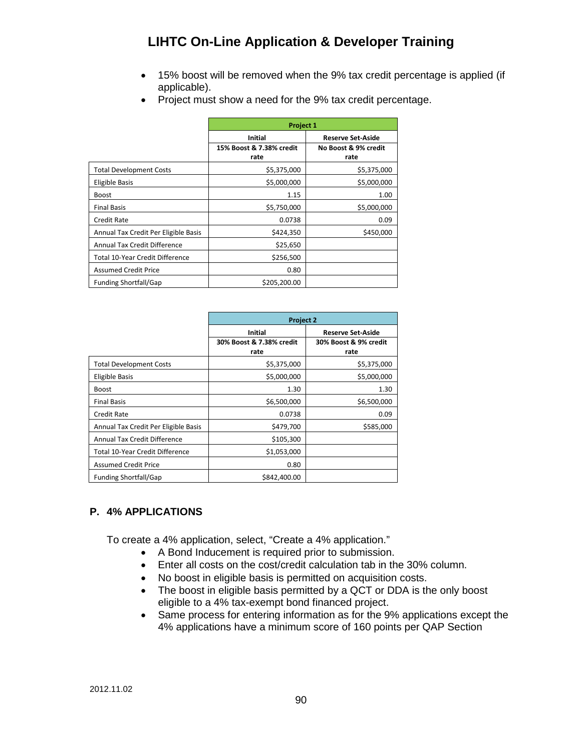- 15% boost will be removed when the 9% tax credit percentage is applied (if applicable).
- Project must show a need for the 9% tax credit percentage.

| | Project 1 | |
|---|---|---|
| | Initial | Reserve Set-Aside |
| | 15% Boost & 7.38% credit rate | No Boost & 9% credit rate |
| Total Development Costs | $5,375,000 | $5,375,000 |
| Eligible Basis | $5,000,000 | $5,000,000 |
| Boost | 1.15 | 1.00 |
| Final Basis | $5,750,000 | $5,000,000 |
| Credit Rate | 0.0738 | 0.09 |
| Annual Tax Credit Per Eligible Basis | $424,350 | $450,000 |
| Annual Tax Credit Difference | $25,650 | |
| Total 10-Year Credit Difference | $256,500 | |
| Assumed Credit Price | 0.80 | |
| Funding Shortfall/Gap | $205,200.00 | |

| | Project 2 | |
|---|---|---|
| | Initial | Reserve Set-Aside |
| | 30% Boost & 7.38% credit rate | 30% Boost & 9% credit rate |
| Total Development Costs | $5,375,000 | $5,375,000 |
| Eligible Basis | $5,000,000 | $5,000,000 |
| Boost | 1.30 | 1.30 |
| Final Basis | $6,500,000 | $6,500,000 |
| Credit Rate | 0.0738 | 0.09 |
| Annual Tax Credit Per Eligible Basis | $479,700 | $585,000 |
| Annual Tax Credit Difference | $105,300 | |
| Total 10-Year Credit Difference | $1,053,000 | |
| Assumed Credit Price | 0.80 | |
| Funding Shortfall/Gap | $842,400.00 | |

## P. 4% APPLICATIONS

To create a 4% application, select, "Create a 4% application."

- A Bond Inducement is required prior to submission.
- Enter all costs on the cost/credit calculation tab in the 30% column.
- No boost in eligible basis is permitted on acquisition costs.
- The boost in eligible basis permitted by a QCT or DDA is the only boost eligible to a 4% tax-exempt bond financed project.
- Same process for entering information as for the 9% applications except the 4% applications have a minimum score of 160 points per QAP Section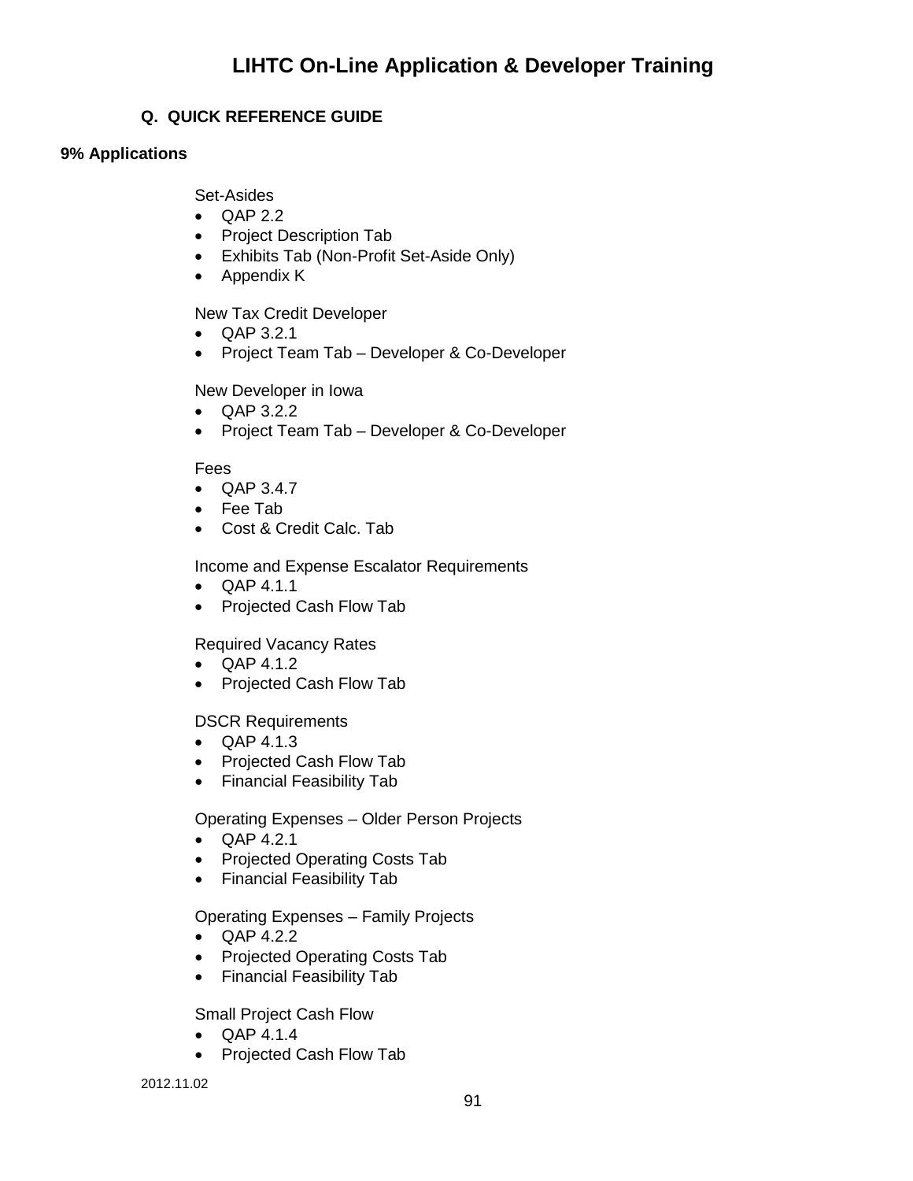### Q. QUICK REFERENCE GUIDE

**9% Applications**

Set-Asides

- QAP 2.2
- Project Description Tab
- Exhibits Tab (Non-Profit Set-Aside Only)
- Appendix K

New Tax Credit Developer

- QAP 3.2.1
- Project Team Tab – Developer & Co-Developer

New Developer in Iowa

- QAP 3.2.2
- Project Team Tab – Developer & Co-Developer

Fees

- QAP 3.4.7
- Fee Tab
- Cost & Credit Calc. Tab

Income and Expense Escalator Requirements

- QAP 4.1.1
- Projected Cash Flow Tab

Required Vacancy Rates

- QAP 4.1.2
- Projected Cash Flow Tab

DSCR Requirements

- QAP 4.1.3
- Projected Cash Flow Tab
- Financial Feasibility Tab

Operating Expenses – Older Person Projects

- QAP 4.2.1
- Projected Operating Costs Tab
- Financial Feasibility Tab

Operating Expenses – Family Projects

- QAP 4.2.2
- Projected Operating Costs Tab
- Financial Feasibility Tab

Small Project Cash Flow

- QAP 4.1.4
- Projected Cash Flow Tab

2012.11.02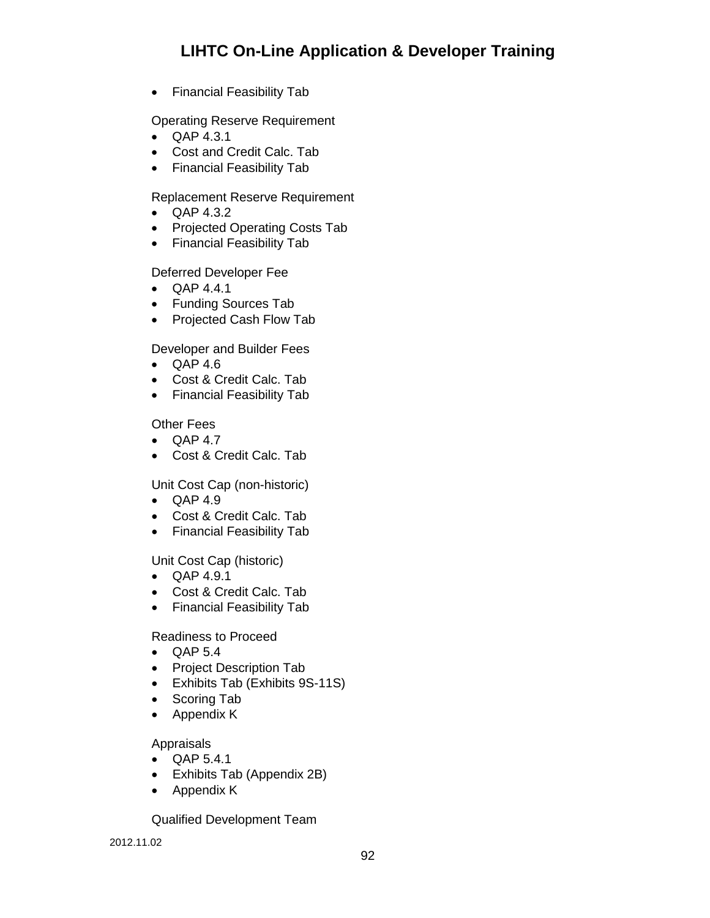- Financial Feasibility Tab

Operating Reserve Requirement

- QAP 4.3.1
- Cost and Credit Calc. Tab
- Financial Feasibility Tab

Replacement Reserve Requirement

- QAP 4.3.2
- Projected Operating Costs Tab
- Financial Feasibility Tab

Deferred Developer Fee

- QAP 4.4.1
- Funding Sources Tab
- Projected Cash Flow Tab

Developer and Builder Fees

- QAP 4.6
- Cost & Credit Calc. Tab
- Financial Feasibility Tab

Other Fees

- QAP 4.7
- Cost & Credit Calc. Tab

Unit Cost Cap (non-historic)

- QAP 4.9
- Cost & Credit Calc. Tab
- Financial Feasibility Tab

Unit Cost Cap (historic)

- QAP 4.9.1
- Cost & Credit Calc. Tab
- Financial Feasibility Tab

Readiness to Proceed

- QAP 5.4
- Project Description Tab
- Exhibits Tab (Exhibits 9S-11S)
- Scoring Tab
- Appendix K

Appraisals

- QAP 5.4.1
- Exhibits Tab (Appendix 2B)
- Appendix K

Qualified Development Team

2012.11.02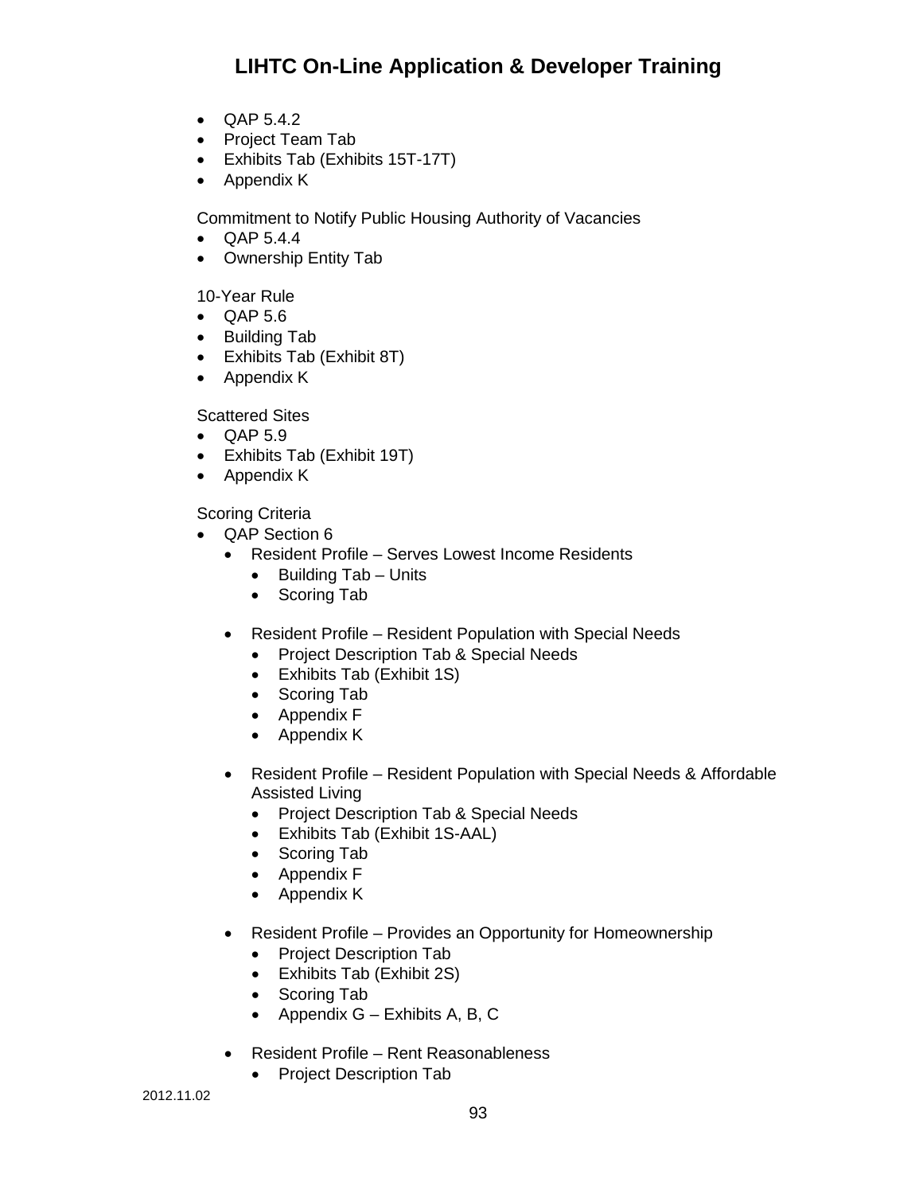- QAP 5.4.2
- Project Team Tab
- Exhibits Tab (Exhibits 15T-17T)
- Appendix K

Commitment to Notify Public Housing Authority of Vacancies

- QAP 5.4.4
- Ownership Entity Tab

10-Year Rule

- QAP 5.6
- Building Tab
- Exhibits Tab (Exhibit 8T)
- Appendix K

Scattered Sites

- QAP 5.9
- Exhibits Tab (Exhibit 19T)
- Appendix K

Scoring Criteria

- QAP Section 6
  - Resident Profile – Serves Lowest Income Residents
    - Building Tab – Units
    - Scoring Tab

  - Resident Profile – Resident Population with Special Needs
    - Project Description Tab & Special Needs
    - Exhibits Tab (Exhibit 1S)
    - Scoring Tab
    - Appendix F
    - Appendix K

  - Resident Profile – Resident Population with Special Needs & Affordable Assisted Living
    - Project Description Tab & Special Needs
    - Exhibits Tab (Exhibit 1S-AAL)
    - Scoring Tab
    - Appendix F
    - Appendix K

  - Resident Profile – Provides an Opportunity for Homeownership
    - Project Description Tab
    - Exhibits Tab (Exhibit 2S)
    - Scoring Tab
    - Appendix G – Exhibits A, B, C

  - Resident Profile – Rent Reasonableness
    - Project Description Tab

2012.11.02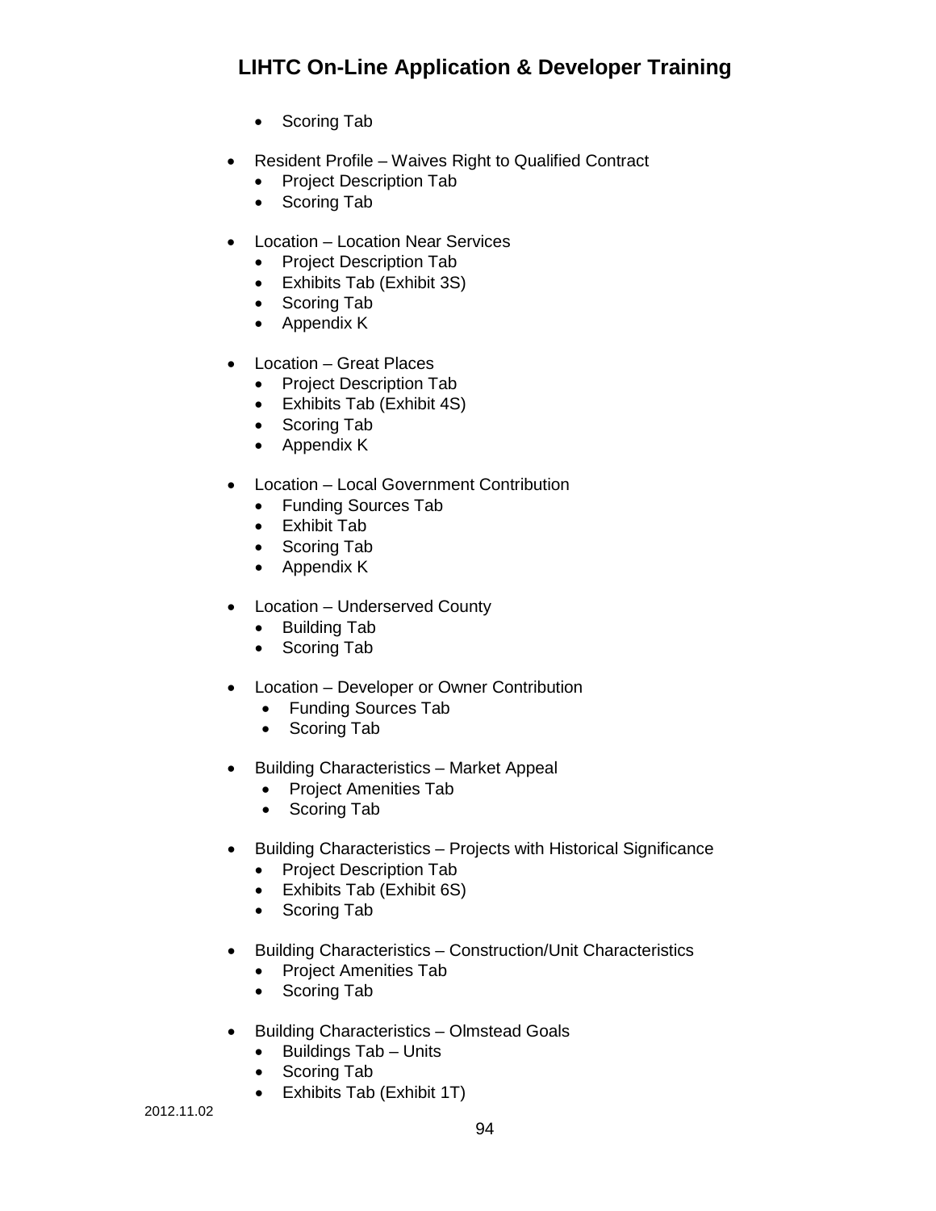- Scoring Tab

- Resident Profile – Waives Right to Qualified Contract
  - Project Description Tab
  - Scoring Tab

- Location – Location Near Services
  - Project Description Tab
  - Exhibits Tab (Exhibit 3S)
  - Scoring Tab
  - Appendix K

- Location – Great Places
  - Project Description Tab
  - Exhibits Tab (Exhibit 4S)
  - Scoring Tab
  - Appendix K

- Location – Local Government Contribution
  - Funding Sources Tab
  - Exhibit Tab
  - Scoring Tab
  - Appendix K

- Location – Underserved County
  - Building Tab
  - Scoring Tab

- Location – Developer or Owner Contribution
  - Funding Sources Tab
  - Scoring Tab

- Building Characteristics – Market Appeal
  - Project Amenities Tab
  - Scoring Tab

- Building Characteristics – Projects with Historical Significance
  - Project Description Tab
  - Exhibits Tab (Exhibit 6S)
  - Scoring Tab

- Building Characteristics – Construction/Unit Characteristics
  - Project Amenities Tab
  - Scoring Tab

- Building Characteristics – Olmstead Goals
  - Buildings Tab – Units
  - Scoring Tab
  - Exhibits Tab (Exhibit 1T)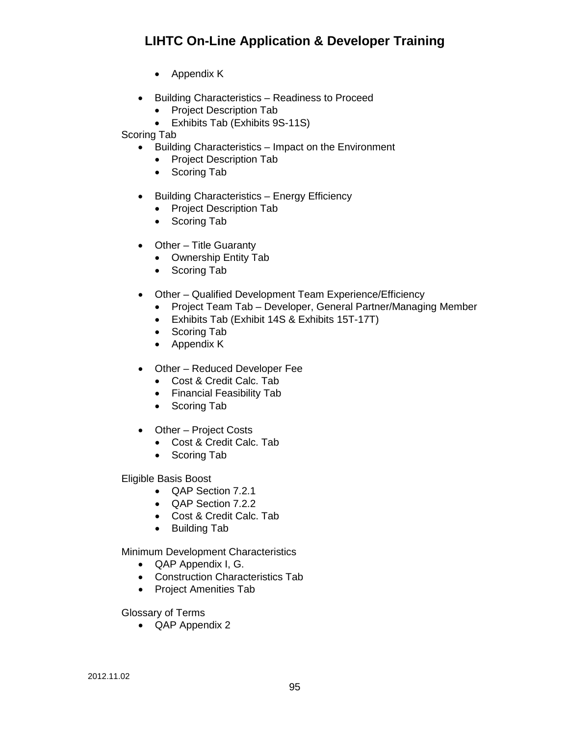- Appendix K

- Building Characteristics – Readiness to Proceed
  - Project Description Tab
  - Exhibits Tab (Exhibits 9S-11S)

Scoring Tab

- Building Characteristics – Impact on the Environment
  - Project Description Tab
  - Scoring Tab

- Building Characteristics – Energy Efficiency
  - Project Description Tab
  - Scoring Tab

- Other – Title Guaranty
  - Ownership Entity Tab
  - Scoring Tab

- Other – Qualified Development Team Experience/Efficiency
  - Project Team Tab – Developer, General Partner/Managing Member
  - Exhibits Tab (Exhibit 14S & Exhibits 15T-17T)
  - Scoring Tab
  - Appendix K

- Other – Reduced Developer Fee
  - Cost & Credit Calc. Tab
  - Financial Feasibility Tab
  - Scoring Tab

- Other – Project Costs
  - Cost & Credit Calc. Tab
  - Scoring Tab

Eligible Basis Boost

- QAP Section 7.2.1
- QAP Section 7.2.2
- Cost & Credit Calc. Tab
- Building Tab

Minimum Development Characteristics

- QAP Appendix I, G.
- Construction Characteristics Tab
- Project Amenities Tab

Glossary of Terms

- QAP Appendix 2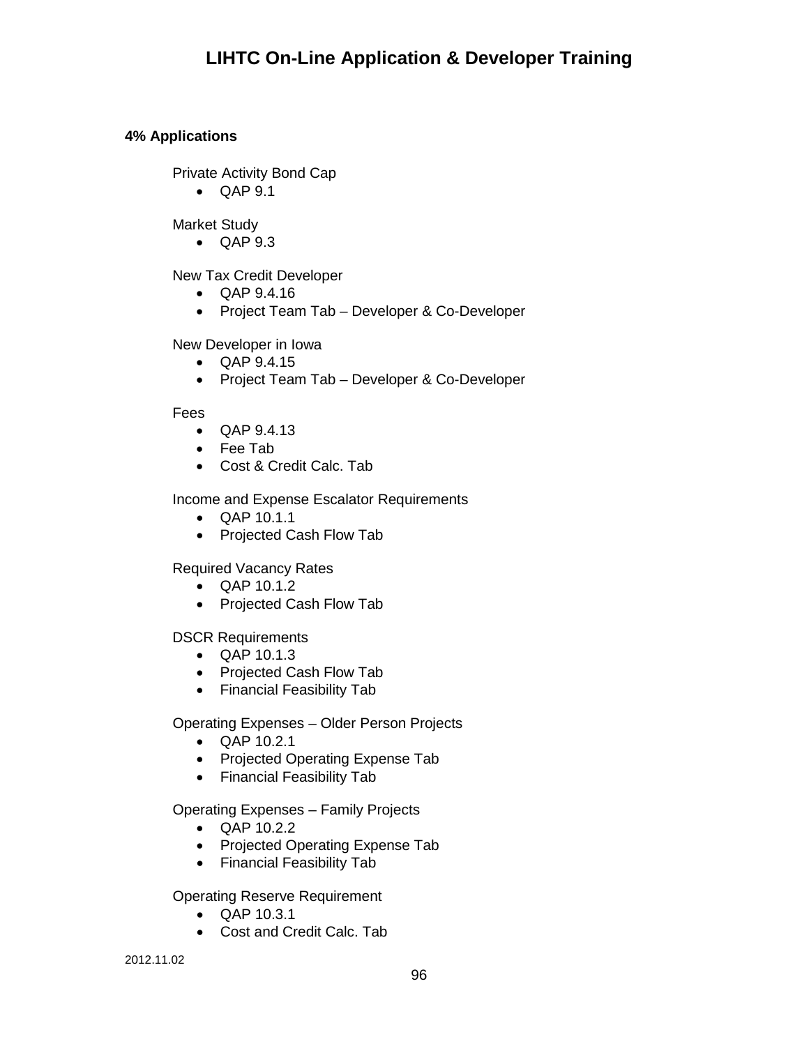**4% Applications**

Private Activity Bond Cap

- QAP 9.1

Market Study

- QAP 9.3

New Tax Credit Developer

- QAP 9.4.16
- Project Team Tab – Developer & Co-Developer

New Developer in Iowa

- QAP 9.4.15
- Project Team Tab – Developer & Co-Developer

Fees

- QAP 9.4.13
- Fee Tab
- Cost & Credit Calc. Tab

Income and Expense Escalator Requirements

- QAP 10.1.1
- Projected Cash Flow Tab

Required Vacancy Rates

- QAP 10.1.2
- Projected Cash Flow Tab

DSCR Requirements

- QAP 10.1.3
- Projected Cash Flow Tab
- Financial Feasibility Tab

Operating Expenses – Older Person Projects

- QAP 10.2.1
- Projected Operating Expense Tab
- Financial Feasibility Tab

Operating Expenses – Family Projects

- QAP 10.2.2
- Projected Operating Expense Tab
- Financial Feasibility Tab

Operating Reserve Requirement

- QAP 10.3.1
- Cost and Credit Calc. Tab

2012.11.02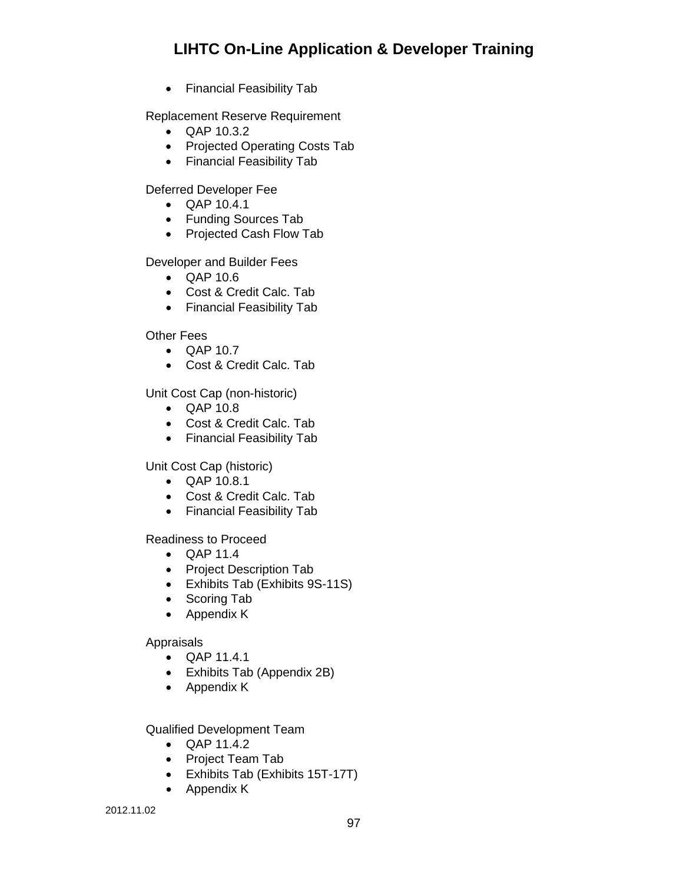- Financial Feasibility Tab

Replacement Reserve Requirement

- QAP 10.3.2
- Projected Operating Costs Tab
- Financial Feasibility Tab

Deferred Developer Fee

- QAP 10.4.1
- Funding Sources Tab
- Projected Cash Flow Tab

Developer and Builder Fees

- QAP 10.6
- Cost & Credit Calc. Tab
- Financial Feasibility Tab

Other Fees

- QAP 10.7
- Cost & Credit Calc. Tab

Unit Cost Cap (non-historic)

- QAP 10.8
- Cost & Credit Calc. Tab
- Financial Feasibility Tab

Unit Cost Cap (historic)

- QAP 10.8.1
- Cost & Credit Calc. Tab
- Financial Feasibility Tab

Readiness to Proceed

- QAP 11.4
- Project Description Tab
- Exhibits Tab (Exhibits 9S-11S)
- Scoring Tab
- Appendix K

Appraisals

- QAP 11.4.1
- Exhibits Tab (Appendix 2B)
- Appendix K

Qualified Development Team

- QAP 11.4.2
- Project Team Tab
- Exhibits Tab (Exhibits 15T-17T)
- Appendix K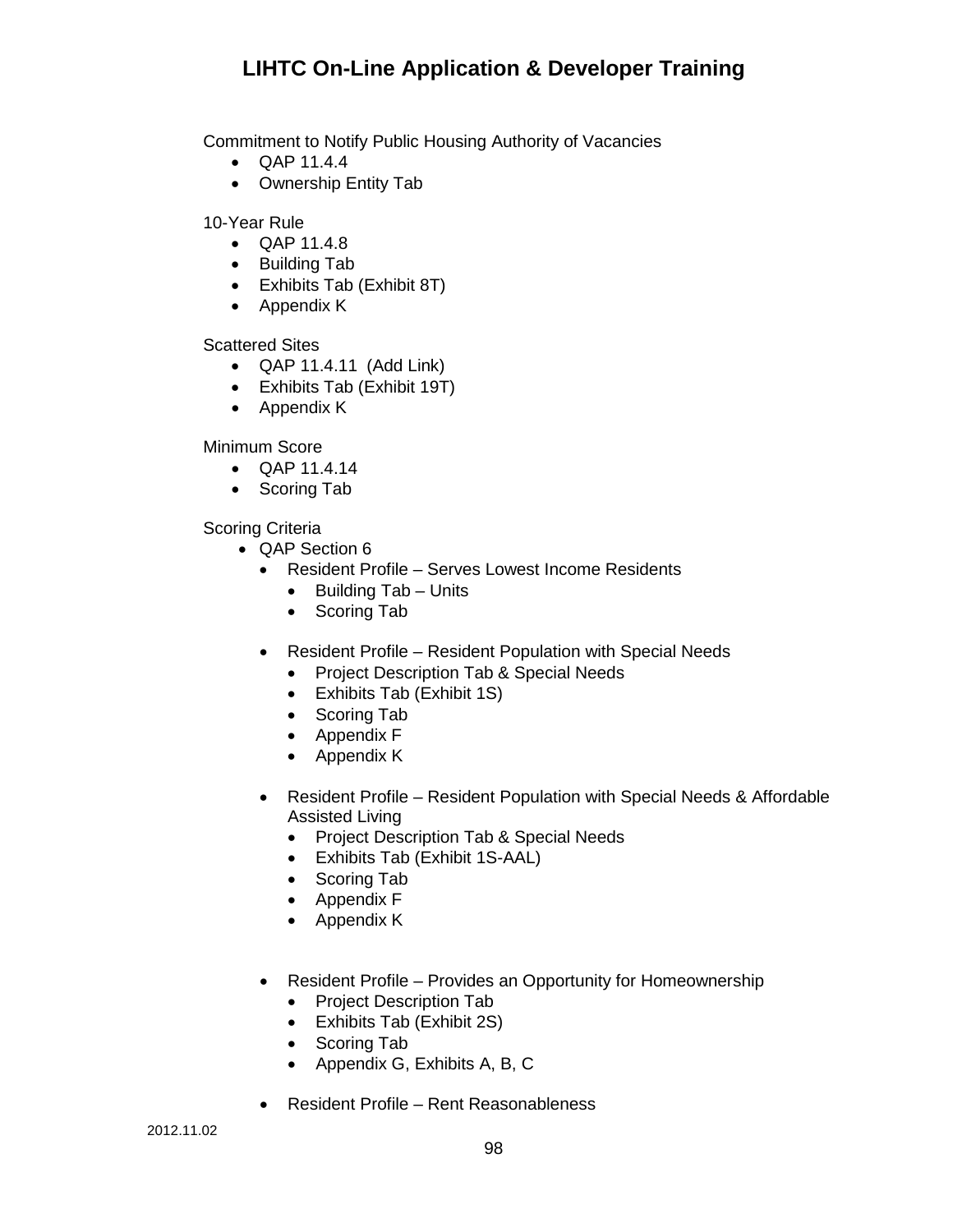Commitment to Notify Public Housing Authority of Vacancies

- QAP 11.4.4
- Ownership Entity Tab

10-Year Rule

- QAP 11.4.8
- Building Tab
- Exhibits Tab (Exhibit 8T)
- Appendix K

Scattered Sites

- QAP 11.4.11 (Add Link)
- Exhibits Tab (Exhibit 19T)
- Appendix K

Minimum Score

- QAP 11.4.14
- Scoring Tab

Scoring Criteria

- QAP Section 6
  - Resident Profile – Serves Lowest Income Residents
    - Building Tab – Units
    - Scoring Tab
  - Resident Profile – Resident Population with Special Needs
    - Project Description Tab & Special Needs
    - Exhibits Tab (Exhibit 1S)
    - Scoring Tab
    - Appendix F
    - Appendix K
  - Resident Profile – Resident Population with Special Needs & Affordable Assisted Living
    - Project Description Tab & Special Needs
    - Exhibits Tab (Exhibit 1S-AAL)
    - Scoring Tab
    - Appendix F
    - Appendix K
  - Resident Profile – Provides an Opportunity for Homeownership
    - Project Description Tab
    - Exhibits Tab (Exhibit 2S)
    - Scoring Tab
    - Appendix G, Exhibits A, B, C
  - Resident Profile – Rent Reasonableness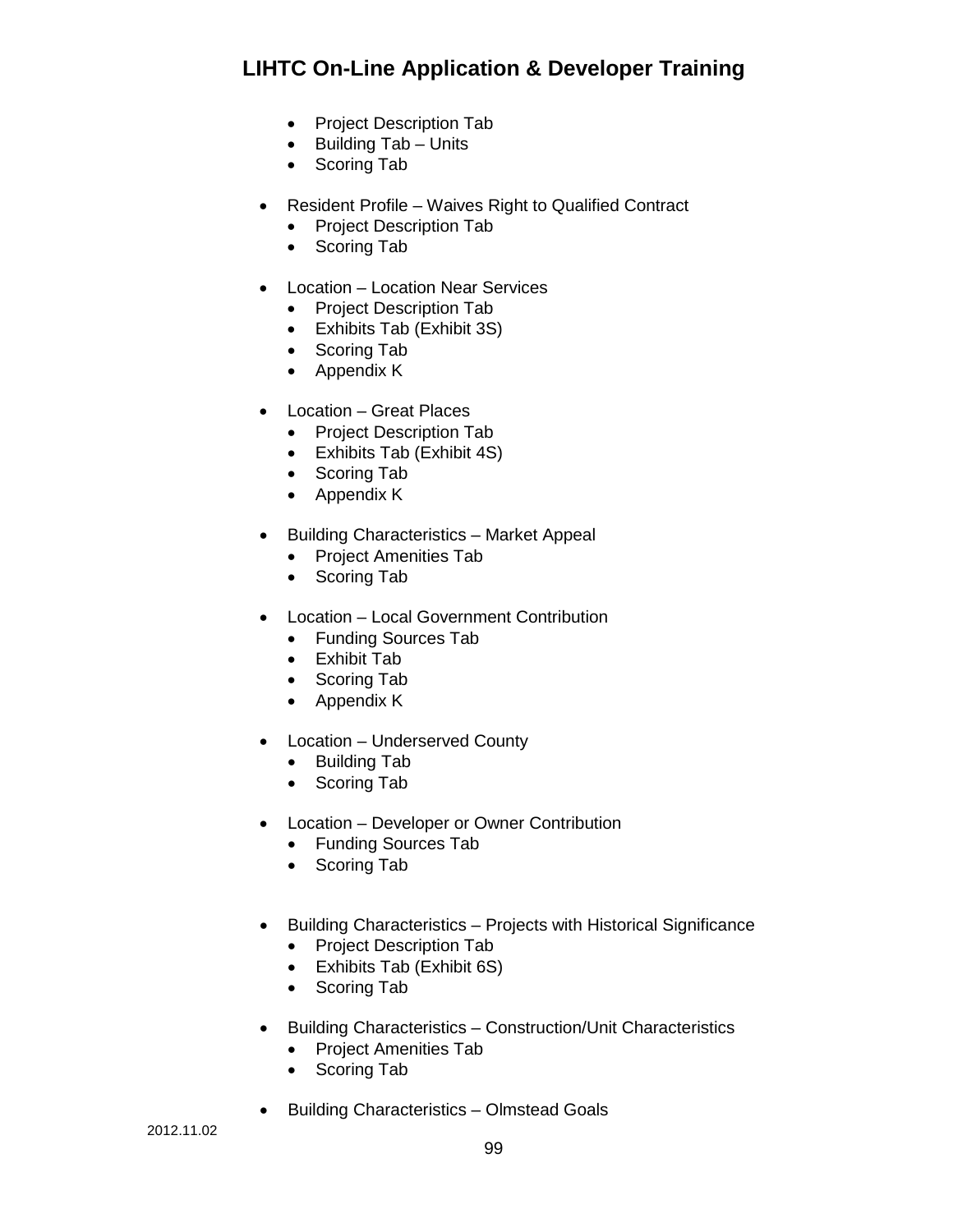- Project Description Tab
    - Building Tab – Units
    - Scoring Tab

- Resident Profile – Waives Right to Qualified Contract
    - Project Description Tab
    - Scoring Tab

- Location – Location Near Services
    - Project Description Tab
    - Exhibits Tab (Exhibit 3S)
    - Scoring Tab
    - Appendix K

- Location – Great Places
    - Project Description Tab
    - Exhibits Tab (Exhibit 4S)
    - Scoring Tab
    - Appendix K

- Building Characteristics – Market Appeal
    - Project Amenities Tab
    - Scoring Tab

- Location – Local Government Contribution
    - Funding Sources Tab
    - Exhibit Tab
    - Scoring Tab
    - Appendix K

- Location – Underserved County
    - Building Tab
    - Scoring Tab

- Location – Developer or Owner Contribution
    - Funding Sources Tab
    - Scoring Tab

- Building Characteristics – Projects with Historical Significance
    - Project Description Tab
    - Exhibits Tab (Exhibit 6S)
    - Scoring Tab

- Building Characteristics – Construction/Unit Characteristics
    - Project Amenities Tab
    - Scoring Tab

- Building Characteristics – Olmstead Goals

2012.11.02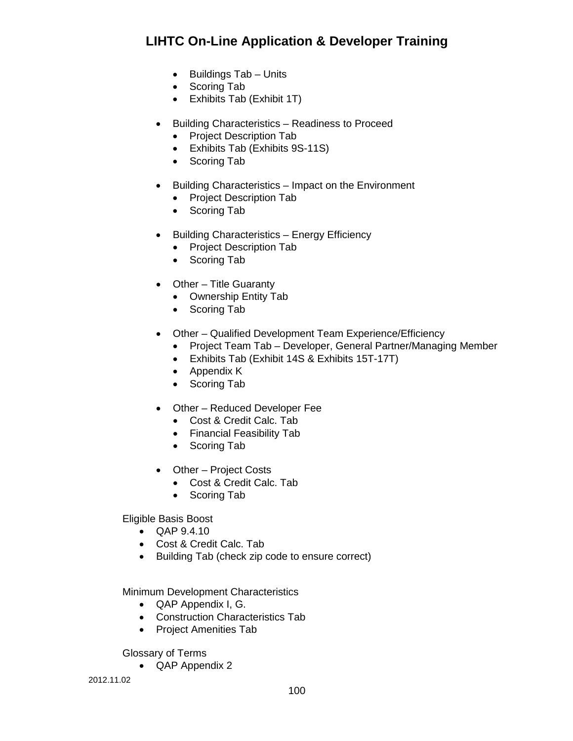- Buildings Tab – Units
  - Scoring Tab
  - Exhibits Tab (Exhibit 1T)

- Building Characteristics – Readiness to Proceed
  - Project Description Tab
  - Exhibits Tab (Exhibits 9S-11S)
  - Scoring Tab

- Building Characteristics – Impact on the Environment
  - Project Description Tab
  - Scoring Tab

- Building Characteristics – Energy Efficiency
  - Project Description Tab
  - Scoring Tab

- Other – Title Guaranty
  - Ownership Entity Tab
  - Scoring Tab

- Other – Qualified Development Team Experience/Efficiency
  - Project Team Tab – Developer, General Partner/Managing Member
  - Exhibits Tab (Exhibit 14S & Exhibits 15T-17T)
  - Appendix K
  - Scoring Tab

- Other – Reduced Developer Fee
  - Cost & Credit Calc. Tab
  - Financial Feasibility Tab
  - Scoring Tab

- Other – Project Costs
  - Cost & Credit Calc. Tab
  - Scoring Tab

Eligible Basis Boost

- QAP 9.4.10
- Cost & Credit Calc. Tab
- Building Tab (check zip code to ensure correct)

Minimum Development Characteristics

- QAP Appendix I, G.
- Construction Characteristics Tab
- Project Amenities Tab

Glossary of Terms

- QAP Appendix 2

2012.11.02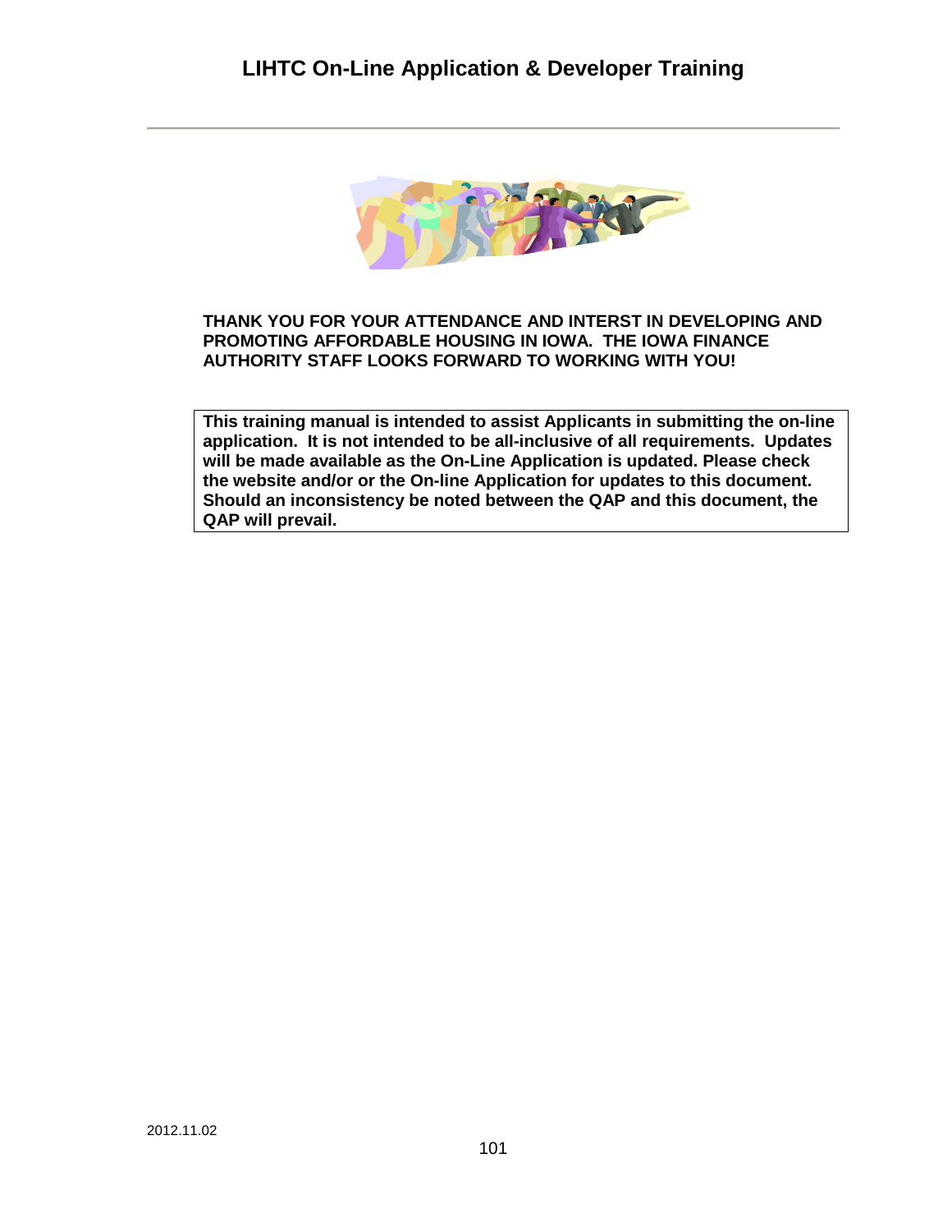**THANK YOU FOR YOUR ATTENDANCE AND INTERST IN DEVELOPING AND PROMOTING AFFORDABLE HOUSING IN IOWA. THE IOWA FINANCE AUTHORITY STAFF LOOKS FORWARD TO WORKING WITH YOU!**

**This training manual is intended to assist Applicants in submitting the on-line application. It is not intended to be all-inclusive of all requirements. Updates will be made available as the On-Line Application is updated. Please check the website and/or or the On-line Application for updates to this document. Should an inconsistency be noted between the QAP and this document, the QAP will prevail.**